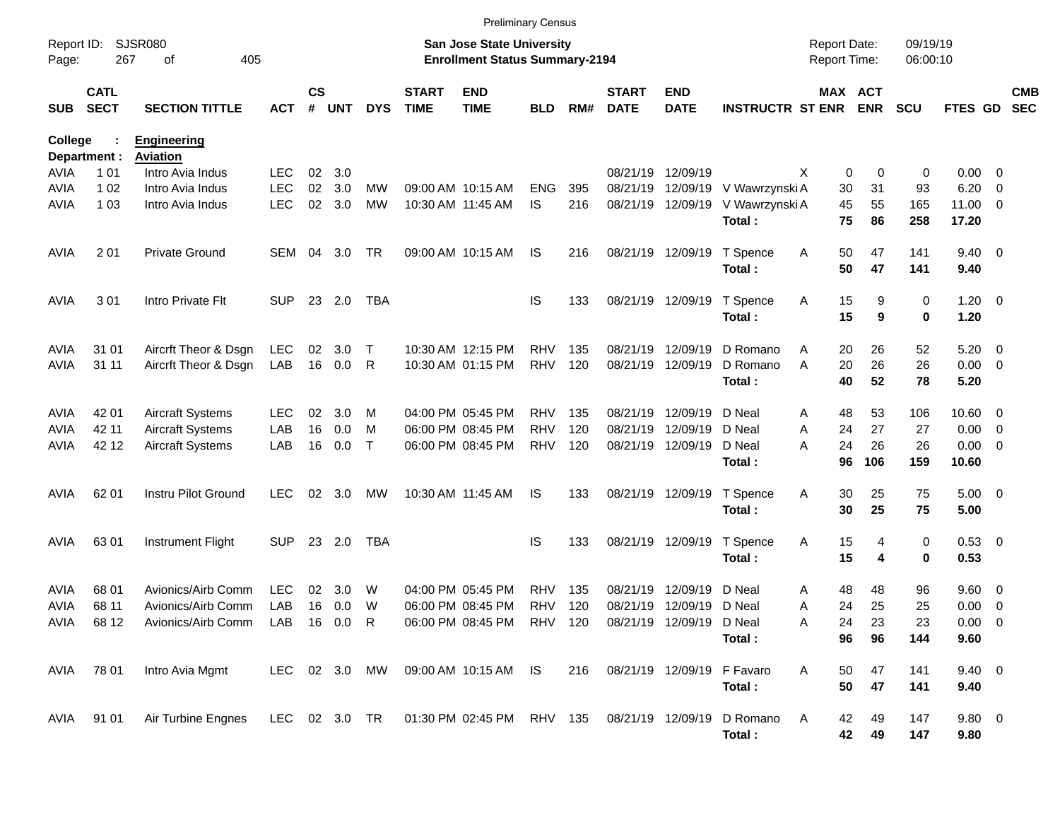Preliminary Census

Report ID: SJSR080

**San Jose State University**
**Enrollment Status Summary-2194**

Report Date: 09/19/19
Report Time: 06:00:10

**College : Engineering**
**Department : Aviation**

| SUB | CATL SECT | SECTION TITTLE | ACT | CS # | UNT | DYS | START TIME | END TIME | BLD | RM# | START DATE | END DATE | INSTRUCTR | ST | MAX ENR | ACT ENR | SCU | FTES | GD | CMB SEC |
|---|---|---|---|---|---|---|---|---|---|---|---|---|---|---|---|---|---|---|---|---|
| AVIA | 1 01 | Intro Avia Indus | LEC | 02 | 3.0 | | | | | | 08/21/19 | 12/09/19 | | X | 0 | 0 | 0 | 0.00 | 0 | |
| AVIA | 1 02 | Intro Avia Indus | LEC | 02 | 3.0 | MW | 09:00 AM | 10:15 AM | ENG | 395 | 08/21/19 | 12/09/19 | V Wawrzynski | A | 30 | 31 | 93 | 6.20 | 0 | |
| AVIA | 1 03 | Intro Avia Indus | LEC | 02 | 3.0 | MW | 10:30 AM | 11:45 AM | IS | 216 | 08/21/19 | 12/09/19 | V Wawrzynski | A | 45 | 55 | 165 | 11.00 | 0 | |
| | | | | | | | | | | | | | **Total :** | | **75** | **86** | **258** | **17.20** | | |
| AVIA | 2 01 | Private Ground | SEM | 04 | 3.0 | TR | 09:00 AM | 10:15 AM | IS | 216 | 08/21/19 | 12/09/19 | T Spence | A | 50 | 47 | 141 | 9.40 | 0 | |
| | | | | | | | | | | | | | **Total :** | | **50** | **47** | **141** | **9.40** | | |
| AVIA | 3 01 | Intro Private Flt | SUP | 23 | 2.0 | TBA | | | IS | 133 | 08/21/19 | 12/09/19 | T Spence | A | 15 | 9 | 0 | 1.20 | 0 | |
| | | | | | | | | | | | | | **Total :** | | **15** | **9** | **0** | **1.20** | | |
| AVIA | 31 01 | Aircrft Theor & Dsgn | LEC | 02 | 3.0 | T | 10:30 AM | 12:15 PM | RHV | 135 | 08/21/19 | 12/09/19 | D Romano | A | 20 | 26 | 52 | 5.20 | 0 | |
| AVIA | 31 11 | Aircrft Theor & Dsgn | LAB | 16 | 0.0 | R | 10:30 AM | 01:15 PM | RHV | 120 | 08/21/19 | 12/09/19 | D Romano | A | 20 | 26 | 26 | 0.00 | 0 | |
| | | | | | | | | | | | | | **Total :** | | **40** | **52** | **78** | **5.20** | | |
| AVIA | 42 01 | Aircraft Systems | LEC | 02 | 3.0 | M | 04:00 PM | 05:45 PM | RHV | 135 | 08/21/19 | 12/09/19 | D Neal | A | 48 | 53 | 106 | 10.60 | 0 | |
| AVIA | 42 11 | Aircraft Systems | LAB | 16 | 0.0 | M | 06:00 PM | 08:45 PM | RHV | 120 | 08/21/19 | 12/09/19 | D Neal | A | 24 | 27 | 27 | 0.00 | 0 | |
| AVIA | 42 12 | Aircraft Systems | LAB | 16 | 0.0 | T | 06:00 PM | 08:45 PM | RHV | 120 | 08/21/19 | 12/09/19 | D Neal | A | 24 | 26 | 26 | 0.00 | 0 | |
| | | | | | | | | | | | | | **Total :** | | **96** | **106** | **159** | **10.60** | | |
| AVIA | 62 01 | Instru Pilot Ground | LEC | 02 | 3.0 | MW | 10:30 AM | 11:45 AM | IS | 133 | 08/21/19 | 12/09/19 | T Spence | A | 30 | 25 | 75 | 5.00 | 0 | |
| | | | | | | | | | | | | | **Total :** | | **30** | **25** | **75** | **5.00** | | |
| AVIA | 63 01 | Instrument Flight | SUP | 23 | 2.0 | TBA | | | IS | 133 | 08/21/19 | 12/09/19 | T Spence | A | 15 | 4 | 0 | 0.53 | 0 | |
| | | | | | | | | | | | | | **Total :** | | **15** | **4** | **0** | **0.53** | | |
| AVIA | 68 01 | Avionics/Airb Comm | LEC | 02 | 3.0 | W | 04:00 PM | 05:45 PM | RHV | 135 | 08/21/19 | 12/09/19 | D Neal | A | 48 | 48 | 96 | 9.60 | 0 | |
| AVIA | 68 11 | Avionics/Airb Comm | LAB | 16 | 0.0 | W | 06:00 PM | 08:45 PM | RHV | 120 | 08/21/19 | 12/09/19 | D Neal | A | 24 | 25 | 25 | 0.00 | 0 | |
| AVIA | 68 12 | Avionics/Airb Comm | LAB | 16 | 0.0 | R | 06:00 PM | 08:45 PM | RHV | 120 | 08/21/19 | 12/09/19 | D Neal | A | 24 | 23 | 23 | 0.00 | 0 | |
| | | | | | | | | | | | | | **Total :** | | **96** | **96** | **144** | **9.60** | | |
| AVIA | 78 01 | Intro Avia Mgmt | LEC | 02 | 3.0 | MW | 09:00 AM | 10:15 AM | IS | 216 | 08/21/19 | 12/09/19 | F Favaro | A | 50 | 47 | 141 | 9.40 | 0 | |
| | | | | | | | | | | | | | **Total :** | | **50** | **47** | **141** | **9.40** | | |
| AVIA | 91 01 | Air Turbine Engnes | LEC | 02 | 3.0 | TR | 01:30 PM | 02:45 PM | RHV | 135 | 08/21/19 | 12/09/19 | D Romano | A | 42 | 49 | 147 | 9.80 | 0 | |
| | | | | | | | | | | | | | **Total :** | | **42** | **49** | **147** | **9.80** | | |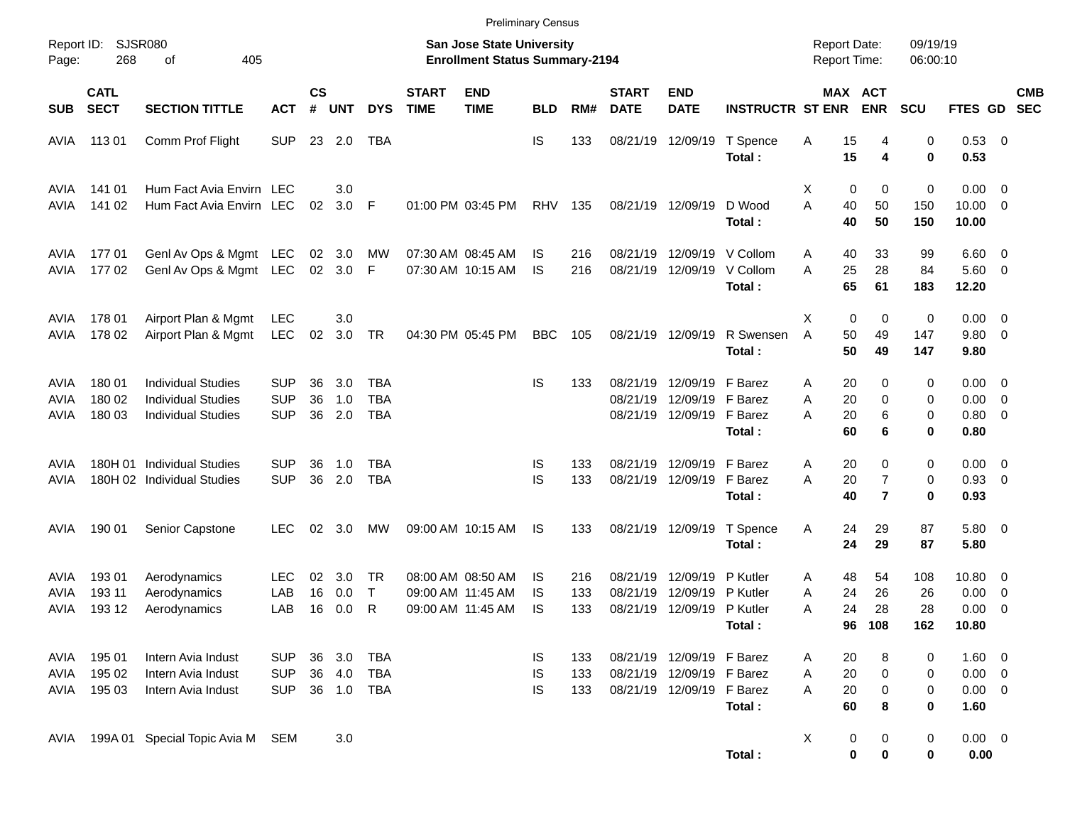Preliminary Census

Report ID: SJSR080

**San Jose State University**
**Enrollment Status Summary-2194**

Report Date: 09/19/19
Report Time: 06:00:10

| SUB | CATL SECT | SECTION TITTLE | ACT | CS # | UNT | DYS | START TIME | END TIME | BLD | RM# | START DATE | END DATE | INSTRUCTR | ST | MAX ENR | ACT ENR | SCU | FTES | GD | CMB SEC |
|---|---|---|---|---|---|---|---|---|---|---|---|---|---|---|---|---|---|---|---|---|
| AVIA | 113 01 | Comm Prof Flight | SUP | 23 | 2.0 | TBA | | | IS | 133 | 08/21/19 | 12/09/19 | T Spence | A | 15 | 4 | 0 | 0.53 | 0 | |
| | | | | | | | | | | | | | **Total :** | | **15** | **4** | **0** | **0.53** | | |
| AVIA | 141 01 | Hum Fact Avia Envirn | LEC | | 3.0 | | | | | | | | | X | 0 | 0 | 0 | 0.00 | 0 | |
| AVIA | 141 02 | Hum Fact Avia Envirn | LEC | 02 | 3.0 | F | 01:00 PM | 03:45 PM | RHV | 135 | 08/21/19 | 12/09/19 | D Wood | A | 40 | 50 | 150 | 10.00 | 0 | |
| | | | | | | | | | | | | | **Total :** | | **40** | **50** | **150** | **10.00** | | |
| AVIA | 177 01 | Genl Av Ops & Mgmt | LEC | 02 | 3.0 | MW | 07:30 AM | 08:45 AM | IS | 216 | 08/21/19 | 12/09/19 | V Collom | A | 40 | 33 | 99 | 6.60 | 0 | |
| AVIA | 177 02 | Genl Av Ops & Mgmt | LEC | 02 | 3.0 | F | 07:30 AM | 10:15 AM | IS | 216 | 08/21/19 | 12/09/19 | V Collom | A | 25 | 28 | 84 | 5.60 | 0 | |
| | | | | | | | | | | | | | **Total :** | | **65** | **61** | **183** | **12.20** | | |
| AVIA | 178 01 | Airport Plan & Mgmt | LEC | | 3.0 | | | | | | | | | X | 0 | 0 | 0 | 0.00 | 0 | |
| AVIA | 178 02 | Airport Plan & Mgmt | LEC | 02 | 3.0 | TR | 04:30 PM | 05:45 PM | BBC | 105 | 08/21/19 | 12/09/19 | R Swensen | A | 50 | 49 | 147 | 9.80 | 0 | |
| | | | | | | | | | | | | | **Total :** | | **50** | **49** | **147** | **9.80** | | |
| AVIA | 180 01 | Individual Studies | SUP | 36 | 3.0 | TBA | | | IS | 133 | 08/21/19 | 12/09/19 | F Barez | A | 20 | 0 | 0 | 0.00 | 0 | |
| AVIA | 180 02 | Individual Studies | SUP | 36 | 1.0 | TBA | | | | | 08/21/19 | 12/09/19 | F Barez | A | 20 | 0 | 0 | 0.00 | 0 | |
| AVIA | 180 03 | Individual Studies | SUP | 36 | 2.0 | TBA | | | | | 08/21/19 | 12/09/19 | F Barez | A | 20 | 6 | 0 | 0.80 | 0 | |
| | | | | | | | | | | | | | **Total :** | | **60** | **6** | **0** | **0.80** | | |
| AVIA | 180H 01 | Individual Studies | SUP | 36 | 1.0 | TBA | | | IS | 133 | 08/21/19 | 12/09/19 | F Barez | A | 20 | 0 | 0 | 0.00 | 0 | |
| AVIA | 180H 02 | Individual Studies | SUP | 36 | 2.0 | TBA | | | IS | 133 | 08/21/19 | 12/09/19 | F Barez | A | 20 | 7 | 0 | 0.93 | 0 | |
| | | | | | | | | | | | | | **Total :** | | **40** | **7** | **0** | **0.93** | | |
| AVIA | 190 01 | Senior Capstone | LEC | 02 | 3.0 | MW | 09:00 AM | 10:15 AM | IS | 133 | 08/21/19 | 12/09/19 | T Spence | A | 24 | 29 | 87 | 5.80 | 0 | |
| | | | | | | | | | | | | | **Total :** | | **24** | **29** | **87** | **5.80** | | |
| AVIA | 193 01 | Aerodynamics | LEC | 02 | 3.0 | TR | 08:00 AM | 08:50 AM | IS | 216 | 08/21/19 | 12/09/19 | P Kutler | A | 48 | 54 | 108 | 10.80 | 0 | |
| AVIA | 193 11 | Aerodynamics | LAB | 16 | 0.0 | T | 09:00 AM | 11:45 AM | IS | 133 | 08/21/19 | 12/09/19 | P Kutler | A | 24 | 26 | 26 | 0.00 | 0 | |
| AVIA | 193 12 | Aerodynamics | LAB | 16 | 0.0 | R | 09:00 AM | 11:45 AM | IS | 133 | 08/21/19 | 12/09/19 | P Kutler | A | 24 | 28 | 28 | 0.00 | 0 | |
| | | | | | | | | | | | | | **Total :** | | **96** | **108** | **162** | **10.80** | | |
| AVIA | 195 01 | Intern Avia Indust | SUP | 36 | 3.0 | TBA | | | IS | 133 | 08/21/19 | 12/09/19 | F Barez | A | 20 | 8 | 0 | 1.60 | 0 | |
| AVIA | 195 02 | Intern Avia Indust | SUP | 36 | 4.0 | TBA | | | IS | 133 | 08/21/19 | 12/09/19 | F Barez | A | 20 | 0 | 0 | 0.00 | 0 | |
| AVIA | 195 03 | Intern Avia Indust | SUP | 36 | 1.0 | TBA | | | IS | 133 | 08/21/19 | 12/09/19 | F Barez | A | 20 | 0 | 0 | 0.00 | 0 | |
| | | | | | | | | | | | | | **Total :** | | **60** | **8** | **0** | **1.60** | | |
| AVIA | 199A 01 | Special Topic Avia M | SEM | | 3.0 | | | | | | | | | X | 0 | 0 | 0 | 0.00 | 0 | |
| | | | | | | | | | | | | | **Total :** | | **0** | **0** | **0** | **0.00** | | |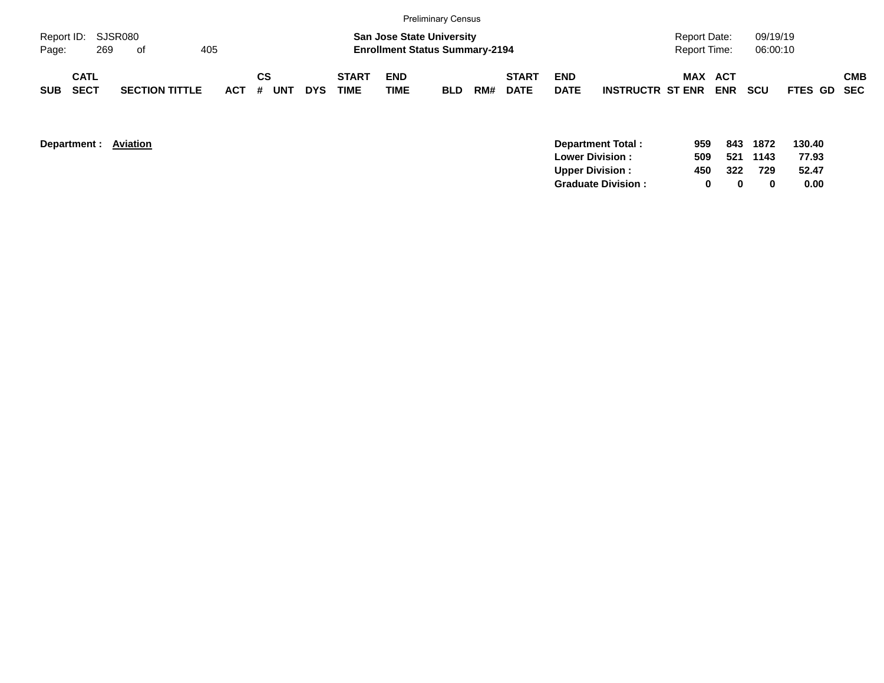Preliminary Census

Report ID: SJSR080

**San Jose State University**
**Enrollment Status Summary-2194**

Report Date: 09/19/19
Report Time: 06:00:10

| SUB | CATL SECT | SECTION TITTLE | ACT | CS # | UNT | DYS | START TIME | END TIME | BLD | RM# | START DATE | END DATE | INSTRUCTR | MAX ST ENR | ACT ENR | SCU | FTES | GD | CMB SEC |
|---|---|---|---|---|---|---|---|---|---|---|---|---|---|---|---|---|---|---|---|

**Department :** **Aviation**

| | MAX ST ENR | ACT ENR | SCU | FTES |
|---|---|---|---|---|
| **Department Total :** | **959** | **843** | **1872** | **130.40** |
| **Lower Division :** | **509** | **521** | **1143** | **77.93** |
| **Upper Division :** | **450** | **322** | **729** | **52.47** |
| **Graduate Division :** | **0** | **0** | **0** | **0.00** |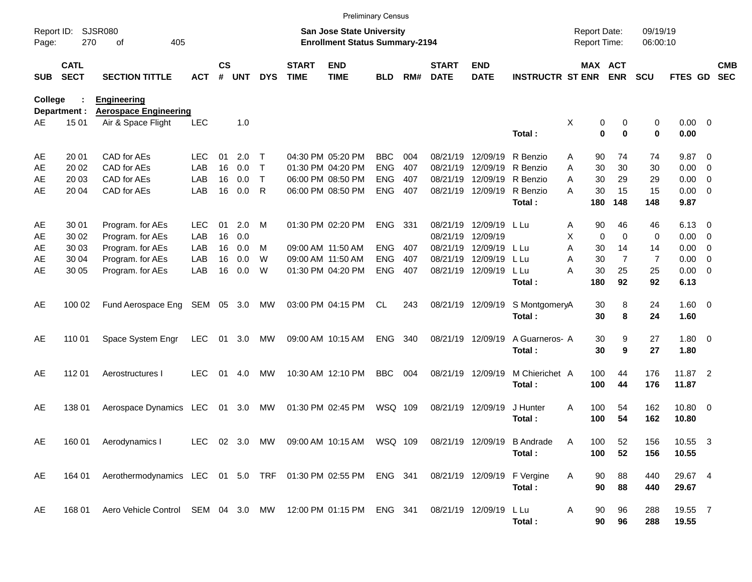Preliminary Census

Report ID: SJSR080

**San Jose State University**
**Enrollment Status Summary-2194**

Report Date: 09/19/19
Report Time: 06:00:10

**College : Engineering**
**Department : Aerospace Engineering**

| SUB | CATL SECT | SECTION TITTLE | ACT | CS # | UNT | DYS | START TIME | END TIME | BLD | RM# | START DATE | END DATE | INSTRUCTR | ST | MAX ENR | ACT ENR | SCU | FTES | GD | CMB SEC |
|---|---|---|---|---|---|---|---|---|---|---|---|---|---|---|---|---|---|---|---|---|
| AE | 15 01 | Air & Space Flight | LEC | | 1.0 | | | | | | | | | X | 0 | 0 | 0 | 0.00 | 0 | |
| | | | | | | | | | | | | | **Total :** | | **0** | **0** | **0** | **0.00** | | |
| AE | 20 01 | CAD for AEs | LEC | 01 | 2.0 | T | 04:30 PM | 05:20 PM | BBC | 004 | 08/21/19 | 12/09/19 | R Benzio | A | 90 | 74 | 74 | 9.87 | 0 | |
| AE | 20 02 | CAD for AEs | LAB | 16 | 0.0 | T | 01:30 PM | 04:20 PM | ENG | 407 | 08/21/19 | 12/09/19 | R Benzio | A | 30 | 30 | 30 | 0.00 | 0 | |
| AE | 20 03 | CAD for AEs | LAB | 16 | 0.0 | T | 06:00 PM | 08:50 PM | ENG | 407 | 08/21/19 | 12/09/19 | R Benzio | A | 30 | 29 | 29 | 0.00 | 0 | |
| AE | 20 04 | CAD for AEs | LAB | 16 | 0.0 | R | 06:00 PM | 08:50 PM | ENG | 407 | 08/21/19 | 12/09/19 | R Benzio | A | 30 | 15 | 15 | 0.00 | 0 | |
| | | | | | | | | | | | | | **Total :** | | **180** | **148** | **148** | **9.87** | | |
| AE | 30 01 | Program. for AEs | LEC | 01 | 2.0 | M | 01:30 PM | 02:20 PM | ENG | 331 | 08/21/19 | 12/09/19 | L Lu | A | 90 | 46 | 46 | 6.13 | 0 | |
| AE | 30 02 | Program. for AEs | LAB | 16 | 0.0 | | | | | | 08/21/19 | 12/09/19 | | X | 0 | 0 | 0 | 0.00 | 0 | |
| AE | 30 03 | Program. for AEs | LAB | 16 | 0.0 | M | 09:00 AM | 11:50 AM | ENG | 407 | 08/21/19 | 12/09/19 | L Lu | A | 30 | 14 | 14 | 0.00 | 0 | |
| AE | 30 04 | Program. for AEs | LAB | 16 | 0.0 | W | 09:00 AM | 11:50 AM | ENG | 407 | 08/21/19 | 12/09/19 | L Lu | A | 30 | 7 | 7 | 0.00 | 0 | |
| AE | 30 05 | Program. for AEs | LAB | 16 | 0.0 | W | 01:30 PM | 04:20 PM | ENG | 407 | 08/21/19 | 12/09/19 | L Lu | A | 30 | 25 | 25 | 0.00 | 0 | |
| | | | | | | | | | | | | | **Total :** | | **180** | **92** | **92** | **6.13** | | |
| AE | 100 02 | Fund Aerospace Eng | SEM | 05 | 3.0 | MW | 03:00 PM | 04:15 PM | CL | 243 | 08/21/19 | 12/09/19 | S Montgomery | A | 30 | 8 | 24 | 1.60 | 0 | |
| | | | | | | | | | | | | | **Total :** | | **30** | **8** | **24** | **1.60** | | |
| AE | 110 01 | Space System Engr | LEC | 01 | 3.0 | MW | 09:00 AM | 10:15 AM | ENG | 340 | 08/21/19 | 12/09/19 | A Guarneros- | A | 30 | 9 | 27 | 1.80 | 0 | |
| | | | | | | | | | | | | | **Total :** | | **30** | **9** | **27** | **1.80** | | |
| AE | 112 01 | Aerostructures I | LEC | 01 | 4.0 | MW | 10:30 AM | 12:10 PM | BBC | 004 | 08/21/19 | 12/09/19 | M Chierichet | A | 100 | 44 | 176 | 11.87 | 2 | |
| | | | | | | | | | | | | | **Total :** | | **100** | **44** | **176** | **11.87** | | |
| AE | 138 01 | Aerospace Dynamics | LEC | 01 | 3.0 | MW | 01:30 PM | 02:45 PM | WSQ | 109 | 08/21/19 | 12/09/19 | J Hunter | A | 100 | 54 | 162 | 10.80 | 0 | |
| | | | | | | | | | | | | | **Total :** | | **100** | **54** | **162** | **10.80** | | |
| AE | 160 01 | Aerodynamics I | LEC | 02 | 3.0 | MW | 09:00 AM | 10:15 AM | WSQ | 109 | 08/21/19 | 12/09/19 | B Andrade | A | 100 | 52 | 156 | 10.55 | 3 | |
| | | | | | | | | | | | | | **Total :** | | **100** | **52** | **156** | **10.55** | | |
| AE | 164 01 | Aerothermodynamics | LEC | 01 | 5.0 | TRF | 01:30 PM | 02:55 PM | ENG | 341 | 08/21/19 | 12/09/19 | F Vergine | A | 90 | 88 | 440 | 29.67 | 4 | |
| | | | | | | | | | | | | | **Total :** | | **90** | **88** | **440** | **29.67** | | |
| AE | 168 01 | Aero Vehicle Control | SEM | 04 | 3.0 | MW | 12:00 PM | 01:15 PM | ENG | 341 | 08/21/19 | 12/09/19 | L Lu | A | 90 | 96 | 288 | 19.55 | 7 | |
| | | | | | | | | | | | | | **Total :** | | **90** | **96** | **288** | **19.55** | | |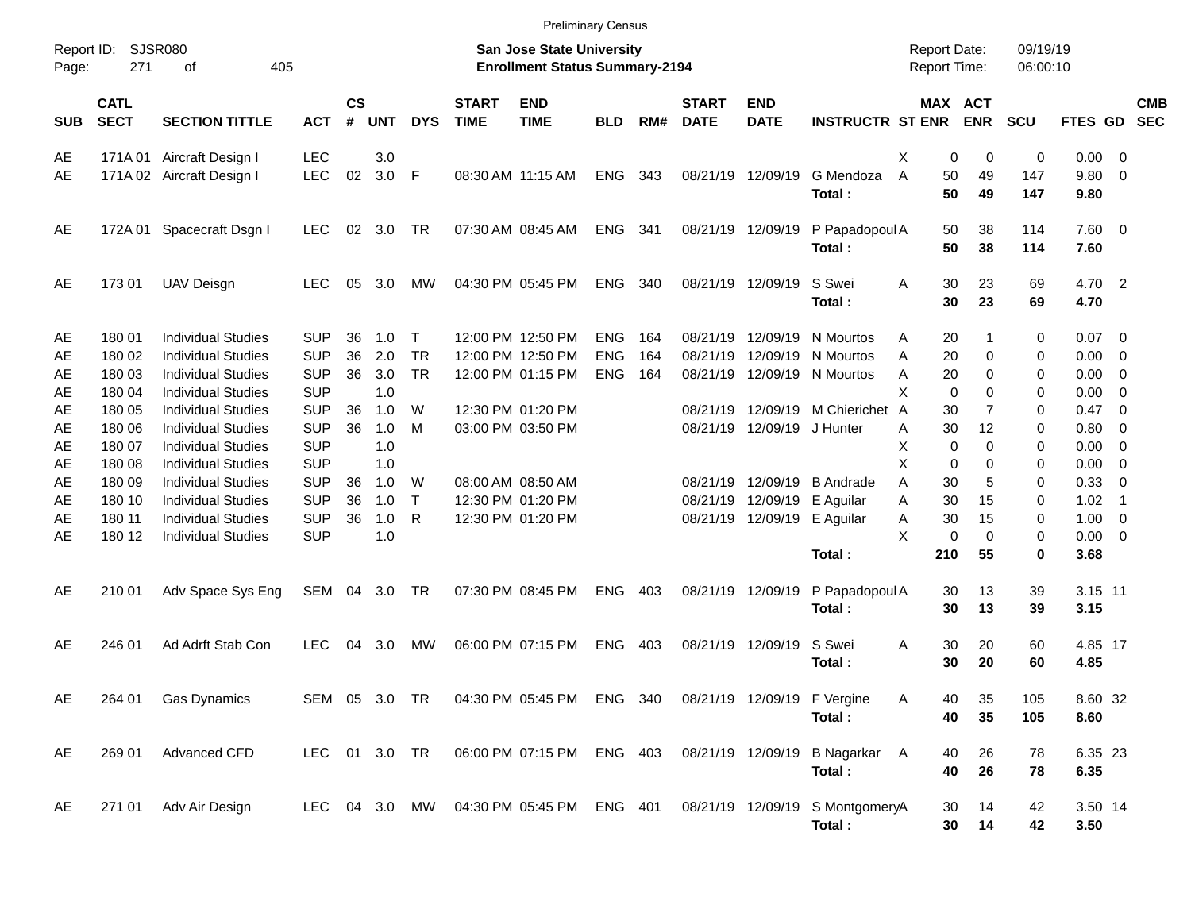Preliminary Census

Report ID: SJSR080
Page: 271 of 405

**San Jose State University**
**Enrollment Status Summary-2194**

Report Date: 09/19/19
Report Time: 06:00:10

| SUB | CATL SECT | SECTION TITTLE | ACT | CS # | UNT | DYS | START TIME | END TIME | BLD | RM# | START DATE | END DATE | INSTRUCTR | ST | MAX ENR | ACT ENR | SCU | FTES | GD | CMB SEC |
|---|---|---|---|---|---|---|---|---|---|---|---|---|---|---|---|---|---|---|---|---|
| AE | 171A 01 | Aircraft Design I | LEC | | 3.0 | | | | | | | | | X | 0 | 0 | 0 | 0.00 | 0 | |
| AE | 171A 02 | Aircraft Design I | LEC | 02 | 3.0 | F | 08:30 AM | 11:15 AM | ENG | 343 | 08/21/19 | 12/09/19 | G Mendoza | A | 50 | 49 | 147 | 9.80 | 0 | |
| | | | | | | | | | | | | | **Total :** | | **50** | **49** | **147** | **9.80** | | |
| AE | 172A 01 | Spacecraft Dsgn I | LEC | 02 | 3.0 | TR | 07:30 AM | 08:45 AM | ENG | 341 | 08/21/19 | 12/09/19 | P Papadopoul | A | 50 | 38 | 114 | 7.60 | 0 | |
| | | | | | | | | | | | | | **Total :** | | **50** | **38** | **114** | **7.60** | | |
| AE | 173 01 | UAV Deisgn | LEC | 05 | 3.0 | MW | 04:30 PM | 05:45 PM | ENG | 340 | 08/21/19 | 12/09/19 | S Swei | A | 30 | 23 | 69 | 4.70 | 2 | |
| | | | | | | | | | | | | | **Total :** | | **30** | **23** | **69** | **4.70** | | |
| AE | 180 01 | Individual Studies | SUP | 36 | 1.0 | T | 12:00 PM | 12:50 PM | ENG | 164 | 08/21/19 | 12/09/19 | N Mourtos | A | 20 | 1 | 0 | 0.07 | 0 | |
| AE | 180 02 | Individual Studies | SUP | 36 | 2.0 | TR | 12:00 PM | 12:50 PM | ENG | 164 | 08/21/19 | 12/09/19 | N Mourtos | A | 20 | 0 | 0 | 0.00 | 0 | |
| AE | 180 03 | Individual Studies | SUP | 36 | 3.0 | TR | 12:00 PM | 01:15 PM | ENG | 164 | 08/21/19 | 12/09/19 | N Mourtos | A | 20 | 0 | 0 | 0.00 | 0 | |
| AE | 180 04 | Individual Studies | SUP | | 1.0 | | | | | | | | | X | 0 | 0 | 0 | 0.00 | 0 | |
| AE | 180 05 | Individual Studies | SUP | 36 | 1.0 | W | 12:30 PM | 01:20 PM | | | 08/21/19 | 12/09/19 | M Chierichet | A | 30 | 7 | 0 | 0.47 | 0 | |
| AE | 180 06 | Individual Studies | SUP | 36 | 1.0 | M | 03:00 PM | 03:50 PM | | | 08/21/19 | 12/09/19 | J Hunter | A | 30 | 12 | 0 | 0.80 | 0 | |
| AE | 180 07 | Individual Studies | SUP | | 1.0 | | | | | | | | | X | 0 | 0 | 0 | 0.00 | 0 | |
| AE | 180 08 | Individual Studies | SUP | | 1.0 | | | | | | | | | X | 0 | 0 | 0 | 0.00 | 0 | |
| AE | 180 09 | Individual Studies | SUP | 36 | 1.0 | W | 08:00 AM | 08:50 AM | | | 08/21/19 | 12/09/19 | B Andrade | A | 30 | 5 | 0 | 0.33 | 0 | |
| AE | 180 10 | Individual Studies | SUP | 36 | 1.0 | T | 12:30 PM | 01:20 PM | | | 08/21/19 | 12/09/19 | E Aguilar | A | 30 | 15 | 0 | 1.02 | 1 | |
| AE | 180 11 | Individual Studies | SUP | 36 | 1.0 | R | 12:30 PM | 01:20 PM | | | 08/21/19 | 12/09/19 | E Aguilar | A | 30 | 15 | 0 | 1.00 | 0 | |
| AE | 180 12 | Individual Studies | SUP | | 1.0 | | | | | | | | | X | 0 | 0 | 0 | 0.00 | 0 | |
| | | | | | | | | | | | | | **Total :** | | **210** | **55** | **0** | **3.68** | | |
| AE | 210 01 | Adv Space Sys Eng | SEM | 04 | 3.0 | TR | 07:30 PM | 08:45 PM | ENG | 403 | 08/21/19 | 12/09/19 | P Papadopoul | A | 30 | 13 | 39 | 3.15 | 11 | |
| | | | | | | | | | | | | | **Total :** | | **30** | **13** | **39** | **3.15** | | |
| AE | 246 01 | Ad Adrft Stab Con | LEC | 04 | 3.0 | MW | 06:00 PM | 07:15 PM | ENG | 403 | 08/21/19 | 12/09/19 | S Swei | A | 30 | 20 | 60 | 4.85 | 17 | |
| | | | | | | | | | | | | | **Total :** | | **30** | **20** | **60** | **4.85** | | |
| AE | 264 01 | Gas Dynamics | SEM | 05 | 3.0 | TR | 04:30 PM | 05:45 PM | ENG | 340 | 08/21/19 | 12/09/19 | F Vergine | A | 40 | 35 | 105 | 8.60 | 32 | |
| | | | | | | | | | | | | | **Total :** | | **40** | **35** | **105** | **8.60** | | |
| AE | 269 01 | Advanced CFD | LEC | 01 | 3.0 | TR | 06:00 PM | 07:15 PM | ENG | 403 | 08/21/19 | 12/09/19 | B Nagarkar | A | 40 | 26 | 78 | 6.35 | 23 | |
| | | | | | | | | | | | | | **Total :** | | **40** | **26** | **78** | **6.35** | | |
| AE | 271 01 | Adv Air Design | LEC | 04 | 3.0 | MW | 04:30 PM | 05:45 PM | ENG | 401 | 08/21/19 | 12/09/19 | S Montgomery | A | 30 | 14 | 42 | 3.50 | 14 | |
| | | | | | | | | | | | | | **Total :** | | **30** | **14** | **42** | **3.50** | | |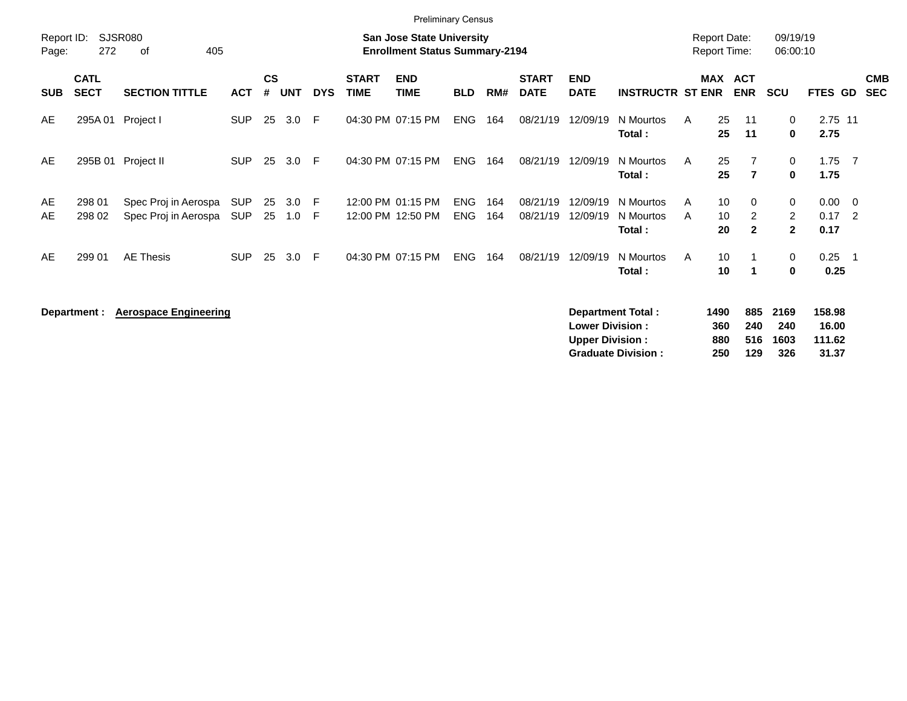Preliminary Census

Report ID: SJSR080

**San Jose State University**
**Enrollment Status Summary-2194**

Report Date: 09/19/19
Report Time: 06:00:10

| SUB | CATL SECT | SECTION TITTLE | ACT | CS # | UNT | DYS | START TIME | END TIME | BLD | RM# | START DATE | END DATE | INSTRUCTR | ST | MAX ENR | ACT ENR | SCU | FTES | GD | CMB SEC |
|---|---|---|---|---|---|---|---|---|---|---|---|---|---|---|---|---|---|---|---|---|
| AE | 295A 01 | Project I | SUP | 25 | 3.0 | F | 04:30 PM | 07:15 PM | ENG | 164 | 08/21/19 | 12/09/19 | N Mourtos | A | 25 | 11 | 0 | 2.75 | 11 | |
| | | | | | | | | | | | | | **Total :** | | **25** | **11** | **0** | **2.75** | | |
| AE | 295B 01 | Project II | SUP | 25 | 3.0 | F | 04:30 PM | 07:15 PM | ENG | 164 | 08/21/19 | 12/09/19 | N Mourtos | A | 25 | 7 | 0 | 1.75 | 7 | |
| | | | | | | | | | | | | | **Total :** | | **25** | **7** | **0** | **1.75** | | |
| AE | 298 01 | Spec Proj in Aerospa | SUP | 25 | 3.0 | F | 12:00 PM | 01:15 PM | ENG | 164 | 08/21/19 | 12/09/19 | N Mourtos | A | 10 | 0 | 0 | 0.00 | 0 | |
| AE | 298 02 | Spec Proj in Aerospa | SUP | 25 | 1.0 | F | 12:00 PM | 12:50 PM | ENG | 164 | 08/21/19 | 12/09/19 | N Mourtos | A | 10 | 2 | 2 | 0.17 | 2 | |
| | | | | | | | | | | | | | **Total :** | | **20** | **2** | **2** | **0.17** | | |
| AE | 299 01 | AE Thesis | SUP | 25 | 3.0 | F | 04:30 PM | 07:15 PM | ENG | 164 | 08/21/19 | 12/09/19 | N Mourtos | A | 10 | 1 | 0 | 0.25 | 1 | |
| | | | | | | | | | | | | | **Total :** | | **10** | **1** | **0** | **0.25** | | |

**Department :** **Aerospace Engineering**

| | MAX ENR | ACT ENR | SCU | FTES |
|---|---|---|---|---|
| **Department Total :** | **1490** | **885** | **2169** | **158.98** |
| **Lower Division :** | **360** | **240** | **240** | **16.00** |
| **Upper Division :** | **880** | **516** | **1603** | **111.62** |
| **Graduate Division :** | **250** | **129** | **326** | **31.37** |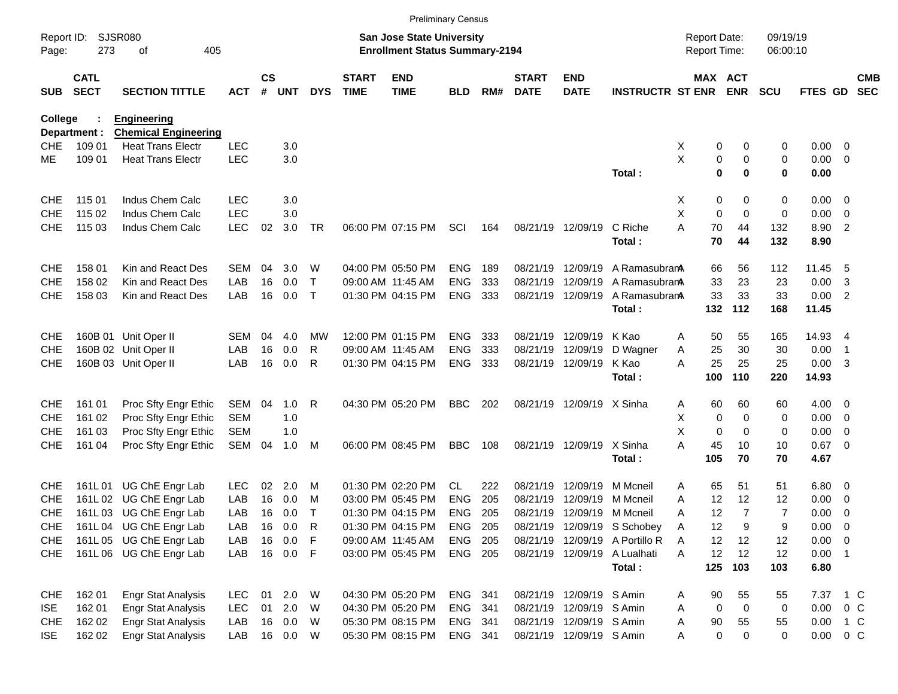Preliminary Census

Report ID: SJSR080
Page: 273 of 405

**San Jose State University**
**Enrollment Status Summary-2194**

Report Date: 09/19/19
Report Time: 06:00:10

**College : Engineering**
**Department : Chemical Engineering**

| SUB | CATL SECT | SECTION TITTLE | ACT | CS # | UNT | DYS | START TIME | END TIME | BLD | RM# | START DATE | END DATE | INSTRUCTR | ST | MAX ENR | ACT ENR | SCU | FTES | GD | CMB SEC |
|---|---|---|---|---|---|---|---|---|---|---|---|---|---|---|---|---|---|---|---|---|
| CHE | 109 01 | Heat Trans Electr | LEC | | 3.0 | | | | | | | | | X | 0 | 0 | 0 | 0.00 | 0 | |
| ME | 109 01 | Heat Trans Electr | LEC | | 3.0 | | | | | | | | | X | 0 | 0 | 0 | 0.00 | 0 | |
| | | | | | | | | | | | | | Total : | | **0** | **0** | **0** | **0.00** | | |
| CHE | 115 01 | Indus Chem Calc | LEC | | 3.0 | | | | | | | | | X | 0 | 0 | 0 | 0.00 | 0 | |
| CHE | 115 02 | Indus Chem Calc | LEC | | 3.0 | | | | | | | | | X | 0 | 0 | 0 | 0.00 | 0 | |
| CHE | 115 03 | Indus Chem Calc | LEC | 02 | 3.0 | TR | 06:00 PM | 07:15 PM | SCI | 164 | 08/21/19 | 12/09/19 | C Riche | A | 70 | 44 | 132 | 8.90 | 2 | |
| | | | | | | | | | | | | | Total : | | **70** | **44** | **132** | **8.90** | | |
| CHE | 158 01 | Kin and React Des | SEM | 04 | 3.0 | W | 04:00 PM | 05:50 PM | ENG | 189 | 08/21/19 | 12/09/19 | A Ramasubram | A | 66 | 56 | 112 | 11.45 | 5 | |
| CHE | 158 02 | Kin and React Des | LAB | 16 | 0.0 | T | 09:00 AM | 11:45 AM | ENG | 333 | 08/21/19 | 12/09/19 | A Ramasubram | A | 33 | 23 | 23 | 0.00 | 3 | |
| CHE | 158 03 | Kin and React Des | LAB | 16 | 0.0 | T | 01:30 PM | 04:15 PM | ENG | 333 | 08/21/19 | 12/09/19 | A Ramasubram | A | 33 | 33 | 33 | 0.00 | 2 | |
| | | | | | | | | | | | | | Total : | | **132** | **112** | **168** | **11.45** | | |
| CHE | 160B 01 | Unit Oper II | SEM | 04 | 4.0 | MW | 12:00 PM | 01:15 PM | ENG | 333 | 08/21/19 | 12/09/19 | K Kao | A | 50 | 55 | 165 | 14.93 | 4 | |
| CHE | 160B 02 | Unit Oper II | LAB | 16 | 0.0 | R | 09:00 AM | 11:45 AM | ENG | 333 | 08/21/19 | 12/09/19 | D Wagner | A | 25 | 30 | 30 | 0.00 | 1 | |
| CHE | 160B 03 | Unit Oper II | LAB | 16 | 0.0 | R | 01:30 PM | 04:15 PM | ENG | 333 | 08/21/19 | 12/09/19 | K Kao | A | 25 | 25 | 25 | 0.00 | 3 | |
| | | | | | | | | | | | | | Total : | | **100** | **110** | **220** | **14.93** | | |
| CHE | 161 01 | Proc Sfty Engr Ethic | SEM | 04 | 1.0 | R | 04:30 PM | 05:20 PM | BBC | 202 | 08/21/19 | 12/09/19 | X Sinha | A | 60 | 60 | 60 | 4.00 | 0 | |
| CHE | 161 02 | Proc Sfty Engr Ethic | SEM | | 1.0 | | | | | | | | | X | 0 | 0 | 0 | 0.00 | 0 | |
| CHE | 161 03 | Proc Sfty Engr Ethic | SEM | | 1.0 | | | | | | | | | X | 0 | 0 | 0 | 0.00 | 0 | |
| CHE | 161 04 | Proc Sfty Engr Ethic | SEM | 04 | 1.0 | M | 06:00 PM | 08:45 PM | BBC | 108 | 08/21/19 | 12/09/19 | X Sinha | A | 45 | 10 | 10 | 0.67 | 0 | |
| | | | | | | | | | | | | | Total : | | **105** | **70** | **70** | **4.67** | | |
| CHE | 161L 01 | UG ChE Engr Lab | LEC | 02 | 2.0 | M | 01:30 PM | 02:20 PM | CL | 222 | 08/21/19 | 12/09/19 | M Mcneil | A | 65 | 51 | 51 | 6.80 | 0 | |
| CHE | 161L 02 | UG ChE Engr Lab | LAB | 16 | 0.0 | M | 03:00 PM | 05:45 PM | ENG | 205 | 08/21/19 | 12/09/19 | M Mcneil | A | 12 | 12 | 12 | 0.00 | 0 | |
| CHE | 161L 03 | UG ChE Engr Lab | LAB | 16 | 0.0 | T | 01:30 PM | 04:15 PM | ENG | 205 | 08/21/19 | 12/09/19 | M Mcneil | A | 12 | 7 | 7 | 0.00 | 0 | |
| CHE | 161L 04 | UG ChE Engr Lab | LAB | 16 | 0.0 | R | 01:30 PM | 04:15 PM | ENG | 205 | 08/21/19 | 12/09/19 | S Schobey | A | 12 | 9 | 9 | 0.00 | 0 | |
| CHE | 161L 05 | UG ChE Engr Lab | LAB | 16 | 0.0 | F | 09:00 AM | 11:45 AM | ENG | 205 | 08/21/19 | 12/09/19 | A Portillo R | A | 12 | 12 | 12 | 0.00 | 0 | |
| CHE | 161L 06 | UG ChE Engr Lab | LAB | 16 | 0.0 | F | 03:00 PM | 05:45 PM | ENG | 205 | 08/21/19 | 12/09/19 | A Lualhati | A | 12 | 12 | 12 | 0.00 | 1 | |
| | | | | | | | | | | | | | Total : | | **125** | **103** | **103** | **6.80** | | |
| CHE | 162 01 | Engr Stat Analysis | LEC | 01 | 2.0 | W | 04:30 PM | 05:20 PM | ENG | 341 | 08/21/19 | 12/09/19 | S Amin | A | 90 | 55 | 55 | 7.37 | 1 | C |
| ISE | 162 01 | Engr Stat Analysis | LEC | 01 | 2.0 | W | 04:30 PM | 05:20 PM | ENG | 341 | 08/21/19 | 12/09/19 | S Amin | A | 0 | 0 | 0 | 0.00 | 0 | C |
| CHE | 162 02 | Engr Stat Analysis | LAB | 16 | 0.0 | W | 05:30 PM | 08:15 PM | ENG | 341 | 08/21/19 | 12/09/19 | S Amin | A | 90 | 55 | 55 | 0.00 | 1 | C |
| ISE | 162 02 | Engr Stat Analysis | LAB | 16 | 0.0 | W | 05:30 PM | 08:15 PM | ENG | 341 | 08/21/19 | 12/09/19 | S Amin | A | 0 | 0 | 0 | 0.00 | 0 | C |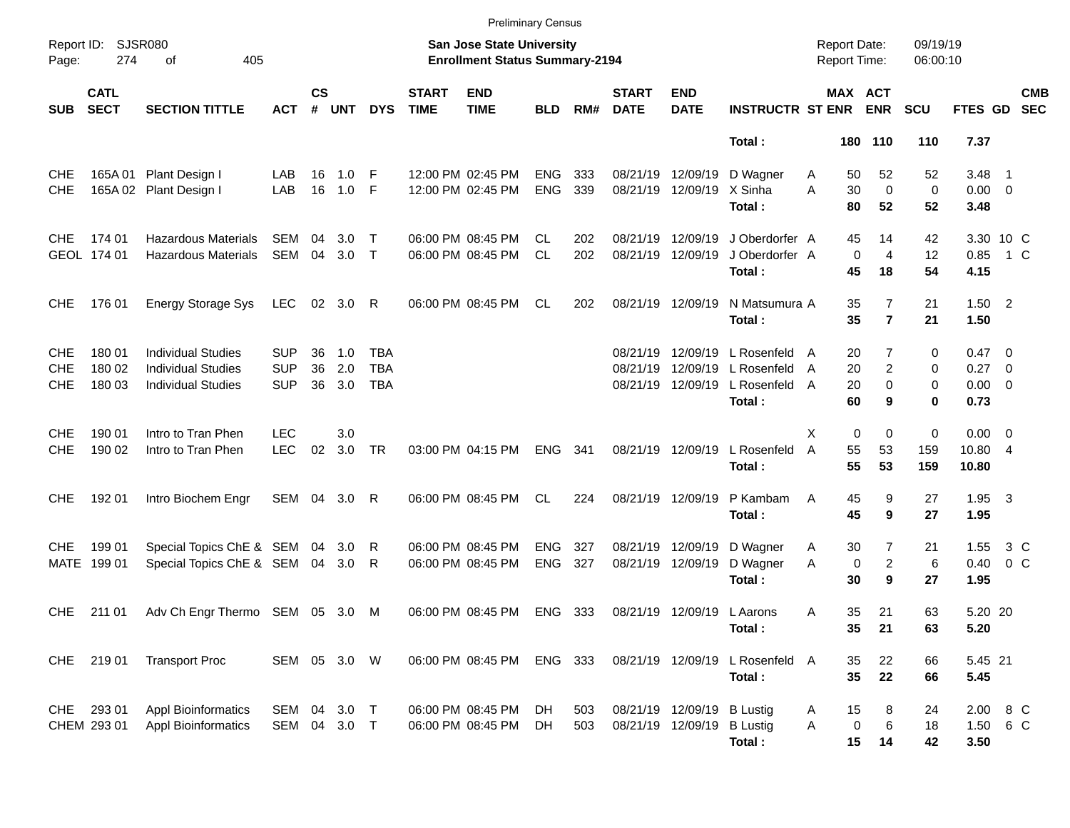Preliminary Census

Report ID: SJSR080

**San Jose State University**
**Enrollment Status Summary-2194**

Report Date: 09/19/19
Report Time: 06:00:10

| SUB | CATL SECT | SECTION TITTLE | ACT | CS # | UNT | DYS | START TIME | END TIME | BLD | RM# | START DATE | END DATE | INSTRUCTR | ST | MAX ENR | ACT ENR | SCU | FTES | GD | CMB SEC |
|---|---|---|---|---|---|---|---|---|---|---|---|---|---|---|---|---|---|---|---|---|
| | | | | | | | | | | | | | **Total :** | | **180** | **110** | **110** | **7.37** | | |
| CHE | 165A 01 | Plant Design I | LAB | 16 | 1.0 | F | 12:00 PM | 02:45 PM | ENG | 333 | 08/21/19 | 12/09/19 | D Wagner | A | 50 | 52 | 52 | 3.48 | 1 | |
| CHE | 165A 02 | Plant Design I | LAB | 16 | 1.0 | F | 12:00 PM | 02:45 PM | ENG | 339 | 08/21/19 | 12/09/19 | X Sinha | A | 30 | 0 | 0 | 0.00 | 0 | |
| | | | | | | | | | | | | | **Total :** | | **80** | **52** | **52** | **3.48** | | |
| CHE | 174 01 | Hazardous Materials | SEM | 04 | 3.0 | T | 06:00 PM | 08:45 PM | CL | 202 | 08/21/19 | 12/09/19 | J Oberdorfer | A | 45 | 14 | 42 | 3.30 | 10 | C |
| GEOL | 174 01 | Hazardous Materials | SEM | 04 | 3.0 | T | 06:00 PM | 08:45 PM | CL | 202 | 08/21/19 | 12/09/19 | J Oberdorfer | A | 0 | 4 | 12 | 0.85 | 1 | C |
| | | | | | | | | | | | | | **Total :** | | **45** | **18** | **54** | **4.15** | | |
| CHE | 176 01 | Energy Storage Sys | LEC | 02 | 3.0 | R | 06:00 PM | 08:45 PM | CL | 202 | 08/21/19 | 12/09/19 | N Matsumura | A | 35 | 7 | 21 | 1.50 | 2 | |
| | | | | | | | | | | | | | **Total :** | | **35** | **7** | **21** | **1.50** | | |
| CHE | 180 01 | Individual Studies | SUP | 36 | 1.0 | TBA | | | | | 08/21/19 | 12/09/19 | L Rosenfeld | A | 20 | 7 | 0 | 0.47 | 0 | |
| CHE | 180 02 | Individual Studies | SUP | 36 | 2.0 | TBA | | | | | 08/21/19 | 12/09/19 | L Rosenfeld | A | 20 | 2 | 0 | 0.27 | 0 | |
| CHE | 180 03 | Individual Studies | SUP | 36 | 3.0 | TBA | | | | | 08/21/19 | 12/09/19 | L Rosenfeld | A | 20 | 0 | 0 | 0.00 | 0 | |
| | | | | | | | | | | | | | **Total :** | | **60** | **9** | **0** | **0.73** | | |
| CHE | 190 01 | Intro to Tran Phen | LEC | | 3.0 | | | | | | | | | X | 0 | 0 | 0 | 0.00 | 0 | |
| CHE | 190 02 | Intro to Tran Phen | LEC | 02 | 3.0 | TR | 03:00 PM | 04:15 PM | ENG | 341 | 08/21/19 | 12/09/19 | L Rosenfeld | A | 55 | 53 | 159 | 10.80 | 4 | |
| | | | | | | | | | | | | | **Total :** | | **55** | **53** | **159** | **10.80** | | |
| CHE | 192 01 | Intro Biochem Engr | SEM | 04 | 3.0 | R | 06:00 PM | 08:45 PM | CL | 224 | 08/21/19 | 12/09/19 | P Kambam | A | 45 | 9 | 27 | 1.95 | 3 | |
| | | | | | | | | | | | | | **Total :** | | **45** | **9** | **27** | **1.95** | | |
| CHE | 199 01 | Special Topics ChE & | SEM | 04 | 3.0 | R | 06:00 PM | 08:45 PM | ENG | 327 | 08/21/19 | 12/09/19 | D Wagner | A | 30 | 7 | 21 | 1.55 | 3 | C |
| MATE | 199 01 | Special Topics ChE & | SEM | 04 | 3.0 | R | 06:00 PM | 08:45 PM | ENG | 327 | 08/21/19 | 12/09/19 | D Wagner | A | 0 | 2 | 6 | 0.40 | 0 | C |
| | | | | | | | | | | | | | **Total :** | | **30** | **9** | **27** | **1.95** | | |
| CHE | 211 01 | Adv Ch Engr Thermo | SEM | 05 | 3.0 | M | 06:00 PM | 08:45 PM | ENG | 333 | 08/21/19 | 12/09/19 | L Aarons | A | 35 | 21 | 63 | 5.20 | 20 | |
| | | | | | | | | | | | | | **Total :** | | **35** | **21** | **63** | **5.20** | | |
| CHE | 219 01 | Transport Proc | SEM | 05 | 3.0 | W | 06:00 PM | 08:45 PM | ENG | 333 | 08/21/19 | 12/09/19 | L Rosenfeld | A | 35 | 22 | 66 | 5.45 | 21 | |
| | | | | | | | | | | | | | **Total :** | | **35** | **22** | **66** | **5.45** | | |
| CHE | 293 01 | Appl Bioinformatics | SEM | 04 | 3.0 | T | 06:00 PM | 08:45 PM | DH | 503 | 08/21/19 | 12/09/19 | B Lustig | A | 15 | 8 | 24 | 2.00 | 8 | C |
| CHEM | 293 01 | Appl Bioinformatics | SEM | 04 | 3.0 | T | 06:00 PM | 08:45 PM | DH | 503 | 08/21/19 | 12/09/19 | B Lustig | A | 0 | 6 | 18 | 1.50 | 6 | C |
| | | | | | | | | | | | | | **Total :** | | **15** | **14** | **42** | **3.50** | | |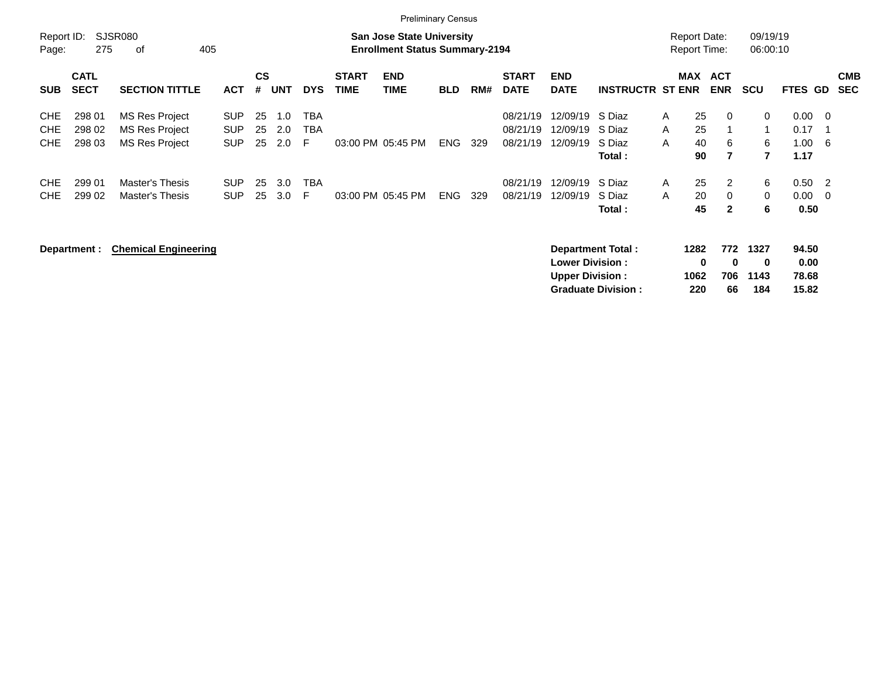Preliminary Census

Report ID: SJSR080

**San Jose State University**
**Enrollment Status Summary-2194**

Report Date: 09/19/19
Report Time: 06:00:10

| SUB | CATL SECT | SECTION TITTLE | ACT | CS # | UNT | DYS | START TIME | END TIME | BLD | RM# | START DATE | END DATE | INSTRUCTR | ST | MAX ENR | ACT ENR | SCU | FTES | GD | CMB SEC |
|---|---|---|---|---|---|---|---|---|---|---|---|---|---|---|---|---|---|---|---|---|
| CHE | 298 01 | MS Res Project | SUP | 25 | 1.0 | TBA | | | | | 08/21/19 | 12/09/19 | S Diaz | A | 25 | 0 | 0 | 0.00 | 0 | |
| CHE | 298 02 | MS Res Project | SUP | 25 | 2.0 | TBA | | | | | 08/21/19 | 12/09/19 | S Diaz | A | 25 | 1 | 1 | 0.17 | 1 | |
| CHE | 298 03 | MS Res Project | SUP | 25 | 2.0 | F | 03:00 PM | 05:45 PM | ENG | 329 | 08/21/19 | 12/09/19 | S Diaz | A | 40 | 6 | 6 | 1.00 | 6 | |
| | | | | | | | | | | | | | **Total :** | | **90** | **7** | **7** | **1.17** | | |
| CHE | 299 01 | Master's Thesis | SUP | 25 | 3.0 | TBA | | | | | 08/21/19 | 12/09/19 | S Diaz | A | 25 | 2 | 6 | 0.50 | 2 | |
| CHE | 299 02 | Master's Thesis | SUP | 25 | 3.0 | F | 03:00 PM | 05:45 PM | ENG | 329 | 08/21/19 | 12/09/19 | S Diaz | A | 20 | 0 | 0 | 0.00 | 0 | |
| | | | | | | | | | | | | | **Total :** | | **45** | **2** | **6** | **0.50** | | |

**Department :** **Chemical Engineering**

| | MAX ENR | ACT ENR | SCU | FTES |
|---|---|---|---|---|
| **Department Total :** | **1282** | **772** | **1327** | **94.50** |
| **Lower Division :** | **0** | **0** | **0** | **0.00** |
| **Upper Division :** | **1062** | **706** | **1143** | **78.68** |
| **Graduate Division :** | **220** | **66** | **184** | **15.82** |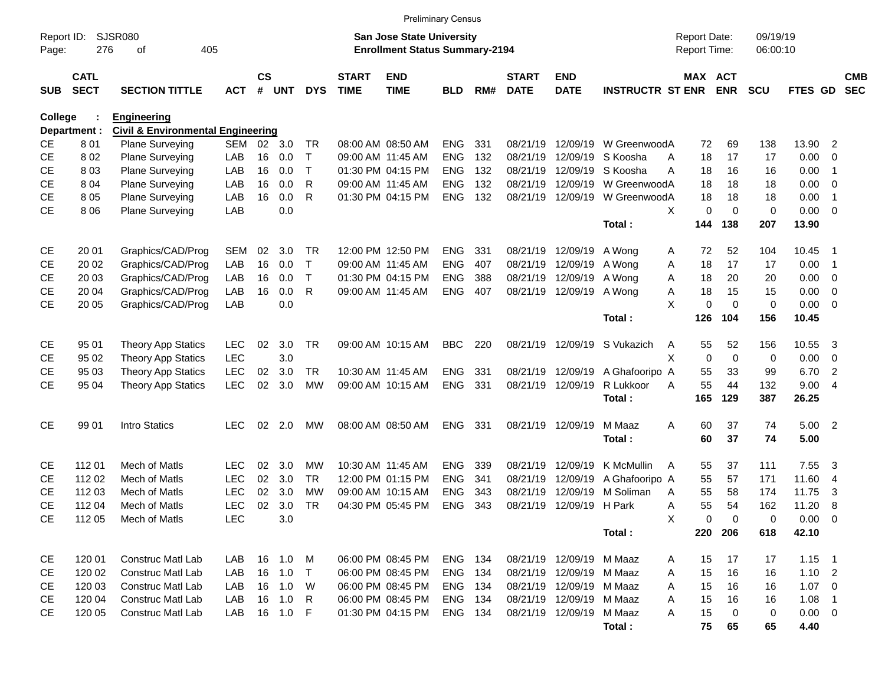Preliminary Census

Report ID: SJSR080
Page: 276 of 405

**San Jose State University**
**Enrollment Status Summary-2194**

Report Date: 09/19/19
Report Time: 06:00:10

**College : Engineering**
**Department : Civil & Environmental Engineering**

| SUB | CATL SECT | SECTION TITTLE | ACT | CS # | UNT | DYS | START TIME | END TIME | BLD | RM# | START DATE | END DATE | INSTRUCTR | ST | MAX ENR | ACT ENR | SCU | FTES | GD | CMB SEC |
|---|---|---|---|---|---|---|---|---|---|---|---|---|---|---|---|---|---|---|---|---|
| CE | 8 01 | Plane Surveying | SEM | 02 | 3.0 | TR | 08:00 AM | 08:50 AM | ENG | 331 | 08/21/19 | 12/09/19 | W Greenwood | A | 72 | 69 | 138 | 13.90 | 2 | |
| CE | 8 02 | Plane Surveying | LAB | 16 | 0.0 | T | 09:00 AM | 11:45 AM | ENG | 132 | 08/21/19 | 12/09/19 | S Koosha | A | 18 | 17 | 17 | 0.00 | 0 | |
| CE | 8 03 | Plane Surveying | LAB | 16 | 0.0 | T | 01:30 PM | 04:15 PM | ENG | 132 | 08/21/19 | 12/09/19 | S Koosha | A | 18 | 16 | 16 | 0.00 | 1 | |
| CE | 8 04 | Plane Surveying | LAB | 16 | 0.0 | R | 09:00 AM | 11:45 AM | ENG | 132 | 08/21/19 | 12/09/19 | W Greenwood | A | 18 | 18 | 18 | 0.00 | 0 | |
| CE | 8 05 | Plane Surveying | LAB | 16 | 0.0 | R | 01:30 PM | 04:15 PM | ENG | 132 | 08/21/19 | 12/09/19 | W Greenwood | A | 18 | 18 | 18 | 0.00 | 1 | |
| CE | 8 06 | Plane Surveying | LAB | | 0.0 | | | | | | | | | X | 0 | 0 | 0 | 0.00 | 0 | |
| | | | | | | | | | | | | | **Total :** | | **144** | **138** | **207** | **13.90** | | |
| CE | 20 01 | Graphics/CAD/Prog | SEM | 02 | 3.0 | TR | 12:00 PM | 12:50 PM | ENG | 331 | 08/21/19 | 12/09/19 | A Wong | A | 72 | 52 | 104 | 10.45 | 1 | |
| CE | 20 02 | Graphics/CAD/Prog | LAB | 16 | 0.0 | T | 09:00 AM | 11:45 AM | ENG | 407 | 08/21/19 | 12/09/19 | A Wong | A | 18 | 17 | 17 | 0.00 | 1 | |
| CE | 20 03 | Graphics/CAD/Prog | LAB | 16 | 0.0 | T | 01:30 PM | 04:15 PM | ENG | 388 | 08/21/19 | 12/09/19 | A Wong | A | 18 | 20 | 20 | 0.00 | 0 | |
| CE | 20 04 | Graphics/CAD/Prog | LAB | 16 | 0.0 | R | 09:00 AM | 11:45 AM | ENG | 407 | 08/21/19 | 12/09/19 | A Wong | A | 18 | 15 | 15 | 0.00 | 0 | |
| CE | 20 05 | Graphics/CAD/Prog | LAB | | 0.0 | | | | | | | | | X | 0 | 0 | 0 | 0.00 | 0 | |
| | | | | | | | | | | | | | **Total :** | | **126** | **104** | **156** | **10.45** | | |
| CE | 95 01 | Theory App Statics | LEC | 02 | 3.0 | TR | 09:00 AM | 10:15 AM | BBC | 220 | 08/21/19 | 12/09/19 | S Vukazich | A | 55 | 52 | 156 | 10.55 | 3 | |
| CE | 95 02 | Theory App Statics | LEC | | 3.0 | | | | | | | | | X | 0 | 0 | 0 | 0.00 | 0 | |
| CE | 95 03 | Theory App Statics | LEC | 02 | 3.0 | TR | 10:30 AM | 11:45 AM | ENG | 331 | 08/21/19 | 12/09/19 | A Ghafooripo | A | 55 | 33 | 99 | 6.70 | 2 | |
| CE | 95 04 | Theory App Statics | LEC | 02 | 3.0 | MW | 09:00 AM | 10:15 AM | ENG | 331 | 08/21/19 | 12/09/19 | R Lukkoor | A | 55 | 44 | 132 | 9.00 | 4 | |
| | | | | | | | | | | | | | **Total :** | | **165** | **129** | **387** | **26.25** | | |
| CE | 99 01 | Intro Statics | LEC | 02 | 2.0 | MW | 08:00 AM | 08:50 AM | ENG | 331 | 08/21/19 | 12/09/19 | M Maaz | A | 60 | 37 | 74 | 5.00 | 2 | |
| | | | | | | | | | | | | | **Total :** | | **60** | **37** | **74** | **5.00** | | |
| CE | 112 01 | Mech of Matls | LEC | 02 | 3.0 | MW | 10:30 AM | 11:45 AM | ENG | 339 | 08/21/19 | 12/09/19 | K McMullin | A | 55 | 37 | 111 | 7.55 | 3 | |
| CE | 112 02 | Mech of Matls | LEC | 02 | 3.0 | TR | 12:00 PM | 01:15 PM | ENG | 341 | 08/21/19 | 12/09/19 | A Ghafooripo | A | 55 | 57 | 171 | 11.60 | 4 | |
| CE | 112 03 | Mech of Matls | LEC | 02 | 3.0 | MW | 09:00 AM | 10:15 AM | ENG | 343 | 08/21/19 | 12/09/19 | M Soliman | A | 55 | 58 | 174 | 11.75 | 3 | |
| CE | 112 04 | Mech of Matls | LEC | 02 | 3.0 | TR | 04:30 PM | 05:45 PM | ENG | 343 | 08/21/19 | 12/09/19 | H Park | A | 55 | 54 | 162 | 11.20 | 8 | |
| CE | 112 05 | Mech of Matls | LEC | | 3.0 | | | | | | | | | X | 0 | 0 | 0 | 0.00 | 0 | |
| | | | | | | | | | | | | | **Total :** | | **220** | **206** | **618** | **42.10** | | |
| CE | 120 01 | Construc Matl Lab | LAB | 16 | 1.0 | M | 06:00 PM | 08:45 PM | ENG | 134 | 08/21/19 | 12/09/19 | M Maaz | A | 15 | 17 | 17 | 1.15 | 1 | |
| CE | 120 02 | Construc Matl Lab | LAB | 16 | 1.0 | T | 06:00 PM | 08:45 PM | ENG | 134 | 08/21/19 | 12/09/19 | M Maaz | A | 15 | 16 | 16 | 1.10 | 2 | |
| CE | 120 03 | Construc Matl Lab | LAB | 16 | 1.0 | W | 06:00 PM | 08:45 PM | ENG | 134 | 08/21/19 | 12/09/19 | M Maaz | A | 15 | 16 | 16 | 1.07 | 0 | |
| CE | 120 04 | Construc Matl Lab | LAB | 16 | 1.0 | R | 06:00 PM | 08:45 PM | ENG | 134 | 08/21/19 | 12/09/19 | M Maaz | A | 15 | 16 | 16 | 1.08 | 1 | |
| CE | 120 05 | Construc Matl Lab | LAB | 16 | 1.0 | F | 01:30 PM | 04:15 PM | ENG | 134 | 08/21/19 | 12/09/19 | M Maaz | A | 15 | 0 | 0 | 0.00 | 0 | |
| | | | | | | | | | | | | | **Total :** | | **75** | **65** | **65** | **4.40** | | |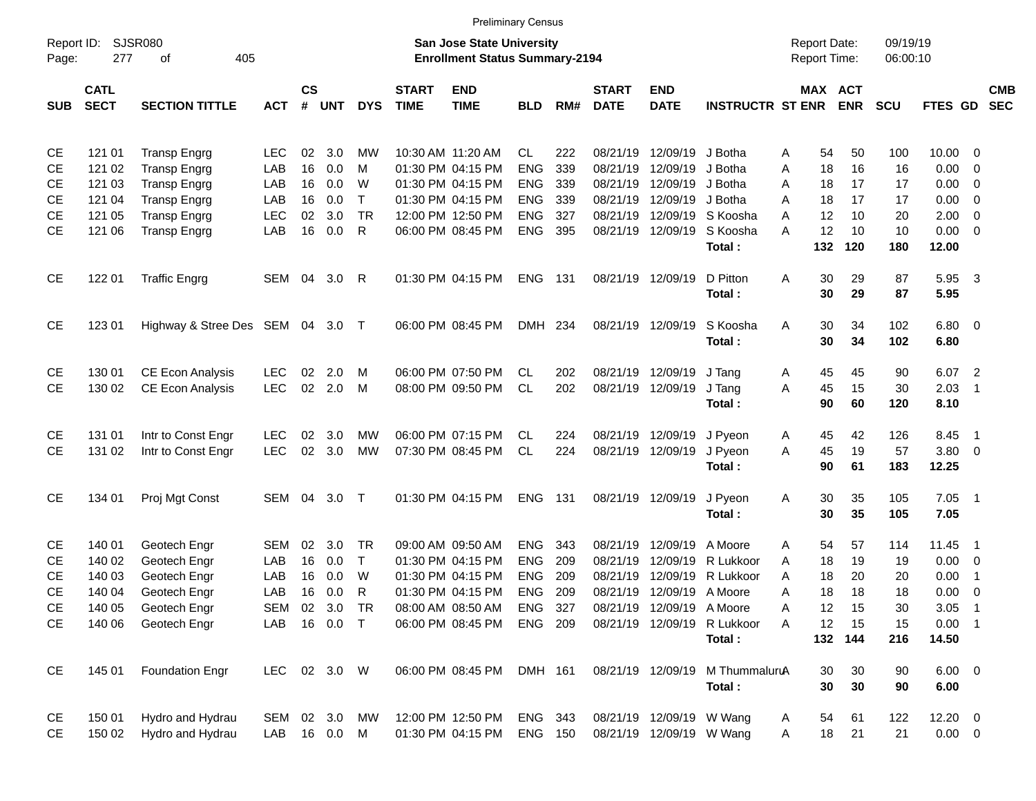Preliminary Census

Report ID: SJSR080
Page: 277 of 405

**San Jose State University**
**Enrollment Status Summary-2194**

Report Date: 09/19/19
Report Time: 06:00:10

| SUB | CATL SECT | SECTION TITTLE | ACT | CS # | UNT | DYS | START TIME | END TIME | BLD | RM# | START DATE | END DATE | INSTRUCTR | ST | MAX ENR | ACT ENR | SCU | FTES | GD | CMB SEC |
|---|---|---|---|---|---|---|---|---|---|---|---|---|---|---|---|---|---|---|---|---|
| CE | 121 01 | Transp Engrg | LEC | 02 | 3.0 | MW | 10:30 AM | 11:20 AM | CL | 222 | 08/21/19 | 12/09/19 | J Botha | A | 54 | 50 | 100 | 10.00 | 0 | |
| CE | 121 02 | Transp Engrg | LAB | 16 | 0.0 | M | 01:30 PM | 04:15 PM | ENG | 339 | 08/21/19 | 12/09/19 | J Botha | A | 18 | 16 | 16 | 0.00 | 0 | |
| CE | 121 03 | Transp Engrg | LAB | 16 | 0.0 | W | 01:30 PM | 04:15 PM | ENG | 339 | 08/21/19 | 12/09/19 | J Botha | A | 18 | 17 | 17 | 0.00 | 0 | |
| CE | 121 04 | Transp Engrg | LAB | 16 | 0.0 | T | 01:30 PM | 04:15 PM | ENG | 339 | 08/21/19 | 12/09/19 | J Botha | A | 18 | 17 | 17 | 0.00 | 0 | |
| CE | 121 05 | Transp Engrg | LEC | 02 | 3.0 | TR | 12:00 PM | 12:50 PM | ENG | 327 | 08/21/19 | 12/09/19 | S Koosha | A | 12 | 10 | 20 | 2.00 | 0 | |
| CE | 121 06 | Transp Engrg | LAB | 16 | 0.0 | R | 06:00 PM | 08:45 PM | ENG | 395 | 08/21/19 | 12/09/19 | S Koosha | A | 12 | 10 | 10 | 0.00 | 0 | |
| | | | | | | | | | | | | | **Total :** | | **132** | **120** | **180** | **12.00** | | |
| CE | 122 01 | Traffic Engrg | SEM | 04 | 3.0 | R | 01:30 PM | 04:15 PM | ENG | 131 | 08/21/19 | 12/09/19 | D Pitton | A | 30 | 29 | 87 | 5.95 | 3 | |
| | | | | | | | | | | | | | **Total :** | | **30** | **29** | **87** | **5.95** | | |
| CE | 123 01 | Highway & Stree Des | SEM | 04 | 3.0 | T | 06:00 PM | 08:45 PM | DMH | 234 | 08/21/19 | 12/09/19 | S Koosha | A | 30 | 34 | 102 | 6.80 | 0 | |
| | | | | | | | | | | | | | **Total :** | | **30** | **34** | **102** | **6.80** | | |
| CE | 130 01 | CE Econ Analysis | LEC | 02 | 2.0 | M | 06:00 PM | 07:50 PM | CL | 202 | 08/21/19 | 12/09/19 | J Tang | A | 45 | 45 | 90 | 6.07 | 2 | |
| CE | 130 02 | CE Econ Analysis | LEC | 02 | 2.0 | M | 08:00 PM | 09:50 PM | CL | 202 | 08/21/19 | 12/09/19 | J Tang | A | 45 | 15 | 30 | 2.03 | 1 | |
| | | | | | | | | | | | | | **Total :** | | **90** | **60** | **120** | **8.10** | | |
| CE | 131 01 | Intr to Const Engr | LEC | 02 | 3.0 | MW | 06:00 PM | 07:15 PM | CL | 224 | 08/21/19 | 12/09/19 | J Pyeon | A | 45 | 42 | 126 | 8.45 | 1 | |
| CE | 131 02 | Intr to Const Engr | LEC | 02 | 3.0 | MW | 07:30 PM | 08:45 PM | CL | 224 | 08/21/19 | 12/09/19 | J Pyeon | A | 45 | 19 | 57 | 3.80 | 0 | |
| | | | | | | | | | | | | | **Total :** | | **90** | **61** | **183** | **12.25** | | |
| CE | 134 01 | Proj Mgt Const | SEM | 04 | 3.0 | T | 01:30 PM | 04:15 PM | ENG | 131 | 08/21/19 | 12/09/19 | J Pyeon | A | 30 | 35 | 105 | 7.05 | 1 | |
| | | | | | | | | | | | | | **Total :** | | **30** | **35** | **105** | **7.05** | | |
| CE | 140 01 | Geotech Engr | SEM | 02 | 3.0 | TR | 09:00 AM | 09:50 AM | ENG | 343 | 08/21/19 | 12/09/19 | A Moore | A | 54 | 57 | 114 | 11.45 | 1 | |
| CE | 140 02 | Geotech Engr | LAB | 16 | 0.0 | T | 01:30 PM | 04:15 PM | ENG | 209 | 08/21/19 | 12/09/19 | R Lukkoor | A | 18 | 19 | 19 | 0.00 | 0 | |
| CE | 140 03 | Geotech Engr | LAB | 16 | 0.0 | W | 01:30 PM | 04:15 PM | ENG | 209 | 08/21/19 | 12/09/19 | R Lukkoor | A | 18 | 20 | 20 | 0.00 | 1 | |
| CE | 140 04 | Geotech Engr | LAB | 16 | 0.0 | R | 01:30 PM | 04:15 PM | ENG | 209 | 08/21/19 | 12/09/19 | A Moore | A | 18 | 18 | 18 | 0.00 | 0 | |
| CE | 140 05 | Geotech Engr | SEM | 02 | 3.0 | TR | 08:00 AM | 08:50 AM | ENG | 327 | 08/21/19 | 12/09/19 | A Moore | A | 12 | 15 | 30 | 3.05 | 1 | |
| CE | 140 06 | Geotech Engr | LAB | 16 | 0.0 | T | 06:00 PM | 08:45 PM | ENG | 209 | 08/21/19 | 12/09/19 | R Lukkoor | A | 12 | 15 | 15 | 0.00 | 1 | |
| | | | | | | | | | | | | | **Total :** | | **132** | **144** | **216** | **14.50** | | |
| CE | 145 01 | Foundation Engr | LEC | 02 | 3.0 | W | 06:00 PM | 08:45 PM | DMH | 161 | 08/21/19 | 12/09/19 | M Thummaluru | A | 30 | 30 | 90 | 6.00 | 0 | |
| | | | | | | | | | | | | | **Total :** | | **30** | **30** | **90** | **6.00** | | |
| CE | 150 01 | Hydro and Hydrau | SEM | 02 | 3.0 | MW | 12:00 PM | 12:50 PM | ENG | 343 | 08/21/19 | 12/09/19 | W Wang | A | 54 | 61 | 122 | 12.20 | 0 | |
| CE | 150 02 | Hydro and Hydrau | LAB | 16 | 0.0 | M | 01:30 PM | 04:15 PM | ENG | 150 | 08/21/19 | 12/09/19 | W Wang | A | 18 | 21 | 21 | 0.00 | 0 | |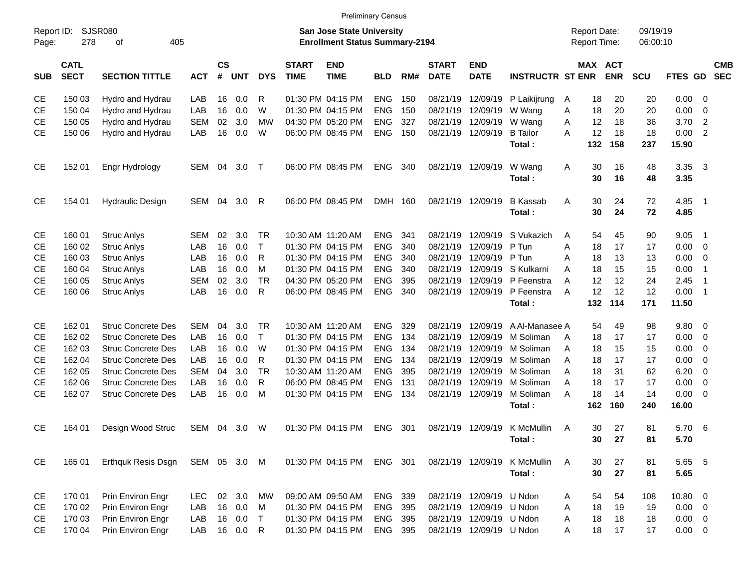Preliminary Census

Report ID: SJSR080

**San Jose State University**
**Enrollment Status Summary-2194**

Report Date: 09/19/19
Report Time: 06:00:10

| SUB | CATL SECT | SECTION TITTLE | ACT | CS # | UNT | DYS | START TIME | END TIME | BLD | RM# | START DATE | END DATE | INSTRUCTR | ST | MAX ENR | ACT ENR | SCU | FTES | GD | CMB SEC |
|---|---|---|---|---|---|---|---|---|---|---|---|---|---|---|---|---|---|---|---|---|
| CE | 150 03 | Hydro and Hydrau | LAB | 16 | 0.0 | R | 01:30 PM | 04:15 PM | ENG | 150 | 08/21/19 | 12/09/19 | P Laikijrung | A | 18 | 20 | 20 | 0.00 | 0 | |
| CE | 150 04 | Hydro and Hydrau | LAB | 16 | 0.0 | W | 01:30 PM | 04:15 PM | ENG | 150 | 08/21/19 | 12/09/19 | W Wang | A | 18 | 20 | 20 | 0.00 | 0 | |
| CE | 150 05 | Hydro and Hydrau | SEM | 02 | 3.0 | MW | 04:30 PM | 05:20 PM | ENG | 327 | 08/21/19 | 12/09/19 | W Wang | A | 12 | 18 | 36 | 3.70 | 2 | |
| CE | 150 06 | Hydro and Hydrau | LAB | 16 | 0.0 | W | 06:00 PM | 08:45 PM | ENG | 150 | 08/21/19 | 12/09/19 | B Tailor | A | 12 | 18 | 18 | 0.00 | 2 | |
| | | | | | | | | | | | | | **Total :** | | **132** | **158** | **237** | **15.90** | | |
| CE | 152 01 | Engr Hydrology | SEM | 04 | 3.0 | T | 06:00 PM | 08:45 PM | ENG | 340 | 08/21/19 | 12/09/19 | W Wang | A | 30 | 16 | 48 | 3.35 | 3 | |
| | | | | | | | | | | | | | **Total :** | | **30** | **16** | **48** | **3.35** | | |
| CE | 154 01 | Hydraulic Design | SEM | 04 | 3.0 | R | 06:00 PM | 08:45 PM | DMH | 160 | 08/21/19 | 12/09/19 | B Kassab | A | 30 | 24 | 72 | 4.85 | 1 | |
| | | | | | | | | | | | | | **Total :** | | **30** | **24** | **72** | **4.85** | | |
| CE | 160 01 | Struc Anlys | SEM | 02 | 3.0 | TR | 10:30 AM | 11:20 AM | ENG | 341 | 08/21/19 | 12/09/19 | S Vukazich | A | 54 | 45 | 90 | 9.05 | 1 | |
| CE | 160 02 | Struc Anlys | LAB | 16 | 0.0 | T | 01:30 PM | 04:15 PM | ENG | 340 | 08/21/19 | 12/09/19 | P Tun | A | 18 | 17 | 17 | 0.00 | 0 | |
| CE | 160 03 | Struc Anlys | LAB | 16 | 0.0 | R | 01:30 PM | 04:15 PM | ENG | 340 | 08/21/19 | 12/09/19 | P Tun | A | 18 | 13 | 13 | 0.00 | 0 | |
| CE | 160 04 | Struc Anlys | LAB | 16 | 0.0 | M | 01:30 PM | 04:15 PM | ENG | 340 | 08/21/19 | 12/09/19 | S Kulkarni | A | 18 | 15 | 15 | 0.00 | 1 | |
| CE | 160 05 | Struc Anlys | SEM | 02 | 3.0 | TR | 04:30 PM | 05:20 PM | ENG | 395 | 08/21/19 | 12/09/19 | P Feenstra | A | 12 | 12 | 24 | 2.45 | 1 | |
| CE | 160 06 | Struc Anlys | LAB | 16 | 0.0 | R | 06:00 PM | 08:45 PM | ENG | 340 | 08/21/19 | 12/09/19 | P Feenstra | A | 12 | 12 | 12 | 0.00 | 1 | |
| | | | | | | | | | | | | | **Total :** | | **132** | **114** | **171** | **11.50** | | |
| CE | 162 01 | Struc Concrete Des | SEM | 04 | 3.0 | TR | 10:30 AM | 11:20 AM | ENG | 329 | 08/21/19 | 12/09/19 | A Al-Manasee | A | 54 | 49 | 98 | 9.80 | 0 | |
| CE | 162 02 | Struc Concrete Des | LAB | 16 | 0.0 | T | 01:30 PM | 04:15 PM | ENG | 134 | 08/21/19 | 12/09/19 | M Soliman | A | 18 | 17 | 17 | 0.00 | 0 | |
| CE | 162 03 | Struc Concrete Des | LAB | 16 | 0.0 | W | 01:30 PM | 04:15 PM | ENG | 134 | 08/21/19 | 12/09/19 | M Soliman | A | 18 | 15 | 15 | 0.00 | 0 | |
| CE | 162 04 | Struc Concrete Des | LAB | 16 | 0.0 | R | 01:30 PM | 04:15 PM | ENG | 134 | 08/21/19 | 12/09/19 | M Soliman | A | 18 | 17 | 17 | 0.00 | 0 | |
| CE | 162 05 | Struc Concrete Des | SEM | 04 | 3.0 | TR | 10:30 AM | 11:20 AM | ENG | 395 | 08/21/19 | 12/09/19 | M Soliman | A | 18 | 31 | 62 | 6.20 | 0 | |
| CE | 162 06 | Struc Concrete Des | LAB | 16 | 0.0 | R | 06:00 PM | 08:45 PM | ENG | 131 | 08/21/19 | 12/09/19 | M Soliman | A | 18 | 17 | 17 | 0.00 | 0 | |
| CE | 162 07 | Struc Concrete Des | LAB | 16 | 0.0 | M | 01:30 PM | 04:15 PM | ENG | 134 | 08/21/19 | 12/09/19 | M Soliman | A | 18 | 14 | 14 | 0.00 | 0 | |
| | | | | | | | | | | | | | **Total :** | | **162** | **160** | **240** | **16.00** | | |
| CE | 164 01 | Design Wood Struc | SEM | 04 | 3.0 | W | 01:30 PM | 04:15 PM | ENG | 301 | 08/21/19 | 12/09/19 | K McMullin | A | 30 | 27 | 81 | 5.70 | 6 | |
| | | | | | | | | | | | | | **Total :** | | **30** | **27** | **81** | **5.70** | | |
| CE | 165 01 | Erthquk Resis Dsgn | SEM | 05 | 3.0 | M | 01:30 PM | 04:15 PM | ENG | 301 | 08/21/19 | 12/09/19 | K McMullin | A | 30 | 27 | 81 | 5.65 | 5 | |
| | | | | | | | | | | | | | **Total :** | | **30** | **27** | **81** | **5.65** | | |
| CE | 170 01 | Prin Environ Engr | LEC | 02 | 3.0 | MW | 09:00 AM | 09:50 AM | ENG | 339 | 08/21/19 | 12/09/19 | U Ndon | A | 54 | 54 | 108 | 10.80 | 0 | |
| CE | 170 02 | Prin Environ Engr | LAB | 16 | 0.0 | M | 01:30 PM | 04:15 PM | ENG | 395 | 08/21/19 | 12/09/19 | U Ndon | A | 18 | 19 | 19 | 0.00 | 0 | |
| CE | 170 03 | Prin Environ Engr | LAB | 16 | 0.0 | T | 01:30 PM | 04:15 PM | ENG | 395 | 08/21/19 | 12/09/19 | U Ndon | A | 18 | 18 | 18 | 0.00 | 0 | |
| CE | 170 04 | Prin Environ Engr | LAB | 16 | 0.0 | R | 01:30 PM | 04:15 PM | ENG | 395 | 08/21/19 | 12/09/19 | U Ndon | A | 18 | 17 | 17 | 0.00 | 0 | |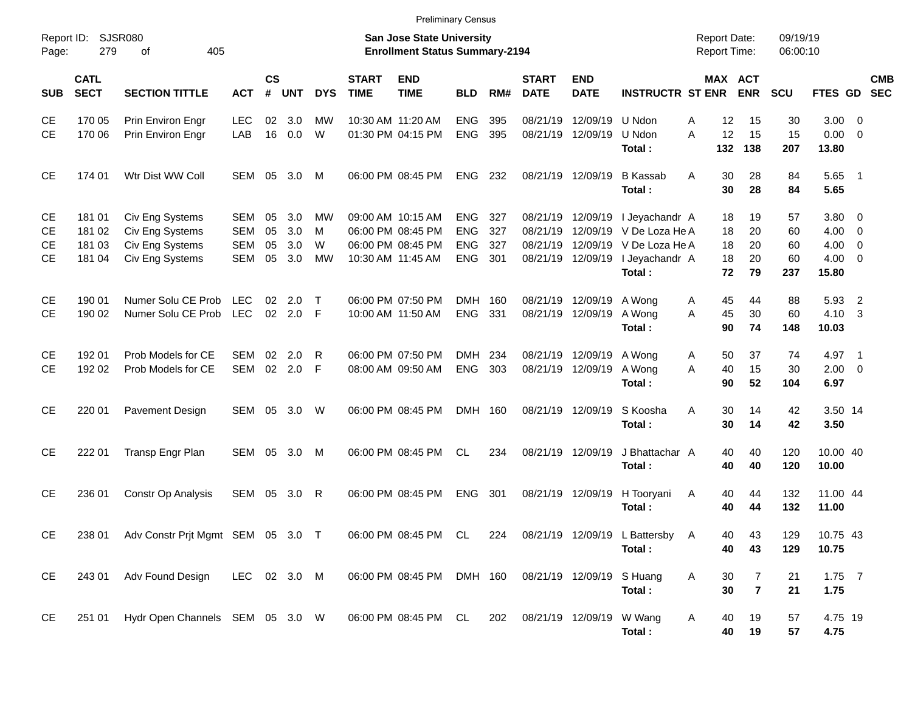Preliminary Census

Report ID: SJSR080

**San Jose State University**
**Enrollment Status Summary-2194**

Report Date: 09/19/19
Report Time: 06:00:10

| SUB | CATL SECT | SECTION TITTLE | ACT | CS # | UNT | DYS | START TIME | END TIME | BLD | RM# | START DATE | END DATE | INSTRUCTR | ST | MAX ENR | ACT ENR | SCU | FTES | GD | CMB SEC |
|---|---|---|---|---|---|---|---|---|---|---|---|---|---|---|---|---|---|---|---|---|
| CE | 170 05 | Prin Environ Engr | LEC | 02 | 3.0 | MW | 10:30 AM | 11:20 AM | ENG | 395 | 08/21/19 | 12/09/19 | U Ndon | A | 12 | 15 | 30 | 3.00 | 0 | |
| CE | 170 06 | Prin Environ Engr | LAB | 16 | 0.0 | W | 01:30 PM | 04:15 PM | ENG | 395 | 08/21/19 | 12/09/19 | U Ndon | A | 12 | 15 | 15 | 0.00 | 0 | |
| | | | | | | | | | | | | | **Total :** | | **132** | **138** | **207** | **13.80** | | |
| CE | 174 01 | Wtr Dist WW Coll | SEM | 05 | 3.0 | M | 06:00 PM | 08:45 PM | ENG | 232 | 08/21/19 | 12/09/19 | B Kassab | A | 30 | 28 | 84 | 5.65 | 1 | |
| | | | | | | | | | | | | | **Total :** | | **30** | **28** | **84** | **5.65** | | |
| CE | 181 01 | Civ Eng Systems | SEM | 05 | 3.0 | MW | 09:00 AM | 10:15 AM | ENG | 327 | 08/21/19 | 12/09/19 | I Jeyachandr | A | 18 | 19 | 57 | 3.80 | 0 | |
| CE | 181 02 | Civ Eng Systems | SEM | 05 | 3.0 | M | 06:00 PM | 08:45 PM | ENG | 327 | 08/21/19 | 12/09/19 | V De Loza He | A | 18 | 20 | 60 | 4.00 | 0 | |
| CE | 181 03 | Civ Eng Systems | SEM | 05 | 3.0 | W | 06:00 PM | 08:45 PM | ENG | 327 | 08/21/19 | 12/09/19 | V De Loza He | A | 18 | 20 | 60 | 4.00 | 0 | |
| CE | 181 04 | Civ Eng Systems | SEM | 05 | 3.0 | MW | 10:30 AM | 11:45 AM | ENG | 301 | 08/21/19 | 12/09/19 | I Jeyachandr | A | 18 | 20 | 60 | 4.00 | 0 | |
| | | | | | | | | | | | | | **Total :** | | **72** | **79** | **237** | **15.80** | | |
| CE | 190 01 | Numer Solu CE Prob | LEC | 02 | 2.0 | T | 06:00 PM | 07:50 PM | DMH | 160 | 08/21/19 | 12/09/19 | A Wong | A | 45 | 44 | 88 | 5.93 | 2 | |
| CE | 190 02 | Numer Solu CE Prob | LEC | 02 | 2.0 | F | 10:00 AM | 11:50 AM | ENG | 331 | 08/21/19 | 12/09/19 | A Wong | A | 45 | 30 | 60 | 4.10 | 3 | |
| | | | | | | | | | | | | | **Total :** | | **90** | **74** | **148** | **10.03** | | |
| CE | 192 01 | Prob Models for CE | SEM | 02 | 2.0 | R | 06:00 PM | 07:50 PM | DMH | 234 | 08/21/19 | 12/09/19 | A Wong | A | 50 | 37 | 74 | 4.97 | 1 | |
| CE | 192 02 | Prob Models for CE | SEM | 02 | 2.0 | F | 08:00 AM | 09:50 AM | ENG | 303 | 08/21/19 | 12/09/19 | A Wong | A | 40 | 15 | 30 | 2.00 | 0 | |
| | | | | | | | | | | | | | **Total :** | | **90** | **52** | **104** | **6.97** | | |
| CE | 220 01 | Pavement Design | SEM | 05 | 3.0 | W | 06:00 PM | 08:45 PM | DMH | 160 | 08/21/19 | 12/09/19 | S Koosha | A | 30 | 14 | 42 | 3.50 | 14 | |
| | | | | | | | | | | | | | **Total :** | | **30** | **14** | **42** | **3.50** | | |
| CE | 222 01 | Transp Engr Plan | SEM | 05 | 3.0 | M | 06:00 PM | 08:45 PM | CL | 234 | 08/21/19 | 12/09/19 | J Bhattachar | A | 40 | 40 | 120 | 10.00 | 40 | |
| | | | | | | | | | | | | | **Total :** | | **40** | **40** | **120** | **10.00** | | |
| CE | 236 01 | Constr Op Analysis | SEM | 05 | 3.0 | R | 06:00 PM | 08:45 PM | ENG | 301 | 08/21/19 | 12/09/19 | H Tooryani | A | 40 | 44 | 132 | 11.00 | 44 | |
| | | | | | | | | | | | | | **Total :** | | **40** | **44** | **132** | **11.00** | | |
| CE | 238 01 | Adv Constr Prjt Mgmt | SEM | 05 | 3.0 | T | 06:00 PM | 08:45 PM | CL | 224 | 08/21/19 | 12/09/19 | L Battersby | A | 40 | 43 | 129 | 10.75 | 43 | |
| | | | | | | | | | | | | | **Total :** | | **40** | **43** | **129** | **10.75** | | |
| CE | 243 01 | Adv Found Design | LEC | 02 | 3.0 | M | 06:00 PM | 08:45 PM | DMH | 160 | 08/21/19 | 12/09/19 | S Huang | A | 30 | 7 | 21 | 1.75 | 7 | |
| | | | | | | | | | | | | | **Total :** | | **30** | **7** | **21** | **1.75** | | |
| CE | 251 01 | Hydr Open Channels | SEM | 05 | 3.0 | W | 06:00 PM | 08:45 PM | CL | 202 | 08/21/19 | 12/09/19 | W Wang | A | 40 | 19 | 57 | 4.75 | 19 | |
| | | | | | | | | | | | | | **Total :** | | **40** | **19** | **57** | **4.75** | | |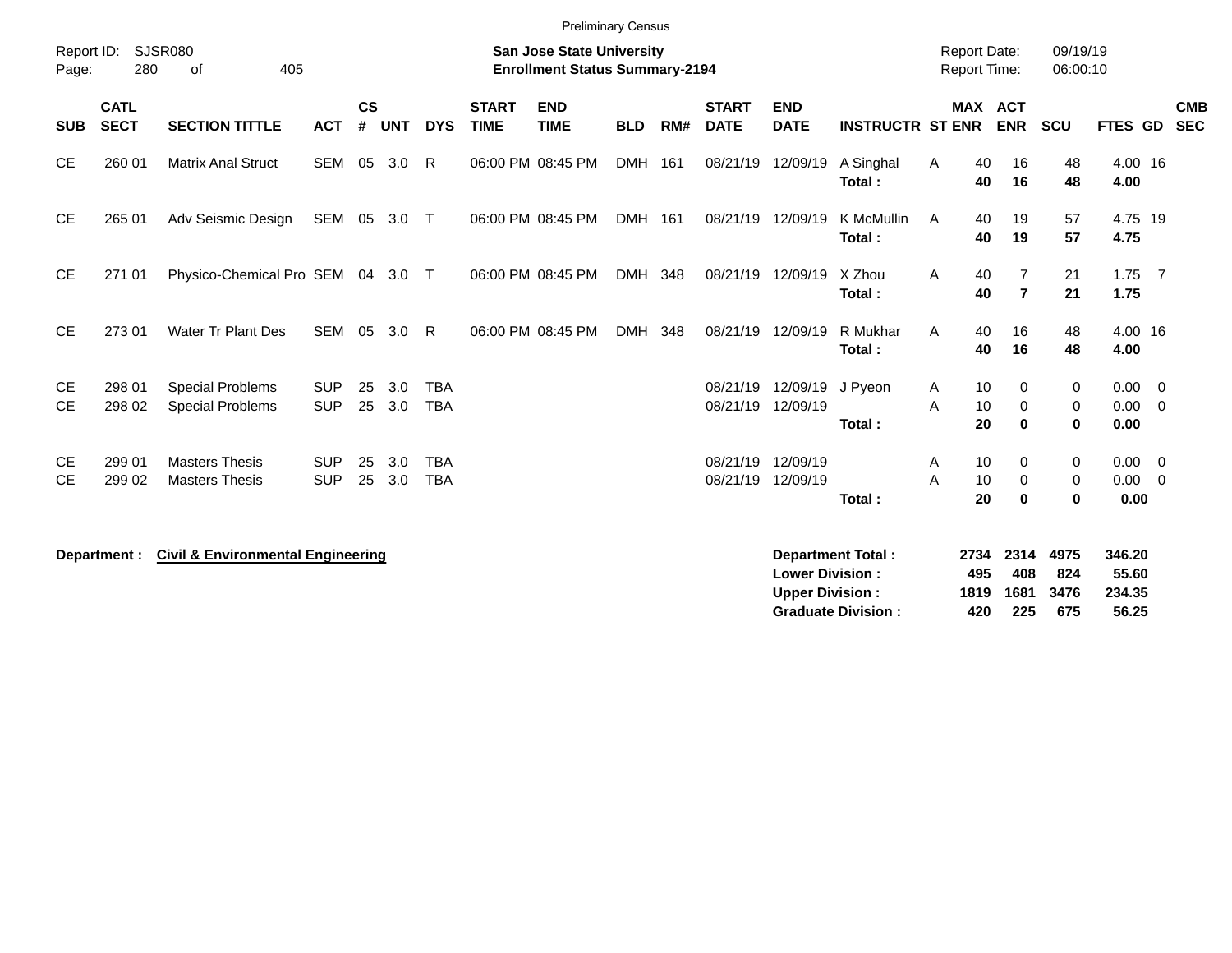Preliminary Census

Report ID: SJSR080

**San Jose State University**
**Enrollment Status Summary-2194**

Report Date: 09/19/19
Report Time: 06:00:10

| SUB | CATL SECT | SECTION TITTLE | ACT | CS # | UNT | DYS | START TIME | END TIME | BLD | RM# | START DATE | END DATE | INSTRUCTR | ST | MAX ENR | ACT ENR | SCU | FTES | GD | CMB SEC |
|---|---|---|---|---|---|---|---|---|---|---|---|---|---|---|---|---|---|---|---|---|
| CE | 260 01 | Matrix Anal Struct | SEM | 05 | 3.0 | R | 06:00 PM | 08:45 PM | DMH | 161 | 08/21/19 | 12/09/19 | A Singhal | A | 40 | 16 | 48 | 4.00 | 16 | |
| | | | | | | | | | | | | | **Total :** | | **40** | **16** | **48** | **4.00** | | |
| CE | 265 01 | Adv Seismic Design | SEM | 05 | 3.0 | T | 06:00 PM | 08:45 PM | DMH | 161 | 08/21/19 | 12/09/19 | K McMullin | A | 40 | 19 | 57 | 4.75 | 19 | |
| | | | | | | | | | | | | | **Total :** | | **40** | **19** | **57** | **4.75** | | |
| CE | 271 01 | Physico-Chemical Pro | SEM | 04 | 3.0 | T | 06:00 PM | 08:45 PM | DMH | 348 | 08/21/19 | 12/09/19 | X Zhou | A | 40 | 7 | 21 | 1.75 | 7 | |
| | | | | | | | | | | | | | **Total :** | | **40** | **7** | **21** | **1.75** | | |
| CE | 273 01 | Water Tr Plant Des | SEM | 05 | 3.0 | R | 06:00 PM | 08:45 PM | DMH | 348 | 08/21/19 | 12/09/19 | R Mukhar | A | 40 | 16 | 48 | 4.00 | 16 | |
| | | | | | | | | | | | | | **Total :** | | **40** | **16** | **48** | **4.00** | | |
| CE | 298 01 | Special Problems | SUP | 25 | 3.0 | TBA | | | | | 08/21/19 | 12/09/19 | J Pyeon | A | 10 | 0 | 0 | 0.00 | 0 | |
| CE | 298 02 | Special Problems | SUP | 25 | 3.0 | TBA | | | | | 08/21/19 | 12/09/19 | | A | 10 | 0 | 0 | 0.00 | 0 | |
| | | | | | | | | | | | | | **Total :** | | **20** | **0** | **0** | **0.00** | | |
| CE | 299 01 | Masters Thesis | SUP | 25 | 3.0 | TBA | | | | | 08/21/19 | 12/09/19 | | A | 10 | 0 | 0 | 0.00 | 0 | |
| CE | 299 02 | Masters Thesis | SUP | 25 | 3.0 | TBA | | | | | 08/21/19 | 12/09/19 | | A | 10 | 0 | 0 | 0.00 | 0 | |
| | | | | | | | | | | | | | **Total :** | | **20** | **0** | **0** | **0.00** | | |

**Department :** **Civil & Environmental Engineering**

| | MAX ENR | ACT ENR | SCU | FTES |
|---|---|---|---|---|
| **Department Total :** | **2734** | **2314** | **4975** | **346.20** |
| **Lower Division :** | **495** | **408** | **824** | **55.60** |
| **Upper Division :** | **1819** | **1681** | **3476** | **234.35** |
| **Graduate Division :** | **420** | **225** | **675** | **56.25** |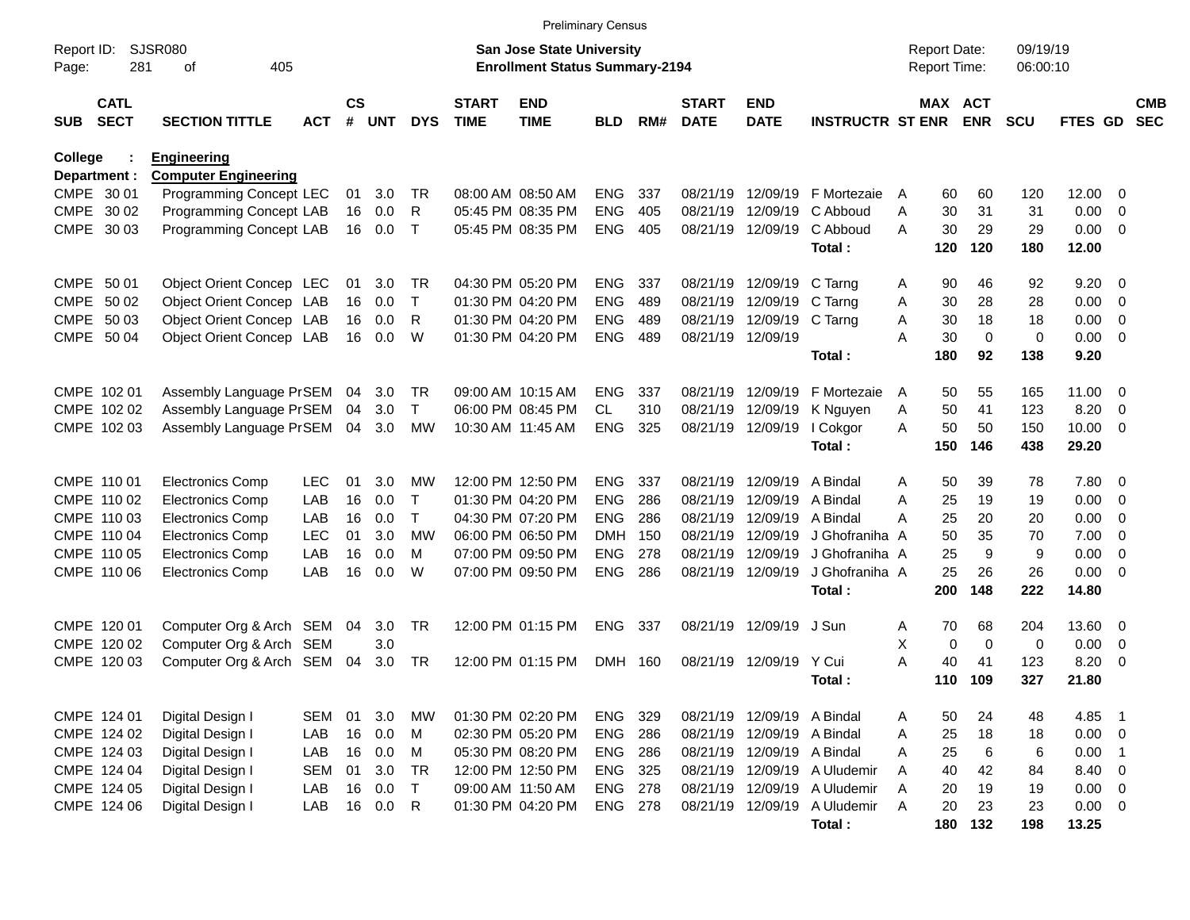Preliminary Census

Report ID: SJSR080
Page: 281 of 405

**San Jose State University**
**Enrollment Status Summary-2194**

Report Date: 09/19/19
Report Time: 06:00:10

**College : Engineering**
**Department : Computer Engineering**

| SUB | CATL SECT | SECTION TITTLE | ACT | CS # | UNT | DYS | START TIME | END TIME | BLD | RM# | START DATE | END DATE | INSTRUCTR | ST | MAX ENR | ACT ENR | SCU | FTES | GD | CMB SEC |
|---|---|---|---|---|---|---|---|---|---|---|---|---|---|---|---|---|---|---|---|---|
| CMPE | 30 01 | Programming Concept | LEC | 01 | 3.0 | TR | 08:00 AM | 08:50 AM | ENG | 337 | 08/21/19 | 12/09/19 | F Mortezaie | A | 60 | 60 | 120 | 12.00 | 0 | |
| CMPE | 30 02 | Programming Concept | LAB | 16 | 0.0 | R | 05:45 PM | 08:35 PM | ENG | 405 | 08/21/19 | 12/09/19 | C Abboud | A | 30 | 31 | 31 | 0.00 | 0 | |
| CMPE | 30 03 | Programming Concept | LAB | 16 | 0.0 | T | 05:45 PM | 08:35 PM | ENG | 405 | 08/21/19 | 12/09/19 | C Abboud | A | 30 | 29 | 29 | 0.00 | 0 | |
| | | | | | | | | | | | | | **Total :** | | **120** | **120** | **180** | **12.00** | | |
| CMPE | 50 01 | Object Orient Concep | LEC | 01 | 3.0 | TR | 04:30 PM | 05:20 PM | ENG | 337 | 08/21/19 | 12/09/19 | C Tarng | A | 90 | 46 | 92 | 9.20 | 0 | |
| CMPE | 50 02 | Object Orient Concep | LAB | 16 | 0.0 | T | 01:30 PM | 04:20 PM | ENG | 489 | 08/21/19 | 12/09/19 | C Tarng | A | 30 | 28 | 28 | 0.00 | 0 | |
| CMPE | 50 03 | Object Orient Concep | LAB | 16 | 0.0 | R | 01:30 PM | 04:20 PM | ENG | 489 | 08/21/19 | 12/09/19 | C Tarng | A | 30 | 18 | 18 | 0.00 | 0 | |
| CMPE | 50 04 | Object Orient Concep | LAB | 16 | 0.0 | W | 01:30 PM | 04:20 PM | ENG | 489 | 08/21/19 | 12/09/19 | | A | 30 | 0 | 0 | 0.00 | 0 | |
| | | | | | | | | | | | | | **Total :** | | **180** | **92** | **138** | **9.20** | | |
| CMPE | 102 01 | Assembly Language Pr | SEM | 04 | 3.0 | TR | 09:00 AM | 10:15 AM | ENG | 337 | 08/21/19 | 12/09/19 | F Mortezaie | A | 50 | 55 | 165 | 11.00 | 0 | |
| CMPE | 102 02 | Assembly Language Pr | SEM | 04 | 3.0 | T | 06:00 PM | 08:45 PM | CL | 310 | 08/21/19 | 12/09/19 | K Nguyen | A | 50 | 41 | 123 | 8.20 | 0 | |
| CMPE | 102 03 | Assembly Language Pr | SEM | 04 | 3.0 | MW | 10:30 AM | 11:45 AM | ENG | 325 | 08/21/19 | 12/09/19 | I Cokgor | A | 50 | 50 | 150 | 10.00 | 0 | |
| | | | | | | | | | | | | | **Total :** | | **150** | **146** | **438** | **29.20** | | |
| CMPE | 110 01 | Electronics Comp | LEC | 01 | 3.0 | MW | 12:00 PM | 12:50 PM | ENG | 337 | 08/21/19 | 12/09/19 | A Bindal | A | 50 | 39 | 78 | 7.80 | 0 | |
| CMPE | 110 02 | Electronics Comp | LAB | 16 | 0.0 | T | 01:30 PM | 04:20 PM | ENG | 286 | 08/21/19 | 12/09/19 | A Bindal | A | 25 | 19 | 19 | 0.00 | 0 | |
| CMPE | 110 03 | Electronics Comp | LAB | 16 | 0.0 | T | 04:30 PM | 07:20 PM | ENG | 286 | 08/21/19 | 12/09/19 | A Bindal | A | 25 | 20 | 20 | 0.00 | 0 | |
| CMPE | 110 04 | Electronics Comp | LEC | 01 | 3.0 | MW | 06:00 PM | 06:50 PM | DMH | 150 | 08/21/19 | 12/09/19 | J Ghofraniha | A | 50 | 35 | 70 | 7.00 | 0 | |
| CMPE | 110 05 | Electronics Comp | LAB | 16 | 0.0 | M | 07:00 PM | 09:50 PM | ENG | 278 | 08/21/19 | 12/09/19 | J Ghofraniha | A | 25 | 9 | 9 | 0.00 | 0 | |
| CMPE | 110 06 | Electronics Comp | LAB | 16 | 0.0 | W | 07:00 PM | 09:50 PM | ENG | 286 | 08/21/19 | 12/09/19 | J Ghofraniha | A | 25 | 26 | 26 | 0.00 | 0 | |
| | | | | | | | | | | | | | **Total :** | | **200** | **148** | **222** | **14.80** | | |
| CMPE | 120 01 | Computer Org & Arch | SEM | 04 | 3.0 | TR | 12:00 PM | 01:15 PM | ENG | 337 | 08/21/19 | 12/09/19 | J Sun | A | 70 | 68 | 204 | 13.60 | 0 | |
| CMPE | 120 02 | Computer Org & Arch | SEM | | 3.0 | | | | | | | | | X | 0 | 0 | 0 | 0.00 | 0 | |
| CMPE | 120 03 | Computer Org & Arch | SEM | 04 | 3.0 | TR | 12:00 PM | 01:15 PM | DMH | 160 | 08/21/19 | 12/09/19 | Y Cui | A | 40 | 41 | 123 | 8.20 | 0 | |
| | | | | | | | | | | | | | **Total :** | | **110** | **109** | **327** | **21.80** | | |
| CMPE | 124 01 | Digital Design I | SEM | 01 | 3.0 | MW | 01:30 PM | 02:20 PM | ENG | 329 | 08/21/19 | 12/09/19 | A Bindal | A | 50 | 24 | 48 | 4.85 | 1 | |
| CMPE | 124 02 | Digital Design I | LAB | 16 | 0.0 | M | 02:30 PM | 05:20 PM | ENG | 286 | 08/21/19 | 12/09/19 | A Bindal | A | 25 | 18 | 18 | 0.00 | 0 | |
| CMPE | 124 03 | Digital Design I | LAB | 16 | 0.0 | M | 05:30 PM | 08:20 PM | ENG | 286 | 08/21/19 | 12/09/19 | A Bindal | A | 25 | 6 | 6 | 0.00 | 1 | |
| CMPE | 124 04 | Digital Design I | SEM | 01 | 3.0 | TR | 12:00 PM | 12:50 PM | ENG | 325 | 08/21/19 | 12/09/19 | A Uludemir | A | 40 | 42 | 84 | 8.40 | 0 | |
| CMPE | 124 05 | Digital Design I | LAB | 16 | 0.0 | T | 09:00 AM | 11:50 AM | ENG | 278 | 08/21/19 | 12/09/19 | A Uludemir | A | 20 | 19 | 19 | 0.00 | 0 | |
| CMPE | 124 06 | Digital Design I | LAB | 16 | 0.0 | R | 01:30 PM | 04:20 PM | ENG | 278 | 08/21/19 | 12/09/19 | A Uludemir | A | 20 | 23 | 23 | 0.00 | 0 | |
| | | | | | | | | | | | | | **Total :** | | **180** | **132** | **198** | **13.25** | | |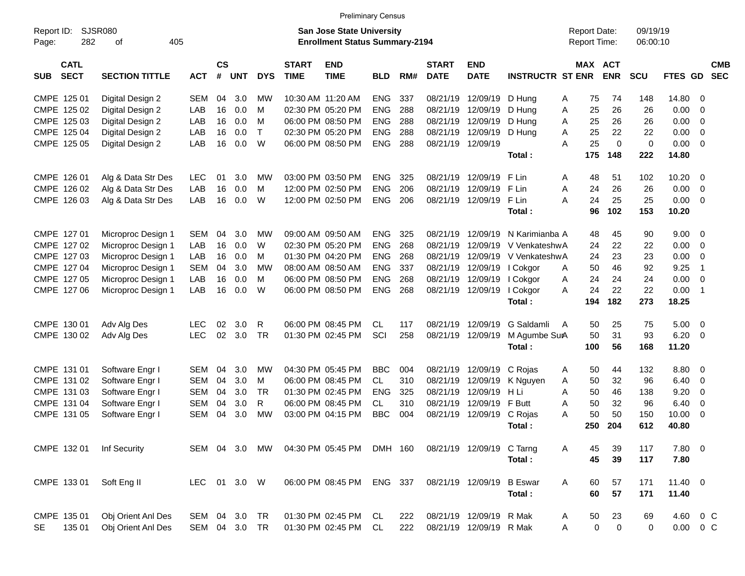Preliminary Census

Report ID: SJSR080
Page: 282 of 405

**San Jose State University**
**Enrollment Status Summary-2194**

Report Date: 09/19/19
Report Time: 06:00:10

| SUB | CATL SECT | SECTION TITTLE | ACT | CS # | UNT | DYS | START TIME | END TIME | BLD | RM# | START DATE | END DATE | INSTRUCTR | ST | MAX ENR | ACT ENR | SCU | FTES | GD | CMB SEC |
|---|---|---|---|---|---|---|---|---|---|---|---|---|---|---|---|---|---|---|---|---|
| CMPE | 125 01 | Digital Design 2 | SEM | 04 | 3.0 | MW | 10:30 AM | 11:20 AM | ENG | 337 | 08/21/19 | 12/09/19 | D Hung | A | 75 | 74 | 148 | 14.80 | 0 | |
| CMPE | 125 02 | Digital Design 2 | LAB | 16 | 0.0 | M | 02:30 PM | 05:20 PM | ENG | 288 | 08/21/19 | 12/09/19 | D Hung | A | 25 | 26 | 26 | 0.00 | 0 | |
| CMPE | 125 03 | Digital Design 2 | LAB | 16 | 0.0 | M | 06:00 PM | 08:50 PM | ENG | 288 | 08/21/19 | 12/09/19 | D Hung | A | 25 | 26 | 26 | 0.00 | 0 | |
| CMPE | 125 04 | Digital Design 2 | LAB | 16 | 0.0 | T | 02:30 PM | 05:20 PM | ENG | 288 | 08/21/19 | 12/09/19 | D Hung | A | 25 | 22 | 22 | 0.00 | 0 | |
| CMPE | 125 05 | Digital Design 2 | LAB | 16 | 0.0 | W | 06:00 PM | 08:50 PM | ENG | 288 | 08/21/19 | 12/09/19 | | A | 25 | 0 | 0 | 0.00 | 0 | |
| | | | | | | | | | | | | | **Total :** | | **175** | **148** | **222** | **14.80** | | |
| CMPE | 126 01 | Alg & Data Str Des | LEC | 01 | 3.0 | MW | 03:00 PM | 03:50 PM | ENG | 325 | 08/21/19 | 12/09/19 | F Lin | A | 48 | 51 | 102 | 10.20 | 0 | |
| CMPE | 126 02 | Alg & Data Str Des | LAB | 16 | 0.0 | M | 12:00 PM | 02:50 PM | ENG | 206 | 08/21/19 | 12/09/19 | F Lin | A | 24 | 26 | 26 | 0.00 | 0 | |
| CMPE | 126 03 | Alg & Data Str Des | LAB | 16 | 0.0 | W | 12:00 PM | 02:50 PM | ENG | 206 | 08/21/19 | 12/09/19 | F Lin | A | 24 | 25 | 25 | 0.00 | 0 | |
| | | | | | | | | | | | | | **Total :** | | **96** | **102** | **153** | **10.20** | | |
| CMPE | 127 01 | Microproc Design 1 | SEM | 04 | 3.0 | MW | 09:00 AM | 09:50 AM | ENG | 325 | 08/21/19 | 12/09/19 | N Karimianba | A | 48 | 45 | 90 | 9.00 | 0 | |
| CMPE | 127 02 | Microproc Design 1 | LAB | 16 | 0.0 | W | 02:30 PM | 05:20 PM | ENG | 268 | 08/21/19 | 12/09/19 | V Venkateshw | A | 24 | 22 | 22 | 0.00 | 0 | |
| CMPE | 127 03 | Microproc Design 1 | LAB | 16 | 0.0 | M | 01:30 PM | 04:20 PM | ENG | 268 | 08/21/19 | 12/09/19 | V Venkateshw | A | 24 | 23 | 23 | 0.00 | 0 | |
| CMPE | 127 04 | Microproc Design 1 | SEM | 04 | 3.0 | MW | 08:00 AM | 08:50 AM | ENG | 337 | 08/21/19 | 12/09/19 | I Cokgor | A | 50 | 46 | 92 | 9.25 | 1 | |
| CMPE | 127 05 | Microproc Design 1 | LAB | 16 | 0.0 | M | 06:00 PM | 08:50 PM | ENG | 268 | 08/21/19 | 12/09/19 | I Cokgor | A | 24 | 24 | 24 | 0.00 | 0 | |
| CMPE | 127 06 | Microproc Design 1 | LAB | 16 | 0.0 | W | 06:00 PM | 08:50 PM | ENG | 268 | 08/21/19 | 12/09/19 | I Cokgor | A | 24 | 22 | 22 | 0.00 | 1 | |
| | | | | | | | | | | | | | **Total :** | | **194** | **182** | **273** | **18.25** | | |
| CMPE | 130 01 | Adv Alg Des | LEC | 02 | 3.0 | R | 06:00 PM | 08:45 PM | CL | 117 | 08/21/19 | 12/09/19 | G Saldamli | A | 50 | 25 | 75 | 5.00 | 0 | |
| CMPE | 130 02 | Adv Alg Des | LEC | 02 | 3.0 | TR | 01:30 PM | 02:45 PM | SCI | 258 | 08/21/19 | 12/09/19 | M Agumbe Sur | A | 50 | 31 | 93 | 6.20 | 0 | |
| | | | | | | | | | | | | | **Total :** | | **100** | **56** | **168** | **11.20** | | |
| CMPE | 131 01 | Software Engr I | SEM | 04 | 3.0 | MW | 04:30 PM | 05:45 PM | BBC | 004 | 08/21/19 | 12/09/19 | C Rojas | A | 50 | 44 | 132 | 8.80 | 0 | |
| CMPE | 131 02 | Software Engr I | SEM | 04 | 3.0 | M | 06:00 PM | 08:45 PM | CL | 310 | 08/21/19 | 12/09/19 | K Nguyen | A | 50 | 32 | 96 | 6.40 | 0 | |
| CMPE | 131 03 | Software Engr I | SEM | 04 | 3.0 | TR | 01:30 PM | 02:45 PM | ENG | 325 | 08/21/19 | 12/09/19 | H Li | A | 50 | 46 | 138 | 9.20 | 0 | |
| CMPE | 131 04 | Software Engr I | SEM | 04 | 3.0 | R | 06:00 PM | 08:45 PM | CL | 310 | 08/21/19 | 12/09/19 | F Butt | A | 50 | 32 | 96 | 6.40 | 0 | |
| CMPE | 131 05 | Software Engr I | SEM | 04 | 3.0 | MW | 03:00 PM | 04:15 PM | BBC | 004 | 08/21/19 | 12/09/19 | C Rojas | A | 50 | 50 | 150 | 10.00 | 0 | |
| | | | | | | | | | | | | | **Total :** | | **250** | **204** | **612** | **40.80** | | |
| CMPE | 132 01 | Inf Security | SEM | 04 | 3.0 | MW | 04:30 PM | 05:45 PM | DMH | 160 | 08/21/19 | 12/09/19 | C Tarng | A | 45 | 39 | 117 | 7.80 | 0 | |
| | | | | | | | | | | | | | **Total :** | | **45** | **39** | **117** | **7.80** | | |
| CMPE | 133 01 | Soft Eng II | LEC | 01 | 3.0 | W | 06:00 PM | 08:45 PM | ENG | 337 | 08/21/19 | 12/09/19 | B Eswar | A | 60 | 57 | 171 | 11.40 | 0 | |
| | | | | | | | | | | | | | **Total :** | | **60** | **57** | **171** | **11.40** | | |
| CMPE | 135 01 | Obj Orient Anl Des | SEM | 04 | 3.0 | TR | 01:30 PM | 02:45 PM | CL | 222 | 08/21/19 | 12/09/19 | R Mak | A | 50 | 23 | 69 | 4.60 | 0 | C |
| SE | 135 01 | Obj Orient Anl Des | SEM | 04 | 3.0 | TR | 01:30 PM | 02:45 PM | CL | 222 | 08/21/19 | 12/09/19 | R Mak | A | 0 | 0 | 0 | 0.00 | 0 | C |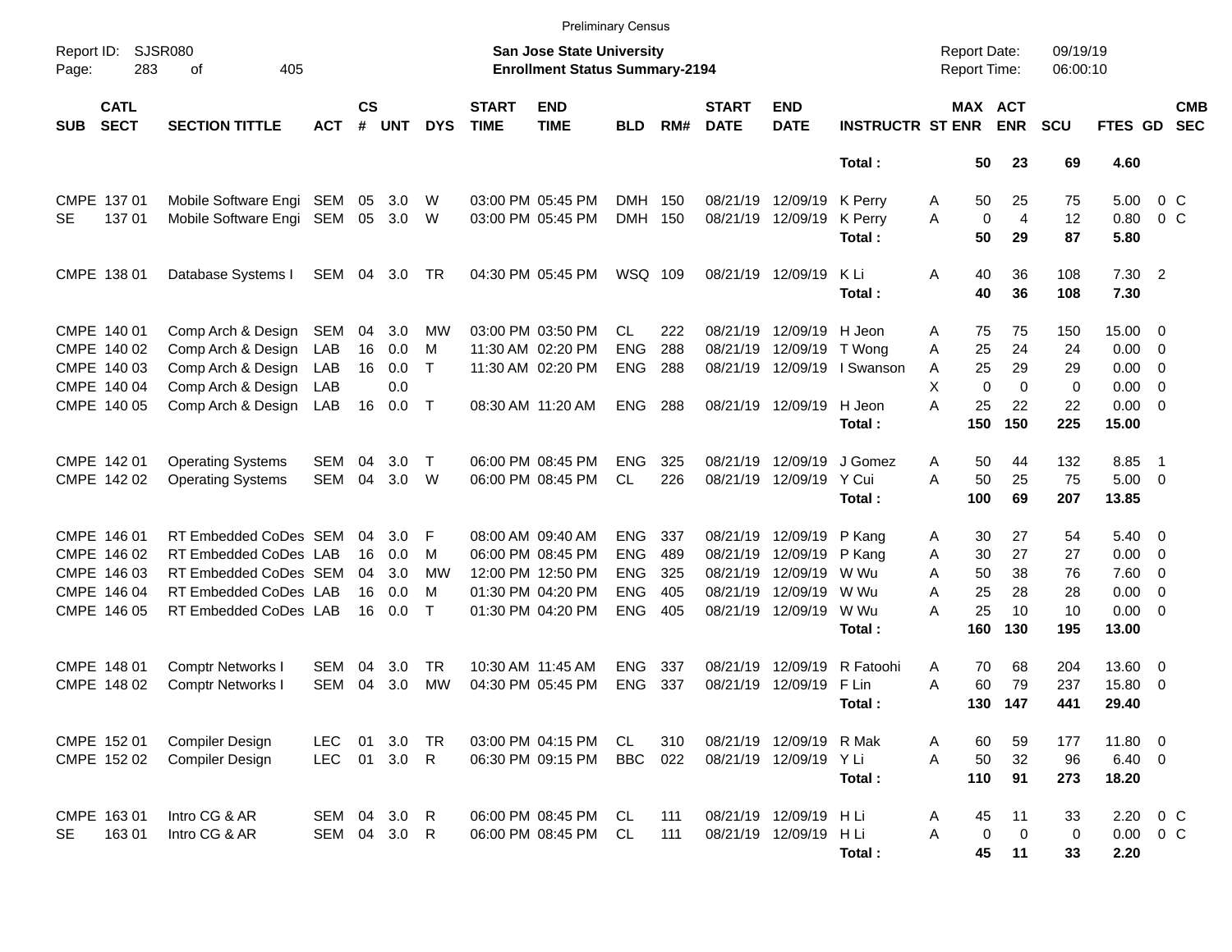Preliminary Census

Report ID: SJSR080
Page: 283 of 405

**San Jose State University**
**Enrollment Status Summary-2194**

Report Date: 09/19/19
Report Time: 06:00:10

| SUB | CATL SECT | SECTION TITTLE | ACT | CS # | UNT | DYS | START TIME | END TIME | BLD | RM# | START DATE | END DATE | INSTRUCTR | ST | MAX ENR | ACT ENR | SCU | FTES | GD | CMB SEC |
|---|---|---|---|---|---|---|---|---|---|---|---|---|---|---|---|---|---|---|---|---|
| | | | | | | | | | | | | | **Total :** | | **50** | **23** | **69** | **4.60** | | |
| CMPE | 137 01 | Mobile Software Engi | SEM | 05 | 3.0 | W | 03:00 PM | 05:45 PM | DMH | 150 | 08/21/19 | 12/09/19 | K Perry | A | 50 | 25 | 75 | 5.00 | 0 | C |
| SE | 137 01 | Mobile Software Engi | SEM | 05 | 3.0 | W | 03:00 PM | 05:45 PM | DMH | 150 | 08/21/19 | 12/09/19 | K Perry | A | 0 | 4 | 12 | 0.80 | 0 | C |
| | | | | | | | | | | | | | **Total :** | | **50** | **29** | **87** | **5.80** | | |
| CMPE | 138 01 | Database Systems I | SEM | 04 | 3.0 | TR | 04:30 PM | 05:45 PM | WSQ | 109 | 08/21/19 | 12/09/19 | K Li | A | 40 | 36 | 108 | 7.30 | 2 | |
| | | | | | | | | | | | | | **Total :** | | **40** | **36** | **108** | **7.30** | | |
| CMPE | 140 01 | Comp Arch & Design | SEM | 04 | 3.0 | MW | 03:00 PM | 03:50 PM | CL | 222 | 08/21/19 | 12/09/19 | H Jeon | A | 75 | 75 | 150 | 15.00 | 0 | |
| CMPE | 140 02 | Comp Arch & Design | LAB | 16 | 0.0 | M | 11:30 AM | 02:20 PM | ENG | 288 | 08/21/19 | 12/09/19 | T Wong | A | 25 | 24 | 24 | 0.00 | 0 | |
| CMPE | 140 03 | Comp Arch & Design | LAB | 16 | 0.0 | T | 11:30 AM | 02:20 PM | ENG | 288 | 08/21/19 | 12/09/19 | I Swanson | A | 25 | 29 | 29 | 0.00 | 0 | |
| CMPE | 140 04 | Comp Arch & Design | LAB | | 0.0 | | | | | | | | | X | 0 | 0 | 0 | 0.00 | 0 | |
| CMPE | 140 05 | Comp Arch & Design | LAB | 16 | 0.0 | T | 08:30 AM | 11:20 AM | ENG | 288 | 08/21/19 | 12/09/19 | H Jeon | A | 25 | 22 | 22 | 0.00 | 0 | |
| | | | | | | | | | | | | | **Total :** | | **150** | **150** | **225** | **15.00** | | |
| CMPE | 142 01 | Operating Systems | SEM | 04 | 3.0 | T | 06:00 PM | 08:45 PM | ENG | 325 | 08/21/19 | 12/09/19 | J Gomez | A | 50 | 44 | 132 | 8.85 | 1 | |
| CMPE | 142 02 | Operating Systems | SEM | 04 | 3.0 | W | 06:00 PM | 08:45 PM | CL | 226 | 08/21/19 | 12/09/19 | Y Cui | A | 50 | 25 | 75 | 5.00 | 0 | |
| | | | | | | | | | | | | | **Total :** | | **100** | **69** | **207** | **13.85** | | |
| CMPE | 146 01 | RT Embedded CoDes | SEM | 04 | 3.0 | F | 08:00 AM | 09:40 AM | ENG | 337 | 08/21/19 | 12/09/19 | P Kang | A | 30 | 27 | 54 | 5.40 | 0 | |
| CMPE | 146 02 | RT Embedded CoDes | LAB | 16 | 0.0 | M | 06:00 PM | 08:45 PM | ENG | 489 | 08/21/19 | 12/09/19 | P Kang | A | 30 | 27 | 27 | 0.00 | 0 | |
| CMPE | 146 03 | RT Embedded CoDes | SEM | 04 | 3.0 | MW | 12:00 PM | 12:50 PM | ENG | 325 | 08/21/19 | 12/09/19 | W Wu | A | 50 | 38 | 76 | 7.60 | 0 | |
| CMPE | 146 04 | RT Embedded CoDes | LAB | 16 | 0.0 | M | 01:30 PM | 04:20 PM | ENG | 405 | 08/21/19 | 12/09/19 | W Wu | A | 25 | 28 | 28 | 0.00 | 0 | |
| CMPE | 146 05 | RT Embedded CoDes | LAB | 16 | 0.0 | T | 01:30 PM | 04:20 PM | ENG | 405 | 08/21/19 | 12/09/19 | W Wu | A | 25 | 10 | 10 | 0.00 | 0 | |
| | | | | | | | | | | | | | **Total :** | | **160** | **130** | **195** | **13.00** | | |
| CMPE | 148 01 | Comptr Networks I | SEM | 04 | 3.0 | TR | 10:30 AM | 11:45 AM | ENG | 337 | 08/21/19 | 12/09/19 | R Fatoohi | A | 70 | 68 | 204 | 13.60 | 0 | |
| CMPE | 148 02 | Comptr Networks I | SEM | 04 | 3.0 | MW | 04:30 PM | 05:45 PM | ENG | 337 | 08/21/19 | 12/09/19 | F Lin | A | 60 | 79 | 237 | 15.80 | 0 | |
| | | | | | | | | | | | | | **Total :** | | **130** | **147** | **441** | **29.40** | | |
| CMPE | 152 01 | Compiler Design | LEC | 01 | 3.0 | TR | 03:00 PM | 04:15 PM | CL | 310 | 08/21/19 | 12/09/19 | R Mak | A | 60 | 59 | 177 | 11.80 | 0 | |
| CMPE | 152 02 | Compiler Design | LEC | 01 | 3.0 | R | 06:30 PM | 09:15 PM | BBC | 022 | 08/21/19 | 12/09/19 | Y Li | A | 50 | 32 | 96 | 6.40 | 0 | |
| | | | | | | | | | | | | | **Total :** | | **110** | **91** | **273** | **18.20** | | |
| CMPE | 163 01 | Intro CG & AR | SEM | 04 | 3.0 | R | 06:00 PM | 08:45 PM | CL | 111 | 08/21/19 | 12/09/19 | H Li | A | 45 | 11 | 33 | 2.20 | 0 | C |
| SE | 163 01 | Intro CG & AR | SEM | 04 | 3.0 | R | 06:00 PM | 08:45 PM | CL | 111 | 08/21/19 | 12/09/19 | H Li | A | 0 | 0 | 0 | 0.00 | 0 | C |
| | | | | | | | | | | | | | **Total :** | | **45** | **11** | **33** | **2.20** | | |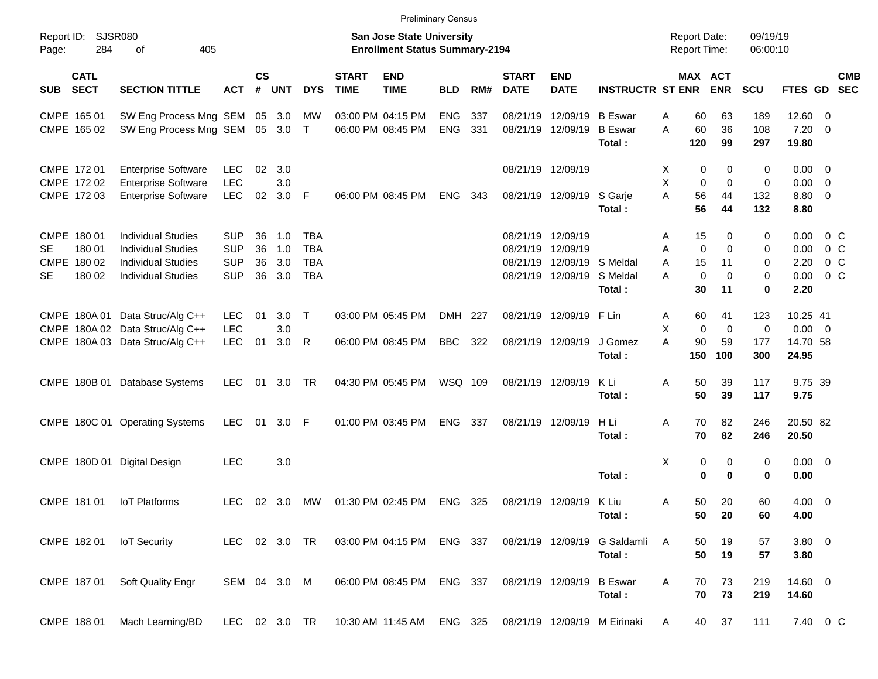Preliminary Census

Report ID: SJSR080

**San Jose State University**
**Enrollment Status Summary-2194**

Report Date: 09/19/19
Report Time: 06:00:10

| SUB | CATL SECT | SECTION TITTLE | ACT | CS # | UNT | DYS | START TIME | END TIME | BLD | RM# | START DATE | END DATE | INSTRUCTR | ST | MAX ENR | ACT ENR | SCU | FTES | GD | CMB SEC |
|---|---|---|---|---|---|---|---|---|---|---|---|---|---|---|---|---|---|---|---|---|
| CMPE | 165 01 | SW Eng Process Mng | SEM | 05 | 3.0 | MW | 03:00 PM | 04:15 PM | ENG | 337 | 08/21/19 | 12/09/19 | B Eswar | A | 60 | 63 | 189 | 12.60 | 0 | |
| CMPE | 165 02 | SW Eng Process Mng | SEM | 05 | 3.0 | T | 06:00 PM | 08:45 PM | ENG | 331 | 08/21/19 | 12/09/19 | B Eswar | A | 60 | 36 | 108 | 7.20 | 0 | |
| | | | | | | | | | | | | | **Total :** | | **120** | **99** | **297** | **19.80** | | |
| CMPE | 172 01 | Enterprise Software | LEC | 02 | 3.0 | | | | | | 08/21/19 | 12/09/19 | | X | 0 | 0 | 0 | 0.00 | 0 | |
| CMPE | 172 02 | Enterprise Software | LEC | | 3.0 | | | | | | | | | X | 0 | 0 | 0 | 0.00 | 0 | |
| CMPE | 172 03 | Enterprise Software | LEC | 02 | 3.0 | F | 06:00 PM | 08:45 PM | ENG | 343 | 08/21/19 | 12/09/19 | S Garje | A | 56 | 44 | 132 | 8.80 | 0 | |
| | | | | | | | | | | | | | **Total :** | | **56** | **44** | **132** | **8.80** | | |
| CMPE | 180 01 | Individual Studies | SUP | 36 | 1.0 | TBA | | | | | 08/21/19 | 12/09/19 | | A | 15 | 0 | 0 | 0.00 | 0 | C |
| SE | 180 01 | Individual Studies | SUP | 36 | 1.0 | TBA | | | | | 08/21/19 | 12/09/19 | | A | 0 | 0 | 0 | 0.00 | 0 | C |
| CMPE | 180 02 | Individual Studies | SUP | 36 | 3.0 | TBA | | | | | 08/21/19 | 12/09/19 | S Meldal | A | 15 | 11 | 0 | 2.20 | 0 | C |
| SE | 180 02 | Individual Studies | SUP | 36 | 3.0 | TBA | | | | | 08/21/19 | 12/09/19 | S Meldal | A | 0 | 0 | 0 | 0.00 | 0 | C |
| | | | | | | | | | | | | | **Total :** | | **30** | **11** | **0** | **2.20** | | |
| CMPE | 180A 01 | Data Struc/Alg C++ | LEC | 01 | 3.0 | T | 03:00 PM | 05:45 PM | DMH | 227 | 08/21/19 | 12/09/19 | F Lin | A | 60 | 41 | 123 | 10.25 | 41 | |
| CMPE | 180A 02 | Data Struc/Alg C++ | LEC | | 3.0 | | | | | | | | | X | 0 | 0 | 0 | 0.00 | 0 | |
| CMPE | 180A 03 | Data Struc/Alg C++ | LEC | 01 | 3.0 | R | 06:00 PM | 08:45 PM | BBC | 322 | 08/21/19 | 12/09/19 | J Gomez | A | 90 | 59 | 177 | 14.70 | 58 | |
| | | | | | | | | | | | | | **Total :** | | **150** | **100** | **300** | **24.95** | | |
| CMPE | 180B 01 | Database Systems | LEC | 01 | 3.0 | TR | 04:30 PM | 05:45 PM | WSQ | 109 | 08/21/19 | 12/09/19 | K Li | A | 50 | 39 | 117 | 9.75 | 39 | |
| | | | | | | | | | | | | | **Total :** | | **50** | **39** | **117** | **9.75** | | |
| CMPE | 180C 01 | Operating Systems | LEC | 01 | 3.0 | F | 01:00 PM | 03:45 PM | ENG | 337 | 08/21/19 | 12/09/19 | H Li | A | 70 | 82 | 246 | 20.50 | 82 | |
| | | | | | | | | | | | | | **Total :** | | **70** | **82** | **246** | **20.50** | | |
| CMPE | 180D 01 | Digital Design | LEC | | 3.0 | | | | | | | | | X | 0 | 0 | 0 | 0.00 | 0 | |
| | | | | | | | | | | | | | **Total :** | | **0** | **0** | **0** | **0.00** | | |
| CMPE | 181 01 | IoT Platforms | LEC | 02 | 3.0 | MW | 01:30 PM | 02:45 PM | ENG | 325 | 08/21/19 | 12/09/19 | K Liu | A | 50 | 20 | 60 | 4.00 | 0 | |
| | | | | | | | | | | | | | **Total :** | | **50** | **20** | **60** | **4.00** | | |
| CMPE | 182 01 | IoT Security | LEC | 02 | 3.0 | TR | 03:00 PM | 04:15 PM | ENG | 337 | 08/21/19 | 12/09/19 | G Saldamli | A | 50 | 19 | 57 | 3.80 | 0 | |
| | | | | | | | | | | | | | **Total :** | | **50** | **19** | **57** | **3.80** | | |
| CMPE | 187 01 | Soft Quality Engr | SEM | 04 | 3.0 | M | 06:00 PM | 08:45 PM | ENG | 337 | 08/21/19 | 12/09/19 | B Eswar | A | 70 | 73 | 219 | 14.60 | 0 | |
| | | | | | | | | | | | | | **Total :** | | **70** | **73** | **219** | **14.60** | | |
| CMPE | 188 01 | Mach Learning/BD | LEC | 02 | 3.0 | TR | 10:30 AM | 11:45 AM | ENG | 325 | 08/21/19 | 12/09/19 | M Eirinaki | A | 40 | 37 | 111 | 7.40 | 0 | C |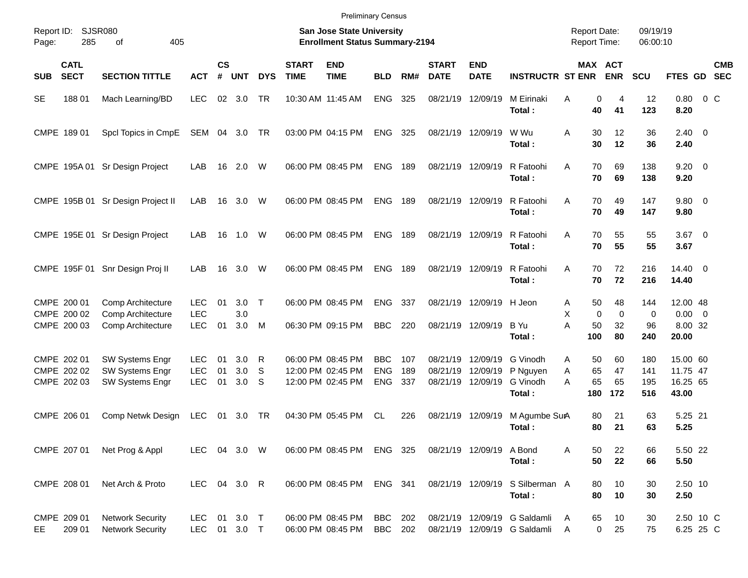Preliminary Census

Report ID: SJSR080

**San Jose State University**
**Enrollment Status Summary-2194**

Report Date: 09/19/19
Report Time: 06:00:10

| SUB | CATL SECT | SECTION TITTLE | ACT | CS # | UNT | DYS | START TIME | END TIME | BLD | RM# | START DATE | END DATE | INSTRUCTR | ST | MAX ENR | ACT ENR | SCU | FTES | GD | CMB SEC |
|---|---|---|---|---|---|---|---|---|---|---|---|---|---|---|---|---|---|---|---|---|
| SE | 188 01 | Mach Learning/BD | LEC | 02 | 3.0 | TR | 10:30 AM | 11:45 AM | ENG | 325 | 08/21/19 | 12/09/19 | M Eirinaki | A | 0 | 4 | 12 | 0.80 | 0 | C |
| | | | | | | | | | | | | | **Total :** | | **40** | **41** | **123** | **8.20** | | |
| CMPE | 189 01 | Spcl Topics in CmpE | SEM | 04 | 3.0 | TR | 03:00 PM | 04:15 PM | ENG | 325 | 08/21/19 | 12/09/19 | W Wu | A | 30 | 12 | 36 | 2.40 | 0 | |
| | | | | | | | | | | | | | **Total :** | | **30** | **12** | **36** | **2.40** | | |
| CMPE | 195A 01 | Sr Design Project | LAB | 16 | 2.0 | W | 06:00 PM | 08:45 PM | ENG | 189 | 08/21/19 | 12/09/19 | R Fatoohi | A | 70 | 69 | 138 | 9.20 | 0 | |
| | | | | | | | | | | | | | **Total :** | | **70** | **69** | **138** | **9.20** | | |
| CMPE | 195B 01 | Sr Design Project II | LAB | 16 | 3.0 | W | 06:00 PM | 08:45 PM | ENG | 189 | 08/21/19 | 12/09/19 | R Fatoohi | A | 70 | 49 | 147 | 9.80 | 0 | |
| | | | | | | | | | | | | | **Total :** | | **70** | **49** | **147** | **9.80** | | |
| CMPE | 195E 01 | Sr Design Project | LAB | 16 | 1.0 | W | 06:00 PM | 08:45 PM | ENG | 189 | 08/21/19 | 12/09/19 | R Fatoohi | A | 70 | 55 | 55 | 3.67 | 0 | |
| | | | | | | | | | | | | | **Total :** | | **70** | **55** | **55** | **3.67** | | |
| CMPE | 195F 01 | Snr Design Proj II | LAB | 16 | 3.0 | W | 06:00 PM | 08:45 PM | ENG | 189 | 08/21/19 | 12/09/19 | R Fatoohi | A | 70 | 72 | 216 | 14.40 | 0 | |
| | | | | | | | | | | | | | **Total :** | | **70** | **72** | **216** | **14.40** | | |
| CMPE | 200 01 | Comp Architecture | LEC | 01 | 3.0 | T | 06:00 PM | 08:45 PM | ENG | 337 | 08/21/19 | 12/09/19 | H Jeon | A | 50 | 48 | 144 | 12.00 | 48 | |
| CMPE | 200 02 | Comp Architecture | LEC | | 3.0 | | | | | | | | | X | 0 | 0 | 0 | 0.00 | 0 | |
| CMPE | 200 03 | Comp Architecture | LEC | 01 | 3.0 | M | 06:30 PM | 09:15 PM | BBC | 220 | 08/21/19 | 12/09/19 | B Yu | A | 50 | 32 | 96 | 8.00 | 32 | |
| | | | | | | | | | | | | | **Total :** | | **100** | **80** | **240** | **20.00** | | |
| CMPE | 202 01 | SW Systems Engr | LEC | 01 | 3.0 | R | 06:00 PM | 08:45 PM | BBC | 107 | 08/21/19 | 12/09/19 | G Vinodh | A | 50 | 60 | 180 | 15.00 | 60 | |
| CMPE | 202 02 | SW Systems Engr | LEC | 01 | 3.0 | S | 12:00 PM | 02:45 PM | ENG | 189 | 08/21/19 | 12/09/19 | P Nguyen | A | 65 | 47 | 141 | 11.75 | 47 | |
| CMPE | 202 03 | SW Systems Engr | LEC | 01 | 3.0 | S | 12:00 PM | 02:45 PM | ENG | 337 | 08/21/19 | 12/09/19 | G Vinodh | A | 65 | 65 | 195 | 16.25 | 65 | |
| | | | | | | | | | | | | | **Total :** | | **180** | **172** | **516** | **43.00** | | |
| CMPE | 206 01 | Comp Netwk Design | LEC | 01 | 3.0 | TR | 04:30 PM | 05:45 PM | CL | 226 | 08/21/19 | 12/09/19 | M Agumbe Sur | A | 80 | 21 | 63 | 5.25 | 21 | |
| | | | | | | | | | | | | | **Total :** | | **80** | **21** | **63** | **5.25** | | |
| CMPE | 207 01 | Net Prog & Appl | LEC | 04 | 3.0 | W | 06:00 PM | 08:45 PM | ENG | 325 | 08/21/19 | 12/09/19 | A Bond | A | 50 | 22 | 66 | 5.50 | 22 | |
| | | | | | | | | | | | | | **Total :** | | **50** | **22** | **66** | **5.50** | | |
| CMPE | 208 01 | Net Arch & Proto | LEC | 04 | 3.0 | R | 06:00 PM | 08:45 PM | ENG | 341 | 08/21/19 | 12/09/19 | S Silberman | A | 80 | 10 | 30 | 2.50 | 10 | |
| | | | | | | | | | | | | | **Total :** | | **80** | **10** | **30** | **2.50** | | |
| CMPE | 209 01 | Network Security | LEC | 01 | 3.0 | T | 06:00 PM | 08:45 PM | BBC | 202 | 08/21/19 | 12/09/19 | G Saldamli | A | 65 | 10 | 30 | 2.50 | 10 | C |
| EE | 209 01 | Network Security | LEC | 01 | 3.0 | T | 06:00 PM | 08:45 PM | BBC | 202 | 08/21/19 | 12/09/19 | G Saldamli | A | 0 | 25 | 75 | 6.25 | 25 | C |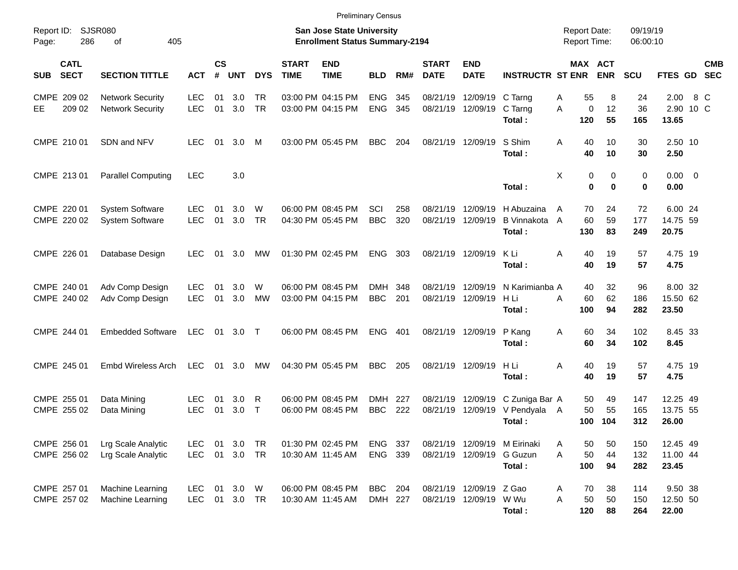Preliminary Census

Report ID: SJSR080

**San Jose State University**
**Enrollment Status Summary-2194**

Report Date: 09/19/19
Report Time: 06:00:10

| SUB | CATL SECT | SECTION TITTLE | ACT | CS # | UNT | DYS | START TIME | END TIME | BLD | RM# | START DATE | END DATE | INSTRUCTR | ST | MAX ENR | ACT ENR | SCU | FTES | GD | CMB SEC |
|---|---|---|---|---|---|---|---|---|---|---|---|---|---|---|---|---|---|---|---|---|
| CMPE | 209 02 | Network Security | LEC | 01 | 3.0 | TR | 03:00 PM | 04:15 PM | ENG | 345 | 08/21/19 | 12/09/19 | C Tarng | A | 55 | 8 | 24 | 2.00 | 8 | C |
| EE | 209 02 | Network Security | LEC | 01 | 3.0 | TR | 03:00 PM | 04:15 PM | ENG | 345 | 08/21/19 | 12/09/19 | C Tarng | A | 0 | 12 | 36 | 2.90 | 10 | C |
| | | | | | | | | | | | | | **Total :** | | **120** | **55** | **165** | **13.65** | | |
| CMPE | 210 01 | SDN and NFV | LEC | 01 | 3.0 | M | 03:00 PM | 05:45 PM | BBC | 204 | 08/21/19 | 12/09/19 | S Shim | A | 40 | 10 | 30 | 2.50 | 10 | |
| | | | | | | | | | | | | | **Total :** | | **40** | **10** | **30** | **2.50** | | |
| CMPE | 213 01 | Parallel Computing | LEC | | 3.0 | | | | | | | | | X | 0 | 0 | 0 | 0.00 | 0 | |
| | | | | | | | | | | | | | **Total :** | | **0** | **0** | **0** | **0.00** | | |
| CMPE | 220 01 | System Software | LEC | 01 | 3.0 | W | 06:00 PM | 08:45 PM | SCI | 258 | 08/21/19 | 12/09/19 | H Abuzaina | A | 70 | 24 | 72 | 6.00 | 24 | |
| CMPE | 220 02 | System Software | LEC | 01 | 3.0 | TR | 04:30 PM | 05:45 PM | BBC | 320 | 08/21/19 | 12/09/19 | B Vinnakota | A | 60 | 59 | 177 | 14.75 | 59 | |
| | | | | | | | | | | | | | **Total :** | | **130** | **83** | **249** | **20.75** | | |
| CMPE | 226 01 | Database Design | LEC | 01 | 3.0 | MW | 01:30 PM | 02:45 PM | ENG | 303 | 08/21/19 | 12/09/19 | K Li | A | 40 | 19 | 57 | 4.75 | 19 | |
| | | | | | | | | | | | | | **Total :** | | **40** | **19** | **57** | **4.75** | | |
| CMPE | 240 01 | Adv Comp Design | LEC | 01 | 3.0 | W | 06:00 PM | 08:45 PM | DMH | 348 | 08/21/19 | 12/09/19 | N Karimianba | A | 40 | 32 | 96 | 8.00 | 32 | |
| CMPE | 240 02 | Adv Comp Design | LEC | 01 | 3.0 | MW | 03:00 PM | 04:15 PM | BBC | 201 | 08/21/19 | 12/09/19 | H Li | A | 60 | 62 | 186 | 15.50 | 62 | |
| | | | | | | | | | | | | | **Total :** | | **100** | **94** | **282** | **23.50** | | |
| CMPE | 244 01 | Embedded Software | LEC | 01 | 3.0 | T | 06:00 PM | 08:45 PM | ENG | 401 | 08/21/19 | 12/09/19 | P Kang | A | 60 | 34 | 102 | 8.45 | 33 | |
| | | | | | | | | | | | | | **Total :** | | **60** | **34** | **102** | **8.45** | | |
| CMPE | 245 01 | Embd Wireless Arch | LEC | 01 | 3.0 | MW | 04:30 PM | 05:45 PM | BBC | 205 | 08/21/19 | 12/09/19 | H Li | A | 40 | 19 | 57 | 4.75 | 19 | |
| | | | | | | | | | | | | | **Total :** | | **40** | **19** | **57** | **4.75** | | |
| CMPE | 255 01 | Data Mining | LEC | 01 | 3.0 | R | 06:00 PM | 08:45 PM | DMH | 227 | 08/21/19 | 12/09/19 | C Zuniga Bar | A | 50 | 49 | 147 | 12.25 | 49 | |
| CMPE | 255 02 | Data Mining | LEC | 01 | 3.0 | T | 06:00 PM | 08:45 PM | BBC | 222 | 08/21/19 | 12/09/19 | V Pendyala | A | 50 | 55 | 165 | 13.75 | 55 | |
| | | | | | | | | | | | | | **Total :** | | **100** | **104** | **312** | **26.00** | | |
| CMPE | 256 01 | Lrg Scale Analytic | LEC | 01 | 3.0 | TR | 01:30 PM | 02:45 PM | ENG | 337 | 08/21/19 | 12/09/19 | M Eirinaki | A | 50 | 50 | 150 | 12.45 | 49 | |
| CMPE | 256 02 | Lrg Scale Analytic | LEC | 01 | 3.0 | TR | 10:30 AM | 11:45 AM | ENG | 339 | 08/21/19 | 12/09/19 | G Guzun | A | 50 | 44 | 132 | 11.00 | 44 | |
| | | | | | | | | | | | | | **Total :** | | **100** | **94** | **282** | **23.45** | | |
| CMPE | 257 01 | Machine Learning | LEC | 01 | 3.0 | W | 06:00 PM | 08:45 PM | BBC | 204 | 08/21/19 | 12/09/19 | Z Gao | A | 70 | 38 | 114 | 9.50 | 38 | |
| CMPE | 257 02 | Machine Learning | LEC | 01 | 3.0 | TR | 10:30 AM | 11:45 AM | DMH | 227 | 08/21/19 | 12/09/19 | W Wu | A | 50 | 50 | 150 | 12.50 | 50 | |
| | | | | | | | | | | | | | **Total :** | | **120** | **88** | **264** | **22.00** | | |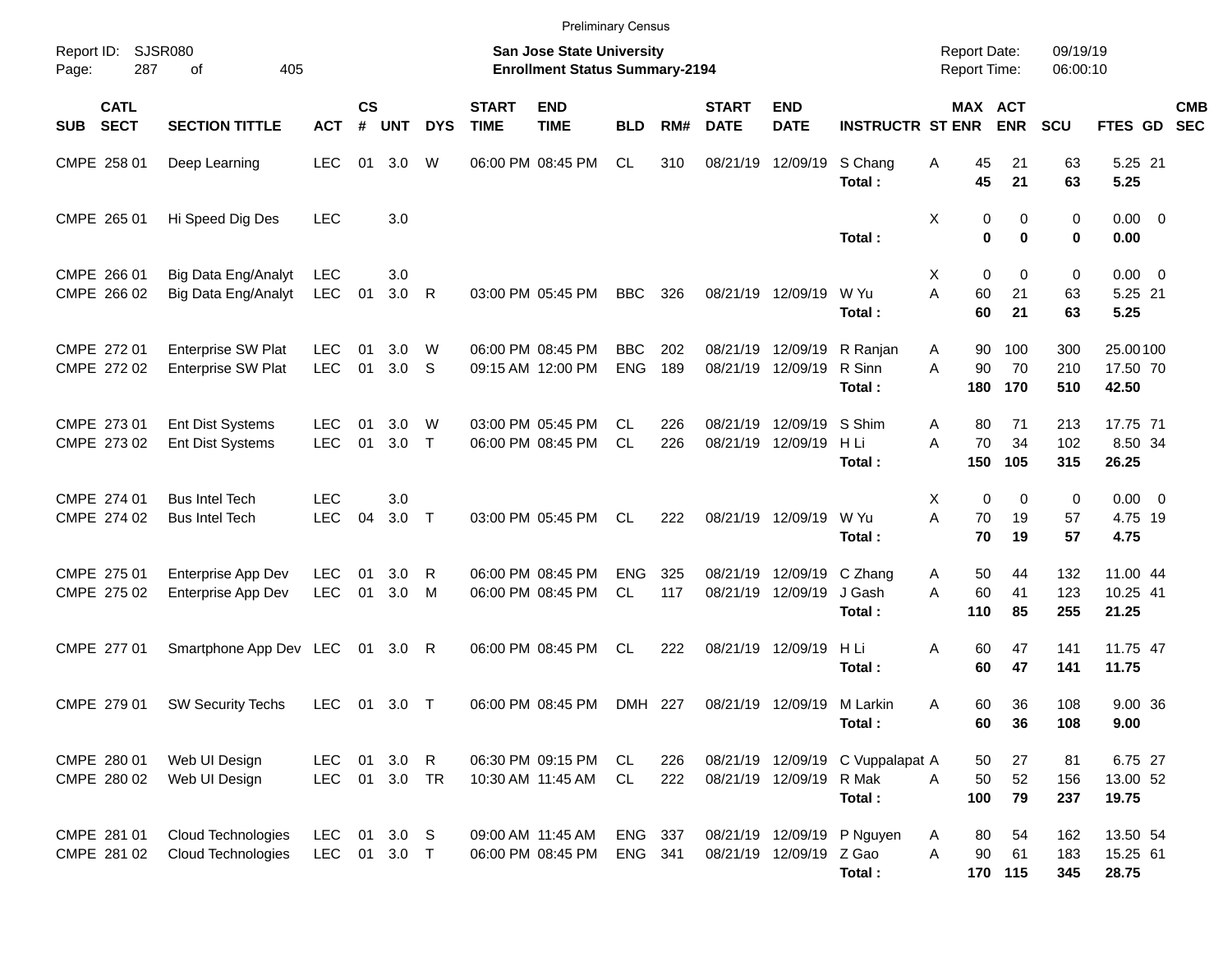Preliminary Census

Report ID: SJSR080

**San Jose State University**
**Enrollment Status Summary-2194**

Report Date: 09/19/19
Report Time: 06:00:10

| SUB | CATL SECT | SECTION TITTLE | ACT | CS # | UNT | DYS | START TIME | END TIME | BLD | RM# | START DATE | END DATE | INSTRUCTR | ST | MAX ENR | ACT ENR | SCU | FTES | GD | CMB SEC |
|---|---|---|---|---|---|---|---|---|---|---|---|---|---|---|---|---|---|---|---|---|
| CMPE | 258 01 | Deep Learning | LEC | 01 | 3.0 | W | 06:00 PM | 08:45 PM | CL | 310 | 08/21/19 | 12/09/19 | S Chang | A | 45 | 21 | 63 | 5.25 | 21 | |
| | | | | | | | | | | | | | **Total :** | | **45** | **21** | **63** | **5.25** | | |
| CMPE | 265 01 | Hi Speed Dig Des | LEC | | 3.0 | | | | | | | | | X | 0 | 0 | 0 | 0.00 | 0 | |
| | | | | | | | | | | | | | **Total :** | | **0** | **0** | **0** | **0.00** | | |
| CMPE | 266 01 | Big Data Eng/Analyt | LEC | | 3.0 | | | | | | | | | X | 0 | 0 | 0 | 0.00 | 0 | |
| CMPE | 266 02 | Big Data Eng/Analyt | LEC | 01 | 3.0 | R | 03:00 PM | 05:45 PM | BBC | 326 | 08/21/19 | 12/09/19 | W Yu | A | 60 | 21 | 63 | 5.25 | 21 | |
| | | | | | | | | | | | | | **Total :** | | **60** | **21** | **63** | **5.25** | | |
| CMPE | 272 01 | Enterprise SW Plat | LEC | 01 | 3.0 | W | 06:00 PM | 08:45 PM | BBC | 202 | 08/21/19 | 12/09/19 | R Ranjan | A | 90 | 100 | 300 | 25.00 | 100 | |
| CMPE | 272 02 | Enterprise SW Plat | LEC | 01 | 3.0 | S | 09:15 AM | 12:00 PM | ENG | 189 | 08/21/19 | 12/09/19 | R Sinn | A | 90 | 70 | 210 | 17.50 | 70 | |
| | | | | | | | | | | | | | **Total :** | | **180** | **170** | **510** | **42.50** | | |
| CMPE | 273 01 | Ent Dist Systems | LEC | 01 | 3.0 | W | 03:00 PM | 05:45 PM | CL | 226 | 08/21/19 | 12/09/19 | S Shim | A | 80 | 71 | 213 | 17.75 | 71 | |
| CMPE | 273 02 | Ent Dist Systems | LEC | 01 | 3.0 | T | 06:00 PM | 08:45 PM | CL | 226 | 08/21/19 | 12/09/19 | H Li | A | 70 | 34 | 102 | 8.50 | 34 | |
| | | | | | | | | | | | | | **Total :** | | **150** | **105** | **315** | **26.25** | | |
| CMPE | 274 01 | Bus Intel Tech | LEC | | 3.0 | | | | | | | | | X | 0 | 0 | 0 | 0.00 | 0 | |
| CMPE | 274 02 | Bus Intel Tech | LEC | 04 | 3.0 | T | 03:00 PM | 05:45 PM | CL | 222 | 08/21/19 | 12/09/19 | W Yu | A | 70 | 19 | 57 | 4.75 | 19 | |
| | | | | | | | | | | | | | **Total :** | | **70** | **19** | **57** | **4.75** | | |
| CMPE | 275 01 | Enterprise App Dev | LEC | 01 | 3.0 | R | 06:00 PM | 08:45 PM | ENG | 325 | 08/21/19 | 12/09/19 | C Zhang | A | 50 | 44 | 132 | 11.00 | 44 | |
| CMPE | 275 02 | Enterprise App Dev | LEC | 01 | 3.0 | M | 06:00 PM | 08:45 PM | CL | 117 | 08/21/19 | 12/09/19 | J Gash | A | 60 | 41 | 123 | 10.25 | 41 | |
| | | | | | | | | | | | | | **Total :** | | **110** | **85** | **255** | **21.25** | | |
| CMPE | 277 01 | Smartphone App Dev | LEC | 01 | 3.0 | R | 06:00 PM | 08:45 PM | CL | 222 | 08/21/19 | 12/09/19 | H Li | A | 60 | 47 | 141 | 11.75 | 47 | |
| | | | | | | | | | | | | | **Total :** | | **60** | **47** | **141** | **11.75** | | |
| CMPE | 279 01 | SW Security Techs | LEC | 01 | 3.0 | T | 06:00 PM | 08:45 PM | DMH | 227 | 08/21/19 | 12/09/19 | M Larkin | A | 60 | 36 | 108 | 9.00 | 36 | |
| | | | | | | | | | | | | | **Total :** | | **60** | **36** | **108** | **9.00** | | |
| CMPE | 280 01 | Web UI Design | LEC | 01 | 3.0 | R | 06:30 PM | 09:15 PM | CL | 226 | 08/21/19 | 12/09/19 | C Vuppalapat | A | 50 | 27 | 81 | 6.75 | 27 | |
| CMPE | 280 02 | Web UI Design | LEC | 01 | 3.0 | TR | 10:30 AM | 11:45 AM | CL | 222 | 08/21/19 | 12/09/19 | R Mak | A | 50 | 52 | 156 | 13.00 | 52 | |
| | | | | | | | | | | | | | **Total :** | | **100** | **79** | **237** | **19.75** | | |
| CMPE | 281 01 | Cloud Technologies | LEC | 01 | 3.0 | S | 09:00 AM | 11:45 AM | ENG | 337 | 08/21/19 | 12/09/19 | P Nguyen | A | 80 | 54 | 162 | 13.50 | 54 | |
| CMPE | 281 02 | Cloud Technologies | LEC | 01 | 3.0 | T | 06:00 PM | 08:45 PM | ENG | 341 | 08/21/19 | 12/09/19 | Z Gao | A | 90 | 61 | 183 | 15.25 | 61 | |
| | | | | | | | | | | | | | **Total :** | | **170** | **115** | **345** | **28.75** | | |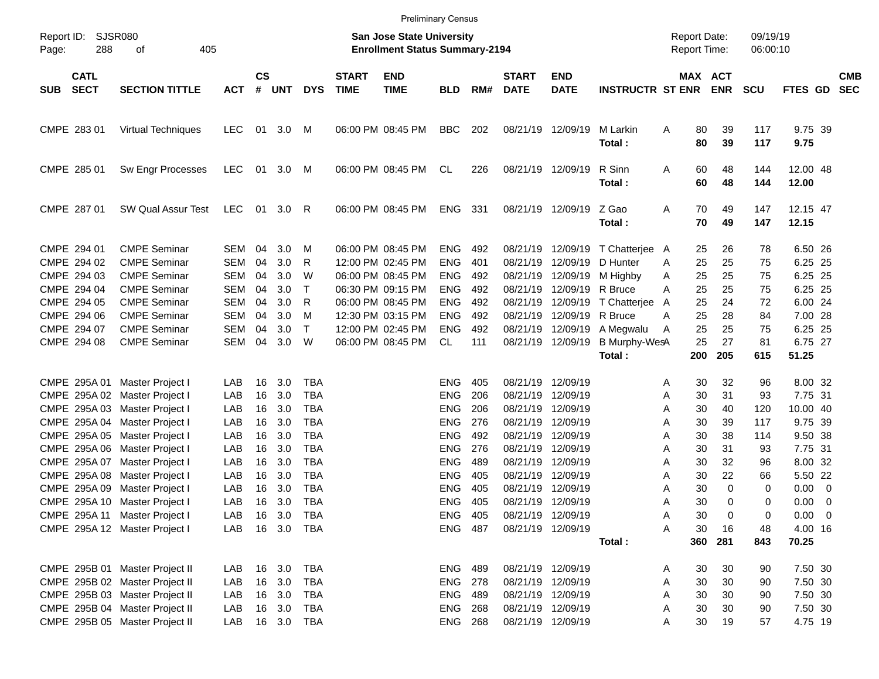Preliminary Census

Report ID: SJSR080

**San Jose State University**
**Enrollment Status Summary-2194**

Report Date: 09/19/19
Report Time: 06:00:10

| SUB | CATL SECT | SECTION TITTLE | ACT | CS # | UNT | DYS | START TIME | END TIME | BLD | RM# | START DATE | END DATE | INSTRUCTR | ST | MAX ENR | ACT ENR | SCU | FTES | GD | CMB SEC |
|---|---|---|---|---|---|---|---|---|---|---|---|---|---|---|---|---|---|---|---|---|
| CMPE | 283 01 | Virtual Techniques | LEC | 01 | 3.0 | M | 06:00 PM | 08:45 PM | BBC | 202 | 08/21/19 | 12/09/19 | M Larkin | A | 80 | 39 | 117 | 9.75 | 39 | |
| | | | | | | | | | | | | | **Total :** | | **80** | **39** | **117** | **9.75** | | |
| CMPE | 285 01 | Sw Engr Processes | LEC | 01 | 3.0 | M | 06:00 PM | 08:45 PM | CL | 226 | 08/21/19 | 12/09/19 | R Sinn | A | 60 | 48 | 144 | 12.00 | 48 | |
| | | | | | | | | | | | | | **Total :** | | **60** | **48** | **144** | **12.00** | | |
| CMPE | 287 01 | SW Qual Assur Test | LEC | 01 | 3.0 | R | 06:00 PM | 08:45 PM | ENG | 331 | 08/21/19 | 12/09/19 | Z Gao | A | 70 | 49 | 147 | 12.15 | 47 | |
| | | | | | | | | | | | | | **Total :** | | **70** | **49** | **147** | **12.15** | | |
| CMPE | 294 01 | CMPE Seminar | SEM | 04 | 3.0 | M | 06:00 PM | 08:45 PM | ENG | 492 | 08/21/19 | 12/09/19 | T Chatterjee | A | 25 | 26 | 78 | 6.50 | 26 | |
| CMPE | 294 02 | CMPE Seminar | SEM | 04 | 3.0 | R | 12:00 PM | 02:45 PM | ENG | 401 | 08/21/19 | 12/09/19 | D Hunter | A | 25 | 25 | 75 | 6.25 | 25 | |
| CMPE | 294 03 | CMPE Seminar | SEM | 04 | 3.0 | W | 06:00 PM | 08:45 PM | ENG | 492 | 08/21/19 | 12/09/19 | M Highby | A | 25 | 25 | 75 | 6.25 | 25 | |
| CMPE | 294 04 | CMPE Seminar | SEM | 04 | 3.0 | T | 06:30 PM | 09:15 PM | ENG | 492 | 08/21/19 | 12/09/19 | R Bruce | A | 25 | 25 | 75 | 6.25 | 25 | |
| CMPE | 294 05 | CMPE Seminar | SEM | 04 | 3.0 | R | 06:00 PM | 08:45 PM | ENG | 492 | 08/21/19 | 12/09/19 | T Chatterjee | A | 25 | 24 | 72 | 6.00 | 24 | |
| CMPE | 294 06 | CMPE Seminar | SEM | 04 | 3.0 | M | 12:30 PM | 03:15 PM | ENG | 492 | 08/21/19 | 12/09/19 | R Bruce | A | 25 | 28 | 84 | 7.00 | 28 | |
| CMPE | 294 07 | CMPE Seminar | SEM | 04 | 3.0 | T | 12:00 PM | 02:45 PM | ENG | 492 | 08/21/19 | 12/09/19 | A Megwalu | A | 25 | 25 | 75 | 6.25 | 25 | |
| CMPE | 294 08 | CMPE Seminar | SEM | 04 | 3.0 | W | 06:00 PM | 08:45 PM | CL | 111 | 08/21/19 | 12/09/19 | B Murphy-Wes | A | 25 | 27 | 81 | 6.75 | 27 | |
| | | | | | | | | | | | | | **Total :** | | **200** | **205** | **615** | **51.25** | | |
| CMPE | 295A 01 | Master Project I | LAB | 16 | 3.0 | TBA | | | ENG | 405 | 08/21/19 | 12/09/19 | | A | 30 | 32 | 96 | 8.00 | 32 | |
| CMPE | 295A 02 | Master Project I | LAB | 16 | 3.0 | TBA | | | ENG | 206 | 08/21/19 | 12/09/19 | | A | 30 | 31 | 93 | 7.75 | 31 | |
| CMPE | 295A 03 | Master Project I | LAB | 16 | 3.0 | TBA | | | ENG | 206 | 08/21/19 | 12/09/19 | | A | 30 | 40 | 120 | 10.00 | 40 | |
| CMPE | 295A 04 | Master Project I | LAB | 16 | 3.0 | TBA | | | ENG | 276 | 08/21/19 | 12/09/19 | | A | 30 | 39 | 117 | 9.75 | 39 | |
| CMPE | 295A 05 | Master Project I | LAB | 16 | 3.0 | TBA | | | ENG | 492 | 08/21/19 | 12/09/19 | | A | 30 | 38 | 114 | 9.50 | 38 | |
| CMPE | 295A 06 | Master Project I | LAB | 16 | 3.0 | TBA | | | ENG | 276 | 08/21/19 | 12/09/19 | | A | 30 | 31 | 93 | 7.75 | 31 | |
| CMPE | 295A 07 | Master Project I | LAB | 16 | 3.0 | TBA | | | ENG | 489 | 08/21/19 | 12/09/19 | | A | 30 | 32 | 96 | 8.00 | 32 | |
| CMPE | 295A 08 | Master Project I | LAB | 16 | 3.0 | TBA | | | ENG | 405 | 08/21/19 | 12/09/19 | | A | 30 | 22 | 66 | 5.50 | 22 | |
| CMPE | 295A 09 | Master Project I | LAB | 16 | 3.0 | TBA | | | ENG | 405 | 08/21/19 | 12/09/19 | | A | 30 | 0 | 0 | 0.00 | 0 | |
| CMPE | 295A 10 | Master Project I | LAB | 16 | 3.0 | TBA | | | ENG | 405 | 08/21/19 | 12/09/19 | | A | 30 | 0 | 0 | 0.00 | 0 | |
| CMPE | 295A 11 | Master Project I | LAB | 16 | 3.0 | TBA | | | ENG | 405 | 08/21/19 | 12/09/19 | | A | 30 | 0 | 0 | 0.00 | 0 | |
| CMPE | 295A 12 | Master Project I | LAB | 16 | 3.0 | TBA | | | ENG | 487 | 08/21/19 | 12/09/19 | | A | 30 | 16 | 48 | 4.00 | 16 | |
| | | | | | | | | | | | | | **Total :** | | **360** | **281** | **843** | **70.25** | | |
| CMPE | 295B 01 | Master Project II | LAB | 16 | 3.0 | TBA | | | ENG | 489 | 08/21/19 | 12/09/19 | | A | 30 | 30 | 90 | 7.50 | 30 | |
| CMPE | 295B 02 | Master Project II | LAB | 16 | 3.0 | TBA | | | ENG | 278 | 08/21/19 | 12/09/19 | | A | 30 | 30 | 90 | 7.50 | 30 | |
| CMPE | 295B 03 | Master Project II | LAB | 16 | 3.0 | TBA | | | ENG | 489 | 08/21/19 | 12/09/19 | | A | 30 | 30 | 90 | 7.50 | 30 | |
| CMPE | 295B 04 | Master Project II | LAB | 16 | 3.0 | TBA | | | ENG | 268 | 08/21/19 | 12/09/19 | | A | 30 | 30 | 90 | 7.50 | 30 | |
| CMPE | 295B 05 | Master Project II | LAB | 16 | 3.0 | TBA | | | ENG | 268 | 08/21/19 | 12/09/19 | | A | 30 | 19 | 57 | 4.75 | 19 | |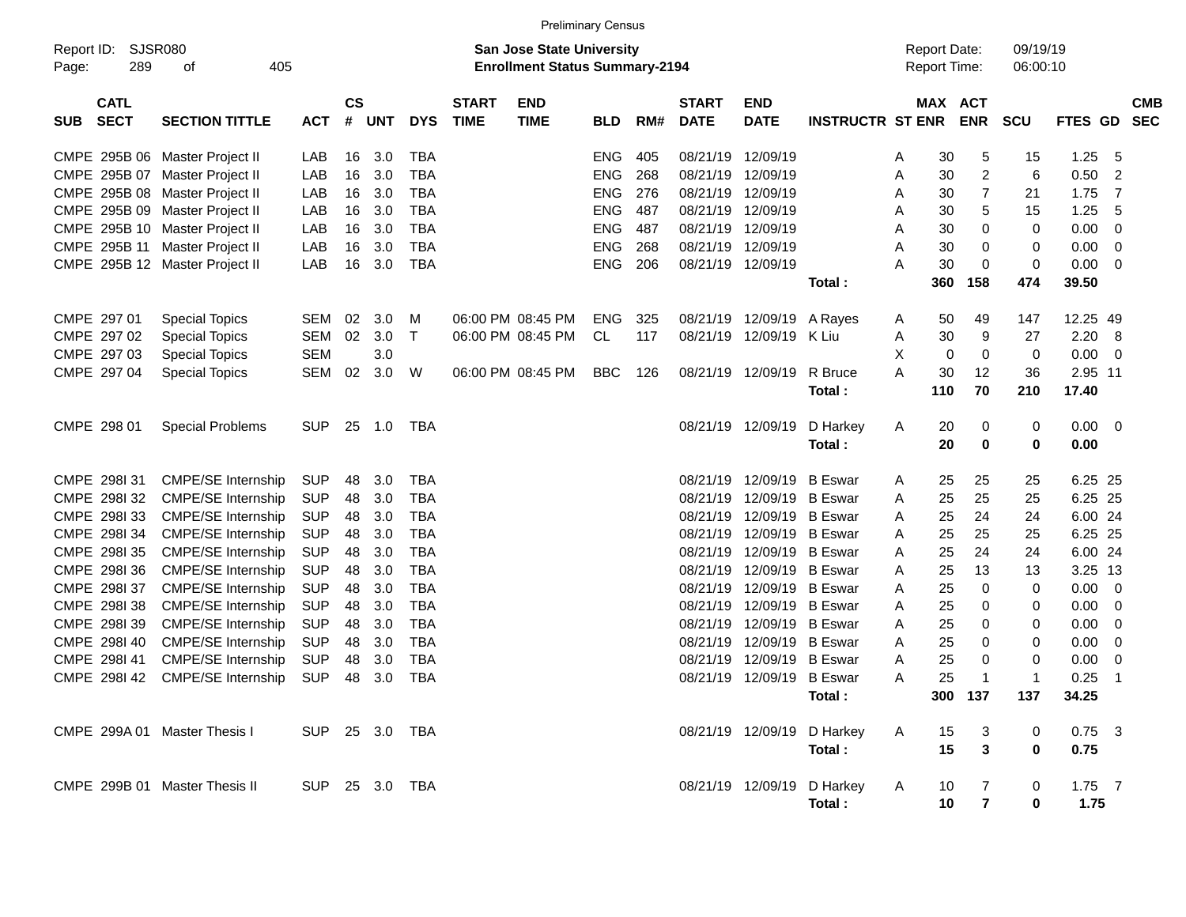Preliminary Census

Report ID: SJSR080
Page: 289 of 405

**San Jose State University**
**Enrollment Status Summary-2194**

Report Date: 09/19/19
Report Time: 06:00:10

| SUB | CATL SECT | SECTION TITTLE | ACT | CS # | UNT | DYS | START TIME | END TIME | BLD | RM# | START DATE | END DATE | INSTRUCTR | ST | MAX ENR | ACT ENR | SCU | FTES | GD | CMB SEC |
|---|---|---|---|---|---|---|---|---|---|---|---|---|---|---|---|---|---|---|---|---|
| CMPE | 295B 06 | Master Project II | LAB | 16 | 3.0 | TBA | | | ENG | 405 | 08/21/19 | 12/09/19 | | A | 30 | 5 | 15 | 1.25 | 5 | |
| CMPE | 295B 07 | Master Project II | LAB | 16 | 3.0 | TBA | | | ENG | 268 | 08/21/19 | 12/09/19 | | A | 30 | 2 | 6 | 0.50 | 2 | |
| CMPE | 295B 08 | Master Project II | LAB | 16 | 3.0 | TBA | | | ENG | 276 | 08/21/19 | 12/09/19 | | A | 30 | 7 | 21 | 1.75 | 7 | |
| CMPE | 295B 09 | Master Project II | LAB | 16 | 3.0 | TBA | | | ENG | 487 | 08/21/19 | 12/09/19 | | A | 30 | 5 | 15 | 1.25 | 5 | |
| CMPE | 295B 10 | Master Project II | LAB | 16 | 3.0 | TBA | | | ENG | 487 | 08/21/19 | 12/09/19 | | A | 30 | 0 | 0 | 0.00 | 0 | |
| CMPE | 295B 11 | Master Project II | LAB | 16 | 3.0 | TBA | | | ENG | 268 | 08/21/19 | 12/09/19 | | A | 30 | 0 | 0 | 0.00 | 0 | |
| CMPE | 295B 12 | Master Project II | LAB | 16 | 3.0 | TBA | | | ENG | 206 | 08/21/19 | 12/09/19 | | A | 30 | 0 | 0 | 0.00 | 0 | |
| | | | | | | | | | | | | | **Total :** | | **360** | **158** | **474** | **39.50** | | |
| CMPE | 297 01 | Special Topics | SEM | 02 | 3.0 | M | 06:00 PM | 08:45 PM | ENG | 325 | 08/21/19 | 12/09/19 | A Rayes | A | 50 | 49 | 147 | 12.25 | 49 | |
| CMPE | 297 02 | Special Topics | SEM | 02 | 3.0 | T | 06:00 PM | 08:45 PM | CL | 117 | 08/21/19 | 12/09/19 | K Liu | A | 30 | 9 | 27 | 2.20 | 8 | |
| CMPE | 297 03 | Special Topics | SEM | | 3.0 | | | | | | | | | X | 0 | 0 | 0 | 0.00 | 0 | |
| CMPE | 297 04 | Special Topics | SEM | 02 | 3.0 | W | 06:00 PM | 08:45 PM | BBC | 126 | 08/21/19 | 12/09/19 | R Bruce | A | 30 | 12 | 36 | 2.95 | 11 | |
| | | | | | | | | | | | | | **Total :** | | **110** | **70** | **210** | **17.40** | | |
| CMPE | 298 01 | Special Problems | SUP | 25 | 1.0 | TBA | | | | | 08/21/19 | 12/09/19 | D Harkey | A | 20 | 0 | 0 | 0.00 | 0 | |
| | | | | | | | | | | | | | **Total :** | | **20** | **0** | **0** | **0.00** | | |
| CMPE | 298I 31 | CMPE/SE Internship | SUP | 48 | 3.0 | TBA | | | | | 08/21/19 | 12/09/19 | B Eswar | A | 25 | 25 | 25 | 6.25 | 25 | |
| CMPE | 298I 32 | CMPE/SE Internship | SUP | 48 | 3.0 | TBA | | | | | 08/21/19 | 12/09/19 | B Eswar | A | 25 | 25 | 25 | 6.25 | 25 | |
| CMPE | 298I 33 | CMPE/SE Internship | SUP | 48 | 3.0 | TBA | | | | | 08/21/19 | 12/09/19 | B Eswar | A | 25 | 24 | 24 | 6.00 | 24 | |
| CMPE | 298I 34 | CMPE/SE Internship | SUP | 48 | 3.0 | TBA | | | | | 08/21/19 | 12/09/19 | B Eswar | A | 25 | 25 | 25 | 6.25 | 25 | |
| CMPE | 298I 35 | CMPE/SE Internship | SUP | 48 | 3.0 | TBA | | | | | 08/21/19 | 12/09/19 | B Eswar | A | 25 | 24 | 24 | 6.00 | 24 | |
| CMPE | 298I 36 | CMPE/SE Internship | SUP | 48 | 3.0 | TBA | | | | | 08/21/19 | 12/09/19 | B Eswar | A | 25 | 13 | 13 | 3.25 | 13 | |
| CMPE | 298I 37 | CMPE/SE Internship | SUP | 48 | 3.0 | TBA | | | | | 08/21/19 | 12/09/19 | B Eswar | A | 25 | 0 | 0 | 0.00 | 0 | |
| CMPE | 298I 38 | CMPE/SE Internship | SUP | 48 | 3.0 | TBA | | | | | 08/21/19 | 12/09/19 | B Eswar | A | 25 | 0 | 0 | 0.00 | 0 | |
| CMPE | 298I 39 | CMPE/SE Internship | SUP | 48 | 3.0 | TBA | | | | | 08/21/19 | 12/09/19 | B Eswar | A | 25 | 0 | 0 | 0.00 | 0 | |
| CMPE | 298I 40 | CMPE/SE Internship | SUP | 48 | 3.0 | TBA | | | | | 08/21/19 | 12/09/19 | B Eswar | A | 25 | 0 | 0 | 0.00 | 0 | |
| CMPE | 298I 41 | CMPE/SE Internship | SUP | 48 | 3.0 | TBA | | | | | 08/21/19 | 12/09/19 | B Eswar | A | 25 | 0 | 0 | 0.00 | 0 | |
| CMPE | 298I 42 | CMPE/SE Internship | SUP | 48 | 3.0 | TBA | | | | | 08/21/19 | 12/09/19 | B Eswar | A | 25 | 1 | 1 | 0.25 | 1 | |
| | | | | | | | | | | | | | **Total :** | | **300** | **137** | **137** | **34.25** | | |
| CMPE | 299A 01 | Master Thesis I | SUP | 25 | 3.0 | TBA | | | | | 08/21/19 | 12/09/19 | D Harkey | A | 15 | 3 | 0 | 0.75 | 3 | |
| | | | | | | | | | | | | | **Total :** | | **15** | **3** | **0** | **0.75** | | |
| CMPE | 299B 01 | Master Thesis II | SUP | 25 | 3.0 | TBA | | | | | 08/21/19 | 12/09/19 | D Harkey | A | 10 | 7 | 0 | 1.75 | 7 | |
| | | | | | | | | | | | | | **Total :** | | **10** | **7** | **0** | **1.75** | | |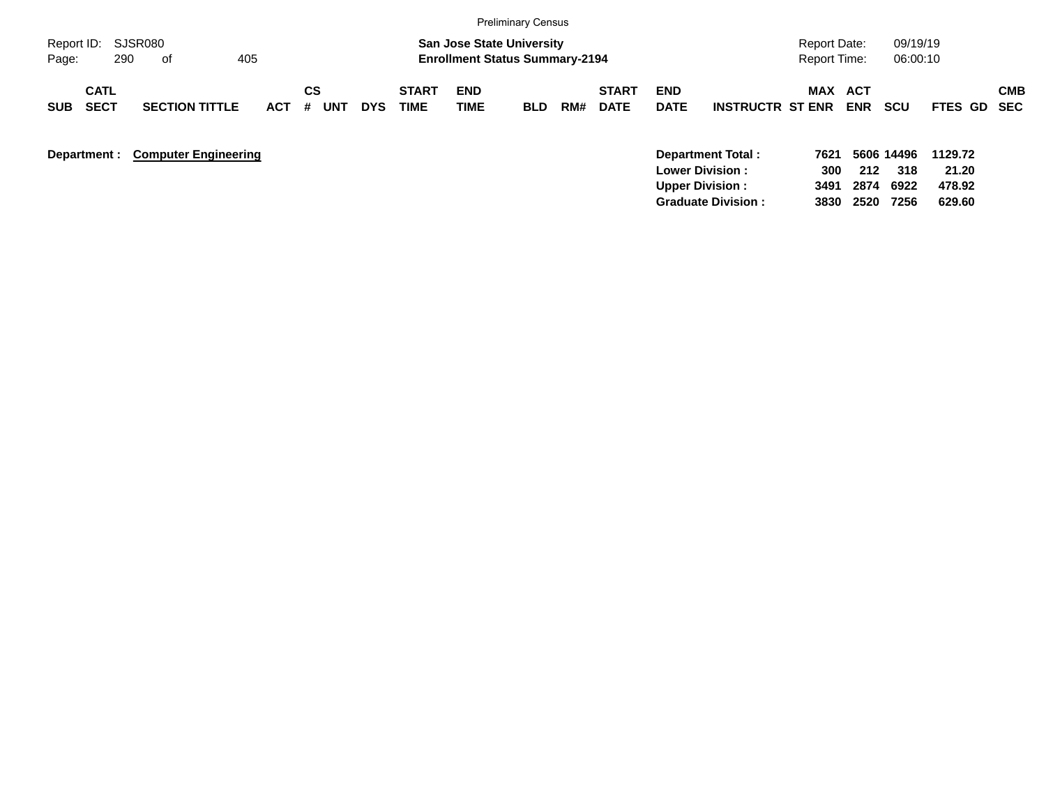Preliminary Census

**San Jose State University**
**Enrollment Status Summary-2194**

Report ID: SJSR080
Report Date: 09/19/19
Report Time: 06:00:10

| SUB | CATL SECT | SECTION TITTLE | ACT | CS # | UNT | DYS | START TIME | END TIME | BLD | RM# | START DATE | END DATE | INSTRUCTR | ST | MAX ENR | ACT ENR | SCU | FTES | GD | CMB SEC |
|---|---|---|---|---|---|---|---|---|---|---|---|---|---|---|---|---|---|---|---|---|

**Department :** **Computer Engineering**

| | MAX ENR | ACT ENR | SCU | FTES |
|---|---|---|---|---|
| **Department Total :** | **7621** | **5606** | **14496** | **1129.72** |
| **Lower Division :** | **300** | **212** | **318** | **21.20** |
| **Upper Division :** | **3491** | **2874** | **6922** | **478.92** |
| **Graduate Division :** | **3830** | **2520** | **7256** | **629.60** |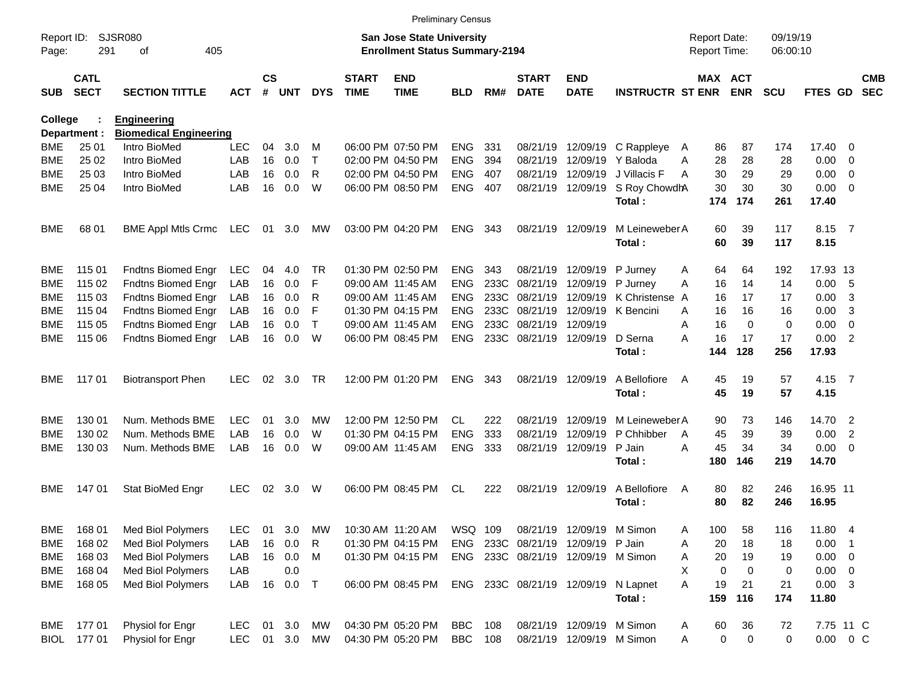Preliminary Census

Report ID: SJSR080
Page: 291 of 405

**San Jose State University**
**Enrollment Status Summary-2194**

Report Date: 09/19/19
Report Time: 06:00:10

**College : Engineering**
**Department : Biomedical Engineering**

| SUB | CATL SECT | SECTION TITTLE | ACT | CS # | UNT | DYS | START TIME | END TIME | BLD | RM# | START DATE | END DATE | INSTRUCTR | ST | MAX ENR | ACT ENR | SCU | FTES | GD | CMB SEC |
|---|---|---|---|---|---|---|---|---|---|---|---|---|---|---|---|---|---|---|---|---|
| BME | 25 01 | Intro BioMed | LEC | 04 | 3.0 | M | 06:00 PM | 07:50 PM | ENG | 331 | 08/21/19 | 12/09/19 | C Rappleye | A | 86 | 87 | 174 | 17.40 | 0 | |
| BME | 25 02 | Intro BioMed | LAB | 16 | 0.0 | T | 02:00 PM | 04:50 PM | ENG | 394 | 08/21/19 | 12/09/19 | Y Baloda | A | 28 | 28 | 28 | 0.00 | 0 | |
| BME | 25 03 | Intro BioMed | LAB | 16 | 0.0 | R | 02:00 PM | 04:50 PM | ENG | 407 | 08/21/19 | 12/09/19 | J Villacis F | A | 30 | 29 | 29 | 0.00 | 0 | |
| BME | 25 04 | Intro BioMed | LAB | 16 | 0.0 | W | 06:00 PM | 08:50 PM | ENG | 407 | 08/21/19 | 12/09/19 | S Roy Chowdh | A | 30 | 30 | 30 | 0.00 | 0 | |
| | | | | | | | | | | | | | **Total :** | | **174** | **174** | **261** | **17.40** | | |
| BME | 68 01 | BME Appl Mtls Crmc | LEC | 01 | 3.0 | MW | 03:00 PM | 04:20 PM | ENG | 343 | 08/21/19 | 12/09/19 | M Leineweber | A | 60 | 39 | 117 | 8.15 | 7 | |
| | | | | | | | | | | | | | **Total :** | | **60** | **39** | **117** | **8.15** | | |
| BME | 115 01 | Fndtns Biomed Engr | LEC | 04 | 4.0 | TR | 01:30 PM | 02:50 PM | ENG | 343 | 08/21/19 | 12/09/19 | P Jurney | A | 64 | 64 | 192 | 17.93 | 13 | |
| BME | 115 02 | Fndtns Biomed Engr | LAB | 16 | 0.0 | F | 09:00 AM | 11:45 AM | ENG | 233C | 08/21/19 | 12/09/19 | P Jurney | A | 16 | 14 | 14 | 0.00 | 5 | |
| BME | 115 03 | Fndtns Biomed Engr | LAB | 16 | 0.0 | R | 09:00 AM | 11:45 AM | ENG | 233C | 08/21/19 | 12/09/19 | K Christense | A | 16 | 17 | 17 | 0.00 | 3 | |
| BME | 115 04 | Fndtns Biomed Engr | LAB | 16 | 0.0 | F | 01:30 PM | 04:15 PM | ENG | 233C | 08/21/19 | 12/09/19 | K Bencini | A | 16 | 16 | 16 | 0.00 | 3 | |
| BME | 115 05 | Fndtns Biomed Engr | LAB | 16 | 0.0 | T | 09:00 AM | 11:45 AM | ENG | 233C | 08/21/19 | 12/09/19 | | A | 16 | 0 | 0 | 0.00 | 0 | |
| BME | 115 06 | Fndtns Biomed Engr | LAB | 16 | 0.0 | W | 06:00 PM | 08:45 PM | ENG | 233C | 08/21/19 | 12/09/19 | D Serna | A | 16 | 17 | 17 | 0.00 | 2 | |
| | | | | | | | | | | | | | **Total :** | | **144** | **128** | **256** | **17.93** | | |
| BME | 117 01 | Biotransport Phen | LEC | 02 | 3.0 | TR | 12:00 PM | 01:20 PM | ENG | 343 | 08/21/19 | 12/09/19 | A Bellofiore | A | 45 | 19 | 57 | 4.15 | 7 | |
| | | | | | | | | | | | | | **Total :** | | **45** | **19** | **57** | **4.15** | | |
| BME | 130 01 | Num. Methods BME | LEC | 01 | 3.0 | MW | 12:00 PM | 12:50 PM | CL | 222 | 08/21/19 | 12/09/19 | M Leineweber | A | 90 | 73 | 146 | 14.70 | 2 | |
| BME | 130 02 | Num. Methods BME | LAB | 16 | 0.0 | W | 01:30 PM | 04:15 PM | ENG | 333 | 08/21/19 | 12/09/19 | P Chhibber | A | 45 | 39 | 39 | 0.00 | 2 | |
| BME | 130 03 | Num. Methods BME | LAB | 16 | 0.0 | W | 09:00 AM | 11:45 AM | ENG | 333 | 08/21/19 | 12/09/19 | P Jain | A | 45 | 34 | 34 | 0.00 | 0 | |
| | | | | | | | | | | | | | **Total :** | | **180** | **146** | **219** | **14.70** | | |
| BME | 147 01 | Stat BioMed Engr | LEC | 02 | 3.0 | W | 06:00 PM | 08:45 PM | CL | 222 | 08/21/19 | 12/09/19 | A Bellofiore | A | 80 | 82 | 246 | 16.95 | 11 | |
| | | | | | | | | | | | | | **Total :** | | **80** | **82** | **246** | **16.95** | | |
| BME | 168 01 | Med Biol Polymers | LEC | 01 | 3.0 | MW | 10:30 AM | 11:20 AM | WSQ | 109 | 08/21/19 | 12/09/19 | M Simon | A | 100 | 58 | 116 | 11.80 | 4 | |
| BME | 168 02 | Med Biol Polymers | LAB | 16 | 0.0 | R | 01:30 PM | 04:15 PM | ENG | 233C | 08/21/19 | 12/09/19 | P Jain | A | 20 | 18 | 18 | 0.00 | 1 | |
| BME | 168 03 | Med Biol Polymers | LAB | 16 | 0.0 | M | 01:30 PM | 04:15 PM | ENG | 233C | 08/21/19 | 12/09/19 | M Simon | A | 20 | 19 | 19 | 0.00 | 0 | |
| BME | 168 04 | Med Biol Polymers | LAB | | 0.0 | | | | | | | | | X | 0 | 0 | 0 | 0.00 | 0 | |
| BME | 168 05 | Med Biol Polymers | LAB | 16 | 0.0 | T | 06:00 PM | 08:45 PM | ENG | 233C | 08/21/19 | 12/09/19 | N Lapnet | A | 19 | 21 | 21 | 0.00 | 3 | |
| | | | | | | | | | | | | | **Total :** | | **159** | **116** | **174** | **11.80** | | |
| BME | 177 01 | Physiol for Engr | LEC | 01 | 3.0 | MW | 04:30 PM | 05:20 PM | BBC | 108 | 08/21/19 | 12/09/19 | M Simon | A | 60 | 36 | 72 | 7.75 | 11 | C |
| BIOL | 177 01 | Physiol for Engr | LEC | 01 | 3.0 | MW | 04:30 PM | 05:20 PM | BBC | 108 | 08/21/19 | 12/09/19 | M Simon | A | 0 | 0 | 0 | 0.00 | 0 | C |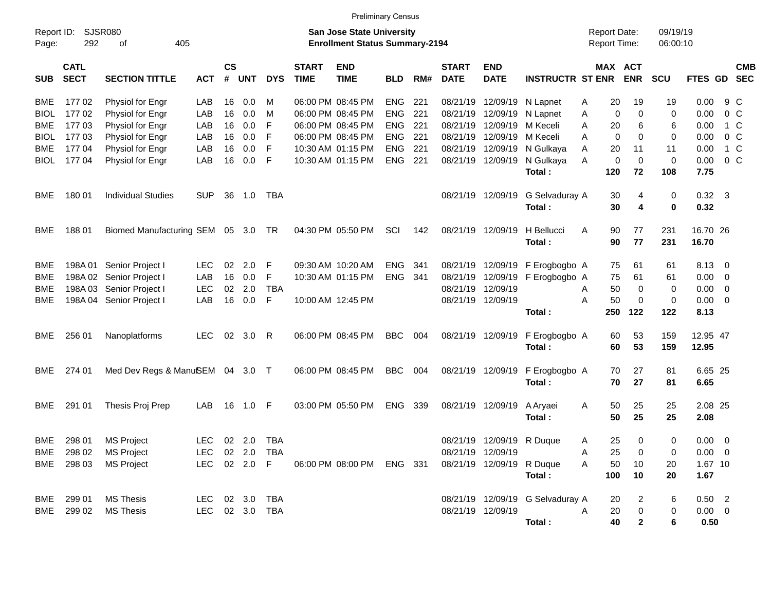Preliminary Census

Report ID: SJSR080
Page: 292 of 405

**San Jose State University**
**Enrollment Status Summary-2194**

Report Date: 09/19/19
Report Time: 06:00:10

| SUB | CATL SECT | SECTION TITTLE | ACT | CS # | UNT | DYS | START TIME | END TIME | BLD | RM# | START DATE | END DATE | INSTRUCTR | ST | MAX ENR | ACT ENR | SCU | FTES | GD | CMB SEC |
|---|---|---|---|---|---|---|---|---|---|---|---|---|---|---|---|---|---|---|---|---|
| BME | 177 02 | Physiol for Engr | LAB | 16 | 0.0 | M | 06:00 PM | 08:45 PM | ENG | 221 | 08/21/19 | 12/09/19 | N Lapnet | A | 20 | 19 | 19 | 0.00 | 9 | C |
| BIOL | 177 02 | Physiol for Engr | LAB | 16 | 0.0 | M | 06:00 PM | 08:45 PM | ENG | 221 | 08/21/19 | 12/09/19 | N Lapnet | A | 0 | 0 | 0 | 0.00 | 0 | C |
| BME | 177 03 | Physiol for Engr | LAB | 16 | 0.0 | F | 06:00 PM | 08:45 PM | ENG | 221 | 08/21/19 | 12/09/19 | M Keceli | A | 20 | 6 | 6 | 0.00 | 1 | C |
| BIOL | 177 03 | Physiol for Engr | LAB | 16 | 0.0 | F | 06:00 PM | 08:45 PM | ENG | 221 | 08/21/19 | 12/09/19 | M Keceli | A | 0 | 0 | 0 | 0.00 | 0 | C |
| BME | 177 04 | Physiol for Engr | LAB | 16 | 0.0 | F | 10:30 AM | 01:15 PM | ENG | 221 | 08/21/19 | 12/09/19 | N Gulkaya | A | 20 | 11 | 11 | 0.00 | 1 | C |
| BIOL | 177 04 | Physiol for Engr | LAB | 16 | 0.0 | F | 10:30 AM | 01:15 PM | ENG | 221 | 08/21/19 | 12/09/19 | N Gulkaya | A | 0 | 0 | 0 | 0.00 | 0 | C |
| | | | | | | | | | | | | | **Total :** | | **120** | **72** | **108** | **7.75** | | |
| BME | 180 01 | Individual Studies | SUP | 36 | 1.0 | TBA | | | | | 08/21/19 | 12/09/19 | G Selvaduray | A | 30 | 4 | 0 | 0.32 | 3 | |
| | | | | | | | | | | | | | **Total :** | | **30** | **4** | **0** | **0.32** | | |
| BME | 188 01 | Biomed Manufacturing | SEM | 05 | 3.0 | TR | 04:30 PM | 05:50 PM | SCI | 142 | 08/21/19 | 12/09/19 | H Bellucci | A | 90 | 77 | 231 | 16.70 | 26 | |
| | | | | | | | | | | | | | **Total :** | | **90** | **77** | **231** | **16.70** | | |
| BME | 198A 01 | Senior Project I | LEC | 02 | 2.0 | F | 09:30 AM | 10:20 AM | ENG | 341 | 08/21/19 | 12/09/19 | F Erogbogbo | A | 75 | 61 | 61 | 8.13 | 0 | |
| BME | 198A 02 | Senior Project I | LAB | 16 | 0.0 | F | 10:30 AM | 01:15 PM | ENG | 341 | 08/21/19 | 12/09/19 | F Erogbogbo | A | 75 | 61 | 61 | 0.00 | 0 | |
| BME | 198A 03 | Senior Project I | LEC | 02 | 2.0 | TBA | | | | | 08/21/19 | 12/09/19 | | A | 50 | 0 | 0 | 0.00 | 0 | |
| BME | 198A 04 | Senior Project I | LAB | 16 | 0.0 | F | 10:00 AM | 12:45 PM | | | 08/21/19 | 12/09/19 | | A | 50 | 0 | 0 | 0.00 | 0 | |
| | | | | | | | | | | | | | **Total :** | | **250** | **122** | **122** | **8.13** | | |
| BME | 256 01 | Nanoplatforms | LEC | 02 | 3.0 | R | 06:00 PM | 08:45 PM | BBC | 004 | 08/21/19 | 12/09/19 | F Erogbogbo | A | 60 | 53 | 159 | 12.95 | 47 | |
| | | | | | | | | | | | | | **Total :** | | **60** | **53** | **159** | **12.95** | | |
| BME | 274 01 | Med Dev Regs & Manuf | SEM | 04 | 3.0 | T | 06:00 PM | 08:45 PM | BBC | 004 | 08/21/19 | 12/09/19 | F Erogbogbo | A | 70 | 27 | 81 | 6.65 | 25 | |
| | | | | | | | | | | | | | **Total :** | | **70** | **27** | **81** | **6.65** | | |
| BME | 291 01 | Thesis Proj Prep | LAB | 16 | 1.0 | F | 03:00 PM | 05:50 PM | ENG | 339 | 08/21/19 | 12/09/19 | A Aryaei | A | 50 | 25 | 25 | 2.08 | 25 | |
| | | | | | | | | | | | | | **Total :** | | **50** | **25** | **25** | **2.08** | | |
| BME | 298 01 | MS Project | LEC | 02 | 2.0 | TBA | | | | | 08/21/19 | 12/09/19 | R Duque | A | 25 | 0 | 0 | 0.00 | 0 | |
| BME | 298 02 | MS Project | LEC | 02 | 2.0 | TBA | | | | | 08/21/19 | 12/09/19 | | A | 25 | 0 | 0 | 0.00 | 0 | |
| BME | 298 03 | MS Project | LEC | 02 | 2.0 | F | 06:00 PM | 08:00 PM | ENG | 331 | 08/21/19 | 12/09/19 | R Duque | A | 50 | 10 | 20 | 1.67 | 10 | |
| | | | | | | | | | | | | | **Total :** | | **100** | **10** | **20** | **1.67** | | |
| BME | 299 01 | MS Thesis | LEC | 02 | 3.0 | TBA | | | | | 08/21/19 | 12/09/19 | G Selvaduray | A | 20 | 2 | 6 | 0.50 | 2 | |
| BME | 299 02 | MS Thesis | LEC | 02 | 3.0 | TBA | | | | | 08/21/19 | 12/09/19 | | A | 20 | 0 | 0 | 0.00 | 0 | |
| | | | | | | | | | | | | | **Total :** | | **40** | **2** | **6** | **0.50** | | |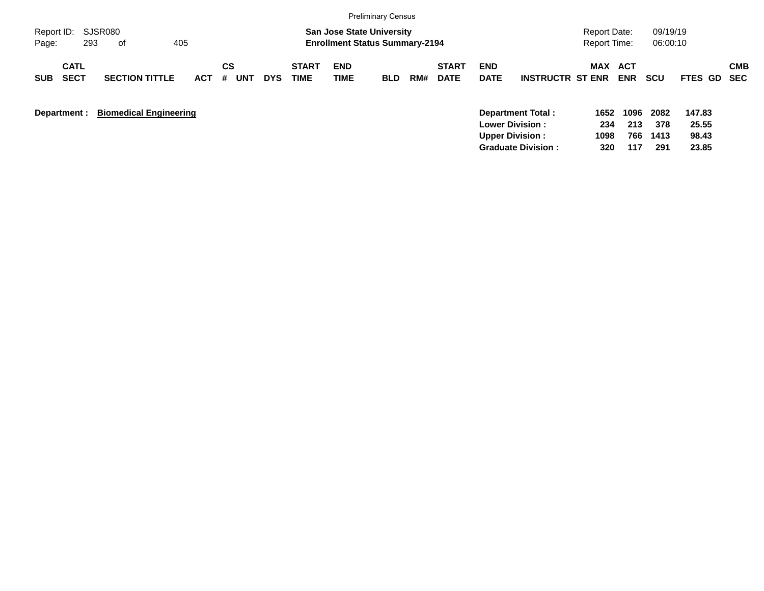Preliminary Census

Report ID: SJSR080

**San Jose State University**
**Enrollment Status Summary-2194**

Report Date: 09/19/19
Report Time: 06:00:10

| SUB | CATL SECT | SECTION TITTLE | ACT | CS # | UNT | DYS | START TIME | END TIME | BLD | RM# | START DATE | END DATE | INSTRUCTR | ST | MAX ENR | ACT ENR | SCU | FTES | GD | CMB SEC |
|---|---|---|---|---|---|---|---|---|---|---|---|---|---|---|---|---|---|---|---|---|

**Department :** **Biomedical Engineering**

| | MAX ENR | ACT ENR | SCU | FTES |
|---|---|---|---|---|
| **Department Total :** | **1652** | **1096** | **2082** | **147.83** |
| **Lower Division :** | **234** | **213** | **378** | **25.55** |
| **Upper Division :** | **1098** | **766** | **1413** | **98.43** |
| **Graduate Division :** | **320** | **117** | **291** | **23.85** |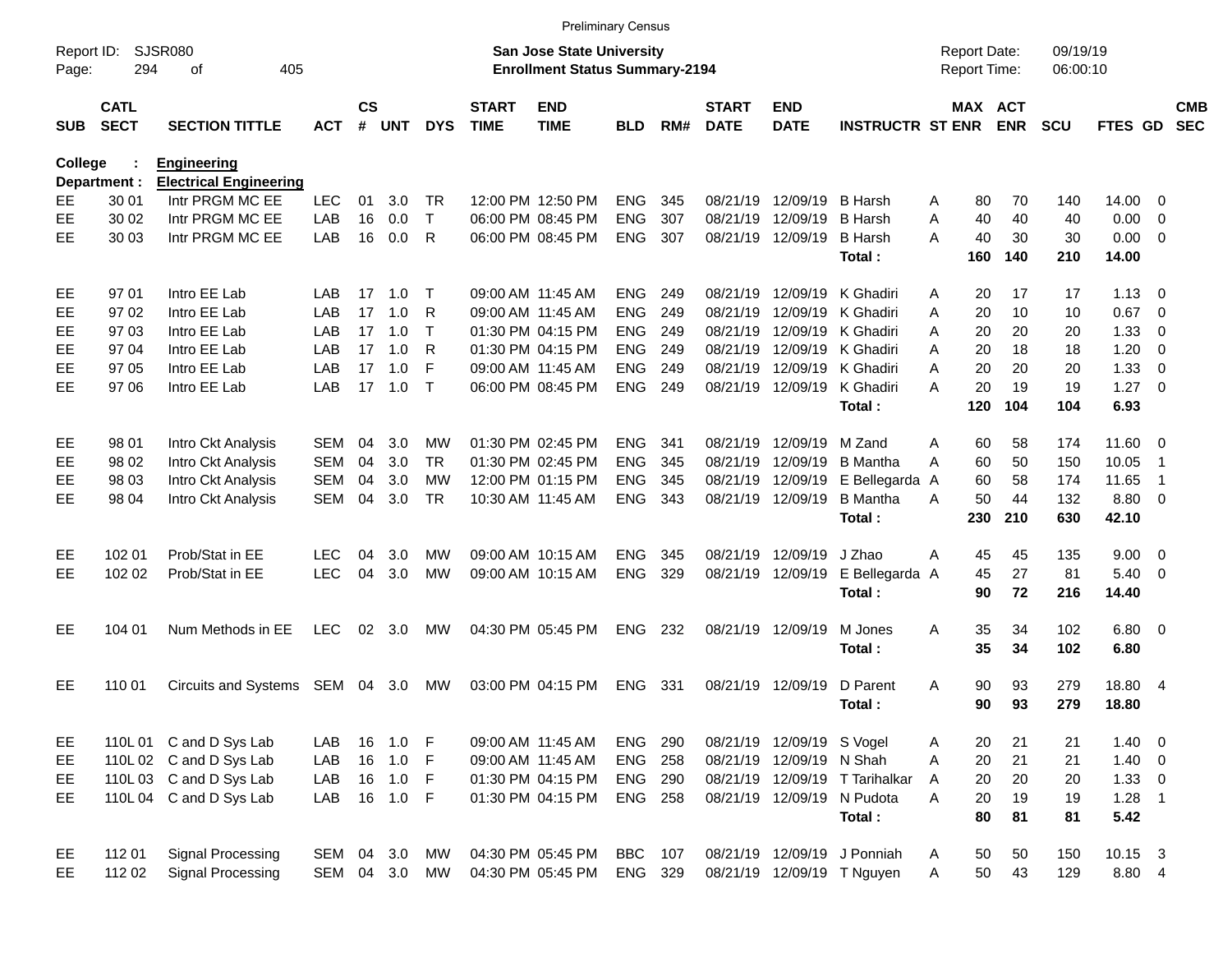Preliminary Census

Report ID: SJSR080
Page: 294 of 405

**San Jose State University**
**Enrollment Status Summary-2194**

Report Date: 09/19/19
Report Time: 06:00:10

| SUB | CATL SECT | SECTION TITTLE | ACT | CS # | UNT | DYS | START TIME | END TIME | BLD | RM# | START DATE | END DATE | INSTRUCTR | ST | MAX ENR | ACT ENR | SCU | FTES | GD | CMB SEC |
|---|---|---|---|---|---|---|---|---|---|---|---|---|---|---|---|---|---|---|---|---|
| College : | | **Engineering** | | | | | | | | | | | | | | | | | | |
| Department : | | **Electrical Engineering** | | | | | | | | | | | | | | | | | | |
| EE | 30 01 | Intr PRGM MC EE | LEC | 01 | 3.0 | TR | 12:00 PM | 12:50 PM | ENG | 345 | 08/21/19 | 12/09/19 | B Harsh | A | 80 | 70 | 140 | 14.00 | 0 | |
| EE | 30 02 | Intr PRGM MC EE | LAB | 16 | 0.0 | T | 06:00 PM | 08:45 PM | ENG | 307 | 08/21/19 | 12/09/19 | B Harsh | A | 40 | 40 | 40 | 0.00 | 0 | |
| EE | 30 03 | Intr PRGM MC EE | LAB | 16 | 0.0 | R | 06:00 PM | 08:45 PM | ENG | 307 | 08/21/19 | 12/09/19 | B Harsh | A | 40 | 30 | 30 | 0.00 | 0 | |
| | | | | | | | | | | | | | **Total :** | | **160** | **140** | **210** | **14.00** | | |
| EE | 97 01 | Intro EE Lab | LAB | 17 | 1.0 | T | 09:00 AM | 11:45 AM | ENG | 249 | 08/21/19 | 12/09/19 | K Ghadiri | A | 20 | 17 | 17 | 1.13 | 0 | |
| EE | 97 02 | Intro EE Lab | LAB | 17 | 1.0 | R | 09:00 AM | 11:45 AM | ENG | 249 | 08/21/19 | 12/09/19 | K Ghadiri | A | 20 | 10 | 10 | 0.67 | 0 | |
| EE | 97 03 | Intro EE Lab | LAB | 17 | 1.0 | T | 01:30 PM | 04:15 PM | ENG | 249 | 08/21/19 | 12/09/19 | K Ghadiri | A | 20 | 20 | 20 | 1.33 | 0 | |
| EE | 97 04 | Intro EE Lab | LAB | 17 | 1.0 | R | 01:30 PM | 04:15 PM | ENG | 249 | 08/21/19 | 12/09/19 | K Ghadiri | A | 20 | 18 | 18 | 1.20 | 0 | |
| EE | 97 05 | Intro EE Lab | LAB | 17 | 1.0 | F | 09:00 AM | 11:45 AM | ENG | 249 | 08/21/19 | 12/09/19 | K Ghadiri | A | 20 | 20 | 20 | 1.33 | 0 | |
| EE | 97 06 | Intro EE Lab | LAB | 17 | 1.0 | T | 06:00 PM | 08:45 PM | ENG | 249 | 08/21/19 | 12/09/19 | K Ghadiri | A | 20 | 19 | 19 | 1.27 | 0 | |
| | | | | | | | | | | | | | **Total :** | | **120** | **104** | **104** | **6.93** | | |
| EE | 98 01 | Intro Ckt Analysis | SEM | 04 | 3.0 | MW | 01:30 PM | 02:45 PM | ENG | 341 | 08/21/19 | 12/09/19 | M Zand | A | 60 | 58 | 174 | 11.60 | 0 | |
| EE | 98 02 | Intro Ckt Analysis | SEM | 04 | 3.0 | TR | 01:30 PM | 02:45 PM | ENG | 345 | 08/21/19 | 12/09/19 | B Mantha | A | 60 | 50 | 150 | 10.05 | 1 | |
| EE | 98 03 | Intro Ckt Analysis | SEM | 04 | 3.0 | MW | 12:00 PM | 01:15 PM | ENG | 345 | 08/21/19 | 12/09/19 | E Bellegarda | A | 60 | 58 | 174 | 11.65 | 1 | |
| EE | 98 04 | Intro Ckt Analysis | SEM | 04 | 3.0 | TR | 10:30 AM | 11:45 AM | ENG | 343 | 08/21/19 | 12/09/19 | B Mantha | A | 50 | 44 | 132 | 8.80 | 0 | |
| | | | | | | | | | | | | | **Total :** | | **230** | **210** | **630** | **42.10** | | |
| EE | 102 01 | Prob/Stat in EE | LEC | 04 | 3.0 | MW | 09:00 AM | 10:15 AM | ENG | 345 | 08/21/19 | 12/09/19 | J Zhao | A | 45 | 45 | 135 | 9.00 | 0 | |
| EE | 102 02 | Prob/Stat in EE | LEC | 04 | 3.0 | MW | 09:00 AM | 10:15 AM | ENG | 329 | 08/21/19 | 12/09/19 | E Bellegarda | A | 45 | 27 | 81 | 5.40 | 0 | |
| | | | | | | | | | | | | | **Total :** | | **90** | **72** | **216** | **14.40** | | |
| EE | 104 01 | Num Methods in EE | LEC | 02 | 3.0 | MW | 04:30 PM | 05:45 PM | ENG | 232 | 08/21/19 | 12/09/19 | M Jones | A | 35 | 34 | 102 | 6.80 | 0 | |
| | | | | | | | | | | | | | **Total :** | | **35** | **34** | **102** | **6.80** | | |
| EE | 110 01 | Circuits and Systems | SEM | 04 | 3.0 | MW | 03:00 PM | 04:15 PM | ENG | 331 | 08/21/19 | 12/09/19 | D Parent | A | 90 | 93 | 279 | 18.80 | 4 | |
| | | | | | | | | | | | | | **Total :** | | **90** | **93** | **279** | **18.80** | | |
| EE | 110L 01 | C and D Sys Lab | LAB | 16 | 1.0 | F | 09:00 AM | 11:45 AM | ENG | 290 | 08/21/19 | 12/09/19 | S Vogel | A | 20 | 21 | 21 | 1.40 | 0 | |
| EE | 110L 02 | C and D Sys Lab | LAB | 16 | 1.0 | F | 09:00 AM | 11:45 AM | ENG | 258 | 08/21/19 | 12/09/19 | N Shah | A | 20 | 21 | 21 | 1.40 | 0 | |
| EE | 110L 03 | C and D Sys Lab | LAB | 16 | 1.0 | F | 01:30 PM | 04:15 PM | ENG | 290 | 08/21/19 | 12/09/19 | T Tarihalkar | A | 20 | 20 | 20 | 1.33 | 0 | |
| EE | 110L 04 | C and D Sys Lab | LAB | 16 | 1.0 | F | 01:30 PM | 04:15 PM | ENG | 258 | 08/21/19 | 12/09/19 | N Pudota | A | 20 | 19 | 19 | 1.28 | 1 | |
| | | | | | | | | | | | | | **Total :** | | **80** | **81** | **81** | **5.42** | | |
| EE | 112 01 | Signal Processing | SEM | 04 | 3.0 | MW | 04:30 PM | 05:45 PM | BBC | 107 | 08/21/19 | 12/09/19 | J Ponniah | A | 50 | 50 | 150 | 10.15 | 3 | |
| EE | 112 02 | Signal Processing | SEM | 04 | 3.0 | MW | 04:30 PM | 05:45 PM | ENG | 329 | 08/21/19 | 12/09/19 | T Nguyen | A | 50 | 43 | 129 | 8.80 | 4 | |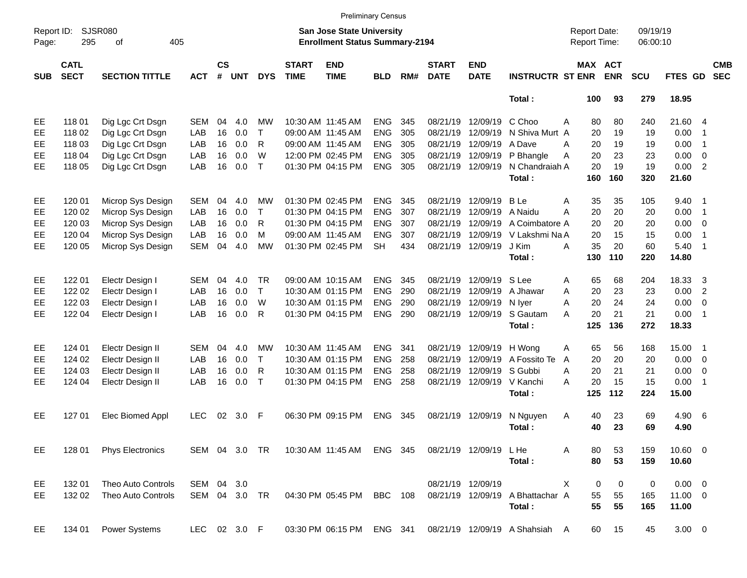Preliminary Census

Report ID: SJSR080
Page: 295 of 405

**San Jose State University**
**Enrollment Status Summary-2194**

Report Date: 09/19/19
Report Time: 06:00:10

| SUB | CATL SECT | SECTION TITTLE | ACT | CS # | UNT | DYS | START TIME | END TIME | BLD | RM# | START DATE | END DATE | INSTRUCTR | ST | MAX ENR | ACT ENR | SCU | FTES | GD | CMB SEC |
|---|---|---|---|---|---|---|---|---|---|---|---|---|---|---|---|---|---|---|---|---|
| | | | | | | | | | | | | | **Total :** | | **100** | **93** | **279** | **18.95** | | |
| EE | 118 01 | Dig Lgc Crt Dsgn | SEM | 04 | 4.0 | MW | 10:30 AM | 11:45 AM | ENG | 345 | 08/21/19 | 12/09/19 | C Choo | A | 80 | 80 | 240 | 21.60 | 4 | |
| EE | 118 02 | Dig Lgc Crt Dsgn | LAB | 16 | 0.0 | T | 09:00 AM | 11:45 AM | ENG | 305 | 08/21/19 | 12/09/19 | N Shiva Murt | A | 20 | 19 | 19 | 0.00 | 1 | |
| EE | 118 03 | Dig Lgc Crt Dsgn | LAB | 16 | 0.0 | R | 09:00 AM | 11:45 AM | ENG | 305 | 08/21/19 | 12/09/19 | A Dave | A | 20 | 19 | 19 | 0.00 | 1 | |
| EE | 118 04 | Dig Lgc Crt Dsgn | LAB | 16 | 0.0 | W | 12:00 PM | 02:45 PM | ENG | 305 | 08/21/19 | 12/09/19 | P Bhangle | A | 20 | 23 | 23 | 0.00 | 0 | |
| EE | 118 05 | Dig Lgc Crt Dsgn | LAB | 16 | 0.0 | T | 01:30 PM | 04:15 PM | ENG | 305 | 08/21/19 | 12/09/19 | N Chandraiah | A | 20 | 19 | 19 | 0.00 | 2 | |
| | | | | | | | | | | | | | **Total :** | | **160** | **160** | **320** | **21.60** | | |
| EE | 120 01 | Microp Sys Design | SEM | 04 | 4.0 | MW | 01:30 PM | 02:45 PM | ENG | 345 | 08/21/19 | 12/09/19 | B Le | A | 35 | 35 | 105 | 9.40 | 1 | |
| EE | 120 02 | Microp Sys Design | LAB | 16 | 0.0 | T | 01:30 PM | 04:15 PM | ENG | 307 | 08/21/19 | 12/09/19 | A Naidu | A | 20 | 20 | 20 | 0.00 | 1 | |
| EE | 120 03 | Microp Sys Design | LAB | 16 | 0.0 | R | 01:30 PM | 04:15 PM | ENG | 307 | 08/21/19 | 12/09/19 | A Coimbatore | A | 20 | 20 | 20 | 0.00 | 0 | |
| EE | 120 04 | Microp Sys Design | LAB | 16 | 0.0 | M | 09:00 AM | 11:45 AM | ENG | 307 | 08/21/19 | 12/09/19 | V Lakshmi Na | A | 20 | 15 | 15 | 0.00 | 1 | |
| EE | 120 05 | Microp Sys Design | SEM | 04 | 4.0 | MW | 01:30 PM | 02:45 PM | SH | 434 | 08/21/19 | 12/09/19 | J Kim | A | 35 | 20 | 60 | 5.40 | 1 | |
| | | | | | | | | | | | | | **Total :** | | **130** | **110** | **220** | **14.80** | | |
| EE | 122 01 | Electr Design I | SEM | 04 | 4.0 | TR | 09:00 AM | 10:15 AM | ENG | 345 | 08/21/19 | 12/09/19 | S Lee | A | 65 | 68 | 204 | 18.33 | 3 | |
| EE | 122 02 | Electr Design I | LAB | 16 | 0.0 | T | 10:30 AM | 01:15 PM | ENG | 290 | 08/21/19 | 12/09/19 | A Jhawar | A | 20 | 23 | 23 | 0.00 | 2 | |
| EE | 122 03 | Electr Design I | LAB | 16 | 0.0 | W | 10:30 AM | 01:15 PM | ENG | 290 | 08/21/19 | 12/09/19 | N Iyer | A | 20 | 24 | 24 | 0.00 | 0 | |
| EE | 122 04 | Electr Design I | LAB | 16 | 0.0 | R | 01:30 PM | 04:15 PM | ENG | 290 | 08/21/19 | 12/09/19 | S Gautam | A | 20 | 21 | 21 | 0.00 | 1 | |
| | | | | | | | | | | | | | **Total :** | | **125** | **136** | **272** | **18.33** | | |
| EE | 124 01 | Electr Design II | SEM | 04 | 4.0 | MW | 10:30 AM | 11:45 AM | ENG | 341 | 08/21/19 | 12/09/19 | H Wong | A | 65 | 56 | 168 | 15.00 | 1 | |
| EE | 124 02 | Electr Design II | LAB | 16 | 0.0 | T | 10:30 AM | 01:15 PM | ENG | 258 | 08/21/19 | 12/09/19 | A Fossito Te | A | 20 | 20 | 20 | 0.00 | 0 | |
| EE | 124 03 | Electr Design II | LAB | 16 | 0.0 | R | 10:30 AM | 01:15 PM | ENG | 258 | 08/21/19 | 12/09/19 | S Gubbi | A | 20 | 21 | 21 | 0.00 | 0 | |
| EE | 124 04 | Electr Design II | LAB | 16 | 0.0 | T | 01:30 PM | 04:15 PM | ENG | 258 | 08/21/19 | 12/09/19 | V Kanchi | A | 20 | 15 | 15 | 0.00 | 1 | |
| | | | | | | | | | | | | | **Total :** | | **125** | **112** | **224** | **15.00** | | |
| EE | 127 01 | Elec Biomed Appl | LEC | 02 | 3.0 | F | 06:30 PM | 09:15 PM | ENG | 345 | 08/21/19 | 12/09/19 | N Nguyen | A | 40 | 23 | 69 | 4.90 | 6 | |
| | | | | | | | | | | | | | **Total :** | | **40** | **23** | **69** | **4.90** | | |
| EE | 128 01 | Phys Electronics | SEM | 04 | 3.0 | TR | 10:30 AM | 11:45 AM | ENG | 345 | 08/21/19 | 12/09/19 | L He | A | 80 | 53 | 159 | 10.60 | 0 | |
| | | | | | | | | | | | | | **Total :** | | **80** | **53** | **159** | **10.60** | | |
| EE | 132 01 | Theo Auto Controls | SEM | 04 | 3.0 | | | | | | 08/21/19 | 12/09/19 | | X | 0 | 0 | 0 | 0.00 | 0 | |
| EE | 132 02 | Theo Auto Controls | SEM | 04 | 3.0 | TR | 04:30 PM | 05:45 PM | BBC | 108 | 08/21/19 | 12/09/19 | A Bhattachar | A | 55 | 55 | 165 | 11.00 | 0 | |
| | | | | | | | | | | | | | **Total :** | | **55** | **55** | **165** | **11.00** | | |
| EE | 134 01 | Power Systems | LEC | 02 | 3.0 | F | 03:30 PM | 06:15 PM | ENG | 341 | 08/21/19 | 12/09/19 | A Shahsiah | A | 60 | 15 | 45 | 3.00 | 0 | |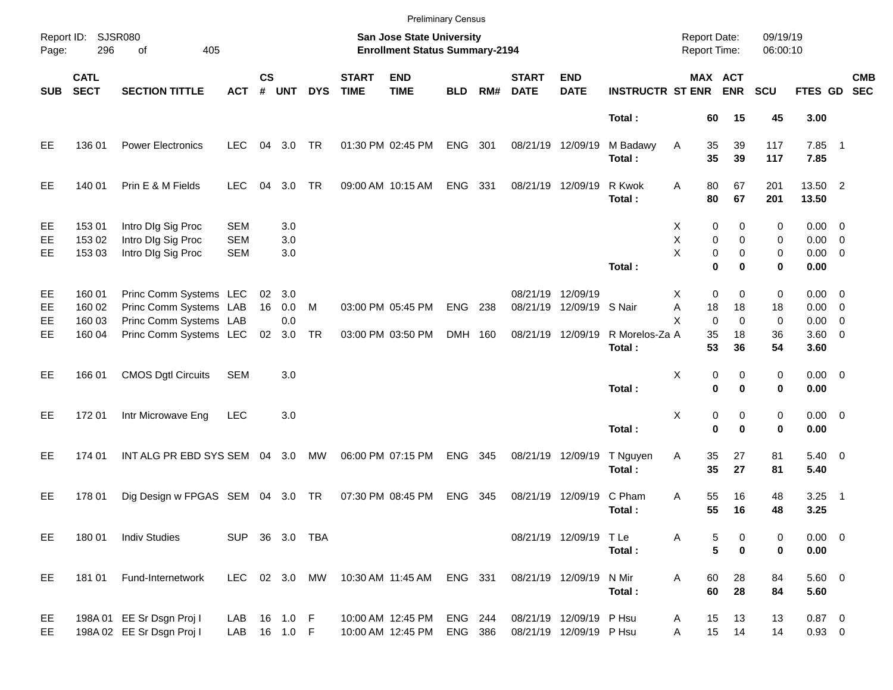Preliminary Census

Report ID: SJSR080

**San Jose State University**
**Enrollment Status Summary-2194**

Report Date: 09/19/19
Report Time: 06:00:10

| SUB | CATL SECT | SECTION TITTLE | ACT | CS # | UNT | DYS | START TIME | END TIME | BLD | RM# | START DATE | END DATE | INSTRUCTR | ST | MAX ENR | ACT ENR | SCU | FTES | GD | CMB SEC |
|---|---|---|---|---|---|---|---|---|---|---|---|---|---|---|---|---|---|---|---|---|
| | | | | | | | | | | | | | **Total :** | | **60** | **15** | **45** | **3.00** | | |
| EE | 136 01 | Power Electronics | LEC | 04 | 3.0 | TR | 01:30 PM | 02:45 PM | ENG | 301 | 08/21/19 | 12/09/19 | M Badawy | A | 35 | 39 | 117 | 7.85 | 1 | |
| | | | | | | | | | | | | | **Total :** | | **35** | **39** | **117** | **7.85** | | |
| EE | 140 01 | Prin E & M Fields | LEC | 04 | 3.0 | TR | 09:00 AM | 10:15 AM | ENG | 331 | 08/21/19 | 12/09/19 | R Kwok | A | 80 | 67 | 201 | 13.50 | 2 | |
| | | | | | | | | | | | | | **Total :** | | **80** | **67** | **201** | **13.50** | | |
| EE | 153 01 | Intro DIg Sig Proc | SEM | | 3.0 | | | | | | | | | X | 0 | 0 | 0 | 0.00 | 0 | |
| EE | 153 02 | Intro DIg Sig Proc | SEM | | 3.0 | | | | | | | | | X | 0 | 0 | 0 | 0.00 | 0 | |
| EE | 153 03 | Intro DIg Sig Proc | SEM | | 3.0 | | | | | | | | | X | 0 | 0 | 0 | 0.00 | 0 | |
| | | | | | | | | | | | | | **Total :** | | **0** | **0** | **0** | **0.00** | | |
| EE | 160 01 | Princ Comm Systems | LEC | 02 | 3.0 | | | | | | 08/21/19 | 12/09/19 | | X | 0 | 0 | 0 | 0.00 | 0 | |
| EE | 160 02 | Princ Comm Systems | LAB | 16 | 0.0 | M | 03:00 PM | 05:45 PM | ENG | 238 | 08/21/19 | 12/09/19 | S Nair | A | 18 | 18 | 18 | 0.00 | 0 | |
| EE | 160 03 | Princ Comm Systems | LAB | | 0.0 | | | | | | | | | X | 0 | 0 | 0 | 0.00 | 0 | |
| EE | 160 04 | Princ Comm Systems | LEC | 02 | 3.0 | TR | 03:00 PM | 03:50 PM | DMH | 160 | 08/21/19 | 12/09/19 | R Morelos-Za | A | 35 | 18 | 36 | 3.60 | 0 | |
| | | | | | | | | | | | | | **Total :** | | **53** | **36** | **54** | **3.60** | | |
| EE | 166 01 | CMOS Dgtl Circuits | SEM | | 3.0 | | | | | | | | | X | 0 | 0 | 0 | 0.00 | 0 | |
| | | | | | | | | | | | | | **Total :** | | **0** | **0** | **0** | **0.00** | | |
| EE | 172 01 | Intr Microwave Eng | LEC | | 3.0 | | | | | | | | | X | 0 | 0 | 0 | 0.00 | 0 | |
| | | | | | | | | | | | | | **Total :** | | **0** | **0** | **0** | **0.00** | | |
| EE | 174 01 | INT ALG PR EBD SYS | SEM | 04 | 3.0 | MW | 06:00 PM | 07:15 PM | ENG | 345 | 08/21/19 | 12/09/19 | T Nguyen | A | 35 | 27 | 81 | 5.40 | 0 | |
| | | | | | | | | | | | | | **Total :** | | **35** | **27** | **81** | **5.40** | | |
| EE | 178 01 | Dig Design w FPGAS | SEM | 04 | 3.0 | TR | 07:30 PM | 08:45 PM | ENG | 345 | 08/21/19 | 12/09/19 | C Pham | A | 55 | 16 | 48 | 3.25 | 1 | |
| | | | | | | | | | | | | | **Total :** | | **55** | **16** | **48** | **3.25** | | |
| EE | 180 01 | Indiv Studies | SUP | 36 | 3.0 | TBA | | | | | 08/21/19 | 12/09/19 | T Le | A | 5 | 0 | 0 | 0.00 | 0 | |
| | | | | | | | | | | | | | **Total :** | | **5** | **0** | **0** | **0.00** | | |
| EE | 181 01 | Fund-Internetwork | LEC | 02 | 3.0 | MW | 10:30 AM | 11:45 AM | ENG | 331 | 08/21/19 | 12/09/19 | N Mir | A | 60 | 28 | 84 | 5.60 | 0 | |
| | | | | | | | | | | | | | **Total :** | | **60** | **28** | **84** | **5.60** | | |
| EE | 198A 01 | EE Sr Dsgn Proj I | LAB | 16 | 1.0 | F | 10:00 AM | 12:45 PM | ENG | 244 | 08/21/19 | 12/09/19 | P Hsu | A | 15 | 13 | 13 | 0.87 | 0 | |
| EE | 198A 02 | EE Sr Dsgn Proj I | LAB | 16 | 1.0 | F | 10:00 AM | 12:45 PM | ENG | 386 | 08/21/19 | 12/09/19 | P Hsu | A | 15 | 14 | 14 | 0.93 | 0 | |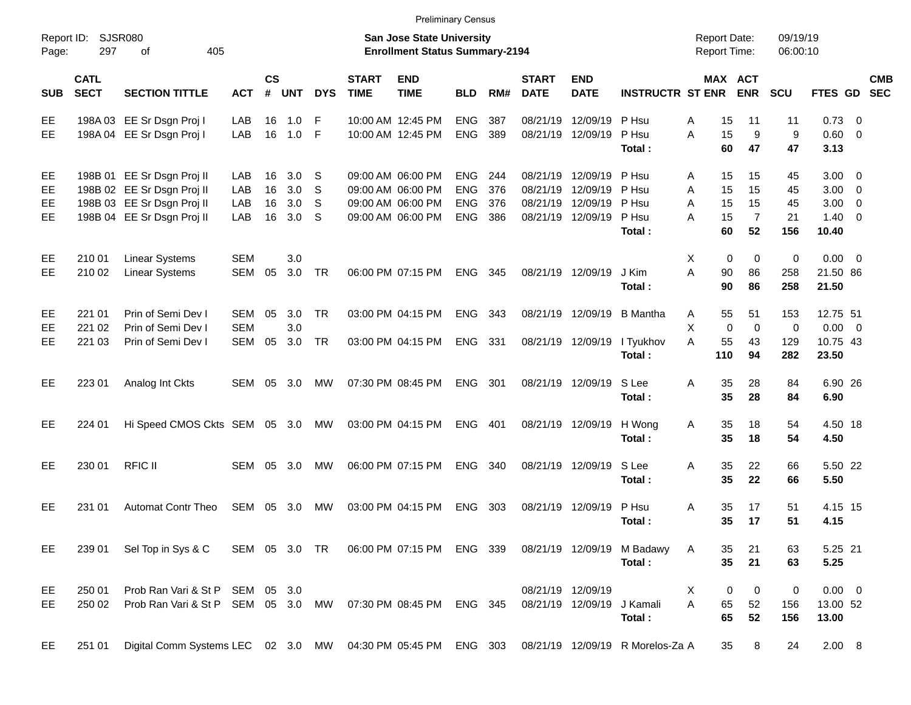Preliminary Census

Report ID: SJSR080
Page: 297 of 405

**San Jose State University**
**Enrollment Status Summary-2194**

Report Date: 09/19/19
Report Time: 06:00:10

| SUB | CATL SECT | SECTION TITTLE | ACT | CS # | UNT | DYS | START TIME | END TIME | BLD | RM# | START DATE | END DATE | INSTRUCTR | ST | MAX ENR | ACT ENR | SCU | FTES | GD | CMB SEC |
|---|---|---|---|---|---|---|---|---|---|---|---|---|---|---|---|---|---|---|---|---|
| EE | 198A 03 | EE Sr Dsgn Proj I | LAB | 16 | 1.0 | F | 10:00 AM | 12:45 PM | ENG | 387 | 08/21/19 | 12/09/19 | P Hsu | A | 15 | 11 | 11 | 0.73 | 0 | |
| EE | 198A 04 | EE Sr Dsgn Proj I | LAB | 16 | 1.0 | F | 10:00 AM | 12:45 PM | ENG | 389 | 08/21/19 | 12/09/19 | P Hsu | A | 15 | 9 | 9 | 0.60 | 0 | |
| | | | | | | | | | | | | | **Total :** | | **60** | **47** | **47** | **3.13** | | |
| EE | 198B 01 | EE Sr Dsgn Proj II | LAB | 16 | 3.0 | S | 09:00 AM | 06:00 PM | ENG | 244 | 08/21/19 | 12/09/19 | P Hsu | A | 15 | 15 | 45 | 3.00 | 0 | |
| EE | 198B 02 | EE Sr Dsgn Proj II | LAB | 16 | 3.0 | S | 09:00 AM | 06:00 PM | ENG | 376 | 08/21/19 | 12/09/19 | P Hsu | A | 15 | 15 | 45 | 3.00 | 0 | |
| EE | 198B 03 | EE Sr Dsgn Proj II | LAB | 16 | 3.0 | S | 09:00 AM | 06:00 PM | ENG | 376 | 08/21/19 | 12/09/19 | P Hsu | A | 15 | 15 | 45 | 3.00 | 0 | |
| EE | 198B 04 | EE Sr Dsgn Proj II | LAB | 16 | 3.0 | S | 09:00 AM | 06:00 PM | ENG | 386 | 08/21/19 | 12/09/19 | P Hsu | A | 15 | 7 | 21 | 1.40 | 0 | |
| | | | | | | | | | | | | | **Total :** | | **60** | **52** | **156** | **10.40** | | |
| EE | 210 01 | Linear Systems | SEM | | 3.0 | | | | | | | | | X | 0 | 0 | 0 | 0.00 | 0 | |
| EE | 210 02 | Linear Systems | SEM | 05 | 3.0 | TR | 06:00 PM | 07:15 PM | ENG | 345 | 08/21/19 | 12/09/19 | J Kim | A | 90 | 86 | 258 | 21.50 | 86 | |
| | | | | | | | | | | | | | **Total :** | | **90** | **86** | **258** | **21.50** | | |
| EE | 221 01 | Prin of Semi Dev I | SEM | 05 | 3.0 | TR | 03:00 PM | 04:15 PM | ENG | 343 | 08/21/19 | 12/09/19 | B Mantha | A | 55 | 51 | 153 | 12.75 | 51 | |
| EE | 221 02 | Prin of Semi Dev I | SEM | | 3.0 | | | | | | | | | X | 0 | 0 | 0 | 0.00 | 0 | |
| EE | 221 03 | Prin of Semi Dev I | SEM | 05 | 3.0 | TR | 03:00 PM | 04:15 PM | ENG | 331 | 08/21/19 | 12/09/19 | I Tyukhov | A | 55 | 43 | 129 | 10.75 | 43 | |
| | | | | | | | | | | | | | **Total :** | | **110** | **94** | **282** | **23.50** | | |
| EE | 223 01 | Analog Int Ckts | SEM | 05 | 3.0 | MW | 07:30 PM | 08:45 PM | ENG | 301 | 08/21/19 | 12/09/19 | S Lee | A | 35 | 28 | 84 | 6.90 | 26 | |
| | | | | | | | | | | | | | **Total :** | | **35** | **28** | **84** | **6.90** | | |
| EE | 224 01 | Hi Speed CMOS Ckts | SEM | 05 | 3.0 | MW | 03:00 PM | 04:15 PM | ENG | 401 | 08/21/19 | 12/09/19 | H Wong | A | 35 | 18 | 54 | 4.50 | 18 | |
| | | | | | | | | | | | | | **Total :** | | **35** | **18** | **54** | **4.50** | | |
| EE | 230 01 | RFIC II | SEM | 05 | 3.0 | MW | 06:00 PM | 07:15 PM | ENG | 340 | 08/21/19 | 12/09/19 | S Lee | A | 35 | 22 | 66 | 5.50 | 22 | |
| | | | | | | | | | | | | | **Total :** | | **35** | **22** | **66** | **5.50** | | |
| EE | 231 01 | Automat Contr Theo | SEM | 05 | 3.0 | MW | 03:00 PM | 04:15 PM | ENG | 303 | 08/21/19 | 12/09/19 | P Hsu | A | 35 | 17 | 51 | 4.15 | 15 | |
| | | | | | | | | | | | | | **Total :** | | **35** | **17** | **51** | **4.15** | | |
| EE | 239 01 | Sel Top in Sys & C | SEM | 05 | 3.0 | TR | 06:00 PM | 07:15 PM | ENG | 339 | 08/21/19 | 12/09/19 | M Badawy | A | 35 | 21 | 63 | 5.25 | 21 | |
| | | | | | | | | | | | | | **Total :** | | **35** | **21** | **63** | **5.25** | | |
| EE | 250 01 | Prob Ran Vari & St P | SEM | 05 | 3.0 | | | | | | 08/21/19 | 12/09/19 | | X | 0 | 0 | 0 | 0.00 | 0 | |
| EE | 250 02 | Prob Ran Vari & St P | SEM | 05 | 3.0 | MW | 07:30 PM | 08:45 PM | ENG | 345 | 08/21/19 | 12/09/19 | J Kamali | A | 65 | 52 | 156 | 13.00 | 52 | |
| | | | | | | | | | | | | | **Total :** | | **65** | **52** | **156** | **13.00** | | |
| EE | 251 01 | Digital Comm Systems | LEC | 02 | 3.0 | MW | 04:30 PM | 05:45 PM | ENG | 303 | 08/21/19 | 12/09/19 | R Morelos-Za | A | 35 | 8 | 24 | 2.00 | 8 | |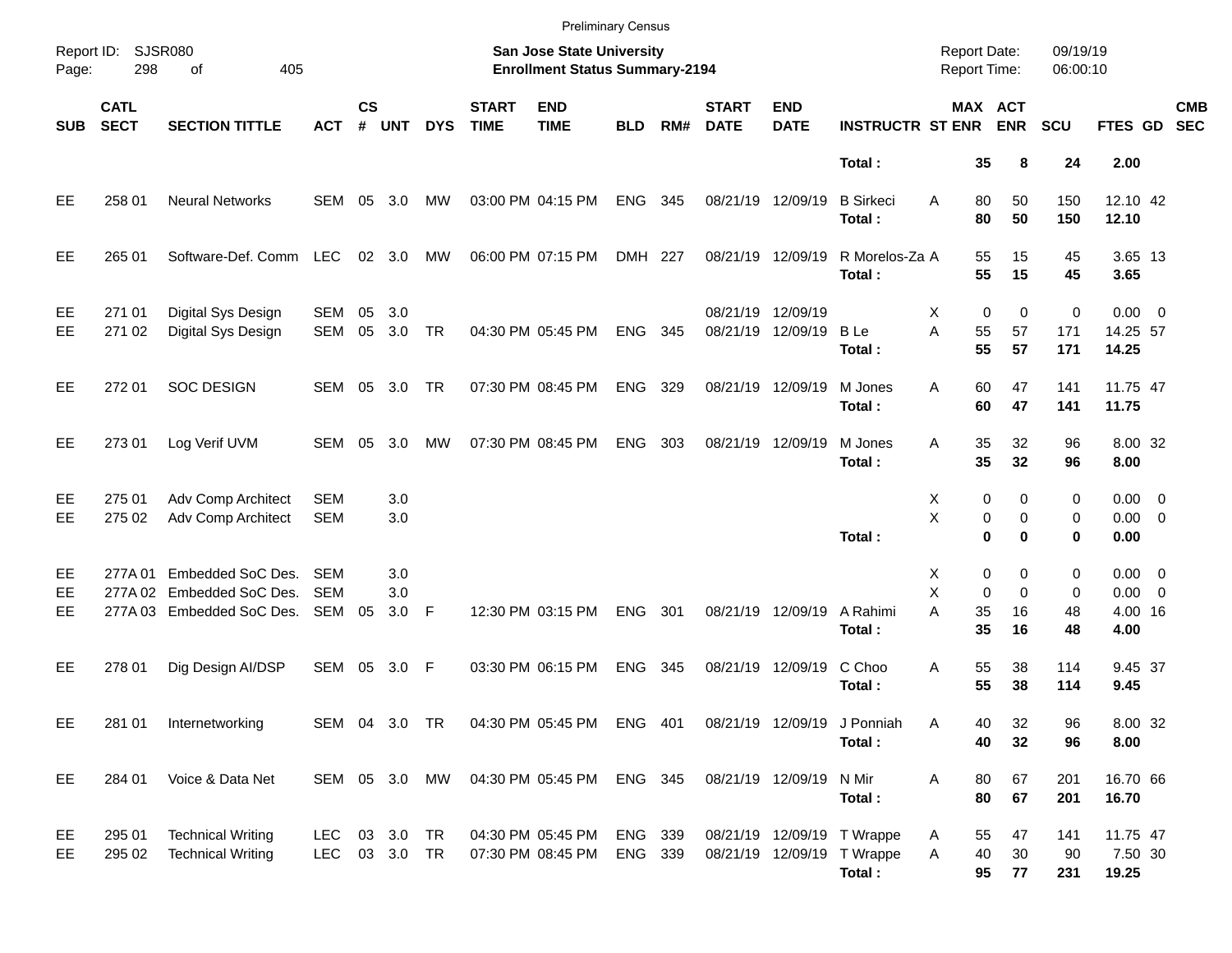Preliminary Census

Report ID: SJSR080
Page: 298 of 405

**San Jose State University**
**Enrollment Status Summary-2194**

Report Date: 09/19/19
Report Time: 06:00:10

| SUB | CATL SECT | SECTION TITTLE | ACT | CS # | UNT | DYS | START TIME | END TIME | BLD | RM# | START DATE | END DATE | INSTRUCTR | ST | MAX ENR | ACT ENR | SCU | FTES | GD | CMB SEC |
|---|---|---|---|---|---|---|---|---|---|---|---|---|---|---|---|---|---|---|---|---|
| | | | | | | | | | | | | | **Total :** | | **35** | **8** | **24** | **2.00** | | |
| EE | 258 01 | Neural Networks | SEM | 05 | 3.0 | MW | 03:00 PM | 04:15 PM | ENG | 345 | 08/21/19 | 12/09/19 | B Sirkeci | A | 80 | 50 | 150 | 12.10 | 42 | |
| | | | | | | | | | | | | | **Total :** | | **80** | **50** | **150** | **12.10** | | |
| EE | 265 01 | Software-Def. Comm | LEC | 02 | 3.0 | MW | 06:00 PM | 07:15 PM | DMH | 227 | 08/21/19 | 12/09/19 | R Morelos-Za | A | 55 | 15 | 45 | 3.65 | 13 | |
| | | | | | | | | | | | | | **Total :** | | **55** | **15** | **45** | **3.65** | | |
| EE | 271 01 | Digital Sys Design | SEM | 05 | 3.0 | | | | | | 08/21/19 | 12/09/19 | | X | 0 | 0 | 0 | 0.00 | 0 | |
| EE | 271 02 | Digital Sys Design | SEM | 05 | 3.0 | TR | 04:30 PM | 05:45 PM | ENG | 345 | 08/21/19 | 12/09/19 | B Le | A | 55 | 57 | 171 | 14.25 | 57 | |
| | | | | | | | | | | | | | **Total :** | | **55** | **57** | **171** | **14.25** | | |
| EE | 272 01 | SOC DESIGN | SEM | 05 | 3.0 | TR | 07:30 PM | 08:45 PM | ENG | 329 | 08/21/19 | 12/09/19 | M Jones | A | 60 | 47 | 141 | 11.75 | 47 | |
| | | | | | | | | | | | | | **Total :** | | **60** | **47** | **141** | **11.75** | | |
| EE | 273 01 | Log Verif UVM | SEM | 05 | 3.0 | MW | 07:30 PM | 08:45 PM | ENG | 303 | 08/21/19 | 12/09/19 | M Jones | A | 35 | 32 | 96 | 8.00 | 32 | |
| | | | | | | | | | | | | | **Total :** | | **35** | **32** | **96** | **8.00** | | |
| EE | 275 01 | Adv Comp Architect | SEM | | 3.0 | | | | | | | | | X | 0 | 0 | 0 | 0.00 | 0 | |
| EE | 275 02 | Adv Comp Architect | SEM | | 3.0 | | | | | | | | | X | 0 | 0 | 0 | 0.00 | 0 | |
| | | | | | | | | | | | | | **Total :** | | **0** | **0** | **0** | **0.00** | | |
| EE | 277A 01 | Embedded SoC Des. | SEM | | 3.0 | | | | | | | | | X | 0 | 0 | 0 | 0.00 | 0 | |
| EE | 277A 02 | Embedded SoC Des. | SEM | | 3.0 | | | | | | | | | X | 0 | 0 | 0 | 0.00 | 0 | |
| EE | 277A 03 | Embedded SoC Des. | SEM | 05 | 3.0 | F | 12:30 PM | 03:15 PM | ENG | 301 | 08/21/19 | 12/09/19 | A Rahimi | A | 35 | 16 | 48 | 4.00 | 16 | |
| | | | | | | | | | | | | | **Total :** | | **35** | **16** | **48** | **4.00** | | |
| EE | 278 01 | Dig Design AI/DSP | SEM | 05 | 3.0 | F | 03:30 PM | 06:15 PM | ENG | 345 | 08/21/19 | 12/09/19 | C Choo | A | 55 | 38 | 114 | 9.45 | 37 | |
| | | | | | | | | | | | | | **Total :** | | **55** | **38** | **114** | **9.45** | | |
| EE | 281 01 | Internetworking | SEM | 04 | 3.0 | TR | 04:30 PM | 05:45 PM | ENG | 401 | 08/21/19 | 12/09/19 | J Ponniah | A | 40 | 32 | 96 | 8.00 | 32 | |
| | | | | | | | | | | | | | **Total :** | | **40** | **32** | **96** | **8.00** | | |
| EE | 284 01 | Voice & Data Net | SEM | 05 | 3.0 | MW | 04:30 PM | 05:45 PM | ENG | 345 | 08/21/19 | 12/09/19 | N Mir | A | 80 | 67 | 201 | 16.70 | 66 | |
| | | | | | | | | | | | | | **Total :** | | **80** | **67** | **201** | **16.70** | | |
| EE | 295 01 | Technical Writing | LEC | 03 | 3.0 | TR | 04:30 PM | 05:45 PM | ENG | 339 | 08/21/19 | 12/09/19 | T Wrappe | A | 55 | 47 | 141 | 11.75 | 47 | |
| EE | 295 02 | Technical Writing | LEC | 03 | 3.0 | TR | 07:30 PM | 08:45 PM | ENG | 339 | 08/21/19 | 12/09/19 | T Wrappe | A | 40 | 30 | 90 | 7.50 | 30 | |
| | | | | | | | | | | | | | **Total :** | | **95** | **77** | **231** | **19.25** | | |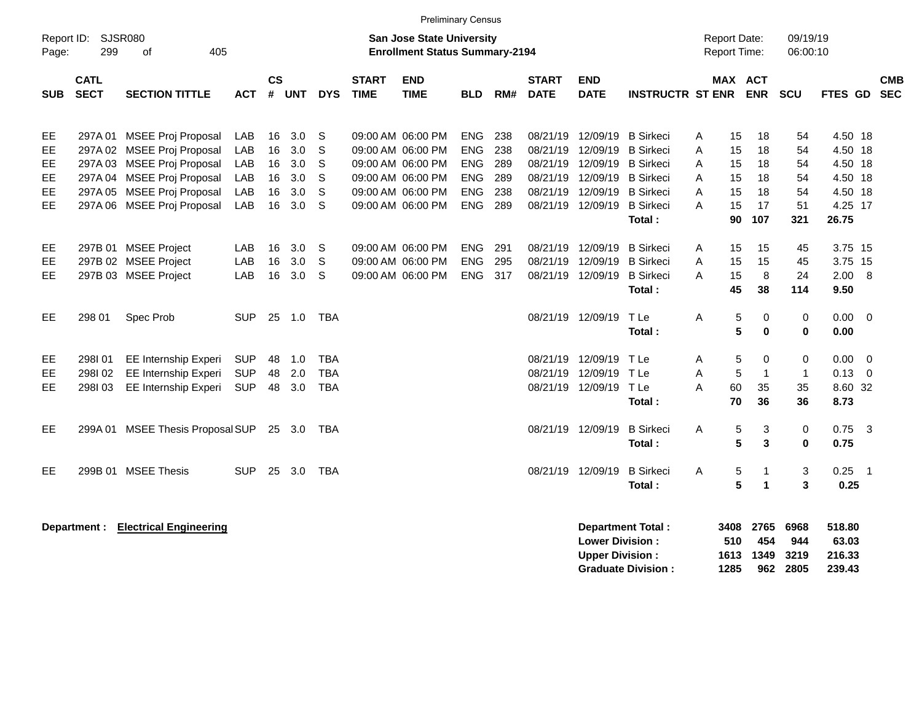Preliminary Census

Report ID: SJSR080
Page: 299 of 405

**San Jose State University**
**Enrollment Status Summary-2194**

Report Date: 09/19/19
Report Time: 06:00:10

| SUB | CATL SECT | SECTION TITTLE | ACT | CS # | UNT | DYS | START TIME | END TIME | BLD | RM# | START DATE | END DATE | INSTRUCTR | ST | MAX ENR | ACT ENR | SCU | FTES | GD | CMB SEC |
|---|---|---|---|---|---|---|---|---|---|---|---|---|---|---|---|---|---|---|---|---|
| EE | 297A 01 | MSEE Proj Proposal | LAB | 16 | 3.0 | S | 09:00 AM | 06:00 PM | ENG | 238 | 08/21/19 | 12/09/19 | B Sirkeci | A | 15 | 18 | 54 | 4.50 | 18 | |
| EE | 297A 02 | MSEE Proj Proposal | LAB | 16 | 3.0 | S | 09:00 AM | 06:00 PM | ENG | 238 | 08/21/19 | 12/09/19 | B Sirkeci | A | 15 | 18 | 54 | 4.50 | 18 | |
| EE | 297A 03 | MSEE Proj Proposal | LAB | 16 | 3.0 | S | 09:00 AM | 06:00 PM | ENG | 289 | 08/21/19 | 12/09/19 | B Sirkeci | A | 15 | 18 | 54 | 4.50 | 18 | |
| EE | 297A 04 | MSEE Proj Proposal | LAB | 16 | 3.0 | S | 09:00 AM | 06:00 PM | ENG | 289 | 08/21/19 | 12/09/19 | B Sirkeci | A | 15 | 18 | 54 | 4.50 | 18 | |
| EE | 297A 05 | MSEE Proj Proposal | LAB | 16 | 3.0 | S | 09:00 AM | 06:00 PM | ENG | 238 | 08/21/19 | 12/09/19 | B Sirkeci | A | 15 | 18 | 54 | 4.50 | 18 | |
| EE | 297A 06 | MSEE Proj Proposal | LAB | 16 | 3.0 | S | 09:00 AM | 06:00 PM | ENG | 289 | 08/21/19 | 12/09/19 | B Sirkeci | A | 15 | 17 | 51 | 4.25 | 17 | |
| | | | | | | | | | | | | | **Total :** | | **90** | **107** | **321** | **26.75** | | |
| EE | 297B 01 | MSEE Project | LAB | 16 | 3.0 | S | 09:00 AM | 06:00 PM | ENG | 291 | 08/21/19 | 12/09/19 | B Sirkeci | A | 15 | 15 | 45 | 3.75 | 15 | |
| EE | 297B 02 | MSEE Project | LAB | 16 | 3.0 | S | 09:00 AM | 06:00 PM | ENG | 295 | 08/21/19 | 12/09/19 | B Sirkeci | A | 15 | 15 | 45 | 3.75 | 15 | |
| EE | 297B 03 | MSEE Project | LAB | 16 | 3.0 | S | 09:00 AM | 06:00 PM | ENG | 317 | 08/21/19 | 12/09/19 | B Sirkeci | A | 15 | 8 | 24 | 2.00 | 8 | |
| | | | | | | | | | | | | | **Total :** | | **45** | **38** | **114** | **9.50** | | |
| EE | 298 01 | Spec Prob | SUP | 25 | 1.0 | TBA | | | | | 08/21/19 | 12/09/19 | T Le | A | 5 | 0 | 0 | 0.00 | 0 | |
| | | | | | | | | | | | | | **Total :** | | **5** | **0** | **0** | **0.00** | | |
| EE | 298I 01 | EE Internship Experi | SUP | 48 | 1.0 | TBA | | | | | 08/21/19 | 12/09/19 | T Le | A | 5 | 0 | 0 | 0.00 | 0 | |
| EE | 298I 02 | EE Internship Experi | SUP | 48 | 2.0 | TBA | | | | | 08/21/19 | 12/09/19 | T Le | A | 5 | 1 | 1 | 0.13 | 0 | |
| EE | 298I 03 | EE Internship Experi | SUP | 48 | 3.0 | TBA | | | | | 08/21/19 | 12/09/19 | T Le | A | 60 | 35 | 35 | 8.60 | 32 | |
| | | | | | | | | | | | | | **Total :** | | **70** | **36** | **36** | **8.73** | | |
| EE | 299A 01 | MSEE Thesis Proposal | SUP | 25 | 3.0 | TBA | | | | | 08/21/19 | 12/09/19 | B Sirkeci | A | 5 | 3 | 0 | 0.75 | 3 | |
| | | | | | | | | | | | | | **Total :** | | **5** | **3** | **0** | **0.75** | | |
| EE | 299B 01 | MSEE Thesis | SUP | 25 | 3.0 | TBA | | | | | 08/21/19 | 12/09/19 | B Sirkeci | A | 5 | 1 | 3 | 0.25 | 1 | |
| | | | | | | | | | | | | | **Total :** | | **5** | **1** | **3** | **0.25** | | |

**Department : Electrical Engineering**

| | MAX ENR | ACT ENR | SCU | FTES |
|---|---|---|---|---|
| **Department Total :** | **3408** | **2765** | **6968** | **518.80** |
| **Lower Division :** | **510** | **454** | **944** | **63.03** |
| **Upper Division :** | **1613** | **1349** | **3219** | **216.33** |
| **Graduate Division :** | **1285** | **962** | **2805** | **239.43** |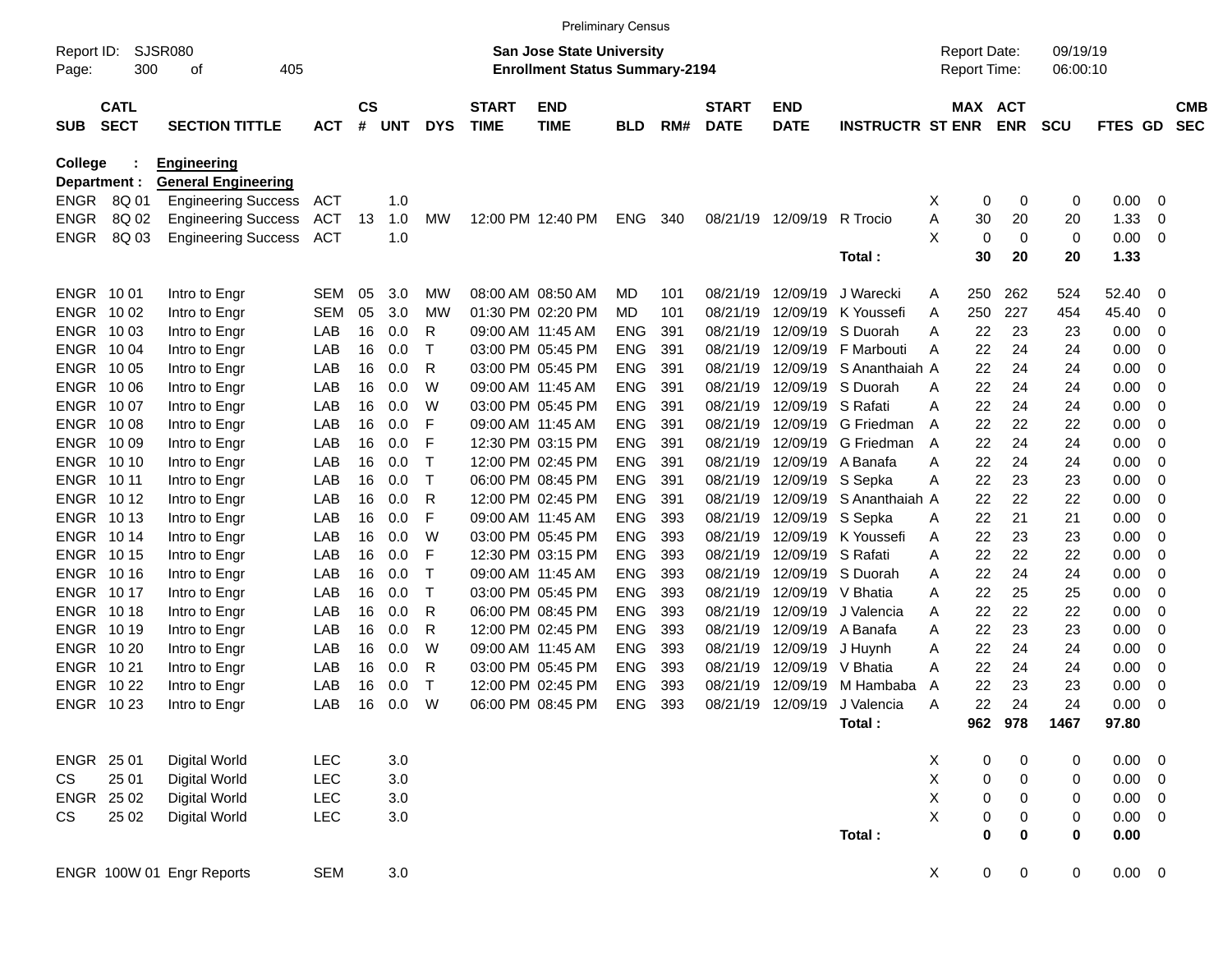Preliminary Census

Report ID: SJSR080 | **San Jose State University** | Report Date: 09/19/19
Page: 300 of 405 | **Enrollment Status Summary-2194** | Report Time: 06:00:10

**College : Engineering**
**Department : General Engineering**

| SUB | CATL SECT | SECTION TITTLE | ACT | CS # | UNT | DYS | START TIME | END TIME | BLD | RM# | START DATE | END DATE | INSTRUCTR | ST | MAX ENR | ACT ENR | SCU | FTES | GD | CMB SEC |
|---|---|---|---|---|---|---|---|---|---|---|---|---|---|---|---|---|---|---|---|---|
| ENGR | 8Q 01 | Engineering Success | ACT | | 1.0 | | | | | | | | | X | 0 | 0 | 0 | 0.00 | 0 | |
| ENGR | 8Q 02 | Engineering Success | ACT | 13 | 1.0 | MW | 12:00 PM | 12:40 PM | ENG | 340 | 08/21/19 | 12/09/19 | R Trocio | A | 30 | 20 | 20 | 1.33 | 0 | |
| ENGR | 8Q 03 | Engineering Success | ACT | | 1.0 | | | | | | | | | X | 0 | 0 | 0 | 0.00 | 0 | |
| | | | | | | | | | | | | | **Total :** | | **30** | **20** | **20** | **1.33** | | |
| ENGR | 10 01 | Intro to Engr | SEM | 05 | 3.0 | MW | 08:00 AM | 08:50 AM | MD | 101 | 08/21/19 | 12/09/19 | J Warecki | A | 250 | 262 | 524 | 52.40 | 0 | |
| ENGR | 10 02 | Intro to Engr | SEM | 05 | 3.0 | MW | 01:30 PM | 02:20 PM | MD | 101 | 08/21/19 | 12/09/19 | K Youssefi | A | 250 | 227 | 454 | 45.40 | 0 | |
| ENGR | 10 03 | Intro to Engr | LAB | 16 | 0.0 | R | 09:00 AM | 11:45 AM | ENG | 391 | 08/21/19 | 12/09/19 | S Duorah | A | 22 | 23 | 23 | 0.00 | 0 | |
| ENGR | 10 04 | Intro to Engr | LAB | 16 | 0.0 | T | 03:00 PM | 05:45 PM | ENG | 391 | 08/21/19 | 12/09/19 | F Marbouti | A | 22 | 24 | 24 | 0.00 | 0 | |
| ENGR | 10 05 | Intro to Engr | LAB | 16 | 0.0 | R | 03:00 PM | 05:45 PM | ENG | 391 | 08/21/19 | 12/09/19 | S Ananthaiah | A | 22 | 24 | 24 | 0.00 | 0 | |
| ENGR | 10 06 | Intro to Engr | LAB | 16 | 0.0 | W | 09:00 AM | 11:45 AM | ENG | 391 | 08/21/19 | 12/09/19 | S Duorah | A | 22 | 24 | 24 | 0.00 | 0 | |
| ENGR | 10 07 | Intro to Engr | LAB | 16 | 0.0 | W | 03:00 PM | 05:45 PM | ENG | 391 | 08/21/19 | 12/09/19 | S Rafati | A | 22 | 24 | 24 | 0.00 | 0 | |
| ENGR | 10 08 | Intro to Engr | LAB | 16 | 0.0 | F | 09:00 AM | 11:45 AM | ENG | 391 | 08/21/19 | 12/09/19 | G Friedman | A | 22 | 22 | 22 | 0.00 | 0 | |
| ENGR | 10 09 | Intro to Engr | LAB | 16 | 0.0 | F | 12:30 PM | 03:15 PM | ENG | 391 | 08/21/19 | 12/09/19 | G Friedman | A | 22 | 24 | 24 | 0.00 | 0 | |
| ENGR | 10 10 | Intro to Engr | LAB | 16 | 0.0 | T | 12:00 PM | 02:45 PM | ENG | 391 | 08/21/19 | 12/09/19 | A Banafa | A | 22 | 24 | 24 | 0.00 | 0 | |
| ENGR | 10 11 | Intro to Engr | LAB | 16 | 0.0 | T | 06:00 PM | 08:45 PM | ENG | 391 | 08/21/19 | 12/09/19 | S Sepka | A | 22 | 23 | 23 | 0.00 | 0 | |
| ENGR | 10 12 | Intro to Engr | LAB | 16 | 0.0 | R | 12:00 PM | 02:45 PM | ENG | 391 | 08/21/19 | 12/09/19 | S Ananthaiah | A | 22 | 22 | 22 | 0.00 | 0 | |
| ENGR | 10 13 | Intro to Engr | LAB | 16 | 0.0 | F | 09:00 AM | 11:45 AM | ENG | 393 | 08/21/19 | 12/09/19 | S Sepka | A | 22 | 21 | 21 | 0.00 | 0 | |
| ENGR | 10 14 | Intro to Engr | LAB | 16 | 0.0 | W | 03:00 PM | 05:45 PM | ENG | 393 | 08/21/19 | 12/09/19 | K Youssefi | A | 22 | 23 | 23 | 0.00 | 0 | |
| ENGR | 10 15 | Intro to Engr | LAB | 16 | 0.0 | F | 12:30 PM | 03:15 PM | ENG | 393 | 08/21/19 | 12/09/19 | S Rafati | A | 22 | 22 | 22 | 0.00 | 0 | |
| ENGR | 10 16 | Intro to Engr | LAB | 16 | 0.0 | T | 09:00 AM | 11:45 AM | ENG | 393 | 08/21/19 | 12/09/19 | S Duorah | A | 22 | 24 | 24 | 0.00 | 0 | |
| ENGR | 10 17 | Intro to Engr | LAB | 16 | 0.0 | T | 03:00 PM | 05:45 PM | ENG | 393 | 08/21/19 | 12/09/19 | V Bhatia | A | 22 | 25 | 25 | 0.00 | 0 | |
| ENGR | 10 18 | Intro to Engr | LAB | 16 | 0.0 | R | 06:00 PM | 08:45 PM | ENG | 393 | 08/21/19 | 12/09/19 | J Valencia | A | 22 | 22 | 22 | 0.00 | 0 | |
| ENGR | 10 19 | Intro to Engr | LAB | 16 | 0.0 | R | 12:00 PM | 02:45 PM | ENG | 393 | 08/21/19 | 12/09/19 | A Banafa | A | 22 | 23 | 23 | 0.00 | 0 | |
| ENGR | 10 20 | Intro to Engr | LAB | 16 | 0.0 | W | 09:00 AM | 11:45 AM | ENG | 393 | 08/21/19 | 12/09/19 | J Huynh | A | 22 | 24 | 24 | 0.00 | 0 | |
| ENGR | 10 21 | Intro to Engr | LAB | 16 | 0.0 | R | 03:00 PM | 05:45 PM | ENG | 393 | 08/21/19 | 12/09/19 | V Bhatia | A | 22 | 24 | 24 | 0.00 | 0 | |
| ENGR | 10 22 | Intro to Engr | LAB | 16 | 0.0 | T | 12:00 PM | 02:45 PM | ENG | 393 | 08/21/19 | 12/09/19 | M Hambaba | A | 22 | 23 | 23 | 0.00 | 0 | |
| ENGR | 10 23 | Intro to Engr | LAB | 16 | 0.0 | W | 06:00 PM | 08:45 PM | ENG | 393 | 08/21/19 | 12/09/19 | J Valencia | A | 22 | 24 | 24 | 0.00 | 0 | |
| | | | | | | | | | | | | | **Total :** | | **962** | **978** | **1467** | **97.80** | | |
| ENGR | 25 01 | Digital World | LEC | | 3.0 | | | | | | | | | X | 0 | 0 | 0 | 0.00 | 0 | |
| CS | 25 01 | Digital World | LEC | | 3.0 | | | | | | | | | X | 0 | 0 | 0 | 0.00 | 0 | |
| ENGR | 25 02 | Digital World | LEC | | 3.0 | | | | | | | | | X | 0 | 0 | 0 | 0.00 | 0 | |
| CS | 25 02 | Digital World | LEC | | 3.0 | | | | | | | | | X | 0 | 0 | 0 | 0.00 | 0 | |
| | | | | | | | | | | | | | **Total :** | | **0** | **0** | **0** | **0.00** | | |
| ENGR | 100W 01 | Engr Reports | SEM | | 3.0 | | | | | | | | | X | 0 | 0 | 0 | 0.00 | 0 | |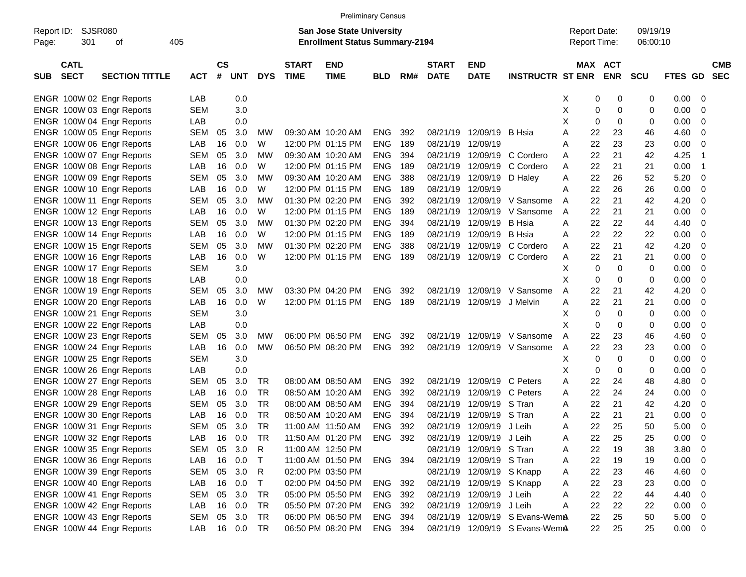Preliminary Census

Report ID: SJSR080 | **San Jose State University** | Report Date: 09/19/19
Page: 301 of 405 | **Enrollment Status Summary-2194** | Report Time: 06:00:10

| SUB | CATL SECT | SECTION TITTLE | ACT | CS # | UNT | DYS | START TIME | END TIME | BLD | RM# | START DATE | END DATE | INSTRUCTR | ST | MAX ENR | ACT ENR | SCU | FTES | GD | CMB SEC |
|---|---|---|---|---|---|---|---|---|---|---|---|---|---|---|---|---|---|---|---|---|
| ENGR | 100W 02 | Engr Reports | LAB | | 0.0 | | | | | | | | | X | 0 | 0 | 0 | 0.00 | 0 | |
| ENGR | 100W 03 | Engr Reports | SEM | | 3.0 | | | | | | | | | X | 0 | 0 | 0 | 0.00 | 0 | |
| ENGR | 100W 04 | Engr Reports | LAB | | 0.0 | | | | | | | | | X | 0 | 0 | 0 | 0.00 | 0 | |
| ENGR | 100W 05 | Engr Reports | SEM | 05 | 3.0 | MW | 09:30 AM | 10:20 AM | ENG | 392 | 08/21/19 | 12/09/19 | B Hsia | A | 22 | 23 | 46 | 4.60 | 0 | |
| ENGR | 100W 06 | Engr Reports | LAB | 16 | 0.0 | W | 12:00 PM | 01:15 PM | ENG | 189 | 08/21/19 | 12/09/19 | | A | 22 | 23 | 23 | 0.00 | 0 | |
| ENGR | 100W 07 | Engr Reports | SEM | 05 | 3.0 | MW | 09:30 AM | 10:20 AM | ENG | 394 | 08/21/19 | 12/09/19 | C Cordero | A | 22 | 21 | 42 | 4.25 | 1 | |
| ENGR | 100W 08 | Engr Reports | LAB | 16 | 0.0 | W | 12:00 PM | 01:15 PM | ENG | 189 | 08/21/19 | 12/09/19 | C Cordero | A | 22 | 21 | 21 | 0.00 | 1 | |
| ENGR | 100W 09 | Engr Reports | SEM | 05 | 3.0 | MW | 09:30 AM | 10:20 AM | ENG | 388 | 08/21/19 | 12/09/19 | D Haley | A | 22 | 26 | 52 | 5.20 | 0 | |
| ENGR | 100W 10 | Engr Reports | LAB | 16 | 0.0 | W | 12:00 PM | 01:15 PM | ENG | 189 | 08/21/19 | 12/09/19 | | A | 22 | 26 | 26 | 0.00 | 0 | |
| ENGR | 100W 11 | Engr Reports | SEM | 05 | 3.0 | MW | 01:30 PM | 02:20 PM | ENG | 392 | 08/21/19 | 12/09/19 | V Sansome | A | 22 | 21 | 42 | 4.20 | 0 | |
| ENGR | 100W 12 | Engr Reports | LAB | 16 | 0.0 | W | 12:00 PM | 01:15 PM | ENG | 189 | 08/21/19 | 12/09/19 | V Sansome | A | 22 | 21 | 21 | 0.00 | 0 | |
| ENGR | 100W 13 | Engr Reports | SEM | 05 | 3.0 | MW | 01:30 PM | 02:20 PM | ENG | 394 | 08/21/19 | 12/09/19 | B Hsia | A | 22 | 22 | 44 | 4.40 | 0 | |
| ENGR | 100W 14 | Engr Reports | LAB | 16 | 0.0 | W | 12:00 PM | 01:15 PM | ENG | 189 | 08/21/19 | 12/09/19 | B Hsia | A | 22 | 22 | 22 | 0.00 | 0 | |
| ENGR | 100W 15 | Engr Reports | SEM | 05 | 3.0 | MW | 01:30 PM | 02:20 PM | ENG | 388 | 08/21/19 | 12/09/19 | C Cordero | A | 22 | 21 | 42 | 4.20 | 0 | |
| ENGR | 100W 16 | Engr Reports | LAB | 16 | 0.0 | W | 12:00 PM | 01:15 PM | ENG | 189 | 08/21/19 | 12/09/19 | C Cordero | A | 22 | 21 | 21 | 0.00 | 0 | |
| ENGR | 100W 17 | Engr Reports | SEM | | 3.0 | | | | | | | | | X | 0 | 0 | 0 | 0.00 | 0 | |
| ENGR | 100W 18 | Engr Reports | LAB | | 0.0 | | | | | | | | | X | 0 | 0 | 0 | 0.00 | 0 | |
| ENGR | 100W 19 | Engr Reports | SEM | 05 | 3.0 | MW | 03:30 PM | 04:20 PM | ENG | 392 | 08/21/19 | 12/09/19 | V Sansome | A | 22 | 21 | 42 | 4.20 | 0 | |
| ENGR | 100W 20 | Engr Reports | LAB | 16 | 0.0 | W | 12:00 PM | 01:15 PM | ENG | 189 | 08/21/19 | 12/09/19 | J Melvin | A | 22 | 21 | 21 | 0.00 | 0 | |
| ENGR | 100W 21 | Engr Reports | SEM | | 3.0 | | | | | | | | | X | 0 | 0 | 0 | 0.00 | 0 | |
| ENGR | 100W 22 | Engr Reports | LAB | | 0.0 | | | | | | | | | X | 0 | 0 | 0 | 0.00 | 0 | |
| ENGR | 100W 23 | Engr Reports | SEM | 05 | 3.0 | MW | 06:00 PM | 06:50 PM | ENG | 392 | 08/21/19 | 12/09/19 | V Sansome | A | 22 | 23 | 46 | 4.60 | 0 | |
| ENGR | 100W 24 | Engr Reports | LAB | 16 | 0.0 | MW | 06:50 PM | 08:20 PM | ENG | 392 | 08/21/19 | 12/09/19 | V Sansome | A | 22 | 23 | 23 | 0.00 | 0 | |
| ENGR | 100W 25 | Engr Reports | SEM | | 3.0 | | | | | | | | | X | 0 | 0 | 0 | 0.00 | 0 | |
| ENGR | 100W 26 | Engr Reports | LAB | | 0.0 | | | | | | | | | X | 0 | 0 | 0 | 0.00 | 0 | |
| ENGR | 100W 27 | Engr Reports | SEM | 05 | 3.0 | TR | 08:00 AM | 08:50 AM | ENG | 392 | 08/21/19 | 12/09/19 | C Peters | A | 22 | 24 | 48 | 4.80 | 0 | |
| ENGR | 100W 28 | Engr Reports | LAB | 16 | 0.0 | TR | 08:50 AM | 10:20 AM | ENG | 392 | 08/21/19 | 12/09/19 | C Peters | A | 22 | 24 | 24 | 0.00 | 0 | |
| ENGR | 100W 29 | Engr Reports | SEM | 05 | 3.0 | TR | 08:00 AM | 08:50 AM | ENG | 394 | 08/21/19 | 12/09/19 | S Tran | A | 22 | 21 | 42 | 4.20 | 0 | |
| ENGR | 100W 30 | Engr Reports | LAB | 16 | 0.0 | TR | 08:50 AM | 10:20 AM | ENG | 394 | 08/21/19 | 12/09/19 | S Tran | A | 22 | 21 | 21 | 0.00 | 0 | |
| ENGR | 100W 31 | Engr Reports | SEM | 05 | 3.0 | TR | 11:00 AM | 11:50 AM | ENG | 392 | 08/21/19 | 12/09/19 | J Leih | A | 22 | 25 | 50 | 5.00 | 0 | |
| ENGR | 100W 32 | Engr Reports | LAB | 16 | 0.0 | TR | 11:50 AM | 01:20 PM | ENG | 392 | 08/21/19 | 12/09/19 | J Leih | A | 22 | 25 | 25 | 0.00 | 0 | |
| ENGR | 100W 35 | Engr Reports | SEM | 05 | 3.0 | R | 11:00 AM | 12:50 PM | | | 08/21/19 | 12/09/19 | S Tran | A | 22 | 19 | 38 | 3.80 | 0 | |
| ENGR | 100W 36 | Engr Reports | LAB | 16 | 0.0 | T | 11:00 AM | 01:50 PM | ENG | 394 | 08/21/19 | 12/09/19 | S Tran | A | 22 | 19 | 19 | 0.00 | 0 | |
| ENGR | 100W 39 | Engr Reports | SEM | 05 | 3.0 | R | 02:00 PM | 03:50 PM | | | 08/21/19 | 12/09/19 | S Knapp | A | 22 | 23 | 46 | 4.60 | 0 | |
| ENGR | 100W 40 | Engr Reports | LAB | 16 | 0.0 | T | 02:00 PM | 04:50 PM | ENG | 392 | 08/21/19 | 12/09/19 | S Knapp | A | 22 | 23 | 23 | 0.00 | 0 | |
| ENGR | 100W 41 | Engr Reports | SEM | 05 | 3.0 | TR | 05:00 PM | 05:50 PM | ENG | 392 | 08/21/19 | 12/09/19 | J Leih | A | 22 | 22 | 44 | 4.40 | 0 | |
| ENGR | 100W 42 | Engr Reports | LAB | 16 | 0.0 | TR | 05:50 PM | 07:20 PM | ENG | 392 | 08/21/19 | 12/09/19 | J Leih | A | 22 | 22 | 22 | 0.00 | 0 | |
| ENGR | 100W 43 | Engr Reports | SEM | 05 | 3.0 | TR | 06:00 PM | 06:50 PM | ENG | 394 | 08/21/19 | 12/09/19 | S Evans-Wema | A | 22 | 25 | 50 | 5.00 | 0 | |
| ENGR | 100W 44 | Engr Reports | LAB | 16 | 0.0 | TR | 06:50 PM | 08:20 PM | ENG | 394 | 08/21/19 | 12/09/19 | S Evans-Wema | A | 22 | 25 | 25 | 0.00 | 0 | |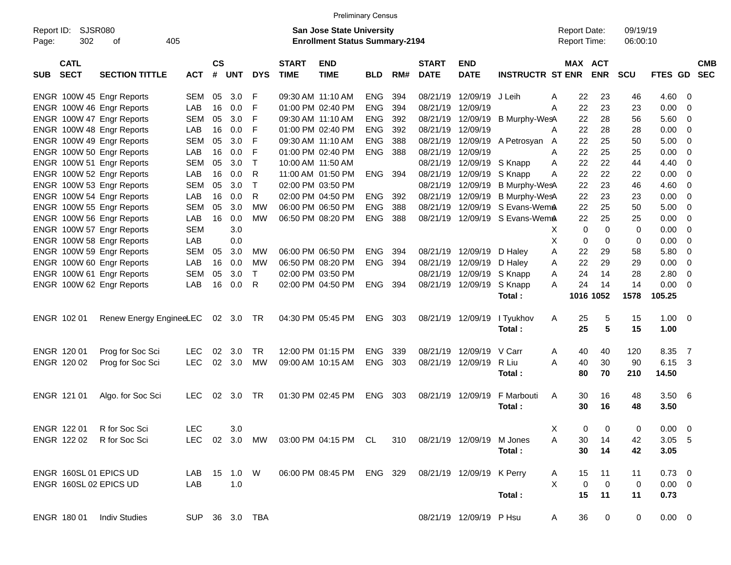Preliminary Census

Report ID: SJSR080 | **San Jose State University** | Report Date: 09/19/19
Page: 302 of 405 | **Enrollment Status Summary-2194** | Report Time: 06:00:10

| SUB | CATL SECT | SECTION TITTLE | ACT | CS # | UNT | DYS | START TIME | END TIME | BLD | RM# | START DATE | END DATE | INSTRUCTR | ST | MAX ENR | ACT ENR | SCU | FTES | GD | CMB SEC |
|---|---|---|---|---|---|---|---|---|---|---|---|---|---|---|---|---|---|---|---|---|
| ENGR | 100W 45 | Engr Reports | SEM | 05 | 3.0 | F | 09:30 AM | 11:10 AM | ENG | 394 | 08/21/19 | 12/09/19 | J Leih | A | 22 | 23 | 46 | 4.60 | 0 | |
| ENGR | 100W 46 | Engr Reports | LAB | 16 | 0.0 | F | 01:00 PM | 02:40 PM | ENG | 394 | 08/21/19 | 12/09/19 | | A | 22 | 23 | 23 | 0.00 | 0 | |
| ENGR | 100W 47 | Engr Reports | SEM | 05 | 3.0 | F | 09:30 AM | 11:10 AM | ENG | 392 | 08/21/19 | 12/09/19 | B Murphy-Wes | A | 22 | 28 | 56 | 5.60 | 0 | |
| ENGR | 100W 48 | Engr Reports | LAB | 16 | 0.0 | F | 01:00 PM | 02:40 PM | ENG | 392 | 08/21/19 | 12/09/19 | | A | 22 | 28 | 28 | 0.00 | 0 | |
| ENGR | 100W 49 | Engr Reports | SEM | 05 | 3.0 | F | 09:30 AM | 11:10 AM | ENG | 388 | 08/21/19 | 12/09/19 | A Petrosyan | A | 22 | 25 | 50 | 5.00 | 0 | |
| ENGR | 100W 50 | Engr Reports | LAB | 16 | 0.0 | F | 01:00 PM | 02:40 PM | ENG | 388 | 08/21/19 | 12/09/19 | | A | 22 | 25 | 25 | 0.00 | 0 | |
| ENGR | 100W 51 | Engr Reports | SEM | 05 | 3.0 | T | 10:00 AM | 11:50 AM | | | 08/21/19 | 12/09/19 | S Knapp | A | 22 | 22 | 44 | 4.40 | 0 | |
| ENGR | 100W 52 | Engr Reports | LAB | 16 | 0.0 | R | 11:00 AM | 01:50 PM | ENG | 394 | 08/21/19 | 12/09/19 | S Knapp | A | 22 | 22 | 22 | 0.00 | 0 | |
| ENGR | 100W 53 | Engr Reports | SEM | 05 | 3.0 | T | 02:00 PM | 03:50 PM | | | 08/21/19 | 12/09/19 | B Murphy-Wes | A | 22 | 23 | 46 | 4.60 | 0 | |
| ENGR | 100W 54 | Engr Reports | LAB | 16 | 0.0 | R | 02:00 PM | 04:50 PM | ENG | 392 | 08/21/19 | 12/09/19 | B Murphy-Wes | A | 22 | 23 | 23 | 0.00 | 0 | |
| ENGR | 100W 55 | Engr Reports | SEM | 05 | 3.0 | MW | 06:00 PM | 06:50 PM | ENG | 388 | 08/21/19 | 12/09/19 | S Evans-Wem | A | 22 | 25 | 50 | 5.00 | 0 | |
| ENGR | 100W 56 | Engr Reports | LAB | 16 | 0.0 | MW | 06:50 PM | 08:20 PM | ENG | 388 | 08/21/19 | 12/09/19 | S Evans-Wem | A | 22 | 25 | 25 | 0.00 | 0 | |
| ENGR | 100W 57 | Engr Reports | SEM | | 3.0 | | | | | | | | | X | 0 | 0 | 0 | 0.00 | 0 | |
| ENGR | 100W 58 | Engr Reports | LAB | | 0.0 | | | | | | | | | X | 0 | 0 | 0 | 0.00 | 0 | |
| ENGR | 100W 59 | Engr Reports | SEM | 05 | 3.0 | MW | 06:00 PM | 06:50 PM | ENG | 394 | 08/21/19 | 12/09/19 | D Haley | A | 22 | 29 | 58 | 5.80 | 0 | |
| ENGR | 100W 60 | Engr Reports | LAB | 16 | 0.0 | MW | 06:50 PM | 08:20 PM | ENG | 394 | 08/21/19 | 12/09/19 | D Haley | A | 22 | 29 | 29 | 0.00 | 0 | |
| ENGR | 100W 61 | Engr Reports | SEM | 05 | 3.0 | T | 02:00 PM | 03:50 PM | | | 08/21/19 | 12/09/19 | S Knapp | A | 24 | 14 | 28 | 2.80 | 0 | |
| ENGR | 100W 62 | Engr Reports | LAB | 16 | 0.0 | R | 02:00 PM | 04:50 PM | ENG | 394 | 08/21/19 | 12/09/19 | S Knapp | A | 24 | 14 | 14 | 0.00 | 0 | |
| | | | | | | | | | | | | | **Total :** | | **1016** | **1052** | **1578** | **105.25** | | |
| ENGR | 102 01 | Renew Energy Enginee | LEC | 02 | 3.0 | TR | 04:30 PM | 05:45 PM | ENG | 303 | 08/21/19 | 12/09/19 | I Tyukhov | A | 25 | 5 | 15 | 1.00 | 0 | |
| | | | | | | | | | | | | | **Total :** | | **25** | **5** | **15** | **1.00** | | |
| ENGR | 120 01 | Prog for Soc Sci | LEC | 02 | 3.0 | TR | 12:00 PM | 01:15 PM | ENG | 339 | 08/21/19 | 12/09/19 | V Carr | A | 40 | 40 | 120 | 8.35 | 7 | |
| ENGR | 120 02 | Prog for Soc Sci | LEC | 02 | 3.0 | MW | 09:00 AM | 10:15 AM | ENG | 303 | 08/21/19 | 12/09/19 | R Liu | A | 40 | 30 | 90 | 6.15 | 3 | |
| | | | | | | | | | | | | | **Total :** | | **80** | **70** | **210** | **14.50** | | |
| ENGR | 121 01 | Algo. for Soc Sci | LEC | 02 | 3.0 | TR | 01:30 PM | 02:45 PM | ENG | 303 | 08/21/19 | 12/09/19 | F Marbouti | A | 30 | 16 | 48 | 3.50 | 6 | |
| | | | | | | | | | | | | | **Total :** | | **30** | **16** | **48** | **3.50** | | |
| ENGR | 122 01 | R for Soc Sci | LEC | | 3.0 | | | | | | | | | X | 0 | 0 | 0 | 0.00 | 0 | |
| ENGR | 122 02 | R for Soc Sci | LEC | 02 | 3.0 | MW | 03:00 PM | 04:15 PM | CL | 310 | 08/21/19 | 12/09/19 | M Jones | A | 30 | 14 | 42 | 3.05 | 5 | |
| | | | | | | | | | | | | | **Total :** | | **30** | **14** | **42** | **3.05** | | |
| ENGR | 160SL 01 | EPICS UD | LAB | 15 | 1.0 | W | 06:00 PM | 08:45 PM | ENG | 329 | 08/21/19 | 12/09/19 | K Perry | A | 15 | 11 | 11 | 0.73 | 0 | |
| ENGR | 160SL 02 | EPICS UD | LAB | | 1.0 | | | | | | | | | X | 0 | 0 | 0 | 0.00 | 0 | |
| | | | | | | | | | | | | | **Total :** | | **15** | **11** | **11** | **0.73** | | |
| ENGR | 180 01 | Indiv Studies | SUP | 36 | 3.0 | TBA | | | | | 08/21/19 | 12/09/19 | P Hsu | A | 36 | 0 | 0 | 0.00 | 0 | |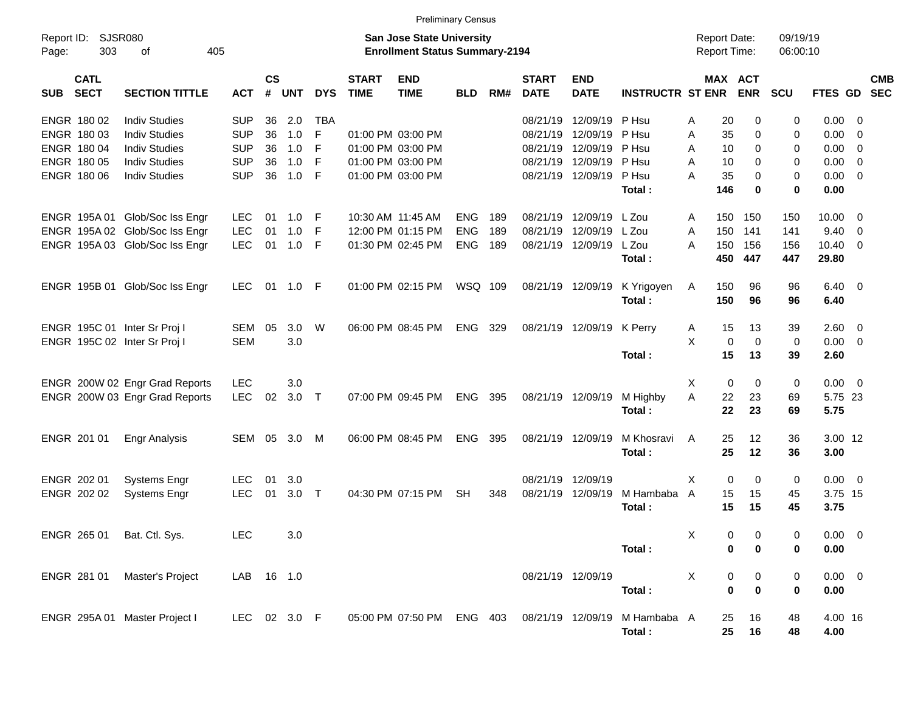Preliminary Census

Report ID: SJSR080

**San Jose State University**
**Enrollment Status Summary-2194**

Report Date: 09/19/19
Report Time: 06:00:10

| SUB | CATL SECT | SECTION TITTLE | ACT | CS # | UNT | DYS | START TIME | END TIME | BLD | RM# | START DATE | END DATE | INSTRUCTR | ST | MAX ENR | ACT ENR | SCU | FTES | GD | CMB SEC |
|---|---|---|---|---|---|---|---|---|---|---|---|---|---|---|---|---|---|---|---|---|
| ENGR | 180 02 | Indiv Studies | SUP | 36 | 2.0 | TBA | | | | | 08/21/19 | 12/09/19 | P Hsu | A | 20 | 0 | 0 | 0.00 | 0 | |
| ENGR | 180 03 | Indiv Studies | SUP | 36 | 1.0 | F | 01:00 PM | 03:00 PM | | | 08/21/19 | 12/09/19 | P Hsu | A | 35 | 0 | 0 | 0.00 | 0 | |
| ENGR | 180 04 | Indiv Studies | SUP | 36 | 1.0 | F | 01:00 PM | 03:00 PM | | | 08/21/19 | 12/09/19 | P Hsu | A | 10 | 0 | 0 | 0.00 | 0 | |
| ENGR | 180 05 | Indiv Studies | SUP | 36 | 1.0 | F | 01:00 PM | 03:00 PM | | | 08/21/19 | 12/09/19 | P Hsu | A | 10 | 0 | 0 | 0.00 | 0 | |
| ENGR | 180 06 | Indiv Studies | SUP | 36 | 1.0 | F | 01:00 PM | 03:00 PM | | | 08/21/19 | 12/09/19 | P Hsu | A | 35 | 0 | 0 | 0.00 | 0 | |
| | | | | | | | | | | | | | **Total :** | | **146** | **0** | **0** | **0.00** | | |
| ENGR | 195A 01 | Glob/Soc Iss Engr | LEC | 01 | 1.0 | F | 10:30 AM | 11:45 AM | ENG | 189 | 08/21/19 | 12/09/19 | L Zou | A | 150 | 150 | 150 | 10.00 | 0 | |
| ENGR | 195A 02 | Glob/Soc Iss Engr | LEC | 01 | 1.0 | F | 12:00 PM | 01:15 PM | ENG | 189 | 08/21/19 | 12/09/19 | L Zou | A | 150 | 141 | 141 | 9.40 | 0 | |
| ENGR | 195A 03 | Glob/Soc Iss Engr | LEC | 01 | 1.0 | F | 01:30 PM | 02:45 PM | ENG | 189 | 08/21/19 | 12/09/19 | L Zou | A | 150 | 156 | 156 | 10.40 | 0 | |
| | | | | | | | | | | | | | **Total :** | | **450** | **447** | **447** | **29.80** | | |
| ENGR | 195B 01 | Glob/Soc Iss Engr | LEC | 01 | 1.0 | F | 01:00 PM | 02:15 PM | WSQ | 109 | 08/21/19 | 12/09/19 | K Yrigoyen | A | 150 | 96 | 96 | 6.40 | 0 | |
| | | | | | | | | | | | | | **Total :** | | **150** | **96** | **96** | **6.40** | | |
| ENGR | 195C 01 | Inter Sr Proj I | SEM | 05 | 3.0 | W | 06:00 PM | 08:45 PM | ENG | 329 | 08/21/19 | 12/09/19 | K Perry | A | 15 | 13 | 39 | 2.60 | 0 | |
| ENGR | 195C 02 | Inter Sr Proj I | SEM | | 3.0 | | | | | | | | | X | 0 | 0 | 0 | 0.00 | 0 | |
| | | | | | | | | | | | | | **Total :** | | **15** | **13** | **39** | **2.60** | | |
| ENGR | 200W 02 | Engr Grad Reports | LEC | | 3.0 | | | | | | | | | X | 0 | 0 | 0 | 0.00 | 0 | |
| ENGR | 200W 03 | Engr Grad Reports | LEC | 02 | 3.0 | T | 07:00 PM | 09:45 PM | ENG | 395 | 08/21/19 | 12/09/19 | M Highby | A | 22 | 23 | 69 | 5.75 | 23 | |
| | | | | | | | | | | | | | **Total :** | | **22** | **23** | **69** | **5.75** | | |
| ENGR | 201 01 | Engr Analysis | SEM | 05 | 3.0 | M | 06:00 PM | 08:45 PM | ENG | 395 | 08/21/19 | 12/09/19 | M Khosravi | A | 25 | 12 | 36 | 3.00 | 12 | |
| | | | | | | | | | | | | | **Total :** | | **25** | **12** | **36** | **3.00** | | |
| ENGR | 202 01 | Systems Engr | LEC | 01 | 3.0 | | | | | | 08/21/19 | 12/09/19 | | X | 0 | 0 | 0 | 0.00 | 0 | |
| ENGR | 202 02 | Systems Engr | LEC | 01 | 3.0 | T | 04:30 PM | 07:15 PM | SH | 348 | 08/21/19 | 12/09/19 | M Hambaba | A | 15 | 15 | 45 | 3.75 | 15 | |
| | | | | | | | | | | | | | **Total :** | | **15** | **15** | **45** | **3.75** | | |
| ENGR | 265 01 | Bat. Ctl. Sys. | LEC | | 3.0 | | | | | | | | | X | 0 | 0 | 0 | 0.00 | 0 | |
| | | | | | | | | | | | | | **Total :** | | **0** | **0** | **0** | **0.00** | | |
| ENGR | 281 01 | Master's Project | LAB | 16 | 1.0 | | | | | | 08/21/19 | 12/09/19 | | X | 0 | 0 | 0 | 0.00 | 0 | |
| | | | | | | | | | | | | | **Total :** | | **0** | **0** | **0** | **0.00** | | |
| ENGR | 295A 01 | Master Project I | LEC | 02 | 3.0 | F | 05:00 PM | 07:50 PM | ENG | 403 | 08/21/19 | 12/09/19 | M Hambaba | A | 25 | 16 | 48 | 4.00 | 16 | |
| | | | | | | | | | | | | | **Total :** | | **25** | **16** | **48** | **4.00** | | |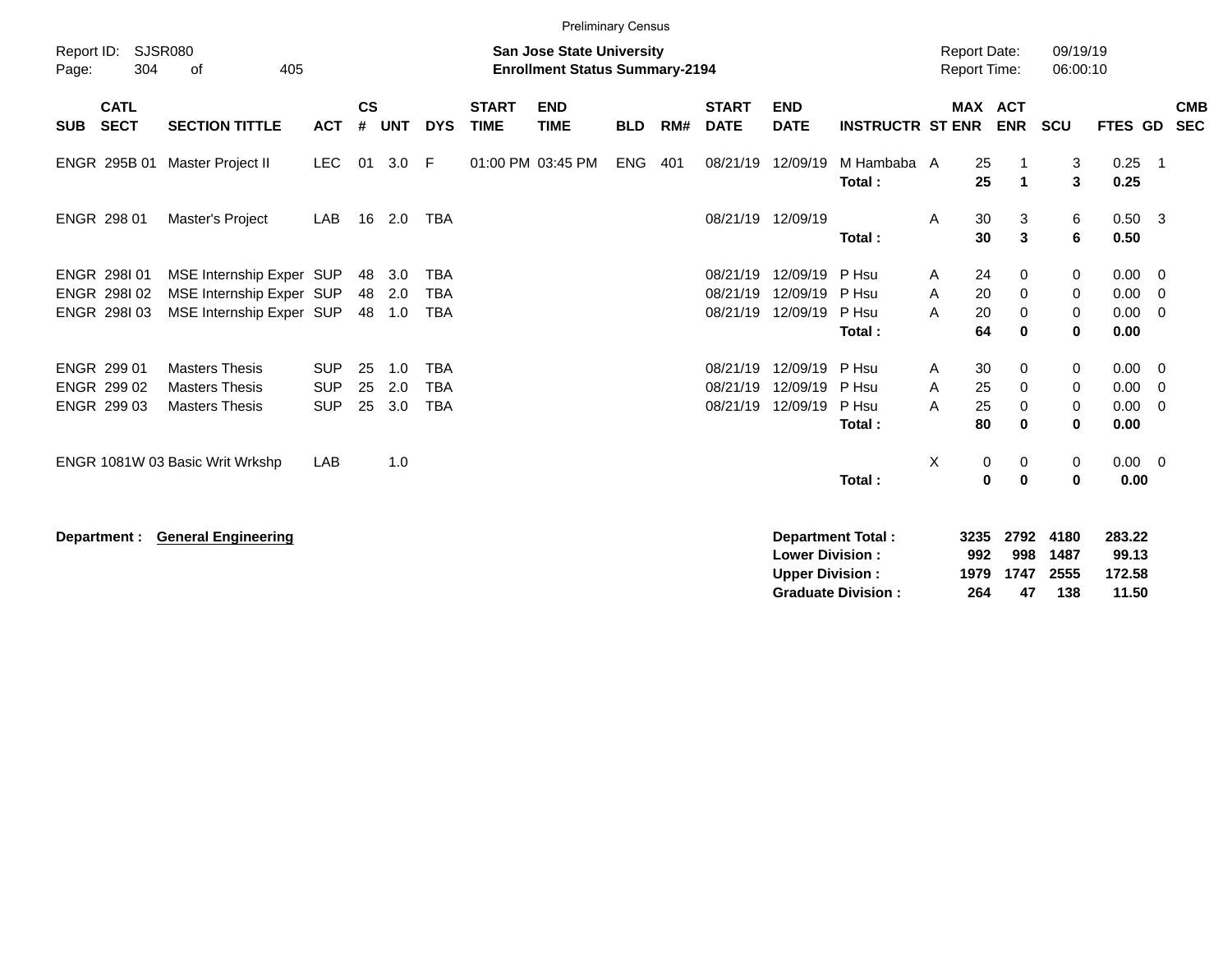Preliminary Census

Report ID: SJSR080

**San Jose State University**
**Enrollment Status Summary-2194**

Report Date: 09/19/19
Report Time: 06:00:10

| SUB | CATL SECT | SECTION TITTLE | ACT | CS # | UNT | DYS | START TIME | END TIME | BLD | RM# | START DATE | END DATE | INSTRUCTR | ST | MAX ENR | ACT ENR | SCU | FTES | GD | CMB SEC |
|---|---|---|---|---|---|---|---|---|---|---|---|---|---|---|---|---|---|---|---|---|
| ENGR | 295B 01 | Master Project II | LEC | 01 | 3.0 | F | 01:00 PM | 03:45 PM | ENG | 401 | 08/21/19 | 12/09/19 | M Hambaba | A | 25 | 1 | 3 | 0.25 | 1 | |
| | | | | | | | | | | | | | **Total :** | | **25** | **1** | **3** | **0.25** | | |
| ENGR | 298 01 | Master's Project | LAB | 16 | 2.0 | TBA | | | | | 08/21/19 | 12/09/19 | | A | 30 | 3 | 6 | 0.50 | 3 | |
| | | | | | | | | | | | | | **Total :** | | **30** | **3** | **6** | **0.50** | | |
| ENGR | 298I 01 | MSE Internship Exper | SUP | 48 | 3.0 | TBA | | | | | 08/21/19 | 12/09/19 | P Hsu | A | 24 | 0 | 0 | 0.00 | 0 | |
| ENGR | 298I 02 | MSE Internship Exper | SUP | 48 | 2.0 | TBA | | | | | 08/21/19 | 12/09/19 | P Hsu | A | 20 | 0 | 0 | 0.00 | 0 | |
| ENGR | 298I 03 | MSE Internship Exper | SUP | 48 | 1.0 | TBA | | | | | 08/21/19 | 12/09/19 | P Hsu | A | 20 | 0 | 0 | 0.00 | 0 | |
| | | | | | | | | | | | | | **Total :** | | **64** | **0** | **0** | **0.00** | | |
| ENGR | 299 01 | Masters Thesis | SUP | 25 | 1.0 | TBA | | | | | 08/21/19 | 12/09/19 | P Hsu | A | 30 | 0 | 0 | 0.00 | 0 | |
| ENGR | 299 02 | Masters Thesis | SUP | 25 | 2.0 | TBA | | | | | 08/21/19 | 12/09/19 | P Hsu | A | 25 | 0 | 0 | 0.00 | 0 | |
| ENGR | 299 03 | Masters Thesis | SUP | 25 | 3.0 | TBA | | | | | 08/21/19 | 12/09/19 | P Hsu | A | 25 | 0 | 0 | 0.00 | 0 | |
| | | | | | | | | | | | | | **Total :** | | **80** | **0** | **0** | **0.00** | | |
| ENGR | 1081W 03 | Basic Writ Wrkshp | LAB | | 1.0 | | | | | | | | | X | 0 | 0 | 0 | 0.00 | 0 | |
| | | | | | | | | | | | | | **Total :** | | **0** | **0** | **0** | **0.00** | | |

**Department :** **General Engineering**

| | MAX ENR | ACT ENR | SCU | FTES |
|---|---|---|---|---|
| **Department Total :** | **3235** | **2792** | **4180** | **283.22** |
| **Lower Division :** | **992** | **998** | **1487** | **99.13** |
| **Upper Division :** | **1979** | **1747** | **2555** | **172.58** |
| **Graduate Division :** | **264** | **47** | **138** | **11.50** |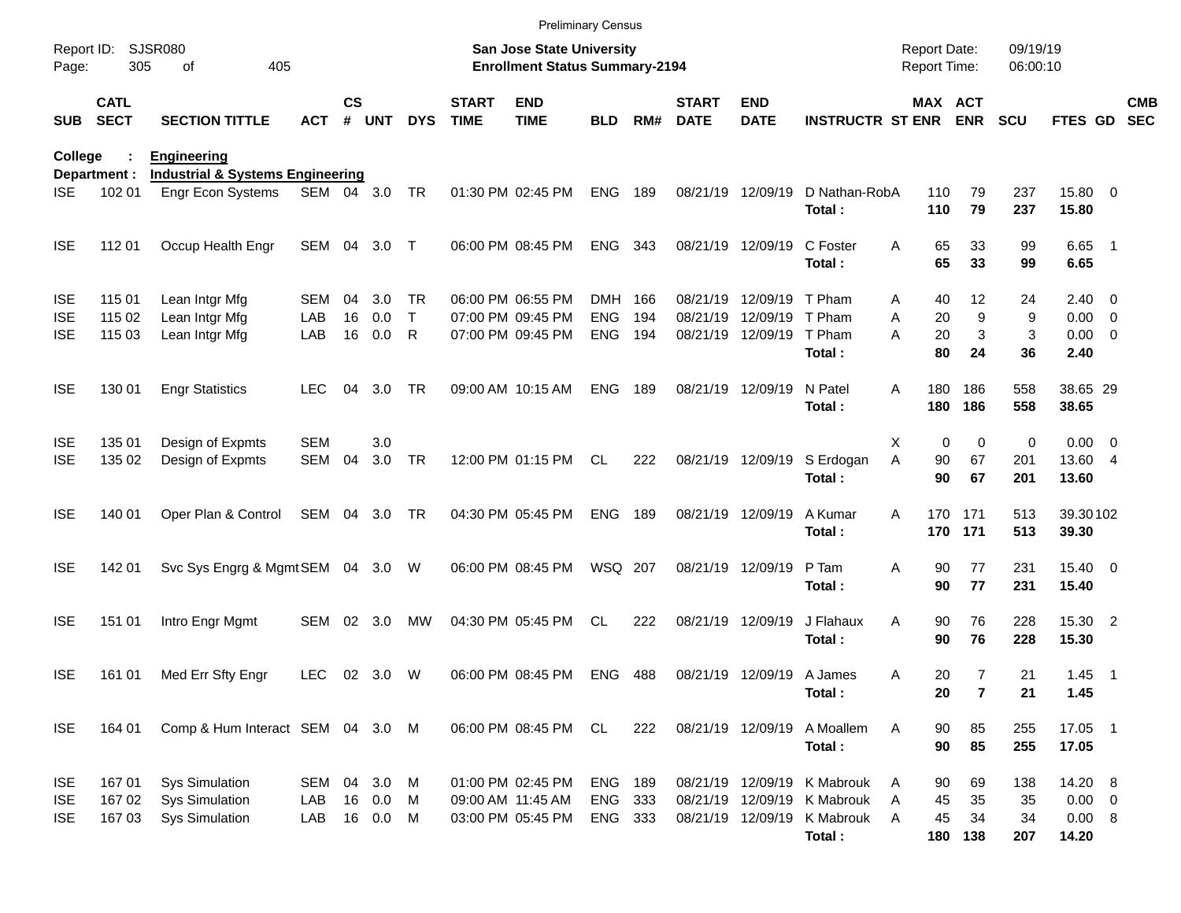Preliminary Census

Report ID: SJSR080
Page: 305 of 405

**San Jose State University**
**Enrollment Status Summary-2194**

Report Date: 09/19/19
Report Time: 06:00:10

**College : Engineering**
**Department : Industrial & Systems Engineering**

| SUB | CATL SECT | SECTION TITTLE | ACT | CS # | UNT | DYS | START TIME | END TIME | BLD | RM# | START DATE | END DATE | INSTRUCTR | ST | MAX ENR | ACT ENR | SCU | FTES | GD | CMB SEC |
|---|---|---|---|---|---|---|---|---|---|---|---|---|---|---|---|---|---|---|---|---|
| ISE | 102 01 | Engr Econ Systems | SEM | 04 | 3.0 | TR | 01:30 PM | 02:45 PM | ENG | 189 | 08/21/19 | 12/09/19 | D Nathan-Rob | A | 110 | 79 | 237 | 15.80 | 0 | |
| | | | | | | | | | | | | | **Total :** | | **110** | **79** | **237** | **15.80** | | |
| ISE | 112 01 | Occup Health Engr | SEM | 04 | 3.0 | T | 06:00 PM | 08:45 PM | ENG | 343 | 08/21/19 | 12/09/19 | C Foster | A | 65 | 33 | 99 | 6.65 | 1 | |
| | | | | | | | | | | | | | **Total :** | | **65** | **33** | **99** | **6.65** | | |
| ISE | 115 01 | Lean Intgr Mfg | SEM | 04 | 3.0 | TR | 06:00 PM | 06:55 PM | DMH | 166 | 08/21/19 | 12/09/19 | T Pham | A | 40 | 12 | 24 | 2.40 | 0 | |
| ISE | 115 02 | Lean Intgr Mfg | LAB | 16 | 0.0 | T | 07:00 PM | 09:45 PM | ENG | 194 | 08/21/19 | 12/09/19 | T Pham | A | 20 | 9 | 9 | 0.00 | 0 | |
| ISE | 115 03 | Lean Intgr Mfg | LAB | 16 | 0.0 | R | 07:00 PM | 09:45 PM | ENG | 194 | 08/21/19 | 12/09/19 | T Pham | A | 20 | 3 | 3 | 0.00 | 0 | |
| | | | | | | | | | | | | | **Total :** | | **80** | **24** | **36** | **2.40** | | |
| ISE | 130 01 | Engr Statistics | LEC | 04 | 3.0 | TR | 09:00 AM | 10:15 AM | ENG | 189 | 08/21/19 | 12/09/19 | N Patel | A | 180 | 186 | 558 | 38.65 | 29 | |
| | | | | | | | | | | | | | **Total :** | | **180** | **186** | **558** | **38.65** | | |
| ISE | 135 01 | Design of Expmts | SEM | | 3.0 | | | | | | | | | X | 0 | 0 | 0 | 0.00 | 0 | |
| ISE | 135 02 | Design of Expmts | SEM | 04 | 3.0 | TR | 12:00 PM | 01:15 PM | CL | 222 | 08/21/19 | 12/09/19 | S Erdogan | A | 90 | 67 | 201 | 13.60 | 4 | |
| | | | | | | | | | | | | | **Total :** | | **90** | **67** | **201** | **13.60** | | |
| ISE | 140 01 | Oper Plan & Control | SEM | 04 | 3.0 | TR | 04:30 PM | 05:45 PM | ENG | 189 | 08/21/19 | 12/09/19 | A Kumar | A | 170 | 171 | 513 | 39.30 | 102 | |
| | | | | | | | | | | | | | **Total :** | | **170** | **171** | **513** | **39.30** | | |
| ISE | 142 01 | Svc Sys Engrg & Mgmt | SEM | 04 | 3.0 | W | 06:00 PM | 08:45 PM | WSQ | 207 | 08/21/19 | 12/09/19 | P Tam | A | 90 | 77 | 231 | 15.40 | 0 | |
| | | | | | | | | | | | | | **Total :** | | **90** | **77** | **231** | **15.40** | | |
| ISE | 151 01 | Intro Engr Mgmt | SEM | 02 | 3.0 | MW | 04:30 PM | 05:45 PM | CL | 222 | 08/21/19 | 12/09/19 | J Flahaux | A | 90 | 76 | 228 | 15.30 | 2 | |
| | | | | | | | | | | | | | **Total :** | | **90** | **76** | **228** | **15.30** | | |
| ISE | 161 01 | Med Err Sfty Engr | LEC | 02 | 3.0 | W | 06:00 PM | 08:45 PM | ENG | 488 | 08/21/19 | 12/09/19 | A James | A | 20 | 7 | 21 | 1.45 | 1 | |
| | | | | | | | | | | | | | **Total :** | | **20** | **7** | **21** | **1.45** | | |
| ISE | 164 01 | Comp & Hum Interact | SEM | 04 | 3.0 | M | 06:00 PM | 08:45 PM | CL | 222 | 08/21/19 | 12/09/19 | A Moallem | A | 90 | 85 | 255 | 17.05 | 1 | |
| | | | | | | | | | | | | | **Total :** | | **90** | **85** | **255** | **17.05** | | |
| ISE | 167 01 | Sys Simulation | SEM | 04 | 3.0 | M | 01:00 PM | 02:45 PM | ENG | 189 | 08/21/19 | 12/09/19 | K Mabrouk | A | 90 | 69 | 138 | 14.20 | 8 | |
| ISE | 167 02 | Sys Simulation | LAB | 16 | 0.0 | M | 09:00 AM | 11:45 AM | ENG | 333 | 08/21/19 | 12/09/19 | K Mabrouk | A | 45 | 35 | 35 | 0.00 | 0 | |
| ISE | 167 03 | Sys Simulation | LAB | 16 | 0.0 | M | 03:00 PM | 05:45 PM | ENG | 333 | 08/21/19 | 12/09/19 | K Mabrouk | A | 45 | 34 | 34 | 0.00 | 8 | |
| | | | | | | | | | | | | | **Total :** | | **180** | **138** | **207** | **14.20** | | |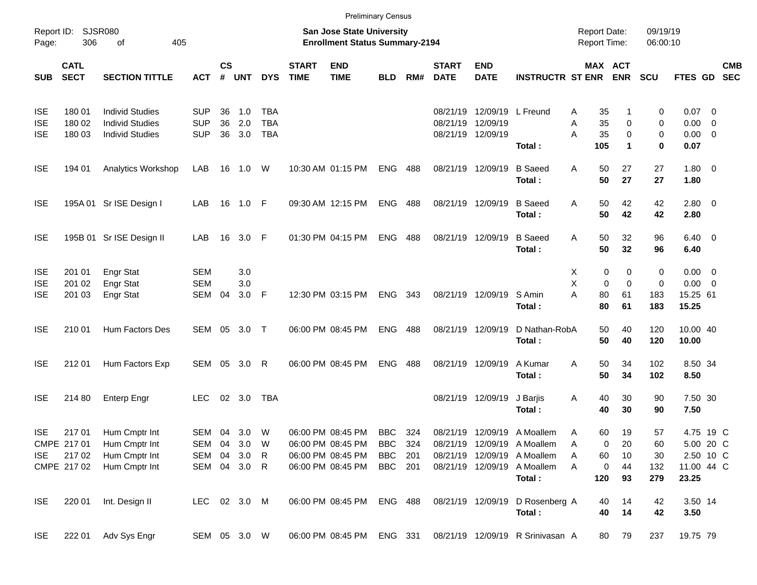Preliminary Census

Report ID: SJSR080

**San Jose State University**
**Enrollment Status Summary-2194**

Report Date: 09/19/19
Report Time: 06:00:10

| SUB | CATL SECT | SECTION TITTLE | ACT | CS # | UNT | DYS | START TIME | END TIME | BLD | RM# | START DATE | END DATE | INSTRUCTR | ST | MAX ENR | ACT ENR | SCU | FTES | GD | CMB SEC |
|---|---|---|---|---|---|---|---|---|---|---|---|---|---|---|---|---|---|---|---|---|
| ISE | 180 01 | Individ Studies | SUP | 36 | 1.0 | TBA | | | | | 08/21/19 | 12/09/19 | L Freund | A | 35 | 1 | 0 | 0.07 | 0 | |
| ISE | 180 02 | Individ Studies | SUP | 36 | 2.0 | TBA | | | | | 08/21/19 | 12/09/19 | | A | 35 | 0 | 0 | 0.00 | 0 | |
| ISE | 180 03 | Individ Studies | SUP | 36 | 3.0 | TBA | | | | | 08/21/19 | 12/09/19 | | A | 35 | 0 | 0 | 0.00 | 0 | |
| | | | | | | | | | | | | | **Total :** | | **105** | **1** | **0** | **0.07** | | |
| ISE | 194 01 | Analytics Workshop | LAB | 16 | 1.0 | W | 10:30 AM | 01:15 PM | ENG | 488 | 08/21/19 | 12/09/19 | B Saeed | A | 50 | 27 | 27 | 1.80 | 0 | |
| | | | | | | | | | | | | | **Total :** | | **50** | **27** | **27** | **1.80** | | |
| ISE | 195A 01 | Sr ISE Design I | LAB | 16 | 1.0 | F | 09:30 AM | 12:15 PM | ENG | 488 | 08/21/19 | 12/09/19 | B Saeed | A | 50 | 42 | 42 | 2.80 | 0 | |
| | | | | | | | | | | | | | **Total :** | | **50** | **42** | **42** | **2.80** | | |
| ISE | 195B 01 | Sr ISE Design II | LAB | 16 | 3.0 | F | 01:30 PM | 04:15 PM | ENG | 488 | 08/21/19 | 12/09/19 | B Saeed | A | 50 | 32 | 96 | 6.40 | 0 | |
| | | | | | | | | | | | | | **Total :** | | **50** | **32** | **96** | **6.40** | | |
| ISE | 201 01 | Engr Stat | SEM | | 3.0 | | | | | | | | | X | 0 | 0 | 0 | 0.00 | 0 | |
| ISE | 201 02 | Engr Stat | SEM | | 3.0 | | | | | | | | | X | 0 | 0 | 0 | 0.00 | 0 | |
| ISE | 201 03 | Engr Stat | SEM | 04 | 3.0 | F | 12:30 PM | 03:15 PM | ENG | 343 | 08/21/19 | 12/09/19 | S Amin | A | 80 | 61 | 183 | 15.25 | 61 | |
| | | | | | | | | | | | | | **Total :** | | **80** | **61** | **183** | **15.25** | | |
| ISE | 210 01 | Hum Factors Des | SEM | 05 | 3.0 | T | 06:00 PM | 08:45 PM | ENG | 488 | 08/21/19 | 12/09/19 | D Nathan-Rob | A | 50 | 40 | 120 | 10.00 | 40 | |
| | | | | | | | | | | | | | **Total :** | | **50** | **40** | **120** | **10.00** | | |
| ISE | 212 01 | Hum Factors Exp | SEM | 05 | 3.0 | R | 06:00 PM | 08:45 PM | ENG | 488 | 08/21/19 | 12/09/19 | A Kumar | A | 50 | 34 | 102 | 8.50 | 34 | |
| | | | | | | | | | | | | | **Total :** | | **50** | **34** | **102** | **8.50** | | |
| ISE | 214 80 | Enterp Engr | LEC | 02 | 3.0 | TBA | | | | | 08/21/19 | 12/09/19 | J Barjis | A | 40 | 30 | 90 | 7.50 | 30 | |
| | | | | | | | | | | | | | **Total :** | | **40** | **30** | **90** | **7.50** | | |
| ISE | 217 01 | Hum Cmptr Int | SEM | 04 | 3.0 | W | 06:00 PM | 08:45 PM | BBC | 324 | 08/21/19 | 12/09/19 | A Moallem | A | 60 | 19 | 57 | 4.75 | 19 | C |
| CMPE | 217 01 | Hum Cmptr Int | SEM | 04 | 3.0 | W | 06:00 PM | 08:45 PM | BBC | 324 | 08/21/19 | 12/09/19 | A Moallem | A | 0 | 20 | 60 | 5.00 | 20 | C |
| ISE | 217 02 | Hum Cmptr Int | SEM | 04 | 3.0 | R | 06:00 PM | 08:45 PM | BBC | 201 | 08/21/19 | 12/09/19 | A Moallem | A | 60 | 10 | 30 | 2.50 | 10 | C |
| CMPE | 217 02 | Hum Cmptr Int | SEM | 04 | 3.0 | R | 06:00 PM | 08:45 PM | BBC | 201 | 08/21/19 | 12/09/19 | A Moallem | A | 0 | 44 | 132 | 11.00 | 44 | C |
| | | | | | | | | | | | | | **Total :** | | **120** | **93** | **279** | **23.25** | | |
| ISE | 220 01 | Int. Design II | LEC | 02 | 3.0 | M | 06:00 PM | 08:45 PM | ENG | 488 | 08/21/19 | 12/09/19 | D Rosenberg | A | 40 | 14 | 42 | 3.50 | 14 | |
| | | | | | | | | | | | | | **Total :** | | **40** | **14** | **42** | **3.50** | | |
| ISE | 222 01 | Adv Sys Engr | SEM | 05 | 3.0 | W | 06:00 PM | 08:45 PM | ENG | 331 | 08/21/19 | 12/09/19 | R Srinivasan | A | 80 | 79 | 237 | 19.75 | 79 | |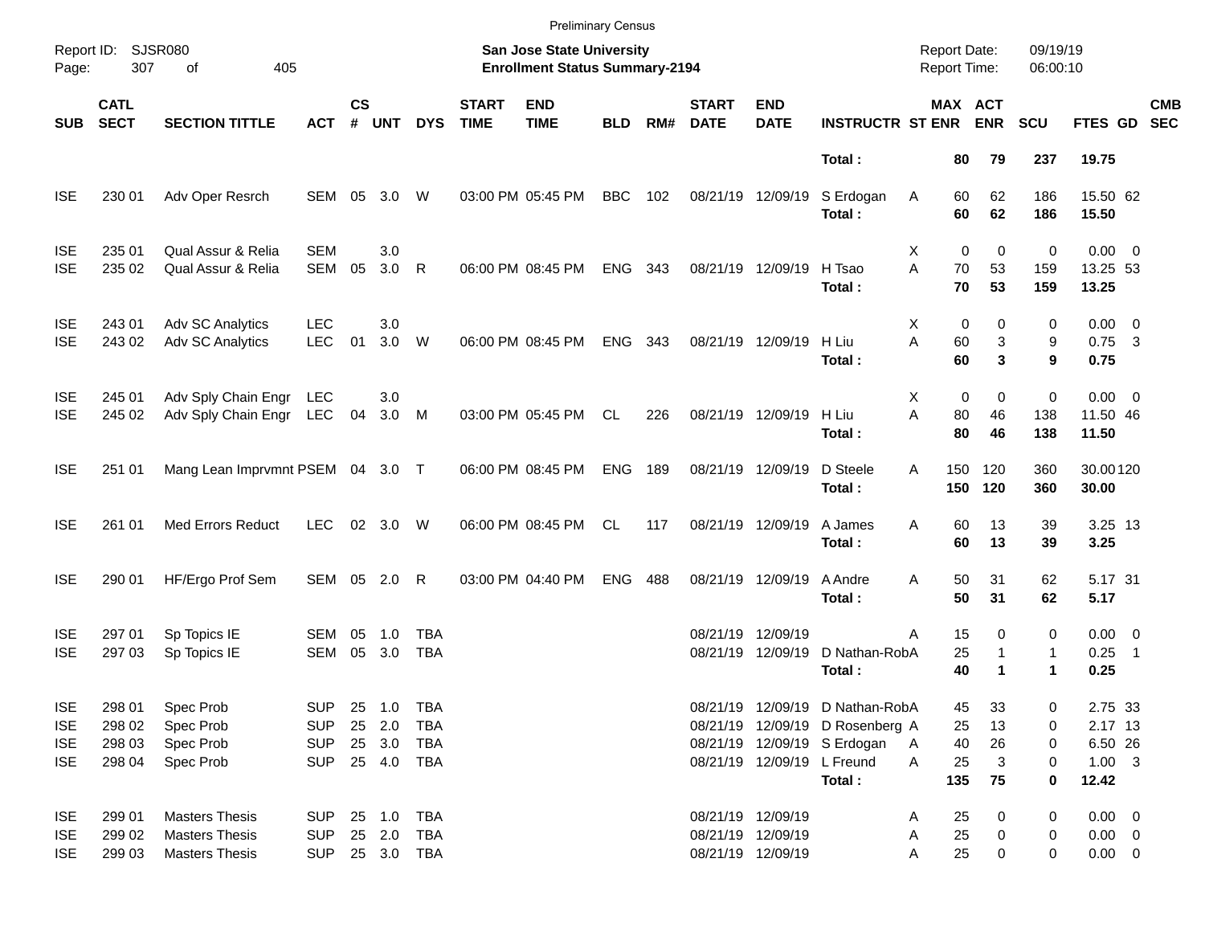Preliminary Census

Report ID: SJSR080

**San Jose State University**
**Enrollment Status Summary-2194**

Report Date: 09/19/19
Report Time: 06:00:10

| SUB | CATL SECT | SECTION TITTLE | ACT | CS # | UNT | DYS | START TIME | END TIME | BLD | RM# | START DATE | END DATE | INSTRUCTR | ST | MAX ENR | ACT ENR | SCU | FTES | GD | CMB SEC |
|---|---|---|---|---|---|---|---|---|---|---|---|---|---|---|---|---|---|---|---|---|
| | | | | | | | | | | | | | **Total :** | | **80** | **79** | **237** | **19.75** | | |
| ISE | 230 01 | Adv Oper Resrch | SEM | 05 | 3.0 | W | 03:00 PM | 05:45 PM | BBC | 102 | 08/21/19 | 12/09/19 | S Erdogan | A | 60 | 62 | 186 | 15.50 | 62 | |
| | | | | | | | | | | | | | **Total :** | | **60** | **62** | **186** | **15.50** | | |
| ISE | 235 01 | Qual Assur & Relia | SEM | | 3.0 | | | | | | | | | X | 0 | 0 | 0 | 0.00 | 0 | |
| ISE | 235 02 | Qual Assur & Relia | SEM | 05 | 3.0 | R | 06:00 PM | 08:45 PM | ENG | 343 | 08/21/19 | 12/09/19 | H Tsao | A | 70 | 53 | 159 | 13.25 | 53 | |
| | | | | | | | | | | | | | **Total :** | | **70** | **53** | **159** | **13.25** | | |
| ISE | 243 01 | Adv SC Analytics | LEC | | 3.0 | | | | | | | | | X | 0 | 0 | 0 | 0.00 | 0 | |
| ISE | 243 02 | Adv SC Analytics | LEC | 01 | 3.0 | W | 06:00 PM | 08:45 PM | ENG | 343 | 08/21/19 | 12/09/19 | H Liu | A | 60 | 3 | 9 | 0.75 | 3 | |
| | | | | | | | | | | | | | **Total :** | | **60** | **3** | **9** | **0.75** | | |
| ISE | 245 01 | Adv Sply Chain Engr | LEC | | 3.0 | | | | | | | | | X | 0 | 0 | 0 | 0.00 | 0 | |
| ISE | 245 02 | Adv Sply Chain Engr | LEC | 04 | 3.0 | M | 03:00 PM | 05:45 PM | CL | 226 | 08/21/19 | 12/09/19 | H Liu | A | 80 | 46 | 138 | 11.50 | 46 | |
| | | | | | | | | | | | | | **Total :** | | **80** | **46** | **138** | **11.50** | | |
| ISE | 251 01 | Mang Lean Imprvmnt P | SEM | 04 | 3.0 | T | 06:00 PM | 08:45 PM | ENG | 189 | 08/21/19 | 12/09/19 | D Steele | A | 150 | 120 | 360 | 30.00 | 120 | |
| | | | | | | | | | | | | | **Total :** | | **150** | **120** | **360** | **30.00** | | |
| ISE | 261 01 | Med Errors Reduct | LEC | 02 | 3.0 | W | 06:00 PM | 08:45 PM | CL | 117 | 08/21/19 | 12/09/19 | A James | A | 60 | 13 | 39 | 3.25 | 13 | |
| | | | | | | | | | | | | | **Total :** | | **60** | **13** | **39** | **3.25** | | |
| ISE | 290 01 | HF/Ergo Prof Sem | SEM | 05 | 2.0 | R | 03:00 PM | 04:40 PM | ENG | 488 | 08/21/19 | 12/09/19 | A Andre | A | 50 | 31 | 62 | 5.17 | 31 | |
| | | | | | | | | | | | | | **Total :** | | **50** | **31** | **62** | **5.17** | | |
| ISE | 297 01 | Sp Topics IE | SEM | 05 | 1.0 | TBA | | | | | 08/21/19 | 12/09/19 | | A | 15 | 0 | 0 | 0.00 | 0 | |
| ISE | 297 03 | Sp Topics IE | SEM | 05 | 3.0 | TBA | | | | | 08/21/19 | 12/09/19 | D Nathan-Rob | A | 25 | 1 | 1 | 0.25 | 1 | |
| | | | | | | | | | | | | | **Total :** | | **40** | **1** | **1** | **0.25** | | |
| ISE | 298 01 | Spec Prob | SUP | 25 | 1.0 | TBA | | | | | 08/21/19 | 12/09/19 | D Nathan-Rob | A | 45 | 33 | 0 | 2.75 | 33 | |
| ISE | 298 02 | Spec Prob | SUP | 25 | 2.0 | TBA | | | | | 08/21/19 | 12/09/19 | D Rosenberg | A | 25 | 13 | 0 | 2.17 | 13 | |
| ISE | 298 03 | Spec Prob | SUP | 25 | 3.0 | TBA | | | | | 08/21/19 | 12/09/19 | S Erdogan | A | 40 | 26 | 0 | 6.50 | 26 | |
| ISE | 298 04 | Spec Prob | SUP | 25 | 4.0 | TBA | | | | | 08/21/19 | 12/09/19 | L Freund | A | 25 | 3 | 0 | 1.00 | 3 | |
| | | | | | | | | | | | | | **Total :** | | **135** | **75** | **0** | **12.42** | | |
| ISE | 299 01 | Masters Thesis | SUP | 25 | 1.0 | TBA | | | | | 08/21/19 | 12/09/19 | | A | 25 | 0 | 0 | 0.00 | 0 | |
| ISE | 299 02 | Masters Thesis | SUP | 25 | 2.0 | TBA | | | | | 08/21/19 | 12/09/19 | | A | 25 | 0 | 0 | 0.00 | 0 | |
| ISE | 299 03 | Masters Thesis | SUP | 25 | 3.0 | TBA | | | | | 08/21/19 | 12/09/19 | | A | 25 | 0 | 0 | 0.00 | 0 | |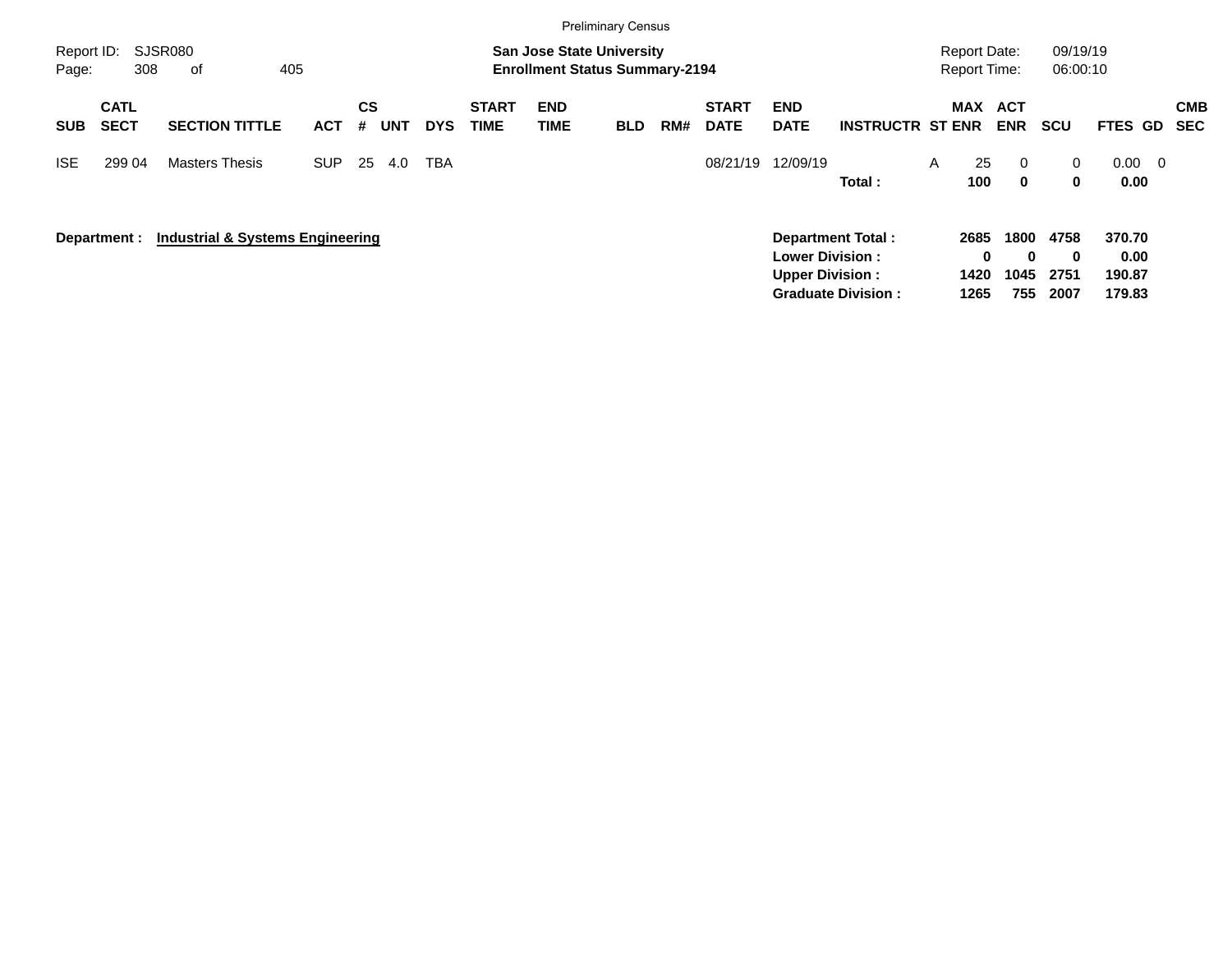Preliminary Census

Report ID: SJSR080
Page: 308 of 405

**San Jose State University**
**Enrollment Status Summary-2194**

Report Date: 09/19/19
Report Time: 06:00:10

| SUB | CATL SECT | SECTION TITTLE | ACT | CS # | UNT | DYS | START TIME | END TIME | BLD | RM# | START DATE | END DATE | INSTRUCTR | ST | MAX ENR | ACT ENR | SCU | FTES | GD | CMB SEC |
|---|---|---|---|---|---|---|---|---|---|---|---|---|---|---|---|---|---|---|---|---|
| ISE | 299 04 | Masters Thesis | SUP | 25 | 4.0 | TBA | | | | | 08/21/19 | 12/09/19 | | A | 25 | 0 | 0 | 0.00 | 0 | |
| | | | | | | | | | | | | | **Total :** | | **100** | **0** | **0** | **0.00** | | |

**Department :** **Industrial & Systems Engineering**

| | MAX ENR | ACT ENR | SCU | FTES |
|---|---|---|---|---|
| **Department Total :** | **2685** | **1800** | **4758** | **370.70** |
| **Lower Division :** | **0** | **0** | **0** | **0.00** |
| **Upper Division :** | **1420** | **1045** | **2751** | **190.87** |
| **Graduate Division :** | **1265** | **755** | **2007** | **179.83** |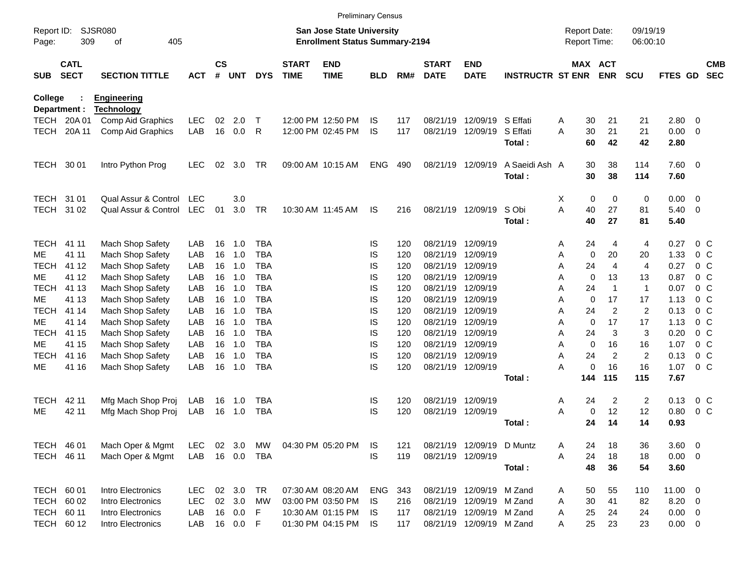Preliminary Census

Report ID: SJSR080

**San Jose State University**
**Enrollment Status Summary-2194**

Report Date: 09/19/19
Report Time: 06:00:10

**College : Engineering**
**Department : Technology**

| SUB | CATL SECT | SECTION TITTLE | ACT | CS # | UNT | DYS | START TIME | END TIME | BLD | RM# | START DATE | END DATE | INSTRUCTR | ST | MAX ENR | ACT ENR | SCU | FTES | GD | CMB SEC |
|---|---|---|---|---|---|---|---|---|---|---|---|---|---|---|---|---|---|---|---|---|
| TECH | 20A 01 | Comp Aid Graphics | LEC | 02 | 2.0 | T | 12:00 PM | 12:50 PM | IS | 117 | 08/21/19 | 12/09/19 | S Effati | A | 30 | 21 | 21 | 2.80 | 0 | |
| TECH | 20A 11 | Comp Aid Graphics | LAB | 16 | 0.0 | R | 12:00 PM | 02:45 PM | IS | 117 | 08/21/19 | 12/09/19 | S Effati | A | 30 | 21 | 21 | 0.00 | 0 | |
| | | | | | | | | | | | | | **Total :** | | **60** | **42** | **42** | **2.80** | | |
| TECH | 30 01 | Intro Python Prog | LEC | 02 | 3.0 | TR | 09:00 AM | 10:15 AM | ENG | 490 | 08/21/19 | 12/09/19 | A Saeidi Ash | A | 30 | 38 | 114 | 7.60 | 0 | |
| | | | | | | | | | | | | | **Total :** | | **30** | **38** | **114** | **7.60** | | |
| TECH | 31 01 | Qual Assur & Control | LEC | | 3.0 | | | | | | | | | X | 0 | 0 | 0 | 0.00 | 0 | |
| TECH | 31 02 | Qual Assur & Control | LEC | 01 | 3.0 | TR | 10:30 AM | 11:45 AM | IS | 216 | 08/21/19 | 12/09/19 | S Obi | A | 40 | 27 | 81 | 5.40 | 0 | |
| | | | | | | | | | | | | | **Total :** | | **40** | **27** | **81** | **5.40** | | |
| TECH | 41 11 | Mach Shop Safety | LAB | 16 | 1.0 | TBA | | | IS | 120 | 08/21/19 | 12/09/19 | | A | 24 | 4 | 4 | 0.27 | 0 | C |
| ME | 41 11 | Mach Shop Safety | LAB | 16 | 1.0 | TBA | | | IS | 120 | 08/21/19 | 12/09/19 | | A | 0 | 20 | 20 | 1.33 | 0 | C |
| TECH | 41 12 | Mach Shop Safety | LAB | 16 | 1.0 | TBA | | | IS | 120 | 08/21/19 | 12/09/19 | | A | 24 | 4 | 4 | 0.27 | 0 | C |
| ME | 41 12 | Mach Shop Safety | LAB | 16 | 1.0 | TBA | | | IS | 120 | 08/21/19 | 12/09/19 | | A | 0 | 13 | 13 | 0.87 | 0 | C |
| TECH | 41 13 | Mach Shop Safety | LAB | 16 | 1.0 | TBA | | | IS | 120 | 08/21/19 | 12/09/19 | | A | 24 | 1 | 1 | 0.07 | 0 | C |
| ME | 41 13 | Mach Shop Safety | LAB | 16 | 1.0 | TBA | | | IS | 120 | 08/21/19 | 12/09/19 | | A | 0 | 17 | 17 | 1.13 | 0 | C |
| TECH | 41 14 | Mach Shop Safety | LAB | 16 | 1.0 | TBA | | | IS | 120 | 08/21/19 | 12/09/19 | | A | 24 | 2 | 2 | 0.13 | 0 | C |
| ME | 41 14 | Mach Shop Safety | LAB | 16 | 1.0 | TBA | | | IS | 120 | 08/21/19 | 12/09/19 | | A | 0 | 17 | 17 | 1.13 | 0 | C |
| TECH | 41 15 | Mach Shop Safety | LAB | 16 | 1.0 | TBA | | | IS | 120 | 08/21/19 | 12/09/19 | | A | 24 | 3 | 3 | 0.20 | 0 | C |
| ME | 41 15 | Mach Shop Safety | LAB | 16 | 1.0 | TBA | | | IS | 120 | 08/21/19 | 12/09/19 | | A | 0 | 16 | 16 | 1.07 | 0 | C |
| TECH | 41 16 | Mach Shop Safety | LAB | 16 | 1.0 | TBA | | | IS | 120 | 08/21/19 | 12/09/19 | | A | 24 | 2 | 2 | 0.13 | 0 | C |
| ME | 41 16 | Mach Shop Safety | LAB | 16 | 1.0 | TBA | | | IS | 120 | 08/21/19 | 12/09/19 | | A | 0 | 16 | 16 | 1.07 | 0 | C |
| | | | | | | | | | | | | | **Total :** | | **144** | **115** | **115** | **7.67** | | |
| TECH | 42 11 | Mfg Mach Shop Proj | LAB | 16 | 1.0 | TBA | | | IS | 120 | 08/21/19 | 12/09/19 | | A | 24 | 2 | 2 | 0.13 | 0 | C |
| ME | 42 11 | Mfg Mach Shop Proj | LAB | 16 | 1.0 | TBA | | | IS | 120 | 08/21/19 | 12/09/19 | | A | 0 | 12 | 12 | 0.80 | 0 | C |
| | | | | | | | | | | | | | **Total :** | | **24** | **14** | **14** | **0.93** | | |
| TECH | 46 01 | Mach Oper & Mgmt | LEC | 02 | 3.0 | MW | 04:30 PM | 05:20 PM | IS | 121 | 08/21/19 | 12/09/19 | D Muntz | A | 24 | 18 | 36 | 3.60 | 0 | |
| TECH | 46 11 | Mach Oper & Mgmt | LAB | 16 | 0.0 | TBA | | | IS | 119 | 08/21/19 | 12/09/19 | | A | 24 | 18 | 18 | 0.00 | 0 | |
| | | | | | | | | | | | | | **Total :** | | **48** | **36** | **54** | **3.60** | | |
| TECH | 60 01 | Intro Electronics | LEC | 02 | 3.0 | TR | 07:30 AM | 08:20 AM | ENG | 343 | 08/21/19 | 12/09/19 | M Zand | A | 50 | 55 | 110 | 11.00 | 0 | |
| TECH | 60 02 | Intro Electronics | LEC | 02 | 3.0 | MW | 03:00 PM | 03:50 PM | IS | 216 | 08/21/19 | 12/09/19 | M Zand | A | 30 | 41 | 82 | 8.20 | 0 | |
| TECH | 60 11 | Intro Electronics | LAB | 16 | 0.0 | F | 10:30 AM | 01:15 PM | IS | 117 | 08/21/19 | 12/09/19 | M Zand | A | 25 | 24 | 24 | 0.00 | 0 | |
| TECH | 60 12 | Intro Electronics | LAB | 16 | 0.0 | F | 01:30 PM | 04:15 PM | IS | 117 | 08/21/19 | 12/09/19 | M Zand | A | 25 | 23 | 23 | 0.00 | 0 | |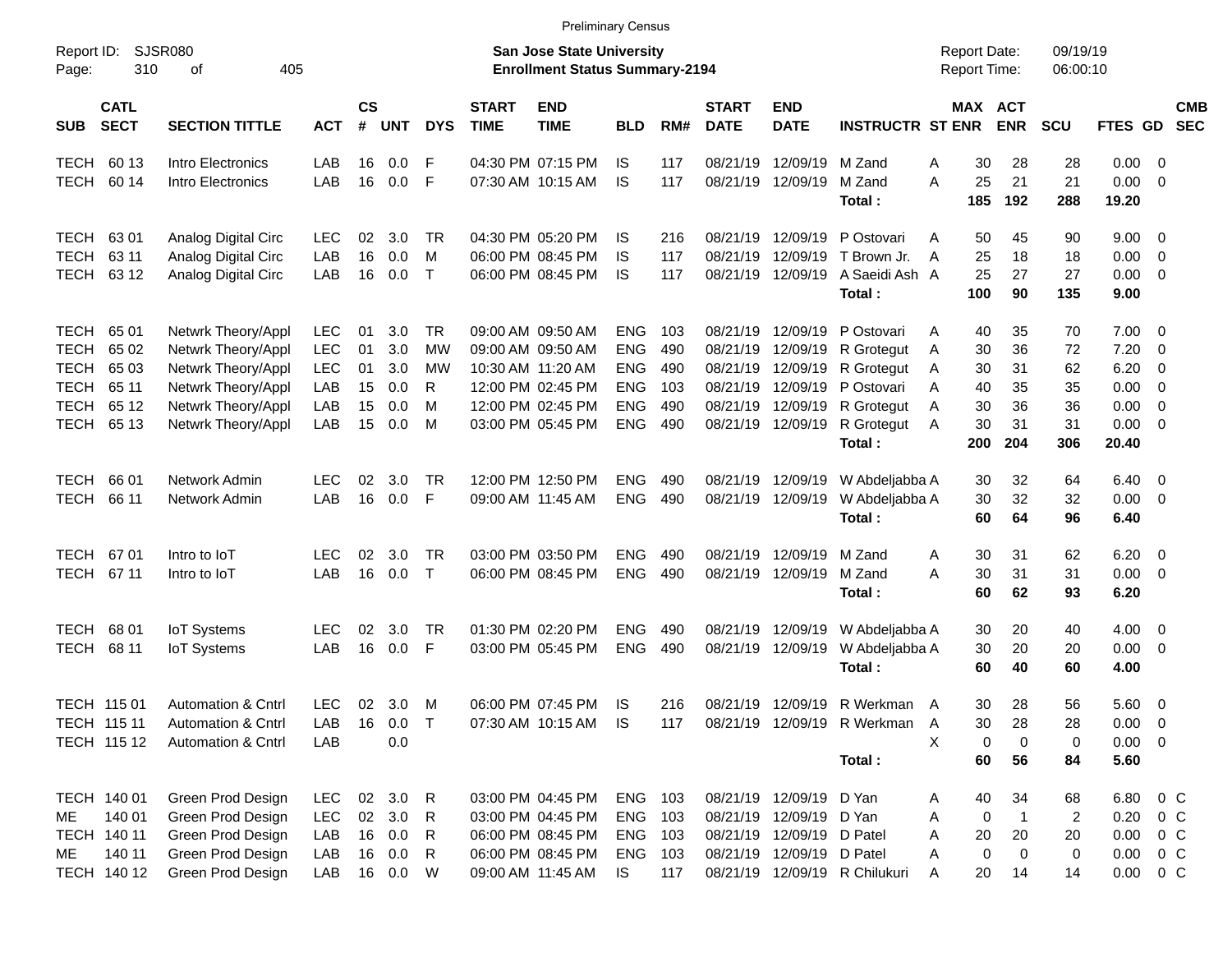Preliminary Census

Report ID: SJSR080
Page: 310 of 405

**San Jose State University**
**Enrollment Status Summary-2194**

Report Date: 09/19/19
Report Time: 06:00:10

| SUB | CATL SECT | SECTION TITTLE | ACT | CS # | UNT | DYS | START TIME | END TIME | BLD | RM# | START DATE | END DATE | INSTRUCTR | ST | MAX ENR | ACT ENR | SCU | FTES | GD | CMB SEC |
|---|---|---|---|---|---|---|---|---|---|---|---|---|---|---|---|---|---|---|---|---|
| TECH | 60 13 | Intro Electronics | LAB | 16 | 0.0 | F | 04:30 PM | 07:15 PM | IS | 117 | 08/21/19 | 12/09/19 | M Zand | A | 30 | 28 | 28 | 0.00 | 0 | |
| TECH | 60 14 | Intro Electronics | LAB | 16 | 0.0 | F | 07:30 AM | 10:15 AM | IS | 117 | 08/21/19 | 12/09/19 | M Zand | A | 25 | 21 | 21 | 0.00 | 0 | |
| | | | | | | | | | | | | | **Total :** | | **185** | **192** | **288** | **19.20** | | |
| TECH | 63 01 | Analog Digital Circ | LEC | 02 | 3.0 | TR | 04:30 PM | 05:20 PM | IS | 216 | 08/21/19 | 12/09/19 | P Ostovari | A | 50 | 45 | 90 | 9.00 | 0 | |
| TECH | 63 11 | Analog Digital Circ | LAB | 16 | 0.0 | M | 06:00 PM | 08:45 PM | IS | 117 | 08/21/19 | 12/09/19 | T Brown Jr. | A | 25 | 18 | 18 | 0.00 | 0 | |
| TECH | 63 12 | Analog Digital Circ | LAB | 16 | 0.0 | T | 06:00 PM | 08:45 PM | IS | 117 | 08/21/19 | 12/09/19 | A Saeidi Ash | A | 25 | 27 | 27 | 0.00 | 0 | |
| | | | | | | | | | | | | | **Total :** | | **100** | **90** | **135** | **9.00** | | |
| TECH | 65 01 | Netwrk Theory/Appl | LEC | 01 | 3.0 | TR | 09:00 AM | 09:50 AM | ENG | 103 | 08/21/19 | 12/09/19 | P Ostovari | A | 40 | 35 | 70 | 7.00 | 0 | |
| TECH | 65 02 | Netwrk Theory/Appl | LEC | 01 | 3.0 | MW | 09:00 AM | 09:50 AM | ENG | 490 | 08/21/19 | 12/09/19 | R Grotegut | A | 30 | 36 | 72 | 7.20 | 0 | |
| TECH | 65 03 | Netwrk Theory/Appl | LEC | 01 | 3.0 | MW | 10:30 AM | 11:20 AM | ENG | 490 | 08/21/19 | 12/09/19 | R Grotegut | A | 30 | 31 | 62 | 6.20 | 0 | |
| TECH | 65 11 | Netwrk Theory/Appl | LAB | 15 | 0.0 | R | 12:00 PM | 02:45 PM | ENG | 103 | 08/21/19 | 12/09/19 | P Ostovari | A | 40 | 35 | 35 | 0.00 | 0 | |
| TECH | 65 12 | Netwrk Theory/Appl | LAB | 15 | 0.0 | M | 12:00 PM | 02:45 PM | ENG | 490 | 08/21/19 | 12/09/19 | R Grotegut | A | 30 | 36 | 36 | 0.00 | 0 | |
| TECH | 65 13 | Netwrk Theory/Appl | LAB | 15 | 0.0 | M | 03:00 PM | 05:45 PM | ENG | 490 | 08/21/19 | 12/09/19 | R Grotegut | A | 30 | 31 | 31 | 0.00 | 0 | |
| | | | | | | | | | | | | | **Total :** | | **200** | **204** | **306** | **20.40** | | |
| TECH | 66 01 | Network Admin | LEC | 02 | 3.0 | TR | 12:00 PM | 12:50 PM | ENG | 490 | 08/21/19 | 12/09/19 | W Abdeljabba | A | 30 | 32 | 64 | 6.40 | 0 | |
| TECH | 66 11 | Network Admin | LAB | 16 | 0.0 | F | 09:00 AM | 11:45 AM | ENG | 490 | 08/21/19 | 12/09/19 | W Abdeljabba | A | 30 | 32 | 32 | 0.00 | 0 | |
| | | | | | | | | | | | | | **Total :** | | **60** | **64** | **96** | **6.40** | | |
| TECH | 67 01 | Intro to IoT | LEC | 02 | 3.0 | TR | 03:00 PM | 03:50 PM | ENG | 490 | 08/21/19 | 12/09/19 | M Zand | A | 30 | 31 | 62 | 6.20 | 0 | |
| TECH | 67 11 | Intro to IoT | LAB | 16 | 0.0 | T | 06:00 PM | 08:45 PM | ENG | 490 | 08/21/19 | 12/09/19 | M Zand | A | 30 | 31 | 31 | 0.00 | 0 | |
| | | | | | | | | | | | | | **Total :** | | **60** | **62** | **93** | **6.20** | | |
| TECH | 68 01 | IoT Systems | LEC | 02 | 3.0 | TR | 01:30 PM | 02:20 PM | ENG | 490 | 08/21/19 | 12/09/19 | W Abdeljabba | A | 30 | 20 | 40 | 4.00 | 0 | |
| TECH | 68 11 | IoT Systems | LAB | 16 | 0.0 | F | 03:00 PM | 05:45 PM | ENG | 490 | 08/21/19 | 12/09/19 | W Abdeljabba | A | 30 | 20 | 20 | 0.00 | 0 | |
| | | | | | | | | | | | | | **Total :** | | **60** | **40** | **60** | **4.00** | | |
| TECH | 115 01 | Automation & Cntrl | LEC | 02 | 3.0 | M | 06:00 PM | 07:45 PM | IS | 216 | 08/21/19 | 12/09/19 | R Werkman | A | 30 | 28 | 56 | 5.60 | 0 | |
| TECH | 115 11 | Automation & Cntrl | LAB | 16 | 0.0 | T | 07:30 AM | 10:15 AM | IS | 117 | 08/21/19 | 12/09/19 | R Werkman | A | 30 | 28 | 28 | 0.00 | 0 | |
| TECH | 115 12 | Automation & Cntrl | LAB | | 0.0 | | | | | | | | | X | 0 | 0 | 0 | 0.00 | 0 | |
| | | | | | | | | | | | | | **Total :** | | **60** | **56** | **84** | **5.60** | | |
| TECH | 140 01 | Green Prod Design | LEC | 02 | 3.0 | R | 03:00 PM | 04:45 PM | ENG | 103 | 08/21/19 | 12/09/19 | D Yan | A | 40 | 34 | 68 | 6.80 | 0 | C |
| ME | 140 01 | Green Prod Design | LEC | 02 | 3.0 | R | 03:00 PM | 04:45 PM | ENG | 103 | 08/21/19 | 12/09/19 | D Yan | A | 0 | 1 | 2 | 0.20 | 0 | C |
| TECH | 140 11 | Green Prod Design | LAB | 16 | 0.0 | R | 06:00 PM | 08:45 PM | ENG | 103 | 08/21/19 | 12/09/19 | D Patel | A | 20 | 20 | 20 | 0.00 | 0 | C |
| ME | 140 11 | Green Prod Design | LAB | 16 | 0.0 | R | 06:00 PM | 08:45 PM | ENG | 103 | 08/21/19 | 12/09/19 | D Patel | A | 0 | 0 | 0 | 0.00 | 0 | C |
| TECH | 140 12 | Green Prod Design | LAB | 16 | 0.0 | W | 09:00 AM | 11:45 AM | IS | 117 | 08/21/19 | 12/09/19 | R Chilukuri | A | 20 | 14 | 14 | 0.00 | 0 | C |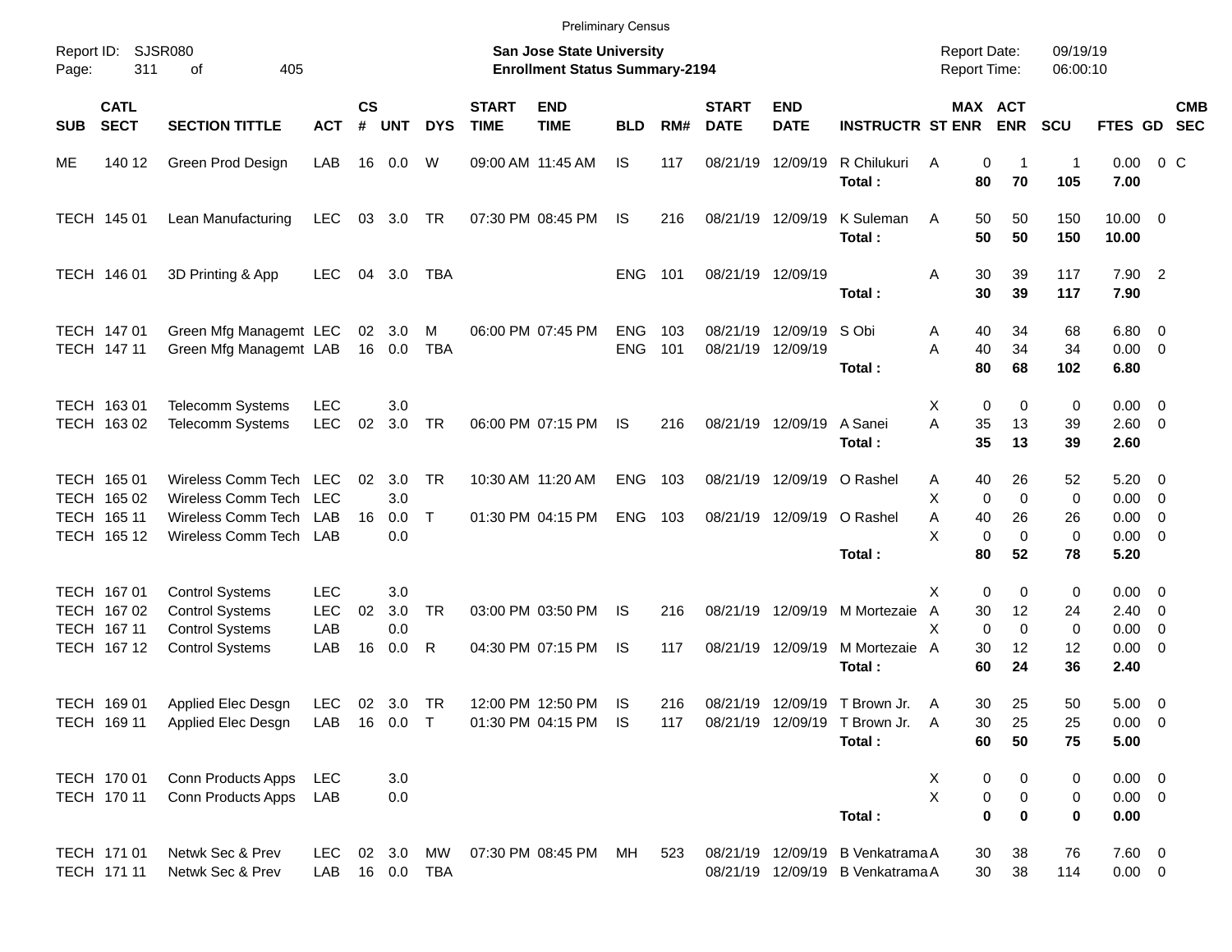Preliminary Census

Report ID: SJSR080
Page: 311 of 405

**San Jose State University**
**Enrollment Status Summary-2194**

Report Date: 09/19/19
Report Time: 06:00:10

| SUB | CATL SECT | SECTION TITTLE | ACT | CS # | UNT | DYS | START TIME | END TIME | BLD | RM# | START DATE | END DATE | INSTRUCTR | ST | MAX ENR | ACT ENR | SCU | FTES | GD | CMB SEC |
|---|---|---|---|---|---|---|---|---|---|---|---|---|---|---|---|---|---|---|---|---|
| ME | 140 12 | Green Prod Design | LAB | 16 | 0.0 | W | 09:00 AM | 11:45 AM | IS | 117 | 08/21/19 | 12/09/19 | R Chilukuri | A | 0 | 1 | 1 | 0.00 | 0 | C |
| | | | | | | | | | | | | | **Total :** | | **80** | **70** | **105** | **7.00** | | |
| TECH | 145 01 | Lean Manufacturing | LEC | 03 | 3.0 | TR | 07:30 PM | 08:45 PM | IS | 216 | 08/21/19 | 12/09/19 | K Suleman | A | 50 | 50 | 150 | 10.00 | 0 | |
| | | | | | | | | | | | | | **Total :** | | **50** | **50** | **150** | **10.00** | | |
| TECH | 146 01 | 3D Printing & App | LEC | 04 | 3.0 | TBA | | | ENG | 101 | 08/21/19 | 12/09/19 | | A | 30 | 39 | 117 | 7.90 | 2 | |
| | | | | | | | | | | | | | **Total :** | | **30** | **39** | **117** | **7.90** | | |
| TECH | 147 01 | Green Mfg Managemt | LEC | 02 | 3.0 | M | 06:00 PM | 07:45 PM | ENG | 103 | 08/21/19 | 12/09/19 | S Obi | A | 40 | 34 | 68 | 6.80 | 0 | |
| TECH | 147 11 | Green Mfg Managemt | LAB | 16 | 0.0 | TBA | | | ENG | 101 | 08/21/19 | 12/09/19 | | A | 40 | 34 | 34 | 0.00 | 0 | |
| | | | | | | | | | | | | | **Total :** | | **80** | **68** | **102** | **6.80** | | |
| TECH | 163 01 | Telecomm Systems | LEC | | 3.0 | | | | | | | | | X | 0 | 0 | 0 | 0.00 | 0 | |
| TECH | 163 02 | Telecomm Systems | LEC | 02 | 3.0 | TR | 06:00 PM | 07:15 PM | IS | 216 | 08/21/19 | 12/09/19 | A Sanei | A | 35 | 13 | 39 | 2.60 | 0 | |
| | | | | | | | | | | | | | **Total :** | | **35** | **13** | **39** | **2.60** | | |
| TECH | 165 01 | Wireless Comm Tech | LEC | 02 | 3.0 | TR | 10:30 AM | 11:20 AM | ENG | 103 | 08/21/19 | 12/09/19 | O Rashel | A | 40 | 26 | 52 | 5.20 | 0 | |
| TECH | 165 02 | Wireless Comm Tech | LEC | | 3.0 | | | | | | | | | X | 0 | 0 | 0 | 0.00 | 0 | |
| TECH | 165 11 | Wireless Comm Tech | LAB | 16 | 0.0 | T | 01:30 PM | 04:15 PM | ENG | 103 | 08/21/19 | 12/09/19 | O Rashel | A | 40 | 26 | 26 | 0.00 | 0 | |
| TECH | 165 12 | Wireless Comm Tech | LAB | | 0.0 | | | | | | | | | X | 0 | 0 | 0 | 0.00 | 0 | |
| | | | | | | | | | | | | | **Total :** | | **80** | **52** | **78** | **5.20** | | |
| TECH | 167 01 | Control Systems | LEC | | 3.0 | | | | | | | | | X | 0 | 0 | 0 | 0.00 | 0 | |
| TECH | 167 02 | Control Systems | LEC | 02 | 3.0 | TR | 03:00 PM | 03:50 PM | IS | 216 | 08/21/19 | 12/09/19 | M Mortezaie | A | 30 | 12 | 24 | 2.40 | 0 | |
| TECH | 167 11 | Control Systems | LAB | | 0.0 | | | | | | | | | X | 0 | 0 | 0 | 0.00 | 0 | |
| TECH | 167 12 | Control Systems | LAB | 16 | 0.0 | R | 04:30 PM | 07:15 PM | IS | 117 | 08/21/19 | 12/09/19 | M Mortezaie | A | 30 | 12 | 12 | 0.00 | 0 | |
| | | | | | | | | | | | | | **Total :** | | **60** | **24** | **36** | **2.40** | | |
| TECH | 169 01 | Applied Elec Desgn | LEC | 02 | 3.0 | TR | 12:00 PM | 12:50 PM | IS | 216 | 08/21/19 | 12/09/19 | T Brown Jr. | A | 30 | 25 | 50 | 5.00 | 0 | |
| TECH | 169 11 | Applied Elec Desgn | LAB | 16 | 0.0 | T | 01:30 PM | 04:15 PM | IS | 117 | 08/21/19 | 12/09/19 | T Brown Jr. | A | 30 | 25 | 25 | 0.00 | 0 | |
| | | | | | | | | | | | | | **Total :** | | **60** | **50** | **75** | **5.00** | | |
| TECH | 170 01 | Conn Products Apps | LEC | | 3.0 | | | | | | | | | X | 0 | 0 | 0 | 0.00 | 0 | |
| TECH | 170 11 | Conn Products Apps | LAB | | 0.0 | | | | | | | | | X | 0 | 0 | 0 | 0.00 | 0 | |
| | | | | | | | | | | | | | **Total :** | | **0** | **0** | **0** | **0.00** | | |
| TECH | 171 01 | Netwk Sec & Prev | LEC | 02 | 3.0 | MW | 07:30 PM | 08:45 PM | MH | 523 | 08/21/19 | 12/09/19 | B Venkatrama | A | 30 | 38 | 76 | 7.60 | 0 | |
| TECH | 171 11 | Netwk Sec & Prev | LAB | 16 | 0.0 | TBA | | | | | 08/21/19 | 12/09/19 | B Venkatrama | A | 30 | 38 | 114 | 0.00 | 0 | |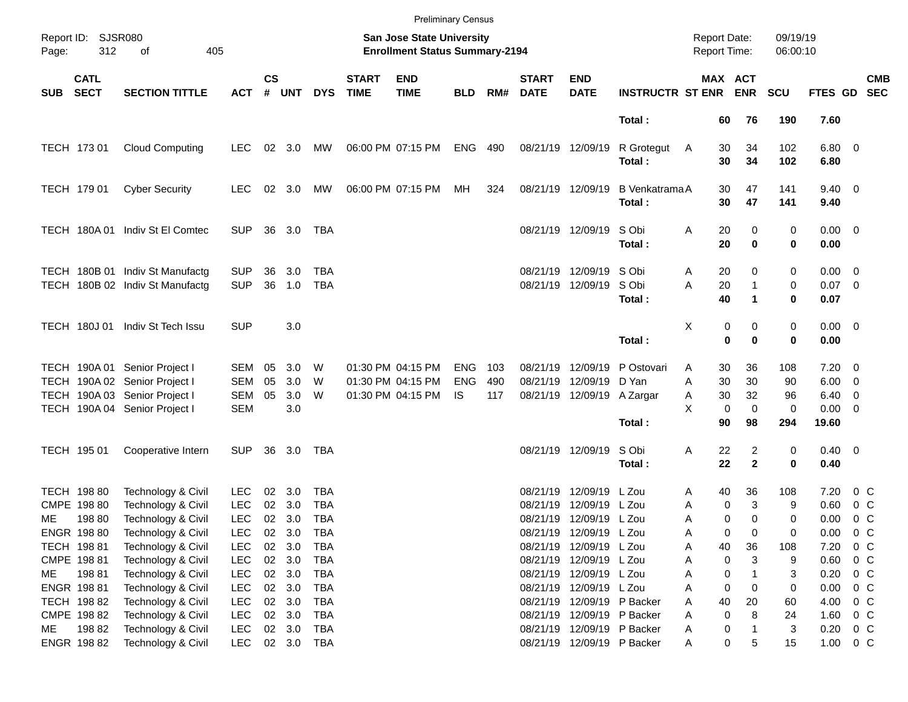Preliminary Census

Report ID: SJSR080

**San Jose State University**
**Enrollment Status Summary-2194**

Report Date: 09/19/19
Report Time: 06:00:10

| SUB | CATL SECT | SECTION TITTLE | ACT | CS # | UNT | DYS | START TIME | END TIME | BLD | RM# | START DATE | END DATE | INSTRUCTR | ST | MAX ENR | ACT ENR | SCU | FTES | GD | CMB SEC |
|---|---|---|---|---|---|---|---|---|---|---|---|---|---|---|---|---|---|---|---|---|
| | | | | | | | | | | | | | **Total :** | | **60** | **76** | **190** | **7.60** | | |
| TECH | 173 01 | Cloud Computing | LEC | 02 | 3.0 | MW | 06:00 PM | 07:15 PM | ENG | 490 | 08/21/19 | 12/09/19 | R Grotegut | A | 30 | 34 | 102 | 6.80 | 0 | |
| | | | | | | | | | | | | | **Total :** | | **30** | **34** | **102** | **6.80** | | |
| TECH | 179 01 | Cyber Security | LEC | 02 | 3.0 | MW | 06:00 PM | 07:15 PM | MH | 324 | 08/21/19 | 12/09/19 | B Venkatrama | A | 30 | 47 | 141 | 9.40 | 0 | |
| | | | | | | | | | | | | | **Total :** | | **30** | **47** | **141** | **9.40** | | |
| TECH | 180A 01 | Indiv St El Comtec | SUP | 36 | 3.0 | TBA | | | | | 08/21/19 | 12/09/19 | S Obi | A | 20 | 0 | 0 | 0.00 | 0 | |
| | | | | | | | | | | | | | **Total :** | | **20** | **0** | **0** | **0.00** | | |
| TECH | 180B 01 | Indiv St Manufactg | SUP | 36 | 3.0 | TBA | | | | | 08/21/19 | 12/09/19 | S Obi | A | 20 | 0 | 0 | 0.00 | 0 | |
| TECH | 180B 02 | Indiv St Manufactg | SUP | 36 | 1.0 | TBA | | | | | 08/21/19 | 12/09/19 | S Obi | A | 20 | 1 | 0 | 0.07 | 0 | |
| | | | | | | | | | | | | | **Total :** | | **40** | **1** | **0** | **0.07** | | |
| TECH | 180J 01 | Indiv St Tech Issu | SUP | | 3.0 | | | | | | | | | X | 0 | 0 | 0 | 0.00 | 0 | |
| | | | | | | | | | | | | | **Total :** | | **0** | **0** | **0** | **0.00** | | |
| TECH | 190A 01 | Senior Project I | SEM | 05 | 3.0 | W | 01:30 PM | 04:15 PM | ENG | 103 | 08/21/19 | 12/09/19 | P Ostovari | A | 30 | 36 | 108 | 7.20 | 0 | |
| TECH | 190A 02 | Senior Project I | SEM | 05 | 3.0 | W | 01:30 PM | 04:15 PM | ENG | 490 | 08/21/19 | 12/09/19 | D Yan | A | 30 | 30 | 90 | 6.00 | 0 | |
| TECH | 190A 03 | Senior Project I | SEM | 05 | 3.0 | W | 01:30 PM | 04:15 PM | IS | 117 | 08/21/19 | 12/09/19 | A Zargar | A | 30 | 32 | 96 | 6.40 | 0 | |
| TECH | 190A 04 | Senior Project I | SEM | | 3.0 | | | | | | | | | X | 0 | 0 | 0 | 0.00 | 0 | |
| | | | | | | | | | | | | | **Total :** | | **90** | **98** | **294** | **19.60** | | |
| TECH | 195 01 | Cooperative Intern | SUP | 36 | 3.0 | TBA | | | | | 08/21/19 | 12/09/19 | S Obi | A | 22 | 2 | 0 | 0.40 | 0 | |
| | | | | | | | | | | | | | **Total :** | | **22** | **2** | **0** | **0.40** | | |
| TECH | 198 80 | Technology & Civil | LEC | 02 | 3.0 | TBA | | | | | 08/21/19 | 12/09/19 | L Zou | A | 40 | 36 | 108 | 7.20 | 0 | C |
| CMPE | 198 80 | Technology & Civil | LEC | 02 | 3.0 | TBA | | | | | 08/21/19 | 12/09/19 | L Zou | A | 0 | 3 | 9 | 0.60 | 0 | C |
| ME | 198 80 | Technology & Civil | LEC | 02 | 3.0 | TBA | | | | | 08/21/19 | 12/09/19 | L Zou | A | 0 | 0 | 0 | 0.00 | 0 | C |
| ENGR | 198 80 | Technology & Civil | LEC | 02 | 3.0 | TBA | | | | | 08/21/19 | 12/09/19 | L Zou | A | 0 | 0 | 0 | 0.00 | 0 | C |
| TECH | 198 81 | Technology & Civil | LEC | 02 | 3.0 | TBA | | | | | 08/21/19 | 12/09/19 | L Zou | A | 40 | 36 | 108 | 7.20 | 0 | C |
| CMPE | 198 81 | Technology & Civil | LEC | 02 | 3.0 | TBA | | | | | 08/21/19 | 12/09/19 | L Zou | A | 0 | 3 | 9 | 0.60 | 0 | C |
| ME | 198 81 | Technology & Civil | LEC | 02 | 3.0 | TBA | | | | | 08/21/19 | 12/09/19 | L Zou | A | 0 | 1 | 3 | 0.20 | 0 | C |
| ENGR | 198 81 | Technology & Civil | LEC | 02 | 3.0 | TBA | | | | | 08/21/19 | 12/09/19 | L Zou | A | 0 | 0 | 0 | 0.00 | 0 | C |
| TECH | 198 82 | Technology & Civil | LEC | 02 | 3.0 | TBA | | | | | 08/21/19 | 12/09/19 | P Backer | A | 40 | 20 | 60 | 4.00 | 0 | C |
| CMPE | 198 82 | Technology & Civil | LEC | 02 | 3.0 | TBA | | | | | 08/21/19 | 12/09/19 | P Backer | A | 0 | 8 | 24 | 1.60 | 0 | C |
| ME | 198 82 | Technology & Civil | LEC | 02 | 3.0 | TBA | | | | | 08/21/19 | 12/09/19 | P Backer | A | 0 | 1 | 3 | 0.20 | 0 | C |
| ENGR | 198 82 | Technology & Civil | LEC | 02 | 3.0 | TBA | | | | | 08/21/19 | 12/09/19 | P Backer | A | 0 | 5 | 15 | 1.00 | 0 | C |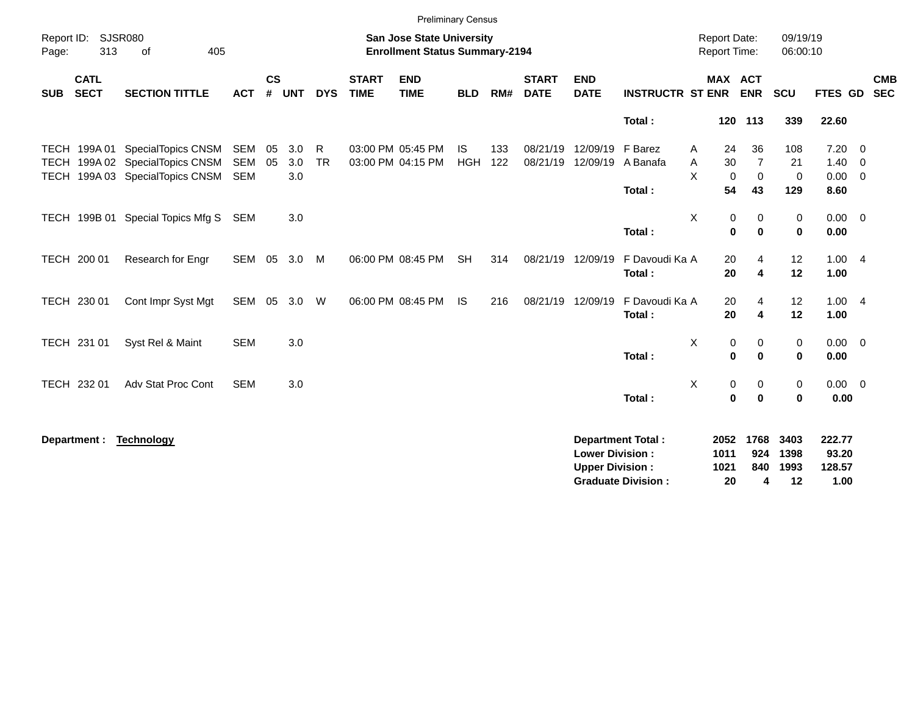Preliminary Census

Report ID: SJSR080

**San Jose State University**
**Enrollment Status Summary-2194**

Report Date: 09/19/19
Report Time: 06:00:10

| SUB | CATL SECT | SECTION TITTLE | ACT | CS # | UNT | DYS | START TIME | END TIME | BLD | RM# | START DATE | END DATE | INSTRUCTR | ST | MAX ENR | ACT ENR | SCU | FTES | GD | CMB SEC |
|---|---|---|---|---|---|---|---|---|---|---|---|---|---|---|---|---|---|---|---|---|
| | | | | | | | | | | | | | **Total :** | | **120** | **113** | **339** | **22.60** | | |
| TECH | 199A 01 | SpecialTopics CNSM | SEM | 05 | 3.0 | R | 03:00 PM | 05:45 PM | IS | 133 | 08/21/19 | 12/09/19 | F Barez | A | 24 | 36 | 108 | 7.20 | 0 | |
| TECH | 199A 02 | SpecialTopics CNSM | SEM | 05 | 3.0 | TR | 03:00 PM | 04:15 PM | HGH | 122 | 08/21/19 | 12/09/19 | A Banafa | A | 30 | 7 | 21 | 1.40 | 0 | |
| TECH | 199A 03 | SpecialTopics CNSM | SEM | | 3.0 | | | | | | | | | X | 0 | 0 | 0 | 0.00 | 0 | |
| | | | | | | | | | | | | | **Total :** | | **54** | **43** | **129** | **8.60** | | |
| TECH | 199B 01 | Special Topics Mfg S | SEM | | 3.0 | | | | | | | | | X | 0 | 0 | 0 | 0.00 | 0 | |
| | | | | | | | | | | | | | **Total :** | | **0** | **0** | **0** | **0.00** | | |
| TECH | 200 01 | Research for Engr | SEM | 05 | 3.0 | M | 06:00 PM | 08:45 PM | SH | 314 | 08/21/19 | 12/09/19 | F Davoudi Ka | A | 20 | 4 | 12 | 1.00 | 4 | |
| | | | | | | | | | | | | | **Total :** | | **20** | **4** | **12** | **1.00** | | |
| TECH | 230 01 | Cont Impr Syst Mgt | SEM | 05 | 3.0 | W | 06:00 PM | 08:45 PM | IS | 216 | 08/21/19 | 12/09/19 | F Davoudi Ka | A | 20 | 4 | 12 | 1.00 | 4 | |
| | | | | | | | | | | | | | **Total :** | | **20** | **4** | **12** | **1.00** | | |
| TECH | 231 01 | Syst Rel & Maint | SEM | | 3.0 | | | | | | | | | X | 0 | 0 | 0 | 0.00 | 0 | |
| | | | | | | | | | | | | | **Total :** | | **0** | **0** | **0** | **0.00** | | |
| TECH | 232 01 | Adv Stat Proc Cont | SEM | | 3.0 | | | | | | | | | X | 0 | 0 | 0 | 0.00 | 0 | |
| | | | | | | | | | | | | | **Total :** | | **0** | **0** | **0** | **0.00** | | |

**Department :** **Technology**

| | MAX ENR | ACT ENR | SCU | FTES |
|---|---|---|---|---|
| **Department Total :** | **2052** | **1768** | **3403** | **222.77** |
| **Lower Division :** | **1011** | **924** | **1398** | **93.20** |
| **Upper Division :** | **1021** | **840** | **1993** | **128.57** |
| **Graduate Division :** | **20** | **4** | **12** | **1.00** |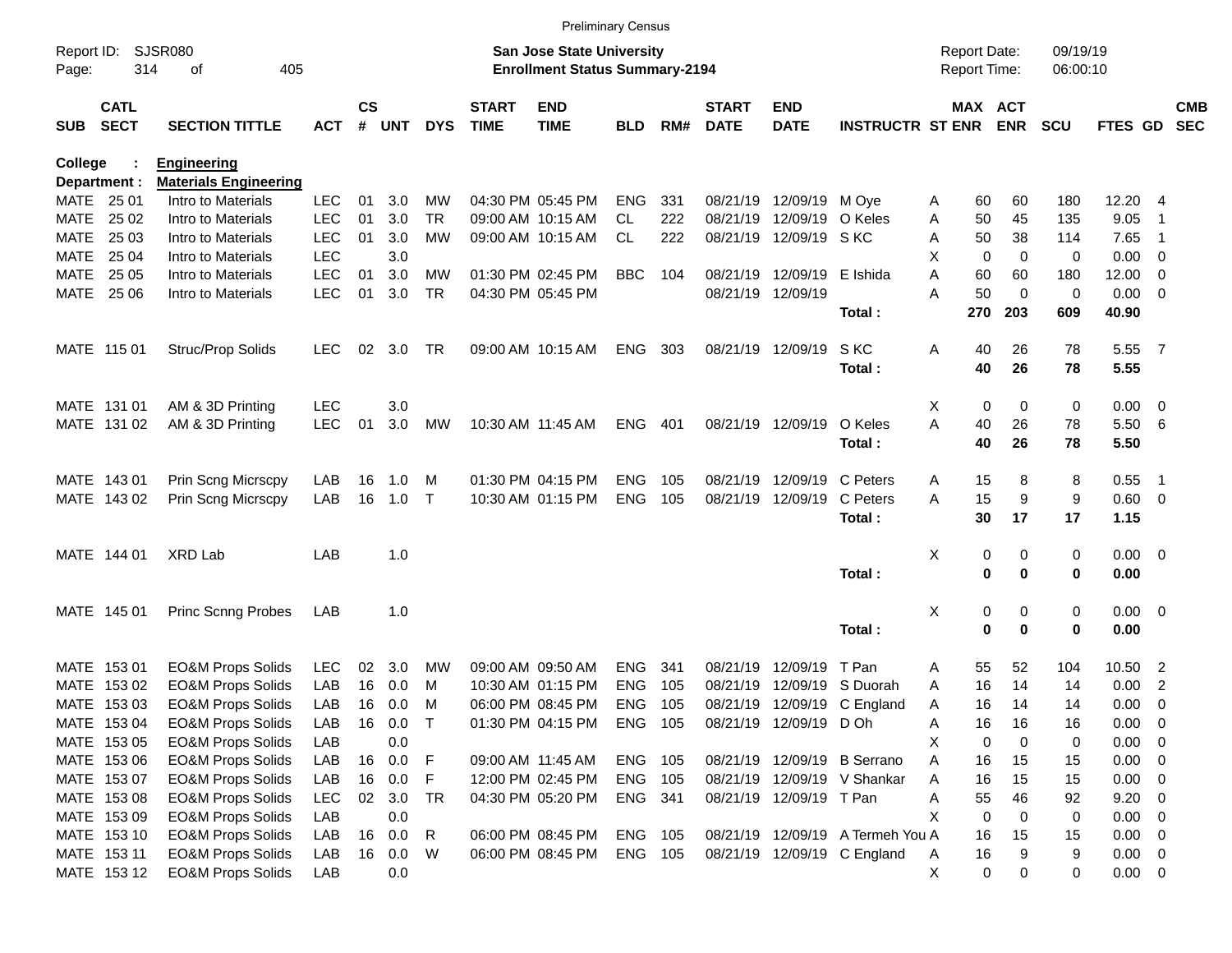Preliminary Census

Report ID: SJSR080

**San Jose State University**
**Enrollment Status Summary-2194**

Report Date: 09/19/19
Report Time: 06:00:10

**College : Engineering**
**Department : Materials Engineering**

| SUB | CATL SECT | SECTION TITTLE | ACT | CS # | UNT | DYS | START TIME | END TIME | BLD | RM# | START DATE | END DATE | INSTRUCTR | ST | MAX ENR | ACT ENR | SCU | FTES | GD | CMB SEC |
|---|---|---|---|---|---|---|---|---|---|---|---|---|---|---|---|---|---|---|---|---|
| MATE | 25 01 | Intro to Materials | LEC | 01 | 3.0 | MW | 04:30 PM | 05:45 PM | ENG | 331 | 08/21/19 | 12/09/19 | M Oye | A | 60 | 60 | 180 | 12.20 | 4 | |
| MATE | 25 02 | Intro to Materials | LEC | 01 | 3.0 | TR | 09:00 AM | 10:15 AM | CL | 222 | 08/21/19 | 12/09/19 | O Keles | A | 50 | 45 | 135 | 9.05 | 1 | |
| MATE | 25 03 | Intro to Materials | LEC | 01 | 3.0 | MW | 09:00 AM | 10:15 AM | CL | 222 | 08/21/19 | 12/09/19 | S KC | A | 50 | 38 | 114 | 7.65 | 1 | |
| MATE | 25 04 | Intro to Materials | LEC | | 3.0 | | | | | | | | | X | 0 | 0 | 0 | 0.00 | 0 | |
| MATE | 25 05 | Intro to Materials | LEC | 01 | 3.0 | MW | 01:30 PM | 02:45 PM | BBC | 104 | 08/21/19 | 12/09/19 | E Ishida | A | 60 | 60 | 180 | 12.00 | 0 | |
| MATE | 25 06 | Intro to Materials | LEC | 01 | 3.0 | TR | 04:30 PM | 05:45 PM | | | 08/21/19 | 12/09/19 | | A | 50 | 0 | 0 | 0.00 | 0 | |
| | | | | | | | | | | | | | **Total :** | | **270** | **203** | **609** | **40.90** | | |
| MATE | 115 01 | Struc/Prop Solids | LEC | 02 | 3.0 | TR | 09:00 AM | 10:15 AM | ENG | 303 | 08/21/19 | 12/09/19 | S KC | A | 40 | 26 | 78 | 5.55 | 7 | |
| | | | | | | | | | | | | | **Total :** | | **40** | **26** | **78** | **5.55** | | |
| MATE | 131 01 | AM & 3D Printing | LEC | | 3.0 | | | | | | | | | X | 0 | 0 | 0 | 0.00 | 0 | |
| MATE | 131 02 | AM & 3D Printing | LEC | 01 | 3.0 | MW | 10:30 AM | 11:45 AM | ENG | 401 | 08/21/19 | 12/09/19 | O Keles | A | 40 | 26 | 78 | 5.50 | 6 | |
| | | | | | | | | | | | | | **Total :** | | **40** | **26** | **78** | **5.50** | | |
| MATE | 143 01 | Prin Scng Micrscpy | LAB | 16 | 1.0 | M | 01:30 PM | 04:15 PM | ENG | 105 | 08/21/19 | 12/09/19 | C Peters | A | 15 | 8 | 8 | 0.55 | 1 | |
| MATE | 143 02 | Prin Scng Micrscpy | LAB | 16 | 1.0 | T | 10:30 AM | 01:15 PM | ENG | 105 | 08/21/19 | 12/09/19 | C Peters | A | 15 | 9 | 9 | 0.60 | 0 | |
| | | | | | | | | | | | | | **Total :** | | **30** | **17** | **17** | **1.15** | | |
| MATE | 144 01 | XRD Lab | LAB | | 1.0 | | | | | | | | | X | 0 | 0 | 0 | 0.00 | 0 | |
| | | | | | | | | | | | | | **Total :** | | **0** | **0** | **0** | **0.00** | | |
| MATE | 145 01 | Princ Scnng Probes | LAB | | 1.0 | | | | | | | | | X | 0 | 0 | 0 | 0.00 | 0 | |
| | | | | | | | | | | | | | **Total :** | | **0** | **0** | **0** | **0.00** | | |
| MATE | 153 01 | EO&M Props Solids | LEC | 02 | 3.0 | MW | 09:00 AM | 09:50 AM | ENG | 341 | 08/21/19 | 12/09/19 | T Pan | A | 55 | 52 | 104 | 10.50 | 2 | |
| MATE | 153 02 | EO&M Props Solids | LAB | 16 | 0.0 | M | 10:30 AM | 01:15 PM | ENG | 105 | 08/21/19 | 12/09/19 | S Duorah | A | 16 | 14 | 14 | 0.00 | 2 | |
| MATE | 153 03 | EO&M Props Solids | LAB | 16 | 0.0 | M | 06:00 PM | 08:45 PM | ENG | 105 | 08/21/19 | 12/09/19 | C England | A | 16 | 14 | 14 | 0.00 | 0 | |
| MATE | 153 04 | EO&M Props Solids | LAB | 16 | 0.0 | T | 01:30 PM | 04:15 PM | ENG | 105 | 08/21/19 | 12/09/19 | D Oh | A | 16 | 16 | 16 | 0.00 | 0 | |
| MATE | 153 05 | EO&M Props Solids | LAB | | 0.0 | | | | | | | | | X | 0 | 0 | 0 | 0.00 | 0 | |
| MATE | 153 06 | EO&M Props Solids | LAB | 16 | 0.0 | F | 09:00 AM | 11:45 AM | ENG | 105 | 08/21/19 | 12/09/19 | B Serrano | A | 16 | 15 | 15 | 0.00 | 0 | |
| MATE | 153 07 | EO&M Props Solids | LAB | 16 | 0.0 | F | 12:00 PM | 02:45 PM | ENG | 105 | 08/21/19 | 12/09/19 | V Shankar | A | 16 | 15 | 15 | 0.00 | 0 | |
| MATE | 153 08 | EO&M Props Solids | LEC | 02 | 3.0 | TR | 04:30 PM | 05:20 PM | ENG | 341 | 08/21/19 | 12/09/19 | T Pan | A | 55 | 46 | 92 | 9.20 | 0 | |
| MATE | 153 09 | EO&M Props Solids | LAB | | 0.0 | | | | | | | | | X | 0 | 0 | 0 | 0.00 | 0 | |
| MATE | 153 10 | EO&M Props Solids | LAB | 16 | 0.0 | R | 06:00 PM | 08:45 PM | ENG | 105 | 08/21/19 | 12/09/19 | A Termeh You | A | 16 | 15 | 15 | 0.00 | 0 | |
| MATE | 153 11 | EO&M Props Solids | LAB | 16 | 0.0 | W | 06:00 PM | 08:45 PM | ENG | 105 | 08/21/19 | 12/09/19 | C England | A | 16 | 9 | 9 | 0.00 | 0 | |
| MATE | 153 12 | EO&M Props Solids | LAB | | 0.0 | | | | | | | | | X | 0 | 0 | 0 | 0.00 | 0 | |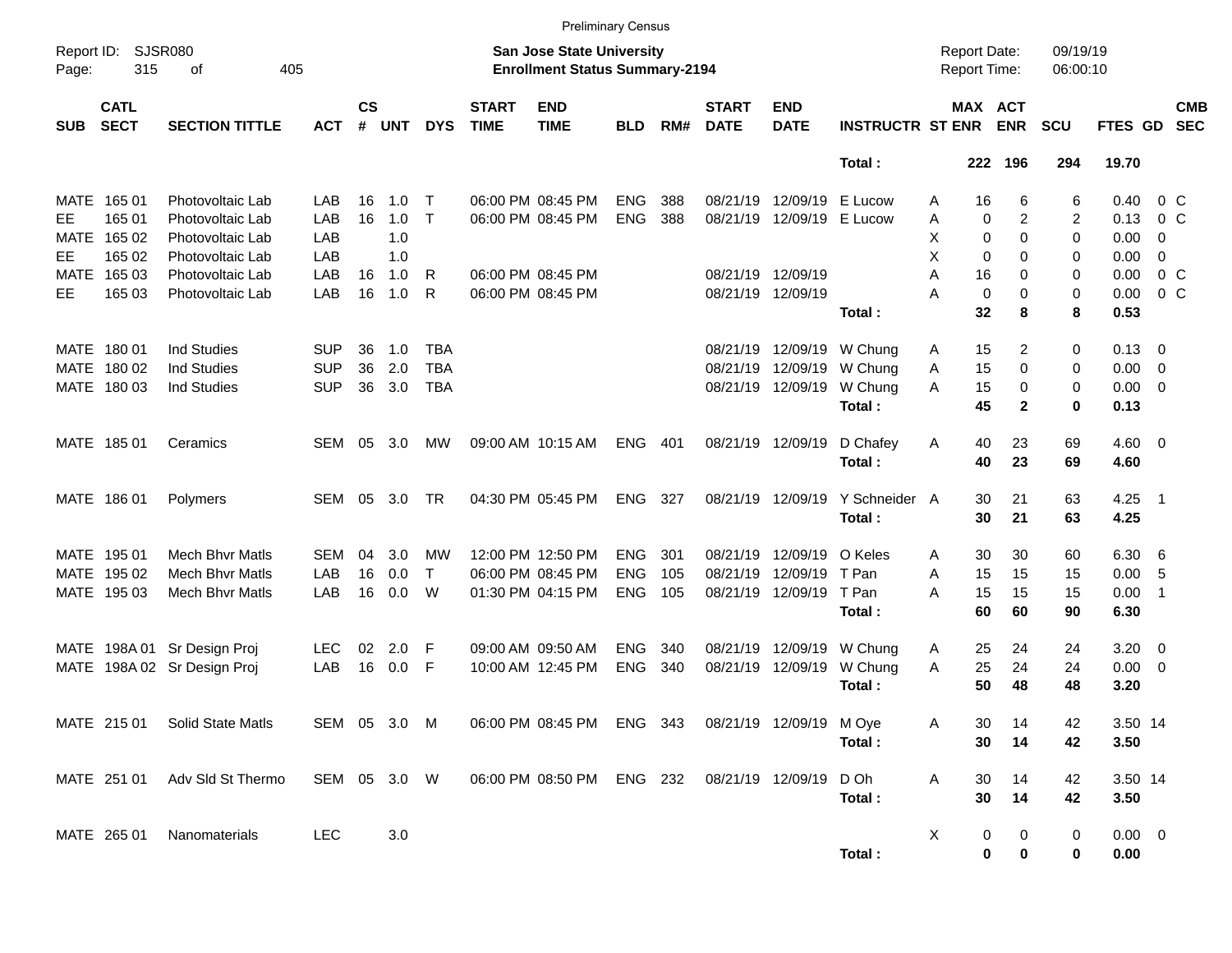Preliminary Census

Report ID: SJSR080

**San Jose State University**
**Enrollment Status Summary-2194**

Report Date: 09/19/19
Report Time: 06:00:10

| SUB | CATL SECT | SECTION TITTLE | ACT | CS # | UNT | DYS | START TIME | END TIME | BLD | RM# | START DATE | END DATE | INSTRUCTR | ST | MAX ENR | ACT ENR | SCU | FTES | GD | CMB SEC |
|---|---|---|---|---|---|---|---|---|---|---|---|---|---|---|---|---|---|---|---|---|
| | | | | | | | | | | | | | **Total :** | | **222** | **196** | **294** | **19.70** | | |
| MATE | 165 01 | Photovoltaic Lab | LAB | 16 | 1.0 | T | 06:00 PM | 08:45 PM | ENG | 388 | 08/21/19 | 12/09/19 | E Lucow | A | 16 | 6 | 6 | 0.40 | 0 | C |
| EE | 165 01 | Photovoltaic Lab | LAB | 16 | 1.0 | T | 06:00 PM | 08:45 PM | ENG | 388 | 08/21/19 | 12/09/19 | E Lucow | A | 0 | 2 | 2 | 0.13 | 0 | C |
| MATE | 165 02 | Photovoltaic Lab | LAB | | 1.0 | | | | | | | | | X | 0 | 0 | 0 | 0.00 | 0 | |
| EE | 165 02 | Photovoltaic Lab | LAB | | 1.0 | | | | | | | | | X | 0 | 0 | 0 | 0.00 | 0 | |
| MATE | 165 03 | Photovoltaic Lab | LAB | 16 | 1.0 | R | 06:00 PM | 08:45 PM | | | 08/21/19 | 12/09/19 | | A | 16 | 0 | 0 | 0.00 | 0 | C |
| EE | 165 03 | Photovoltaic Lab | LAB | 16 | 1.0 | R | 06:00 PM | 08:45 PM | | | 08/21/19 | 12/09/19 | | A | 0 | 0 | 0 | 0.00 | 0 | C |
| | | | | | | | | | | | | | **Total :** | | **32** | **8** | **8** | **0.53** | | |
| MATE | 180 01 | Ind Studies | SUP | 36 | 1.0 | TBA | | | | | 08/21/19 | 12/09/19 | W Chung | A | 15 | 2 | 0 | 0.13 | 0 | |
| MATE | 180 02 | Ind Studies | SUP | 36 | 2.0 | TBA | | | | | 08/21/19 | 12/09/19 | W Chung | A | 15 | 0 | 0 | 0.00 | 0 | |
| MATE | 180 03 | Ind Studies | SUP | 36 | 3.0 | TBA | | | | | 08/21/19 | 12/09/19 | W Chung | A | 15 | 0 | 0 | 0.00 | 0 | |
| | | | | | | | | | | | | | **Total :** | | **45** | **2** | **0** | **0.13** | | |
| MATE | 185 01 | Ceramics | SEM | 05 | 3.0 | MW | 09:00 AM | 10:15 AM | ENG | 401 | 08/21/19 | 12/09/19 | D Chafey | A | 40 | 23 | 69 | 4.60 | 0 | |
| | | | | | | | | | | | | | **Total :** | | **40** | **23** | **69** | **4.60** | | |
| MATE | 186 01 | Polymers | SEM | 05 | 3.0 | TR | 04:30 PM | 05:45 PM | ENG | 327 | 08/21/19 | 12/09/19 | Y Schneider | A | 30 | 21 | 63 | 4.25 | 1 | |
| | | | | | | | | | | | | | **Total :** | | **30** | **21** | **63** | **4.25** | | |
| MATE | 195 01 | Mech Bhvr Matls | SEM | 04 | 3.0 | MW | 12:00 PM | 12:50 PM | ENG | 301 | 08/21/19 | 12/09/19 | O Keles | A | 30 | 30 | 60 | 6.30 | 6 | |
| MATE | 195 02 | Mech Bhvr Matls | LAB | 16 | 0.0 | T | 06:00 PM | 08:45 PM | ENG | 105 | 08/21/19 | 12/09/19 | T Pan | A | 15 | 15 | 15 | 0.00 | 5 | |
| MATE | 195 03 | Mech Bhvr Matls | LAB | 16 | 0.0 | W | 01:30 PM | 04:15 PM | ENG | 105 | 08/21/19 | 12/09/19 | T Pan | A | 15 | 15 | 15 | 0.00 | 1 | |
| | | | | | | | | | | | | | **Total :** | | **60** | **60** | **90** | **6.30** | | |
| MATE | 198A 01 | Sr Design Proj | LEC | 02 | 2.0 | F | 09:00 AM | 09:50 AM | ENG | 340 | 08/21/19 | 12/09/19 | W Chung | A | 25 | 24 | 24 | 3.20 | 0 | |
| MATE | 198A 02 | Sr Design Proj | LAB | 16 | 0.0 | F | 10:00 AM | 12:45 PM | ENG | 340 | 08/21/19 | 12/09/19 | W Chung | A | 25 | 24 | 24 | 0.00 | 0 | |
| | | | | | | | | | | | | | **Total :** | | **50** | **48** | **48** | **3.20** | | |
| MATE | 215 01 | Solid State Matls | SEM | 05 | 3.0 | M | 06:00 PM | 08:45 PM | ENG | 343 | 08/21/19 | 12/09/19 | M Oye | A | 30 | 14 | 42 | 3.50 | 14 | |
| | | | | | | | | | | | | | **Total :** | | **30** | **14** | **42** | **3.50** | | |
| MATE | 251 01 | Adv Sld St Thermo | SEM | 05 | 3.0 | W | 06:00 PM | 08:50 PM | ENG | 232 | 08/21/19 | 12/09/19 | D Oh | A | 30 | 14 | 42 | 3.50 | 14 | |
| | | | | | | | | | | | | | **Total :** | | **30** | **14** | **42** | **3.50** | | |
| MATE | 265 01 | Nanomaterials | LEC | | 3.0 | | | | | | | | | X | 0 | 0 | 0 | 0.00 | 0 | |
| | | | | | | | | | | | | | **Total :** | | **0** | **0** | **0** | **0.00** | | |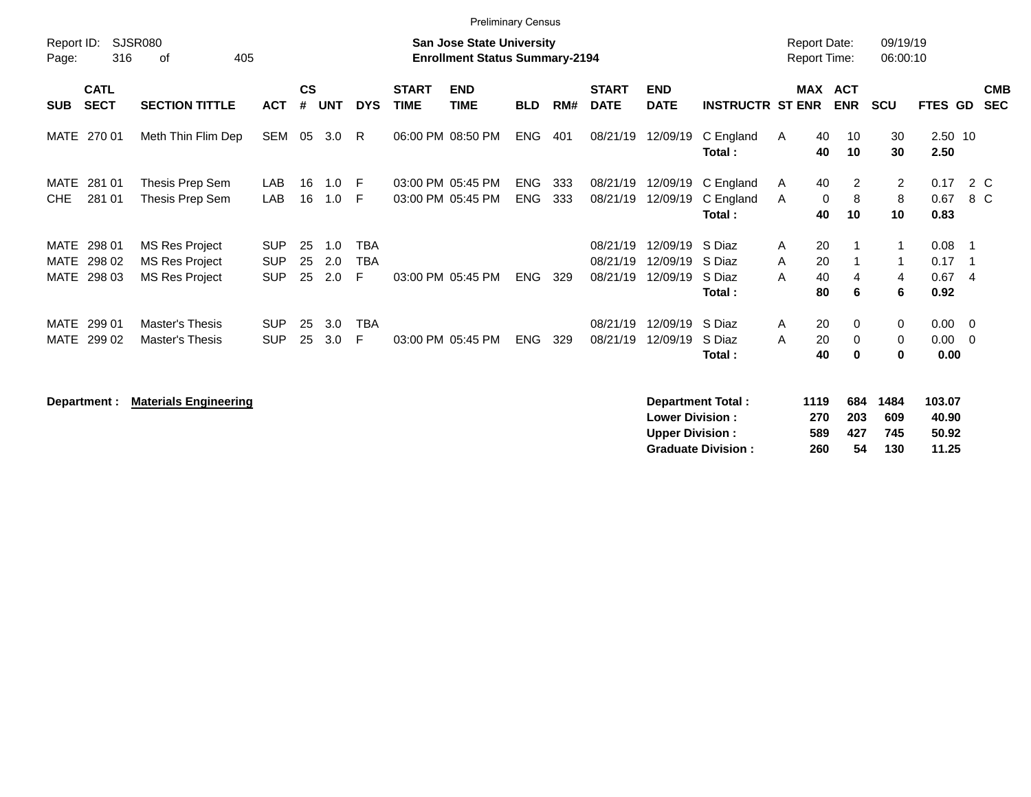Preliminary Census

Report ID: SJSR080

**San Jose State University**
**Enrollment Status Summary-2194**

Report Date: 09/19/19
Report Time: 06:00:10

| SUB | CATL SECT | SECTION TITTLE | ACT | CS # | UNT | DYS | START TIME | END TIME | BLD | RM# | START DATE | END DATE | INSTRUCTR | ST | MAX ENR | ACT ENR | SCU | FTES | GD | CMB SEC |
|---|---|---|---|---|---|---|---|---|---|---|---|---|---|---|---|---|---|---|---|---|
| MATE | 270 01 | Meth Thin Flim Dep | SEM | 05 | 3.0 | R | 06:00 PM | 08:50 PM | ENG | 401 | 08/21/19 | 12/09/19 | C England | A | 40 | 10 | 30 | 2.50 | 10 | |
| | | | | | | | | | | | | | **Total :** | | **40** | **10** | **30** | **2.50** | | |
| MATE | 281 01 | Thesis Prep Sem | LAB | 16 | 1.0 | F | 03:00 PM | 05:45 PM | ENG | 333 | 08/21/19 | 12/09/19 | C England | A | 40 | 2 | 2 | 0.17 | 2 | C |
| CHE | 281 01 | Thesis Prep Sem | LAB | 16 | 1.0 | F | 03:00 PM | 05:45 PM | ENG | 333 | 08/21/19 | 12/09/19 | C England | A | 0 | 8 | 8 | 0.67 | 8 | C |
| | | | | | | | | | | | | | **Total :** | | **40** | **10** | **10** | **0.83** | | |
| MATE | 298 01 | MS Res Project | SUP | 25 | 1.0 | TBA | | | | | 08/21/19 | 12/09/19 | S Diaz | A | 20 | 1 | 1 | 0.08 | 1 | |
| MATE | 298 02 | MS Res Project | SUP | 25 | 2.0 | TBA | | | | | 08/21/19 | 12/09/19 | S Diaz | A | 20 | 1 | 1 | 0.17 | 1 | |
| MATE | 298 03 | MS Res Project | SUP | 25 | 2.0 | F | 03:00 PM | 05:45 PM | ENG | 329 | 08/21/19 | 12/09/19 | S Diaz | A | 40 | 4 | 4 | 0.67 | 4 | |
| | | | | | | | | | | | | | **Total :** | | **80** | **6** | **6** | **0.92** | | |
| MATE | 299 01 | Master's Thesis | SUP | 25 | 3.0 | TBA | | | | | 08/21/19 | 12/09/19 | S Diaz | A | 20 | 0 | 0 | 0.00 | 0 | |
| MATE | 299 02 | Master's Thesis | SUP | 25 | 3.0 | F | 03:00 PM | 05:45 PM | ENG | 329 | 08/21/19 | 12/09/19 | S Diaz | A | 20 | 0 | 0 | 0.00 | 0 | |
| | | | | | | | | | | | | | **Total :** | | **40** | **0** | **0** | **0.00** | | |

**Department :** **Materials Engineering**

| | MAX ENR | ACT ENR | SCU | FTES |
|---|---|---|---|---|
| **Department Total :** | **1119** | **684** | **1484** | **103.07** |
| **Lower Division :** | **270** | **203** | **609** | **40.90** |
| **Upper Division :** | **589** | **427** | **745** | **50.92** |
| **Graduate Division :** | **260** | **54** | **130** | **11.25** |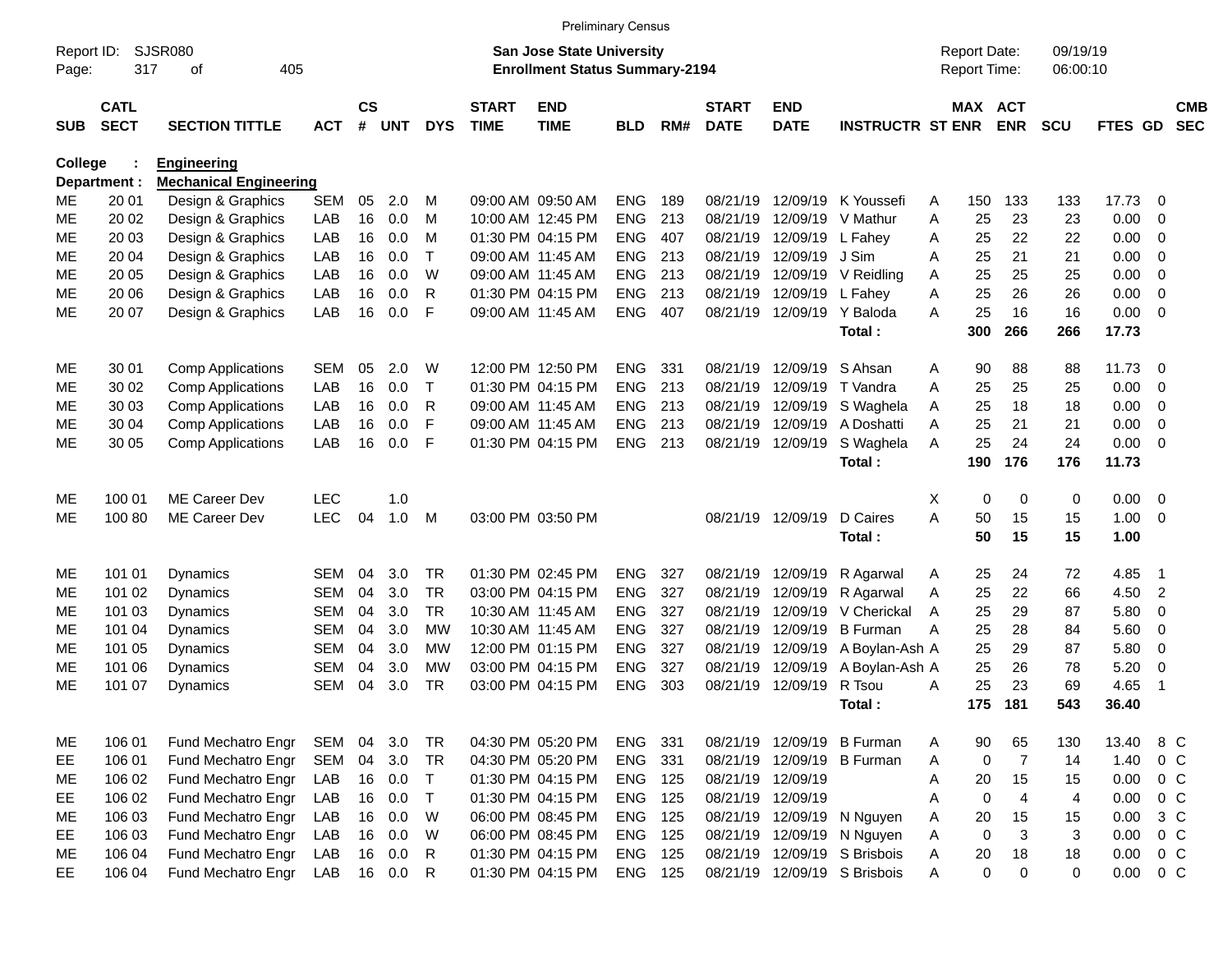Preliminary Census

Report ID: SJSR080
Page: 317 of 405

**San Jose State University**
**Enrollment Status Summary-2194**

Report Date: 09/19/19
Report Time: 06:00:10

College : **Engineering**
Department : **Mechanical Engineering**

| SUB | CATL SECT | SECTION TITTLE | ACT | CS # | UNT | DYS | START TIME | END TIME | BLD | RM# | START DATE | END DATE | INSTRUCTR | ST | MAX ENR | ACT ENR | SCU | FTES | GD | CMB SEC |
|---|---|---|---|---|---|---|---|---|---|---|---|---|---|---|---|---|---|---|---|---|
| ME | 20 01 | Design & Graphics | SEM | 05 | 2.0 | M | 09:00 AM | 09:50 AM | ENG | 189 | 08/21/19 | 12/09/19 | K Youssefi | A | 150 | 133 | 133 | 17.73 | 0 | |
| ME | 20 02 | Design & Graphics | LAB | 16 | 0.0 | M | 10:00 AM | 12:45 PM | ENG | 213 | 08/21/19 | 12/09/19 | V Mathur | A | 25 | 23 | 23 | 0.00 | 0 | |
| ME | 20 03 | Design & Graphics | LAB | 16 | 0.0 | M | 01:30 PM | 04:15 PM | ENG | 407 | 08/21/19 | 12/09/19 | L Fahey | A | 25 | 22 | 22 | 0.00 | 0 | |
| ME | 20 04 | Design & Graphics | LAB | 16 | 0.0 | T | 09:00 AM | 11:45 AM | ENG | 213 | 08/21/19 | 12/09/19 | J Sim | A | 25 | 21 | 21 | 0.00 | 0 | |
| ME | 20 05 | Design & Graphics | LAB | 16 | 0.0 | W | 09:00 AM | 11:45 AM | ENG | 213 | 08/21/19 | 12/09/19 | V Reidling | A | 25 | 25 | 25 | 0.00 | 0 | |
| ME | 20 06 | Design & Graphics | LAB | 16 | 0.0 | R | 01:30 PM | 04:15 PM | ENG | 213 | 08/21/19 | 12/09/19 | L Fahey | A | 25 | 26 | 26 | 0.00 | 0 | |
| ME | 20 07 | Design & Graphics | LAB | 16 | 0.0 | F | 09:00 AM | 11:45 AM | ENG | 407 | 08/21/19 | 12/09/19 | Y Baloda | A | 25 | 16 | 16 | 0.00 | 0 | |
| | | | | | | | | | | | | | **Total :** | | **300** | **266** | **266** | **17.73** | | |
| ME | 30 01 | Comp Applications | SEM | 05 | 2.0 | W | 12:00 PM | 12:50 PM | ENG | 331 | 08/21/19 | 12/09/19 | S Ahsan | A | 90 | 88 | 88 | 11.73 | 0 | |
| ME | 30 02 | Comp Applications | LAB | 16 | 0.0 | T | 01:30 PM | 04:15 PM | ENG | 213 | 08/21/19 | 12/09/19 | T Vandra | A | 25 | 25 | 25 | 0.00 | 0 | |
| ME | 30 03 | Comp Applications | LAB | 16 | 0.0 | R | 09:00 AM | 11:45 AM | ENG | 213 | 08/21/19 | 12/09/19 | S Waghela | A | 25 | 18 | 18 | 0.00 | 0 | |
| ME | 30 04 | Comp Applications | LAB | 16 | 0.0 | F | 09:00 AM | 11:45 AM | ENG | 213 | 08/21/19 | 12/09/19 | A Doshatti | A | 25 | 21 | 21 | 0.00 | 0 | |
| ME | 30 05 | Comp Applications | LAB | 16 | 0.0 | F | 01:30 PM | 04:15 PM | ENG | 213 | 08/21/19 | 12/09/19 | S Waghela | A | 25 | 24 | 24 | 0.00 | 0 | |
| | | | | | | | | | | | | | **Total :** | | **190** | **176** | **176** | **11.73** | | |
| ME | 100 01 | ME Career Dev | LEC | | 1.0 | | | | | | | | | X | 0 | 0 | 0 | 0.00 | 0 | |
| ME | 100 80 | ME Career Dev | LEC | 04 | 1.0 | M | 03:00 PM | 03:50 PM | | | 08/21/19 | 12/09/19 | D Caires | A | 50 | 15 | 15 | 1.00 | 0 | |
| | | | | | | | | | | | | | **Total :** | | **50** | **15** | **15** | **1.00** | | |
| ME | 101 01 | Dynamics | SEM | 04 | 3.0 | TR | 01:30 PM | 02:45 PM | ENG | 327 | 08/21/19 | 12/09/19 | R Agarwal | A | 25 | 24 | 72 | 4.85 | 1 | |
| ME | 101 02 | Dynamics | SEM | 04 | 3.0 | TR | 03:00 PM | 04:15 PM | ENG | 327 | 08/21/19 | 12/09/19 | R Agarwal | A | 25 | 22 | 66 | 4.50 | 2 | |
| ME | 101 03 | Dynamics | SEM | 04 | 3.0 | TR | 10:30 AM | 11:45 AM | ENG | 327 | 08/21/19 | 12/09/19 | V Cherickal | A | 25 | 29 | 87 | 5.80 | 0 | |
| ME | 101 04 | Dynamics | SEM | 04 | 3.0 | MW | 10:30 AM | 11:45 AM | ENG | 327 | 08/21/19 | 12/09/19 | B Furman | A | 25 | 28 | 84 | 5.60 | 0 | |
| ME | 101 05 | Dynamics | SEM | 04 | 3.0 | MW | 12:00 PM | 01:15 PM | ENG | 327 | 08/21/19 | 12/09/19 | A Boylan-Ash | A | 25 | 29 | 87 | 5.80 | 0 | |
| ME | 101 06 | Dynamics | SEM | 04 | 3.0 | MW | 03:00 PM | 04:15 PM | ENG | 327 | 08/21/19 | 12/09/19 | A Boylan-Ash | A | 25 | 26 | 78 | 5.20 | 0 | |
| ME | 101 07 | Dynamics | SEM | 04 | 3.0 | TR | 03:00 PM | 04:15 PM | ENG | 303 | 08/21/19 | 12/09/19 | R Tsou | A | 25 | 23 | 69 | 4.65 | 1 | |
| | | | | | | | | | | | | | **Total :** | | **175** | **181** | **543** | **36.40** | | |
| ME | 106 01 | Fund Mechatro Engr | SEM | 04 | 3.0 | TR | 04:30 PM | 05:20 PM | ENG | 331 | 08/21/19 | 12/09/19 | B Furman | A | 90 | 65 | 130 | 13.40 | 8 | C |
| EE | 106 01 | Fund Mechatro Engr | SEM | 04 | 3.0 | TR | 04:30 PM | 05:20 PM | ENG | 331 | 08/21/19 | 12/09/19 | B Furman | A | 0 | 7 | 14 | 1.40 | 0 | C |
| ME | 106 02 | Fund Mechatro Engr | LAB | 16 | 0.0 | T | 01:30 PM | 04:15 PM | ENG | 125 | 08/21/19 | 12/09/19 | | A | 20 | 15 | 15 | 0.00 | 0 | C |
| EE | 106 02 | Fund Mechatro Engr | LAB | 16 | 0.0 | T | 01:30 PM | 04:15 PM | ENG | 125 | 08/21/19 | 12/09/19 | | A | 0 | 4 | 4 | 0.00 | 0 | C |
| ME | 106 03 | Fund Mechatro Engr | LAB | 16 | 0.0 | W | 06:00 PM | 08:45 PM | ENG | 125 | 08/21/19 | 12/09/19 | N Nguyen | A | 20 | 15 | 15 | 0.00 | 3 | C |
| EE | 106 03 | Fund Mechatro Engr | LAB | 16 | 0.0 | W | 06:00 PM | 08:45 PM | ENG | 125 | 08/21/19 | 12/09/19 | N Nguyen | A | 0 | 3 | 3 | 0.00 | 0 | C |
| ME | 106 04 | Fund Mechatro Engr | LAB | 16 | 0.0 | R | 01:30 PM | 04:15 PM | ENG | 125 | 08/21/19 | 12/09/19 | S Brisbois | A | 20 | 18 | 18 | 0.00 | 0 | C |
| EE | 106 04 | Fund Mechatro Engr | LAB | 16 | 0.0 | R | 01:30 PM | 04:15 PM | ENG | 125 | 08/21/19 | 12/09/19 | S Brisbois | A | 0 | 0 | 0 | 0.00 | 0 | C |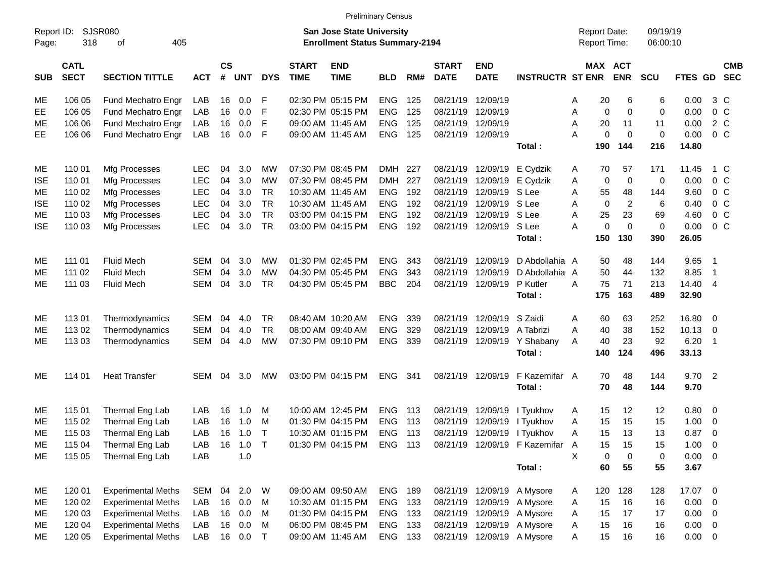Preliminary Census

Report ID: SJSR080
Page: 318 of 405

**San Jose State University**
**Enrollment Status Summary-2194**

Report Date: 09/19/19
Report Time: 06:00:10

| SUB | CATL SECT | SECTION TITTLE | ACT | CS # | UNT | DYS | START TIME | END TIME | BLD | RM# | START DATE | END DATE | INSTRUCTR | ST | MAX ENR | ACT ENR | SCU | FTES | GD | CMB SEC |
|---|---|---|---|---|---|---|---|---|---|---|---|---|---|---|---|---|---|---|---|---|
| ME | 106 05 | Fund Mechatro Engr | LAB | 16 | 0.0 | F | 02:30 PM | 05:15 PM | ENG | 125 | 08/21/19 | 12/09/19 | | A | 20 | 6 | 6 | 0.00 | 3 | C |
| EE | 106 05 | Fund Mechatro Engr | LAB | 16 | 0.0 | F | 02:30 PM | 05:15 PM | ENG | 125 | 08/21/19 | 12/09/19 | | A | 0 | 0 | 0 | 0.00 | 0 | C |
| ME | 106 06 | Fund Mechatro Engr | LAB | 16 | 0.0 | F | 09:00 AM | 11:45 AM | ENG | 125 | 08/21/19 | 12/09/19 | | A | 20 | 11 | 11 | 0.00 | 2 | C |
| EE | 106 06 | Fund Mechatro Engr | LAB | 16 | 0.0 | F | 09:00 AM | 11:45 AM | ENG | 125 | 08/21/19 | 12/09/19 | | A | 0 | 0 | 0 | 0.00 | 0 | C |
| | | | | | | | | | | | | | **Total :** | | **190** | **144** | **216** | **14.80** | | |
| ME | 110 01 | Mfg Processes | LEC | 04 | 3.0 | MW | 07:30 PM | 08:45 PM | DMH | 227 | 08/21/19 | 12/09/19 | E Cydzik | A | 70 | 57 | 171 | 11.45 | 1 | C |
| ISE | 110 01 | Mfg Processes | LEC | 04 | 3.0 | MW | 07:30 PM | 08:45 PM | DMH | 227 | 08/21/19 | 12/09/19 | E Cydzik | A | 0 | 0 | 0 | 0.00 | 0 | C |
| ME | 110 02 | Mfg Processes | LEC | 04 | 3.0 | TR | 10:30 AM | 11:45 AM | ENG | 192 | 08/21/19 | 12/09/19 | S Lee | A | 55 | 48 | 144 | 9.60 | 0 | C |
| ISE | 110 02 | Mfg Processes | LEC | 04 | 3.0 | TR | 10:30 AM | 11:45 AM | ENG | 192 | 08/21/19 | 12/09/19 | S Lee | A | 0 | 2 | 6 | 0.40 | 0 | C |
| ME | 110 03 | Mfg Processes | LEC | 04 | 3.0 | TR | 03:00 PM | 04:15 PM | ENG | 192 | 08/21/19 | 12/09/19 | S Lee | A | 25 | 23 | 69 | 4.60 | 0 | C |
| ISE | 110 03 | Mfg Processes | LEC | 04 | 3.0 | TR | 03:00 PM | 04:15 PM | ENG | 192 | 08/21/19 | 12/09/19 | S Lee | A | 0 | 0 | 0 | 0.00 | 0 | C |
| | | | | | | | | | | | | | **Total :** | | **150** | **130** | **390** | **26.05** | | |
| ME | 111 01 | Fluid Mech | SEM | 04 | 3.0 | MW | 01:30 PM | 02:45 PM | ENG | 343 | 08/21/19 | 12/09/19 | D Abdollahia | A | 50 | 48 | 144 | 9.65 | 1 | |
| ME | 111 02 | Fluid Mech | SEM | 04 | 3.0 | MW | 04:30 PM | 05:45 PM | ENG | 343 | 08/21/19 | 12/09/19 | D Abdollahia | A | 50 | 44 | 132 | 8.85 | 1 | |
| ME | 111 03 | Fluid Mech | SEM | 04 | 3.0 | TR | 04:30 PM | 05:45 PM | BBC | 204 | 08/21/19 | 12/09/19 | P Kutler | A | 75 | 71 | 213 | 14.40 | 4 | |
| | | | | | | | | | | | | | **Total :** | | **175** | **163** | **489** | **32.90** | | |
| ME | 113 01 | Thermodynamics | SEM | 04 | 4.0 | TR | 08:40 AM | 10:20 AM | ENG | 339 | 08/21/19 | 12/09/19 | S Zaidi | A | 60 | 63 | 252 | 16.80 | 0 | |
| ME | 113 02 | Thermodynamics | SEM | 04 | 4.0 | TR | 08:00 AM | 09:40 AM | ENG | 329 | 08/21/19 | 12/09/19 | A Tabrizi | A | 40 | 38 | 152 | 10.13 | 0 | |
| ME | 113 03 | Thermodynamics | SEM | 04 | 4.0 | MW | 07:30 PM | 09:10 PM | ENG | 339 | 08/21/19 | 12/09/19 | Y Shabany | A | 40 | 23 | 92 | 6.20 | 1 | |
| | | | | | | | | | | | | | **Total :** | | **140** | **124** | **496** | **33.13** | | |
| ME | 114 01 | Heat Transfer | SEM | 04 | 3.0 | MW | 03:00 PM | 04:15 PM | ENG | 341 | 08/21/19 | 12/09/19 | F Kazemifar | A | 70 | 48 | 144 | 9.70 | 2 | |
| | | | | | | | | | | | | | **Total :** | | **70** | **48** | **144** | **9.70** | | |
| ME | 115 01 | Thermal Eng Lab | LAB | 16 | 1.0 | M | 10:00 AM | 12:45 PM | ENG | 113 | 08/21/19 | 12/09/19 | I Tyukhov | A | 15 | 12 | 12 | 0.80 | 0 | |
| ME | 115 02 | Thermal Eng Lab | LAB | 16 | 1.0 | M | 01:30 PM | 04:15 PM | ENG | 113 | 08/21/19 | 12/09/19 | I Tyukhov | A | 15 | 15 | 15 | 1.00 | 0 | |
| ME | 115 03 | Thermal Eng Lab | LAB | 16 | 1.0 | T | 10:30 AM | 01:15 PM | ENG | 113 | 08/21/19 | 12/09/19 | I Tyukhov | A | 15 | 13 | 13 | 0.87 | 0 | |
| ME | 115 04 | Thermal Eng Lab | LAB | 16 | 1.0 | T | 01:30 PM | 04:15 PM | ENG | 113 | 08/21/19 | 12/09/19 | F Kazemifar | A | 15 | 15 | 15 | 1.00 | 0 | |
| ME | 115 05 | Thermal Eng Lab | LAB | | 1.0 | | | | | | | | | X | 0 | 0 | 0 | 0.00 | 0 | |
| | | | | | | | | | | | | | **Total :** | | **60** | **55** | **55** | **3.67** | | |
| ME | 120 01 | Experimental Meths | SEM | 04 | 2.0 | W | 09:00 AM | 09:50 AM | ENG | 189 | 08/21/19 | 12/09/19 | A Mysore | A | 120 | 128 | 128 | 17.07 | 0 | |
| ME | 120 02 | Experimental Meths | LAB | 16 | 0.0 | M | 10:30 AM | 01:15 PM | ENG | 133 | 08/21/19 | 12/09/19 | A Mysore | A | 15 | 16 | 16 | 0.00 | 0 | |
| ME | 120 03 | Experimental Meths | LAB | 16 | 0.0 | M | 01:30 PM | 04:15 PM | ENG | 133 | 08/21/19 | 12/09/19 | A Mysore | A | 15 | 17 | 17 | 0.00 | 0 | |
| ME | 120 04 | Experimental Meths | LAB | 16 | 0.0 | M | 06:00 PM | 08:45 PM | ENG | 133 | 08/21/19 | 12/09/19 | A Mysore | A | 15 | 16 | 16 | 0.00 | 0 | |
| ME | 120 05 | Experimental Meths | LAB | 16 | 0.0 | T | 09:00 AM | 11:45 AM | ENG | 133 | 08/21/19 | 12/09/19 | A Mysore | A | 15 | 16 | 16 | 0.00 | 0 | |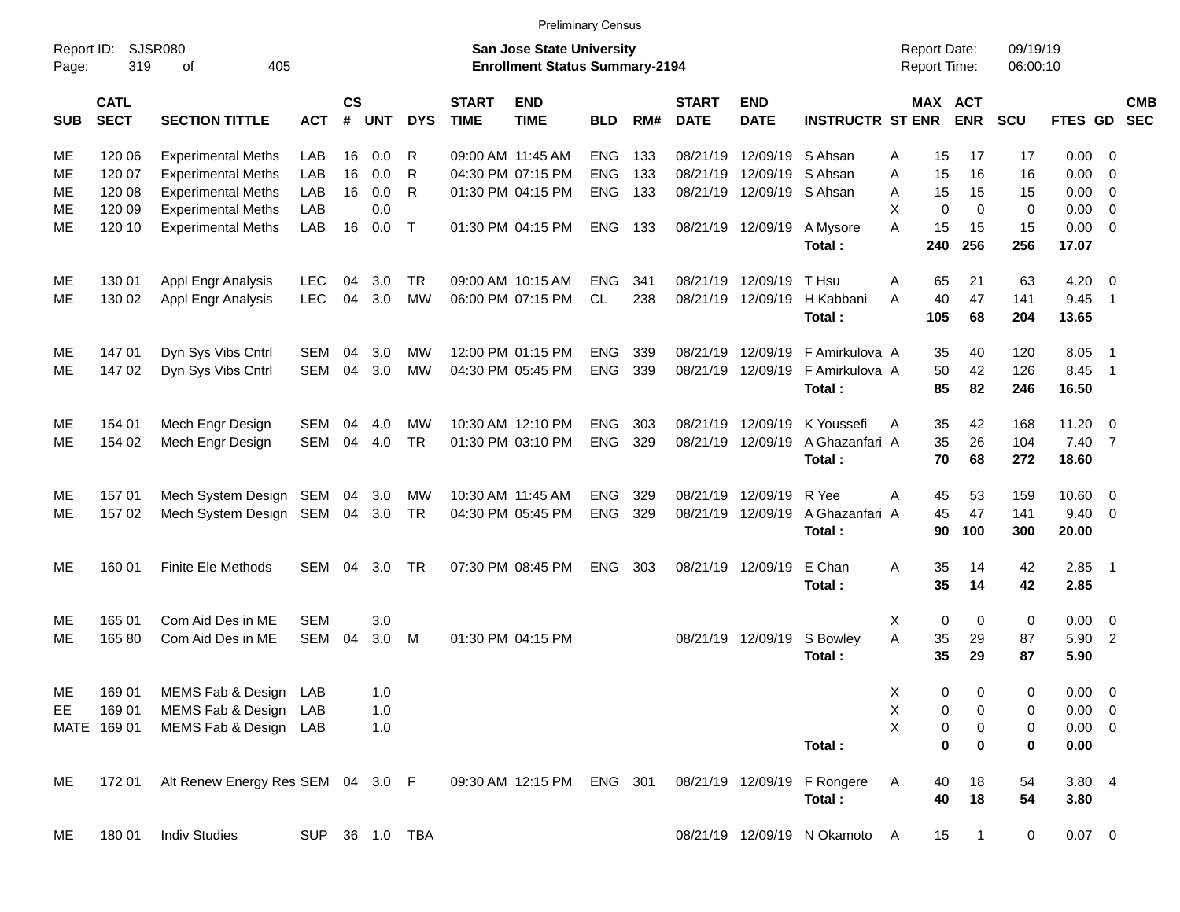Preliminary Census

Report ID: SJSR080
Page: 319 of 405

**San Jose State University**
**Enrollment Status Summary-2194**

Report Date: 09/19/19
Report Time: 06:00:10

| SUB | CATL SECT | SECTION TITTLE | ACT | CS # | UNT | DYS | START TIME | END TIME | BLD | RM# | START DATE | END DATE | INSTRUCTR | ST | MAX ENR | ACT ENR | SCU | FTES | GD | CMB SEC |
|---|---|---|---|---|---|---|---|---|---|---|---|---|---|---|---|---|---|---|---|---|
| ME | 120 06 | Experimental Meths | LAB | 16 | 0.0 | R | 09:00 AM | 11:45 AM | ENG | 133 | 08/21/19 | 12/09/19 | S Ahsan | A | 15 | 17 | 17 | 0.00 | 0 | |
| ME | 120 07 | Experimental Meths | LAB | 16 | 0.0 | R | 04:30 PM | 07:15 PM | ENG | 133 | 08/21/19 | 12/09/19 | S Ahsan | A | 15 | 16 | 16 | 0.00 | 0 | |
| ME | 120 08 | Experimental Meths | LAB | 16 | 0.0 | R | 01:30 PM | 04:15 PM | ENG | 133 | 08/21/19 | 12/09/19 | S Ahsan | A | 15 | 15 | 15 | 0.00 | 0 | |
| ME | 120 09 | Experimental Meths | LAB | | 0.0 | | | | | | | | | X | 0 | 0 | 0 | 0.00 | 0 | |
| ME | 120 10 | Experimental Meths | LAB | 16 | 0.0 | T | 01:30 PM | 04:15 PM | ENG | 133 | 08/21/19 | 12/09/19 | A Mysore | A | 15 | 15 | 15 | 0.00 | 0 | |
| | | | | | | | | | | | | | **Total :** | | **240** | **256** | **256** | **17.07** | | |
| ME | 130 01 | Appl Engr Analysis | LEC | 04 | 3.0 | TR | 09:00 AM | 10:15 AM | ENG | 341 | 08/21/19 | 12/09/19 | T Hsu | A | 65 | 21 | 63 | 4.20 | 0 | |
| ME | 130 02 | Appl Engr Analysis | LEC | 04 | 3.0 | MW | 06:00 PM | 07:15 PM | CL | 238 | 08/21/19 | 12/09/19 | H Kabbani | A | 40 | 47 | 141 | 9.45 | 1 | |
| | | | | | | | | | | | | | **Total :** | | **105** | **68** | **204** | **13.65** | | |
| ME | 147 01 | Dyn Sys Vibs Cntrl | SEM | 04 | 3.0 | MW | 12:00 PM | 01:15 PM | ENG | 339 | 08/21/19 | 12/09/19 | F Amirkulova | A | 35 | 40 | 120 | 8.05 | 1 | |
| ME | 147 02 | Dyn Sys Vibs Cntrl | SEM | 04 | 3.0 | MW | 04:30 PM | 05:45 PM | ENG | 339 | 08/21/19 | 12/09/19 | F Amirkulova | A | 50 | 42 | 126 | 8.45 | 1 | |
| | | | | | | | | | | | | | **Total :** | | **85** | **82** | **246** | **16.50** | | |
| ME | 154 01 | Mech Engr Design | SEM | 04 | 4.0 | MW | 10:30 AM | 12:10 PM | ENG | 303 | 08/21/19 | 12/09/19 | K Youssefi | A | 35 | 42 | 168 | 11.20 | 0 | |
| ME | 154 02 | Mech Engr Design | SEM | 04 | 4.0 | TR | 01:30 PM | 03:10 PM | ENG | 329 | 08/21/19 | 12/09/19 | A Ghazanfari | A | 35 | 26 | 104 | 7.40 | 7 | |
| | | | | | | | | | | | | | **Total :** | | **70** | **68** | **272** | **18.60** | | |
| ME | 157 01 | Mech System Design | SEM | 04 | 3.0 | MW | 10:30 AM | 11:45 AM | ENG | 329 | 08/21/19 | 12/09/19 | R Yee | A | 45 | 53 | 159 | 10.60 | 0 | |
| ME | 157 02 | Mech System Design | SEM | 04 | 3.0 | TR | 04:30 PM | 05:45 PM | ENG | 329 | 08/21/19 | 12/09/19 | A Ghazanfari | A | 45 | 47 | 141 | 9.40 | 0 | |
| | | | | | | | | | | | | | **Total :** | | **90** | **100** | **300** | **20.00** | | |
| ME | 160 01 | Finite Ele Methods | SEM | 04 | 3.0 | TR | 07:30 PM | 08:45 PM | ENG | 303 | 08/21/19 | 12/09/19 | E Chan | A | 35 | 14 | 42 | 2.85 | 1 | |
| | | | | | | | | | | | | | **Total :** | | **35** | **14** | **42** | **2.85** | | |
| ME | 165 01 | Com Aid Des in ME | SEM | | 3.0 | | | | | | | | | X | 0 | 0 | 0 | 0.00 | 0 | |
| ME | 165 80 | Com Aid Des in ME | SEM | 04 | 3.0 | M | 01:30 PM | 04:15 PM | | | 08/21/19 | 12/09/19 | S Bowley | A | 35 | 29 | 87 | 5.90 | 2 | |
| | | | | | | | | | | | | | **Total :** | | **35** | **29** | **87** | **5.90** | | |
| ME | 169 01 | MEMS Fab & Design | LAB | | 1.0 | | | | | | | | | X | 0 | 0 | 0 | 0.00 | 0 | |
| EE | 169 01 | MEMS Fab & Design | LAB | | 1.0 | | | | | | | | | X | 0 | 0 | 0 | 0.00 | 0 | |
| MATE | 169 01 | MEMS Fab & Design | LAB | | 1.0 | | | | | | | | | X | 0 | 0 | 0 | 0.00 | 0 | |
| | | | | | | | | | | | | | **Total :** | | **0** | **0** | **0** | **0.00** | | |
| ME | 172 01 | Alt Renew Energy Res | SEM | 04 | 3.0 | F | 09:30 AM | 12:15 PM | ENG | 301 | 08/21/19 | 12/09/19 | F Rongere | A | 40 | 18 | 54 | 3.80 | 4 | |
| | | | | | | | | | | | | | **Total :** | | **40** | **18** | **54** | **3.80** | | |
| ME | 180 01 | Indiv Studies | SUP | 36 | 1.0 | TBA | | | | | 08/21/19 | 12/09/19 | N Okamoto | A | 15 | 1 | 0 | 0.07 | 0 | |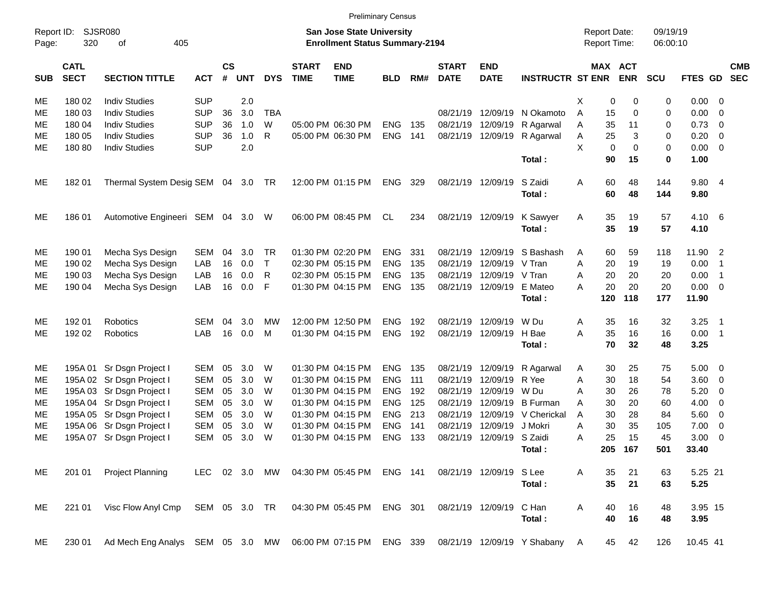Preliminary Census

Report ID: SJSR080
Page: 320 of 405

**San Jose State University**
**Enrollment Status Summary-2194**

Report Date: 09/19/19
Report Time: 06:00:10

| SUB | CATL SECT | SECTION TITTLE | ACT | CS # | UNT | DYS | START TIME | END TIME | BLD | RM# | START DATE | END DATE | INSTRUCTR | ST | MAX ENR | ACT ENR | SCU | FTES | GD | CMB SEC |
|---|---|---|---|---|---|---|---|---|---|---|---|---|---|---|---|---|---|---|---|---|
| ME | 180 02 | Indiv Studies | SUP | | 2.0 | | | | | | | | | X | 0 | 0 | 0 | 0.00 | 0 | |
| ME | 180 03 | Indiv Studies | SUP | 36 | 3.0 | TBA | | | | | 08/21/19 | 12/09/19 | N Okamoto | A | 15 | 0 | 0 | 0.00 | 0 | |
| ME | 180 04 | Indiv Studies | SUP | 36 | 1.0 | W | 05:00 PM | 06:30 PM | ENG | 135 | 08/21/19 | 12/09/19 | R Agarwal | A | 35 | 11 | 0 | 0.73 | 0 | |
| ME | 180 05 | Indiv Studies | SUP | 36 | 1.0 | R | 05:00 PM | 06:30 PM | ENG | 141 | 08/21/19 | 12/09/19 | R Agarwal | A | 25 | 3 | 0 | 0.20 | 0 | |
| ME | 180 80 | Indiv Studies | SUP | | 2.0 | | | | | | | | | X | 0 | 0 | 0 | 0.00 | 0 | |
| | | | | | | | | | | | | | **Total :** | | **90** | **15** | **0** | **1.00** | | |
| ME | 182 01 | Thermal System Desig | SEM | 04 | 3.0 | TR | 12:00 PM | 01:15 PM | ENG | 329 | 08/21/19 | 12/09/19 | S Zaidi | A | 60 | 48 | 144 | 9.80 | 4 | |
| | | | | | | | | | | | | | **Total :** | | **60** | **48** | **144** | **9.80** | | |
| ME | 186 01 | Automotive Engineeri | SEM | 04 | 3.0 | W | 06:00 PM | 08:45 PM | CL | 234 | 08/21/19 | 12/09/19 | K Sawyer | A | 35 | 19 | 57 | 4.10 | 6 | |
| | | | | | | | | | | | | | **Total :** | | **35** | **19** | **57** | **4.10** | | |
| ME | 190 01 | Mecha Sys Design | SEM | 04 | 3.0 | TR | 01:30 PM | 02:20 PM | ENG | 331 | 08/21/19 | 12/09/19 | S Bashash | A | 60 | 59 | 118 | 11.90 | 2 | |
| ME | 190 02 | Mecha Sys Design | LAB | 16 | 0.0 | T | 02:30 PM | 05:15 PM | ENG | 135 | 08/21/19 | 12/09/19 | V Tran | A | 20 | 19 | 19 | 0.00 | 1 | |
| ME | 190 03 | Mecha Sys Design | LAB | 16 | 0.0 | R | 02:30 PM | 05:15 PM | ENG | 135 | 08/21/19 | 12/09/19 | V Tran | A | 20 | 20 | 20 | 0.00 | 1 | |
| ME | 190 04 | Mecha Sys Design | LAB | 16 | 0.0 | F | 01:30 PM | 04:15 PM | ENG | 135 | 08/21/19 | 12/09/19 | E Mateo | A | 20 | 20 | 20 | 0.00 | 0 | |
| | | | | | | | | | | | | | **Total :** | | **120** | **118** | **177** | **11.90** | | |
| ME | 192 01 | Robotics | SEM | 04 | 3.0 | MW | 12:00 PM | 12:50 PM | ENG | 192 | 08/21/19 | 12/09/19 | W Du | A | 35 | 16 | 32 | 3.25 | 1 | |
| ME | 192 02 | Robotics | LAB | 16 | 0.0 | M | 01:30 PM | 04:15 PM | ENG | 192 | 08/21/19 | 12/09/19 | H Bae | A | 35 | 16 | 16 | 0.00 | 1 | |
| | | | | | | | | | | | | | **Total :** | | **70** | **32** | **48** | **3.25** | | |
| ME | 195A 01 | Sr Dsgn Project I | SEM | 05 | 3.0 | W | 01:30 PM | 04:15 PM | ENG | 135 | 08/21/19 | 12/09/19 | R Agarwal | A | 30 | 25 | 75 | 5.00 | 0 | |
| ME | 195A 02 | Sr Dsgn Project I | SEM | 05 | 3.0 | W | 01:30 PM | 04:15 PM | ENG | 111 | 08/21/19 | 12/09/19 | R Yee | A | 30 | 18 | 54 | 3.60 | 0 | |
| ME | 195A 03 | Sr Dsgn Project I | SEM | 05 | 3.0 | W | 01:30 PM | 04:15 PM | ENG | 192 | 08/21/19 | 12/09/19 | W Du | A | 30 | 26 | 78 | 5.20 | 0 | |
| ME | 195A 04 | Sr Dsgn Project I | SEM | 05 | 3.0 | W | 01:30 PM | 04:15 PM | ENG | 125 | 08/21/19 | 12/09/19 | B Furman | A | 30 | 20 | 60 | 4.00 | 0 | |
| ME | 195A 05 | Sr Dsgn Project I | SEM | 05 | 3.0 | W | 01:30 PM | 04:15 PM | ENG | 213 | 08/21/19 | 12/09/19 | V Cherickal | A | 30 | 28 | 84 | 5.60 | 0 | |
| ME | 195A 06 | Sr Dsgn Project I | SEM | 05 | 3.0 | W | 01:30 PM | 04:15 PM | ENG | 141 | 08/21/19 | 12/09/19 | J Mokri | A | 30 | 35 | 105 | 7.00 | 0 | |
| ME | 195A 07 | Sr Dsgn Project I | SEM | 05 | 3.0 | W | 01:30 PM | 04:15 PM | ENG | 133 | 08/21/19 | 12/09/19 | S Zaidi | A | 25 | 15 | 45 | 3.00 | 0 | |
| | | | | | | | | | | | | | **Total :** | | **205** | **167** | **501** | **33.40** | | |
| ME | 201 01 | Project Planning | LEC | 02 | 3.0 | MW | 04:30 PM | 05:45 PM | ENG | 141 | 08/21/19 | 12/09/19 | S Lee | A | 35 | 21 | 63 | 5.25 | 21 | |
| | | | | | | | | | | | | | **Total :** | | **35** | **21** | **63** | **5.25** | | |
| ME | 221 01 | Visc Flow Anyl Cmp | SEM | 05 | 3.0 | TR | 04:30 PM | 05:45 PM | ENG | 301 | 08/21/19 | 12/09/19 | C Han | A | 40 | 16 | 48 | 3.95 | 15 | |
| | | | | | | | | | | | | | **Total :** | | **40** | **16** | **48** | **3.95** | | |
| ME | 230 01 | Ad Mech Eng Analys | SEM | 05 | 3.0 | MW | 06:00 PM | 07:15 PM | ENG | 339 | 08/21/19 | 12/09/19 | Y Shabany | A | 45 | 42 | 126 | 10.45 | 41 | |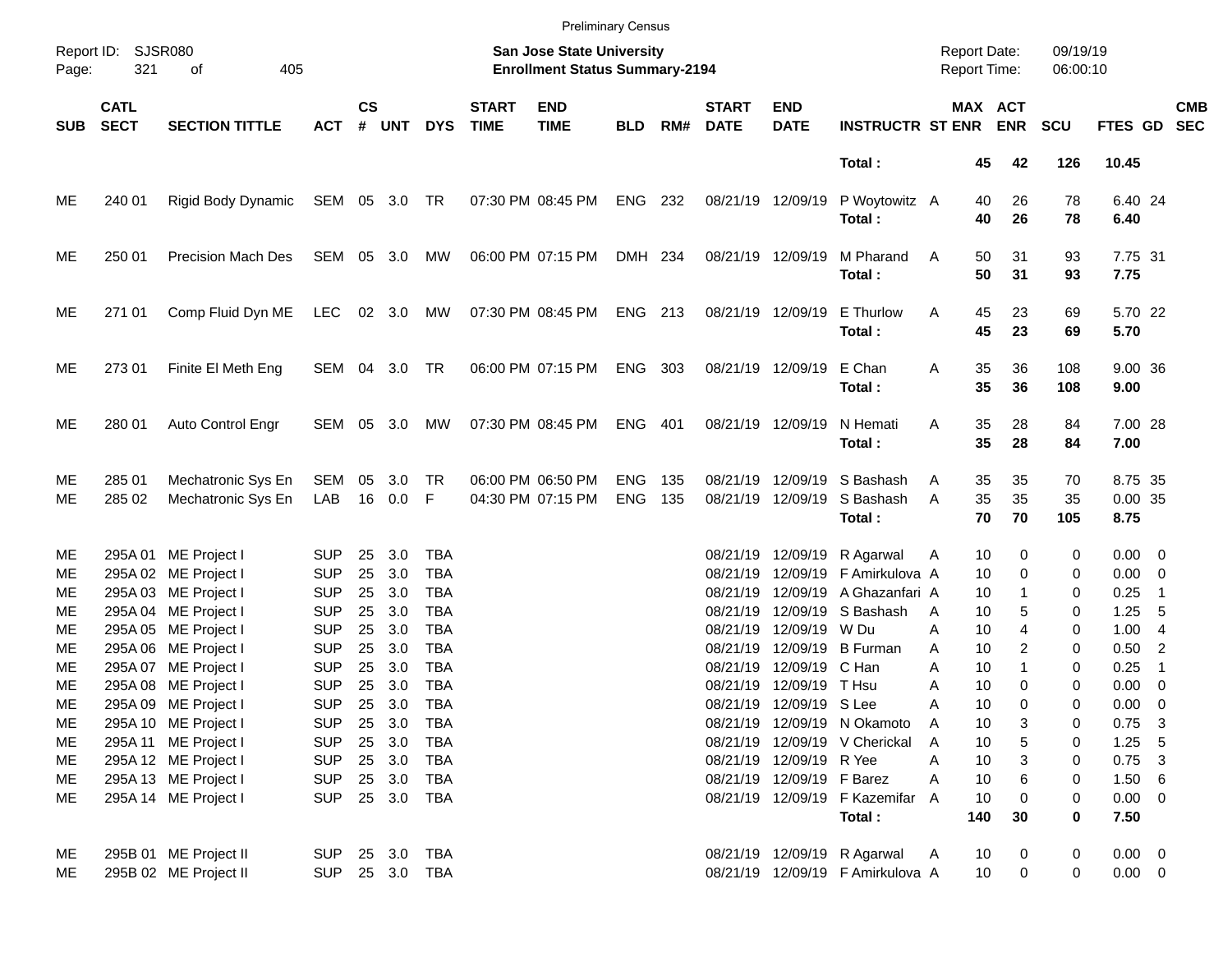Preliminary Census

Report ID: SJSR080 — San Jose State University — Report Date: 09/19/19
Page: 321 of 405 — Enrollment Status Summary-2194 — Report Time: 06:00:10

| SUB | CATL SECT | SECTION TITTLE | ACT | CS # | UNT | DYS | START TIME | END TIME | BLD | RM# | START DATE | END DATE | INSTRUCTR | ST | MAX ENR | ACT ENR | SCU | FTES | GD | CMB SEC |
|---|---|---|---|---|---|---|---|---|---|---|---|---|---|---|---|---|---|---|---|---|
| | | | | | | | | | | | | | **Total :** | | **45** | **42** | **126** | **10.45** | | |
| ME | 240 01 | Rigid Body Dynamic | SEM | 05 | 3.0 | TR | 07:30 PM | 08:45 PM | ENG | 232 | 08/21/19 | 12/09/19 | P Woytowitz | A | 40 | 26 | 78 | 6.40 | 24 | |
| | | | | | | | | | | | | | **Total :** | | **40** | **26** | **78** | **6.40** | | |
| ME | 250 01 | Precision Mach Des | SEM | 05 | 3.0 | MW | 06:00 PM | 07:15 PM | DMH | 234 | 08/21/19 | 12/09/19 | M Pharand | A | 50 | 31 | 93 | 7.75 | 31 | |
| | | | | | | | | | | | | | **Total :** | | **50** | **31** | **93** | **7.75** | | |
| ME | 271 01 | Comp Fluid Dyn ME | LEC | 02 | 3.0 | MW | 07:30 PM | 08:45 PM | ENG | 213 | 08/21/19 | 12/09/19 | E Thurlow | A | 45 | 23 | 69 | 5.70 | 22 | |
| | | | | | | | | | | | | | **Total :** | | **45** | **23** | **69** | **5.70** | | |
| ME | 273 01 | Finite El Meth Eng | SEM | 04 | 3.0 | TR | 06:00 PM | 07:15 PM | ENG | 303 | 08/21/19 | 12/09/19 | E Chan | A | 35 | 36 | 108 | 9.00 | 36 | |
| | | | | | | | | | | | | | **Total :** | | **35** | **36** | **108** | **9.00** | | |
| ME | 280 01 | Auto Control Engr | SEM | 05 | 3.0 | MW | 07:30 PM | 08:45 PM | ENG | 401 | 08/21/19 | 12/09/19 | N Hemati | A | 35 | 28 | 84 | 7.00 | 28 | |
| | | | | | | | | | | | | | **Total :** | | **35** | **28** | **84** | **7.00** | | |
| ME | 285 01 | Mechatronic Sys En | SEM | 05 | 3.0 | TR | 06:00 PM | 06:50 PM | ENG | 135 | 08/21/19 | 12/09/19 | S Bashash | A | 35 | 35 | 70 | 8.75 | 35 | |
| ME | 285 02 | Mechatronic Sys En | LAB | 16 | 0.0 | F | 04:30 PM | 07:15 PM | ENG | 135 | 08/21/19 | 12/09/19 | S Bashash | A | 35 | 35 | 35 | 0.00 | 35 | |
| | | | | | | | | | | | | | **Total :** | | **70** | **70** | **105** | **8.75** | | |
| ME | 295A 01 | ME Project I | SUP | 25 | 3.0 | TBA | | | | | 08/21/19 | 12/09/19 | R Agarwal | A | 10 | 0 | 0 | 0.00 | 0 | |
| ME | 295A 02 | ME Project I | SUP | 25 | 3.0 | TBA | | | | | 08/21/19 | 12/09/19 | F Amirkulova | A | 10 | 0 | 0 | 0.00 | 0 | |
| ME | 295A 03 | ME Project I | SUP | 25 | 3.0 | TBA | | | | | 08/21/19 | 12/09/19 | A Ghazanfari | A | 10 | 1 | 0 | 0.25 | 1 | |
| ME | 295A 04 | ME Project I | SUP | 25 | 3.0 | TBA | | | | | 08/21/19 | 12/09/19 | S Bashash | A | 10 | 5 | 0 | 1.25 | 5 | |
| ME | 295A 05 | ME Project I | SUP | 25 | 3.0 | TBA | | | | | 08/21/19 | 12/09/19 | W Du | A | 10 | 4 | 0 | 1.00 | 4 | |
| ME | 295A 06 | ME Project I | SUP | 25 | 3.0 | TBA | | | | | 08/21/19 | 12/09/19 | B Furman | A | 10 | 2 | 0 | 0.50 | 2 | |
| ME | 295A 07 | ME Project I | SUP | 25 | 3.0 | TBA | | | | | 08/21/19 | 12/09/19 | C Han | A | 10 | 1 | 0 | 0.25 | 1 | |
| ME | 295A 08 | ME Project I | SUP | 25 | 3.0 | TBA | | | | | 08/21/19 | 12/09/19 | T Hsu | A | 10 | 0 | 0 | 0.00 | 0 | |
| ME | 295A 09 | ME Project I | SUP | 25 | 3.0 | TBA | | | | | 08/21/19 | 12/09/19 | S Lee | A | 10 | 0 | 0 | 0.00 | 0 | |
| ME | 295A 10 | ME Project I | SUP | 25 | 3.0 | TBA | | | | | 08/21/19 | 12/09/19 | N Okamoto | A | 10 | 3 | 0 | 0.75 | 3 | |
| ME | 295A 11 | ME Project I | SUP | 25 | 3.0 | TBA | | | | | 08/21/19 | 12/09/19 | V Cherickal | A | 10 | 5 | 0 | 1.25 | 5 | |
| ME | 295A 12 | ME Project I | SUP | 25 | 3.0 | TBA | | | | | 08/21/19 | 12/09/19 | R Yee | A | 10 | 3 | 0 | 0.75 | 3 | |
| ME | 295A 13 | ME Project I | SUP | 25 | 3.0 | TBA | | | | | 08/21/19 | 12/09/19 | F Barez | A | 10 | 6 | 0 | 1.50 | 6 | |
| ME | 295A 14 | ME Project I | SUP | 25 | 3.0 | TBA | | | | | 08/21/19 | 12/09/19 | F Kazemifar | A | 10 | 0 | 0 | 0.00 | 0 | |
| | | | | | | | | | | | | | **Total :** | | **140** | **30** | **0** | **7.50** | | |
| ME | 295B 01 | ME Project II | SUP | 25 | 3.0 | TBA | | | | | 08/21/19 | 12/09/19 | R Agarwal | A | 10 | 0 | 0 | 0.00 | 0 | |
| ME | 295B 02 | ME Project II | SUP | 25 | 3.0 | TBA | | | | | 08/21/19 | 12/09/19 | F Amirkulova | A | 10 | 0 | 0 | 0.00 | 0 | |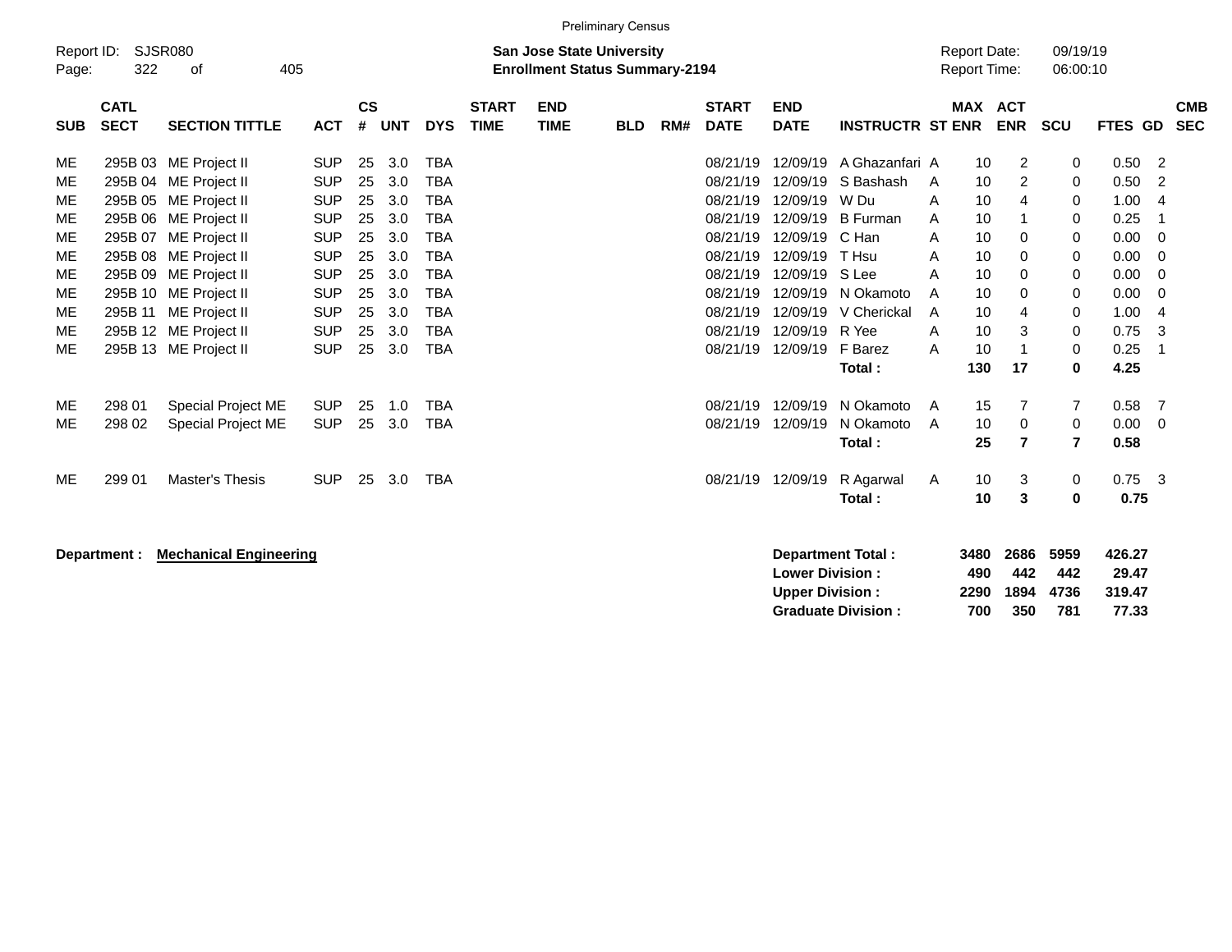Preliminary Census

Report ID: SJSR080

**San Jose State University**
**Enrollment Status Summary-2194**

Report Date: 09/19/19
Report Time: 06:00:10

| SUB | CATL SECT | SECTION TITTLE | ACT | CS # | UNT | DYS | START TIME | END TIME | BLD | RM# | START DATE | END DATE | INSTRUCTR | ST | MAX ENR | ACT ENR | SCU | FTES | GD | CMB SEC |
|---|---|---|---|---|---|---|---|---|---|---|---|---|---|---|---|---|---|---|---|---|
| ME | 295B 03 | ME Project II | SUP | 25 | 3.0 | TBA | | | | | 08/21/19 | 12/09/19 | A Ghazanfari | A | 10 | 2 | 0 | 0.50 | 2 | |
| ME | 295B 04 | ME Project II | SUP | 25 | 3.0 | TBA | | | | | 08/21/19 | 12/09/19 | S Bashash | A | 10 | 2 | 0 | 0.50 | 2 | |
| ME | 295B 05 | ME Project II | SUP | 25 | 3.0 | TBA | | | | | 08/21/19 | 12/09/19 | W Du | A | 10 | 4 | 0 | 1.00 | 4 | |
| ME | 295B 06 | ME Project II | SUP | 25 | 3.0 | TBA | | | | | 08/21/19 | 12/09/19 | B Furman | A | 10 | 1 | 0 | 0.25 | 1 | |
| ME | 295B 07 | ME Project II | SUP | 25 | 3.0 | TBA | | | | | 08/21/19 | 12/09/19 | C Han | A | 10 | 0 | 0 | 0.00 | 0 | |
| ME | 295B 08 | ME Project II | SUP | 25 | 3.0 | TBA | | | | | 08/21/19 | 12/09/19 | T Hsu | A | 10 | 0 | 0 | 0.00 | 0 | |
| ME | 295B 09 | ME Project II | SUP | 25 | 3.0 | TBA | | | | | 08/21/19 | 12/09/19 | S Lee | A | 10 | 0 | 0 | 0.00 | 0 | |
| ME | 295B 10 | ME Project II | SUP | 25 | 3.0 | TBA | | | | | 08/21/19 | 12/09/19 | N Okamoto | A | 10 | 0 | 0 | 0.00 | 0 | |
| ME | 295B 11 | ME Project II | SUP | 25 | 3.0 | TBA | | | | | 08/21/19 | 12/09/19 | V Cherickal | A | 10 | 4 | 0 | 1.00 | 4 | |
| ME | 295B 12 | ME Project II | SUP | 25 | 3.0 | TBA | | | | | 08/21/19 | 12/09/19 | R Yee | A | 10 | 3 | 0 | 0.75 | 3 | |
| ME | 295B 13 | ME Project II | SUP | 25 | 3.0 | TBA | | | | | 08/21/19 | 12/09/19 | F Barez | A | 10 | 1 | 0 | 0.25 | 1 | |
| | | | | | | | | | | | | | **Total :** | | **130** | **17** | **0** | **4.25** | | |
| ME | 298 01 | Special Project ME | SUP | 25 | 1.0 | TBA | | | | | 08/21/19 | 12/09/19 | N Okamoto | A | 15 | 7 | 7 | 0.58 | 7 | |
| ME | 298 02 | Special Project ME | SUP | 25 | 3.0 | TBA | | | | | 08/21/19 | 12/09/19 | N Okamoto | A | 10 | 0 | 0 | 0.00 | 0 | |
| | | | | | | | | | | | | | **Total :** | | **25** | **7** | **7** | **0.58** | | |
| ME | 299 01 | Master's Thesis | SUP | 25 | 3.0 | TBA | | | | | 08/21/19 | 12/09/19 | R Agarwal | A | 10 | 3 | 0 | 0.75 | 3 | |
| | | | | | | | | | | | | | **Total :** | | **10** | **3** | **0** | **0.75** | | |

**Department :** **Mechanical Engineering**

| | MAX ENR | ACT ENR | SCU | FTES |
|---|---|---|---|---|
| **Department Total :** | **3480** | **2686** | **5959** | **426.27** |
| **Lower Division :** | **490** | **442** | **442** | **29.47** |
| **Upper Division :** | **2290** | **1894** | **4736** | **319.47** |
| **Graduate Division :** | **700** | **350** | **781** | **77.33** |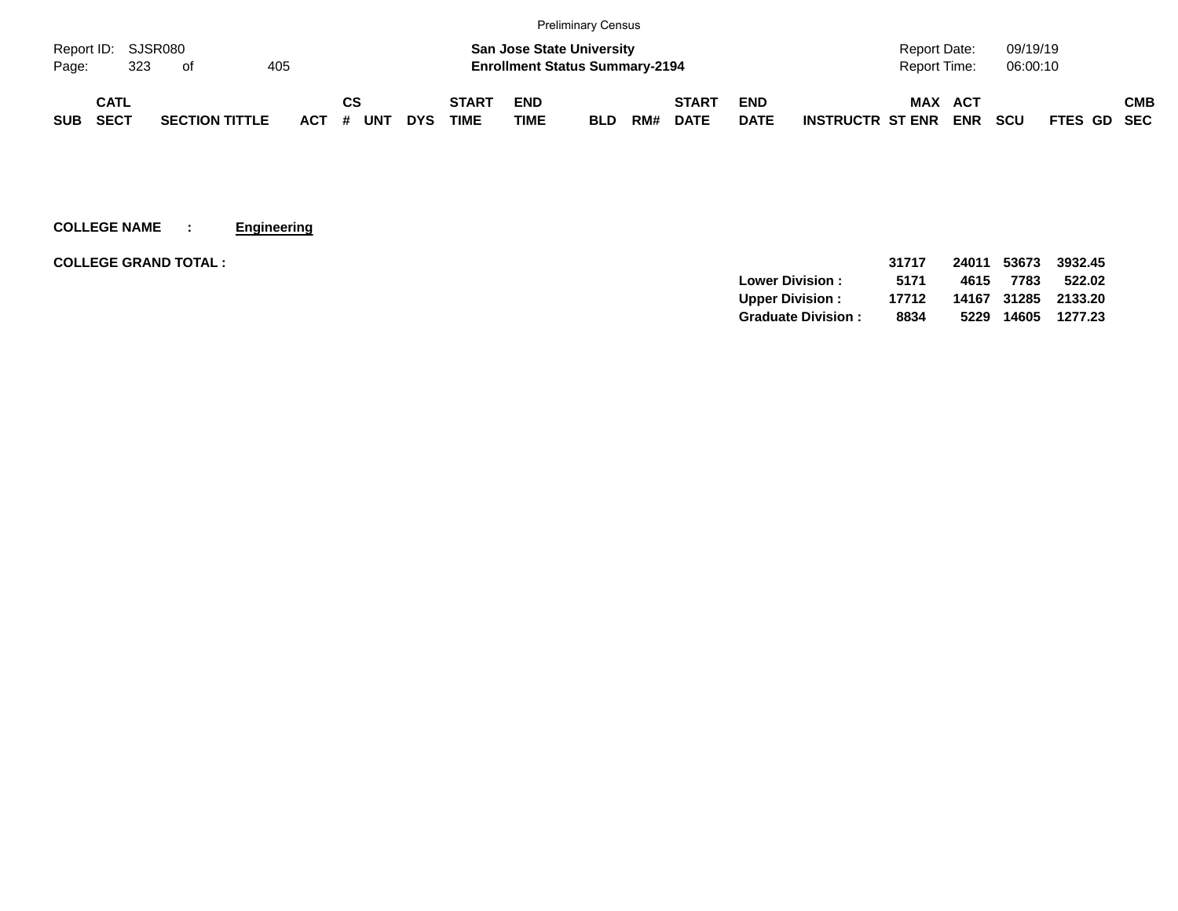Preliminary Census

Report ID: SJSR080

**San Jose State University**
**Enrollment Status Summary-2194**

Report Date: 09/19/19
Report Time: 06:00:10

| SUB | CATL SECT | SECTION TITTLE | ACT | CS # | UNT | DYS | START TIME | END TIME | BLD | RM# | START DATE | END DATE | INSTRUCTR | MAX ST ENR | ACT ENR | SCU | FTES | GD | CMB SEC |
|---|---|---|---|---|---|---|---|---|---|---|---|---|---|---|---|---|---|---|---|

**COLLEGE NAME : Engineering**

**COLLEGE GRAND TOTAL :**

| | MAX ST ENR | ACT ENR | SCU | FTES |
|---|---|---|---|---|
| | **31717** | **24011** | **53673** | **3932.45** |
| **Lower Division :** | **5171** | **4615** | **7783** | **522.02** |
| **Upper Division :** | **17712** | **14167** | **31285** | **2133.20** |
| **Graduate Division :** | **8834** | **5229** | **14605** | **1277.23** |